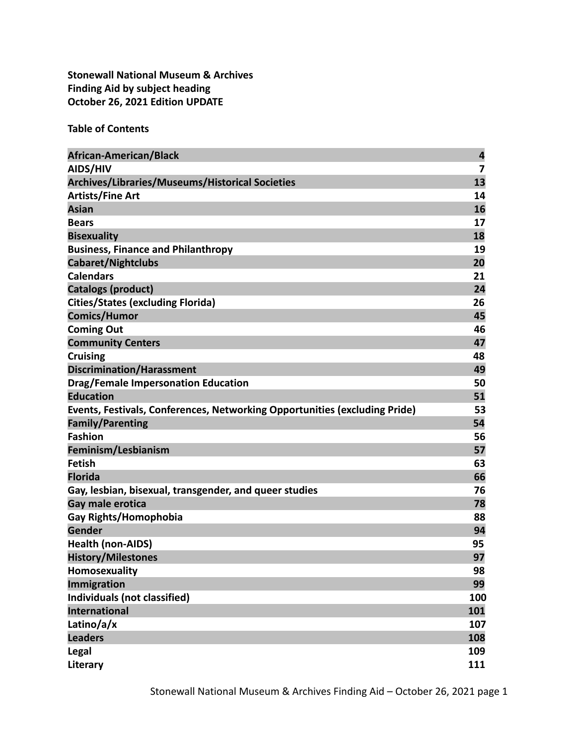**Stonewall National Museum & Archives**
**Finding Aid by subject heading**
**October 26, 2021 Edition UPDATE**

**Table of Contents**

| | |
|---|---|
| **African-American/Black** | **4** |
| **AIDS/HIV** | **7** |
| **Archives/Libraries/Museums/Historical Societies** | **13** |
| **Artists/Fine Art** | **14** |
| **Asian** | **16** |
| **Bears** | **17** |
| **Bisexuality** | **18** |
| **Business, Finance and Philanthropy** | **19** |
| **Cabaret/Nightclubs** | **20** |
| **Calendars** | **21** |
| **Catalogs (product)** | **24** |
| **Cities/States (excluding Florida)** | **26** |
| **Comics/Humor** | **45** |
| **Coming Out** | **46** |
| **Community Centers** | **47** |
| **Cruising** | **48** |
| **Discrimination/Harassment** | **49** |
| **Drag/Female Impersonation Education** | **50** |
| **Education** | **51** |
| **Events, Festivals, Conferences, Networking Opportunities (excluding Pride)** | **53** |
| **Family/Parenting** | **54** |
| **Fashion** | **56** |
| **Feminism/Lesbianism** | **57** |
| **Fetish** | **63** |
| **Florida** | **66** |
| **Gay, lesbian, bisexual, transgender, and queer studies** | **76** |
| **Gay male erotica** | **78** |
| **Gay Rights/Homophobia** | **88** |
| **Gender** | **94** |
| **Health (non-AIDS)** | **95** |
| **History/Milestones** | **97** |
| **Homosexuality** | **98** |
| **Immigration** | **99** |
| **Individuals (not classified)** | **100** |
| **International** | **101** |
| **Latino/a/x** | **107** |
| **Leaders** | **108** |
| **Legal** | **109** |
| **Literary** | **111** |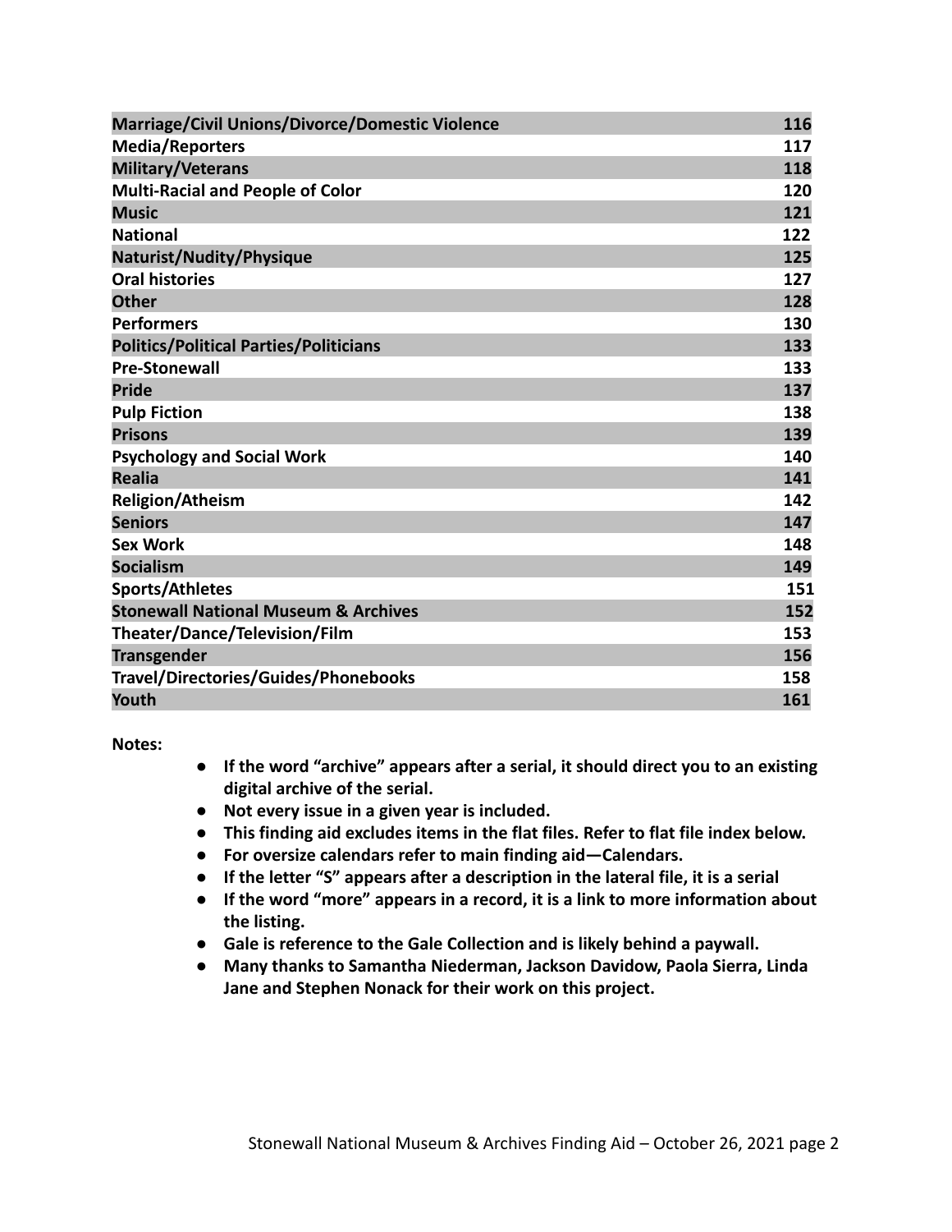| | |
|---|---|
| **Marriage/Civil Unions/Divorce/Domestic Violence** | **116** |
| **Media/Reporters** | **117** |
| **Military/Veterans** | **118** |
| **Multi-Racial and People of Color** | **120** |
| **Music** | **121** |
| **National** | **122** |
| **Naturist/Nudity/Physique** | **125** |
| **Oral histories** | **127** |
| **Other** | **128** |
| **Performers** | **130** |
| **Politics/Political Parties/Politicians** | **133** |
| **Pre-Stonewall** | **133** |
| **Pride** | **137** |
| **Pulp Fiction** | **138** |
| **Prisons** | **139** |
| **Psychology and Social Work** | **140** |
| **Realia** | **141** |
| **Religion/Atheism** | **142** |
| **Seniors** | **147** |
| **Sex Work** | **148** |
| **Socialism** | **149** |
| **Sports/Athletes** | **151** |
| **Stonewall National Museum & Archives** | **152** |
| **Theater/Dance/Television/Film** | **153** |
| **Transgender** | **156** |
| **Travel/Directories/Guides/Phonebooks** | **158** |
| **Youth** | **161** |

**Notes:**

- **If the word "archive" appears after a serial, it should direct you to an existing digital archive of the serial.**
- **Not every issue in a given year is included.**
- **This finding aid excludes items in the flat files. Refer to flat file index below.**
- **For oversize calendars refer to main finding aid—Calendars.**
- **If the letter "S" appears after a description in the lateral file, it is a serial**
- **If the word "more" appears in a record, it is a link to more information about the listing.**
- **Gale is reference to the Gale Collection and is likely behind a paywall.**
- **Many thanks to Samantha Niederman, Jackson Davidow, Paola Sierra, Linda Jane and Stephen Nonack for their work on this project.**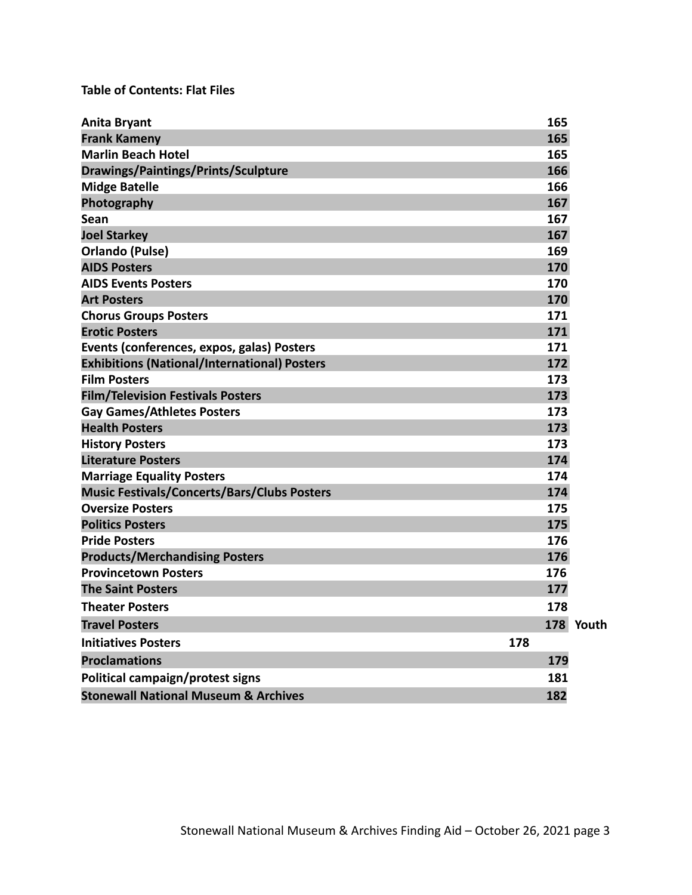**Table of Contents: Flat Files**

| | |
|---|---|
| **Anita Bryant** | **165** |
| **Frank Kameny** | **165** |
| **Marlin Beach Hotel** | **165** |
| **Drawings/Paintings/Prints/Sculpture** | **166** |
| **Midge Batelle** | **166** |
| **Photography** | **167** |
| **Sean** | **167** |
| **Joel Starkey** | **167** |
| **Orlando (Pulse)** | **169** |
| **AIDS Posters** | **170** |
| **AIDS Events Posters** | **170** |
| **Art Posters** | **170** |
| **Chorus Groups Posters** | **171** |
| **Erotic Posters** | **171** |
| **Events (conferences, expos, galas) Posters** | **171** |
| **Exhibitions (National/International) Posters** | **172** |
| **Film Posters** | **173** |
| **Film/Television Festivals Posters** | **173** |
| **Gay Games/Athletes Posters** | **173** |
| **Health Posters** | **173** |
| **History Posters** | **173** |
| **Literature Posters** | **174** |
| **Marriage Equality Posters** | **174** |
| **Music Festivals/Concerts/Bars/Clubs Posters** | **174** |
| **Oversize Posters** | **175** |
| **Politics Posters** | **175** |
| **Pride Posters** | **176** |
| **Products/Merchandising Posters** | **176** |
| **Provincetown Posters** | **176** |
| **The Saint Posters** | **177** |
| **Theater Posters** | **178** |
| **Travel Posters** | **178 Youth** |
| **Initiatives Posters** | **178** |
| **Proclamations** | **179** |
| **Political campaign/protest signs** | **181** |
| **Stonewall National Museum & Archives** | **182** |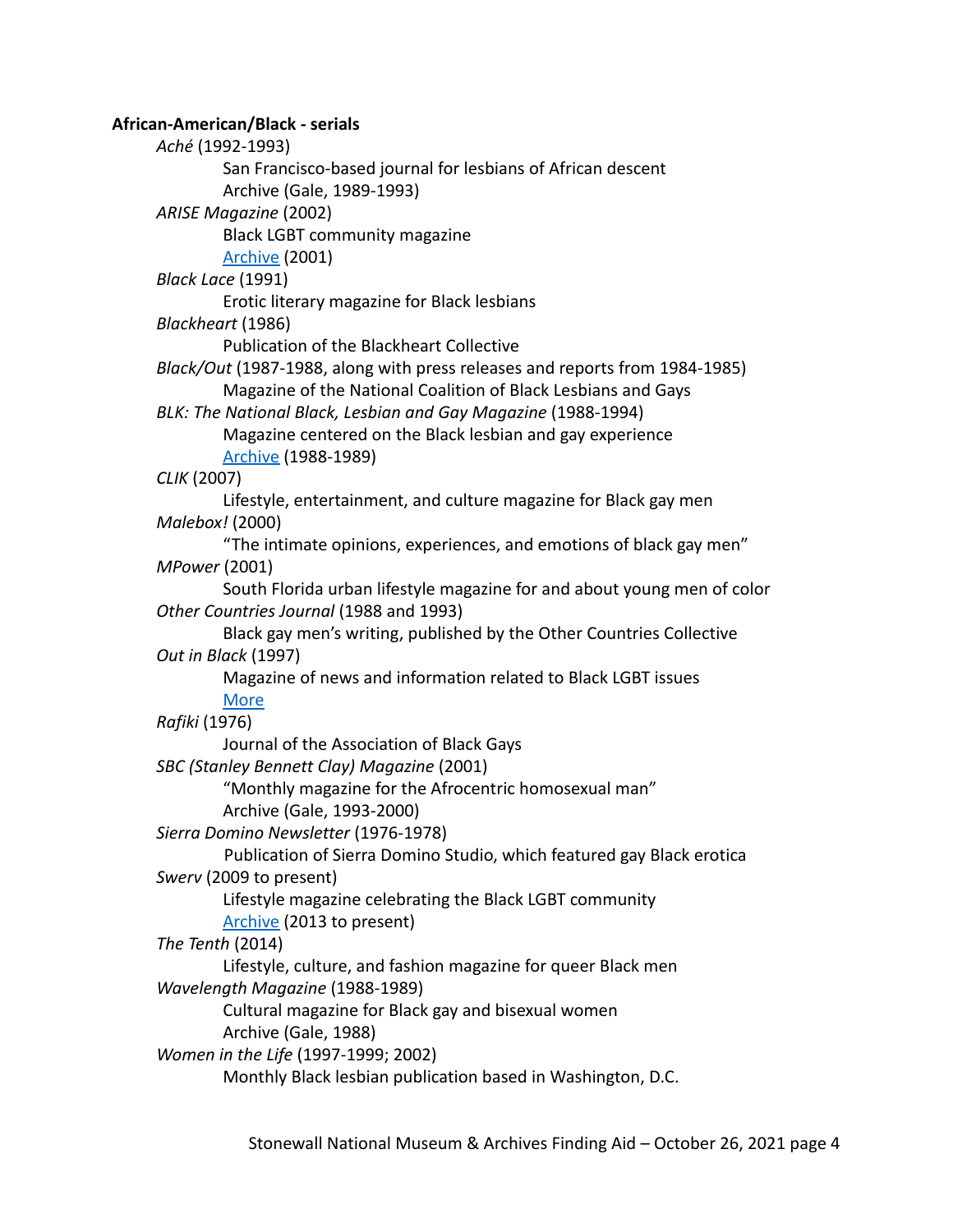**African-American/Black - serials**

*Aché* (1992-1993)

San Francisco-based journal for lesbians of African descent

Archive (Gale, 1989-1993)

*ARISE Magazine* (2002)

Black LGBT community magazine

Archive (2001)

*Black Lace* (1991)

Erotic literary magazine for Black lesbians

*Blackheart* (1986)

Publication of the Blackheart Collective

*Black/Out* (1987-1988, along with press releases and reports from 1984-1985)

Magazine of the National Coalition of Black Lesbians and Gays

*BLK: The National Black, Lesbian and Gay Magazine* (1988-1994)

Magazine centered on the Black lesbian and gay experience

Archive (1988-1989)

*CLIK* (2007)

Lifestyle, entertainment, and culture magazine for Black gay men

*Malebox!* (2000)

"The intimate opinions, experiences, and emotions of black gay men"

*MPower* (2001)

South Florida urban lifestyle magazine for and about young men of color

*Other Countries Journal* (1988 and 1993)

Black gay men's writing, published by the Other Countries Collective

*Out in Black* (1997)

Magazine of news and information related to Black LGBT issues

More

*Rafiki* (1976)

Journal of the Association of Black Gays

*SBC (Stanley Bennett Clay) Magazine* (2001)

"Monthly magazine for the Afrocentric homosexual man"

Archive (Gale, 1993-2000)

*Sierra Domino Newsletter* (1976-1978)

Publication of Sierra Domino Studio, which featured gay Black erotica

*Swerv* (2009 to present)

Lifestyle magazine celebrating the Black LGBT community

Archive (2013 to present)

*The Tenth* (2014)

Lifestyle, culture, and fashion magazine for queer Black men

*Wavelength Magazine* (1988-1989)

Cultural magazine for Black gay and bisexual women

Archive (Gale, 1988)

*Women in the Life* (1997-1999; 2002)

Monthly Black lesbian publication based in Washington, D.C.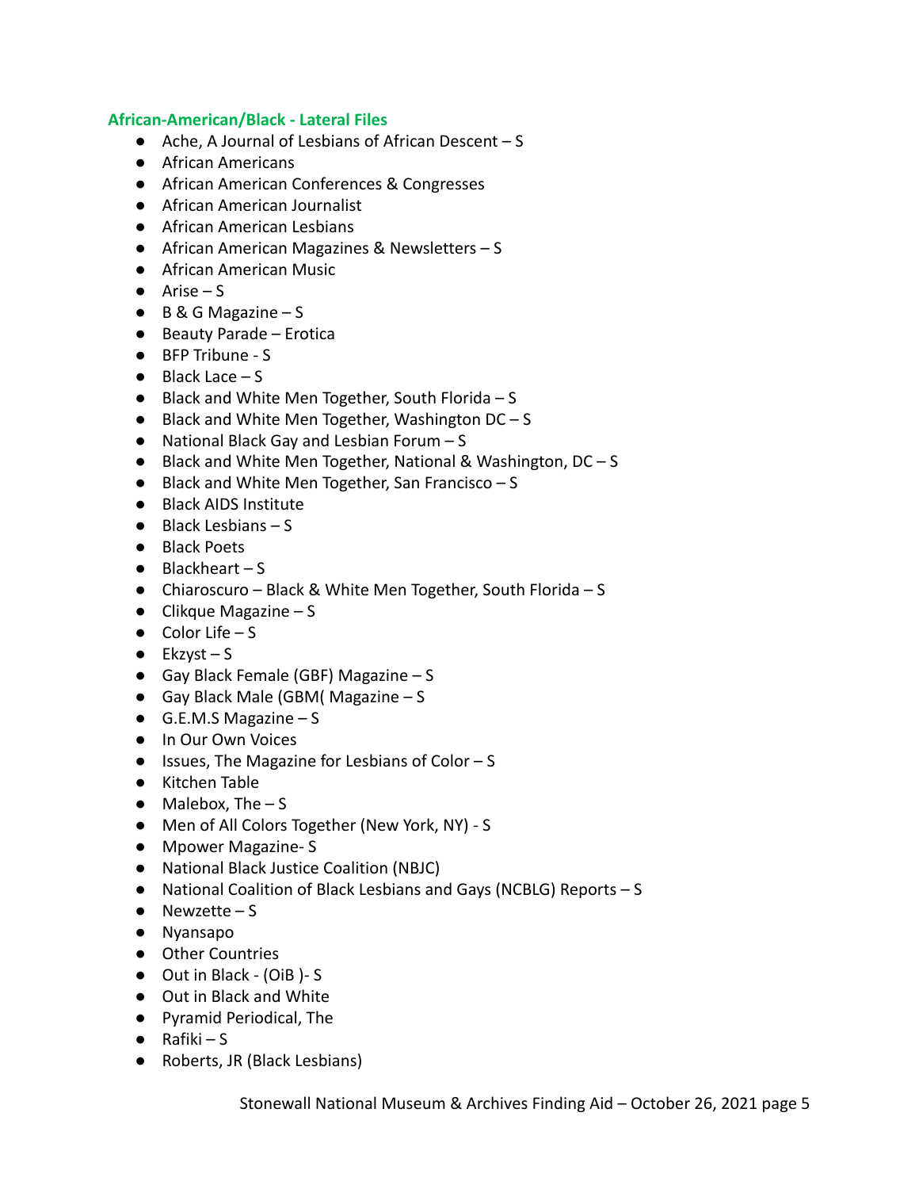### African-American/Black - Lateral Files

- Ache, A Journal of Lesbians of African Descent – S
- African Americans
- African American Conferences & Congresses
- African American Journalist
- African American Lesbians
- African American Magazines & Newsletters – S
- African American Music
- Arise – S
- B & G Magazine – S
- Beauty Parade – Erotica
- BFP Tribune - S
- Black Lace – S
- Black and White Men Together, South Florida – S
- Black and White Men Together, Washington DC – S
- National Black Gay and Lesbian Forum – S
- Black and White Men Together, National & Washington, DC – S
- Black and White Men Together, San Francisco – S
- Black AIDS Institute
- Black Lesbians – S
- Black Poets
- Blackheart – S
- Chiaroscuro – Black & White Men Together, South Florida – S
- Clikque Magazine – S
- Color Life – S
- Ekzyst – S
- Gay Black Female (GBF) Magazine – S
- Gay Black Male (GBM( Magazine – S
- G.E.M.S Magazine – S
- In Our Own Voices
- Issues, The Magazine for Lesbians of Color – S
- Kitchen Table
- Malebox, The – S
- Men of All Colors Together (New York, NY) - S
- Mpower Magazine- S
- National Black Justice Coalition (NBJC)
- National Coalition of Black Lesbians and Gays (NCBLG) Reports – S
- Newzette – S
- Nyansapo
- Other Countries
- Out in Black - (OiB )- S
- Out in Black and White
- Pyramid Periodical, The
- Rafiki – S
- Roberts, JR (Black Lesbians)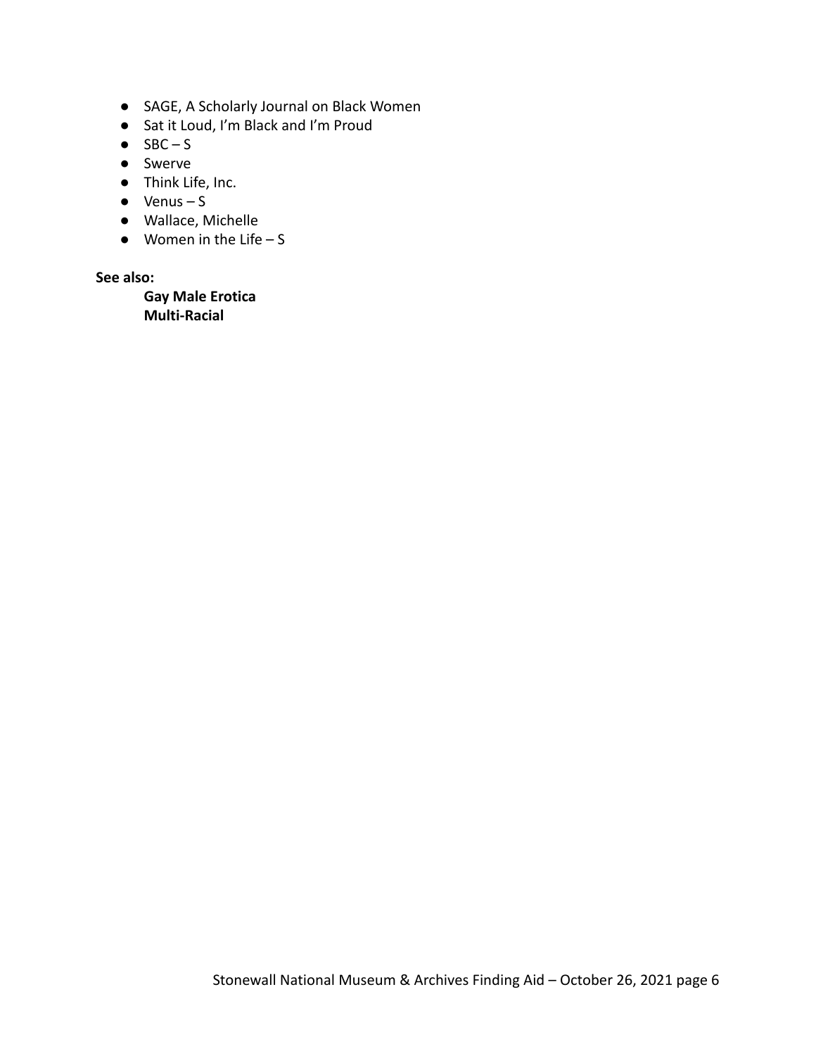- SAGE, A Scholarly Journal on Black Women
- Sat it Loud, I'm Black and I'm Proud
- SBC – S
- Swerve
- Think Life, Inc.
- Venus – S
- Wallace, Michelle
- Women in the Life – S

**See also:**

**Gay Male Erotica**
**Multi-Racial**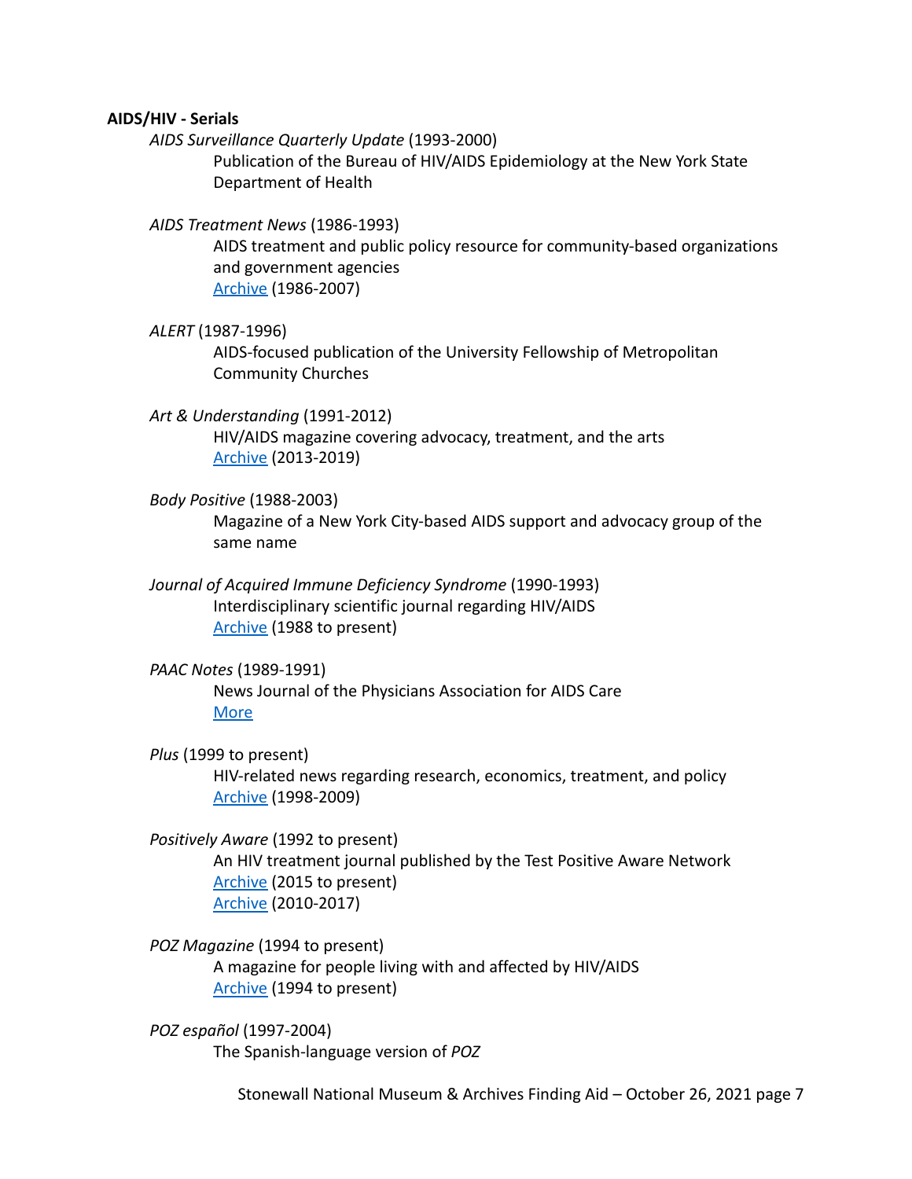**AIDS/HIV - Serials**

*AIDS Surveillance Quarterly Update* (1993-2000)

Publication of the Bureau of HIV/AIDS Epidemiology at the New York State Department of Health

*AIDS Treatment News* (1986-1993)

AIDS treatment and public policy resource for community-based organizations and government agencies

Archive (1986-2007)

*ALERT* (1987-1996)

AIDS-focused publication of the University Fellowship of Metropolitan Community Churches

*Art & Understanding* (1991-2012)

HIV/AIDS magazine covering advocacy, treatment, and the arts

Archive (2013-2019)

*Body Positive* (1988-2003)

Magazine of a New York City-based AIDS support and advocacy group of the same name

*Journal of Acquired Immune Deficiency Syndrome* (1990-1993)

Interdisciplinary scientific journal regarding HIV/AIDS

Archive (1988 to present)

*PAAC Notes* (1989-1991)

News Journal of the Physicians Association for AIDS Care

More

*Plus* (1999 to present)

HIV-related news regarding research, economics, treatment, and policy

Archive (1998-2009)

*Positively Aware* (1992 to present)

An HIV treatment journal published by the Test Positive Aware Network

Archive (2015 to present)

Archive (2010-2017)

*POZ Magazine* (1994 to present)

A magazine for people living with and affected by HIV/AIDS

Archive (1994 to present)

*POZ español* (1997-2004)

The Spanish-language version of *POZ*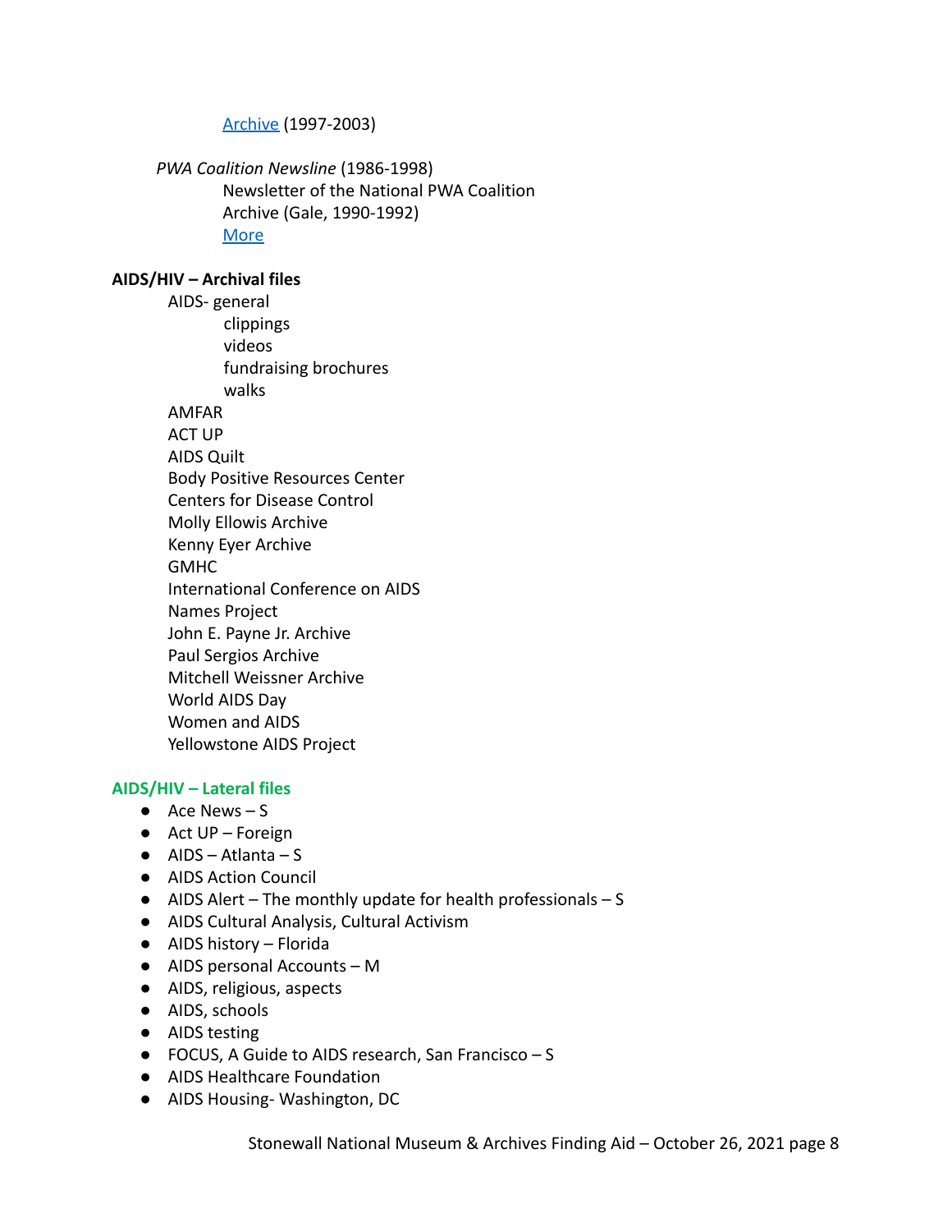Archive (1997-2003)

*PWA Coalition Newsline* (1986-1998)
Newsletter of the National PWA Coalition
Archive (Gale, 1990-1992)
More

**AIDS/HIV – Archival files**

AIDS- general
- clippings
- videos
- fundraising brochures
- walks

AMFAR
ACT UP
AIDS Quilt
Body Positive Resources Center
Centers for Disease Control
Molly Ellowis Archive
Kenny Eyer Archive
GMHC
International Conference on AIDS
Names Project
John E. Payne Jr. Archive
Paul Sergios Archive
Mitchell Weissner Archive
World AIDS Day
Women and AIDS
Yellowstone AIDS Project

**AIDS/HIV – Lateral files**

- Ace News – S
- Act UP – Foreign
- AIDS – Atlanta – S
- AIDS Action Council
- AIDS Alert – The monthly update for health professionals – S
- AIDS Cultural Analysis, Cultural Activism
- AIDS history – Florida
- AIDS personal Accounts – M
- AIDS, religious, aspects
- AIDS, schools
- AIDS testing
- FOCUS, A Guide to AIDS research, San Francisco – S
- AIDS Healthcare Foundation
- AIDS Housing- Washington, DC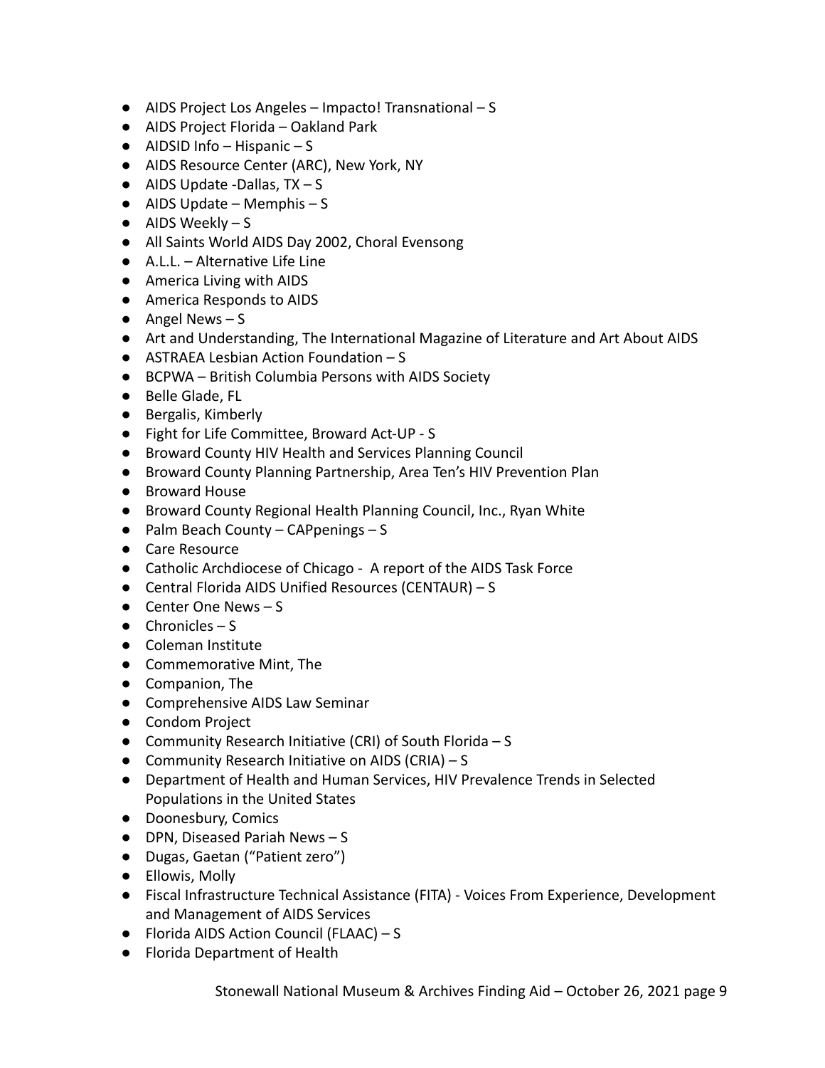- AIDS Project Los Angeles – Impacto! Transnational – S
- AIDS Project Florida – Oakland Park
- AIDSID Info – Hispanic – S
- AIDS Resource Center (ARC), New York, NY
- AIDS Update -Dallas, TX – S
- AIDS Update – Memphis – S
- AIDS Weekly – S
- All Saints World AIDS Day 2002, Choral Evensong
- A.L.L. – Alternative Life Line
- America Living with AIDS
- America Responds to AIDS
- Angel News – S
- Art and Understanding, The International Magazine of Literature and Art About AIDS
- ASTRAEA Lesbian Action Foundation – S
- BCPWA – British Columbia Persons with AIDS Society
- Belle Glade, FL
- Bergalis, Kimberly
- Fight for Life Committee, Broward Act-UP - S
- Broward County HIV Health and Services Planning Council
- Broward County Planning Partnership, Area Ten's HIV Prevention Plan
- Broward House
- Broward County Regional Health Planning Council, Inc., Ryan White
- Palm Beach County – CAPpenings – S
- Care Resource
- Catholic Archdiocese of Chicago - A report of the AIDS Task Force
- Central Florida AIDS Unified Resources (CENTAUR) – S
- Center One News – S
- Chronicles – S
- Coleman Institute
- Commemorative Mint, The
- Companion, The
- Comprehensive AIDS Law Seminar
- Condom Project
- Community Research Initiative (CRI) of South Florida – S
- Community Research Initiative on AIDS (CRIA) – S
- Department of Health and Human Services, HIV Prevalence Trends in Selected Populations in the United States
- Doonesbury, Comics
- DPN, Diseased Pariah News – S
- Dugas, Gaetan ("Patient zero")
- Ellowis, Molly
- Fiscal Infrastructure Technical Assistance (FITA) - Voices From Experience, Development and Management of AIDS Services
- Florida AIDS Action Council (FLAAC) – S
- Florida Department of Health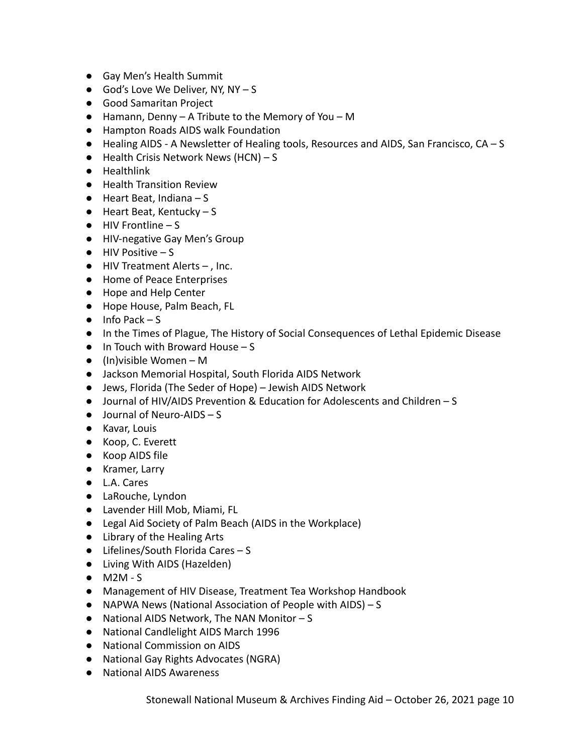- Gay Men's Health Summit
- God's Love We Deliver, NY, NY – S
- Good Samaritan Project
- Hamann, Denny – A Tribute to the Memory of You – M
- Hampton Roads AIDS walk Foundation
- Healing AIDS - A Newsletter of Healing tools, Resources and AIDS, San Francisco, CA – S
- Health Crisis Network News (HCN) – S
- Healthlink
- Health Transition Review
- Heart Beat, Indiana – S
- Heart Beat, Kentucky – S
- HIV Frontline – S
- HIV-negative Gay Men's Group
- HIV Positive – S
- HIV Treatment Alerts – , Inc.
- Home of Peace Enterprises
- Hope and Help Center
- Hope House, Palm Beach, FL
- Info Pack – S
- In the Times of Plague, The History of Social Consequences of Lethal Epidemic Disease
- In Touch with Broward House – S
- (In)visible Women – M
- Jackson Memorial Hospital, South Florida AIDS Network
- Jews, Florida (The Seder of Hope) – Jewish AIDS Network
- Journal of HIV/AIDS Prevention & Education for Adolescents and Children – S
- Journal of Neuro-AIDS – S
- Kavar, Louis
- Koop, C. Everett
- Koop AIDS file
- Kramer, Larry
- L.A. Cares
- LaRouche, Lyndon
- Lavender Hill Mob, Miami, FL
- Legal Aid Society of Palm Beach (AIDS in the Workplace)
- Library of the Healing Arts
- Lifelines/South Florida Cares – S
- Living With AIDS (Hazelden)
- M2M - S
- Management of HIV Disease, Treatment Tea Workshop Handbook
- NAPWA News (National Association of People with AIDS) – S
- National AIDS Network, The NAN Monitor – S
- National Candlelight AIDS March 1996
- National Commission on AIDS
- National Gay Rights Advocates (NGRA)
- National AIDS Awareness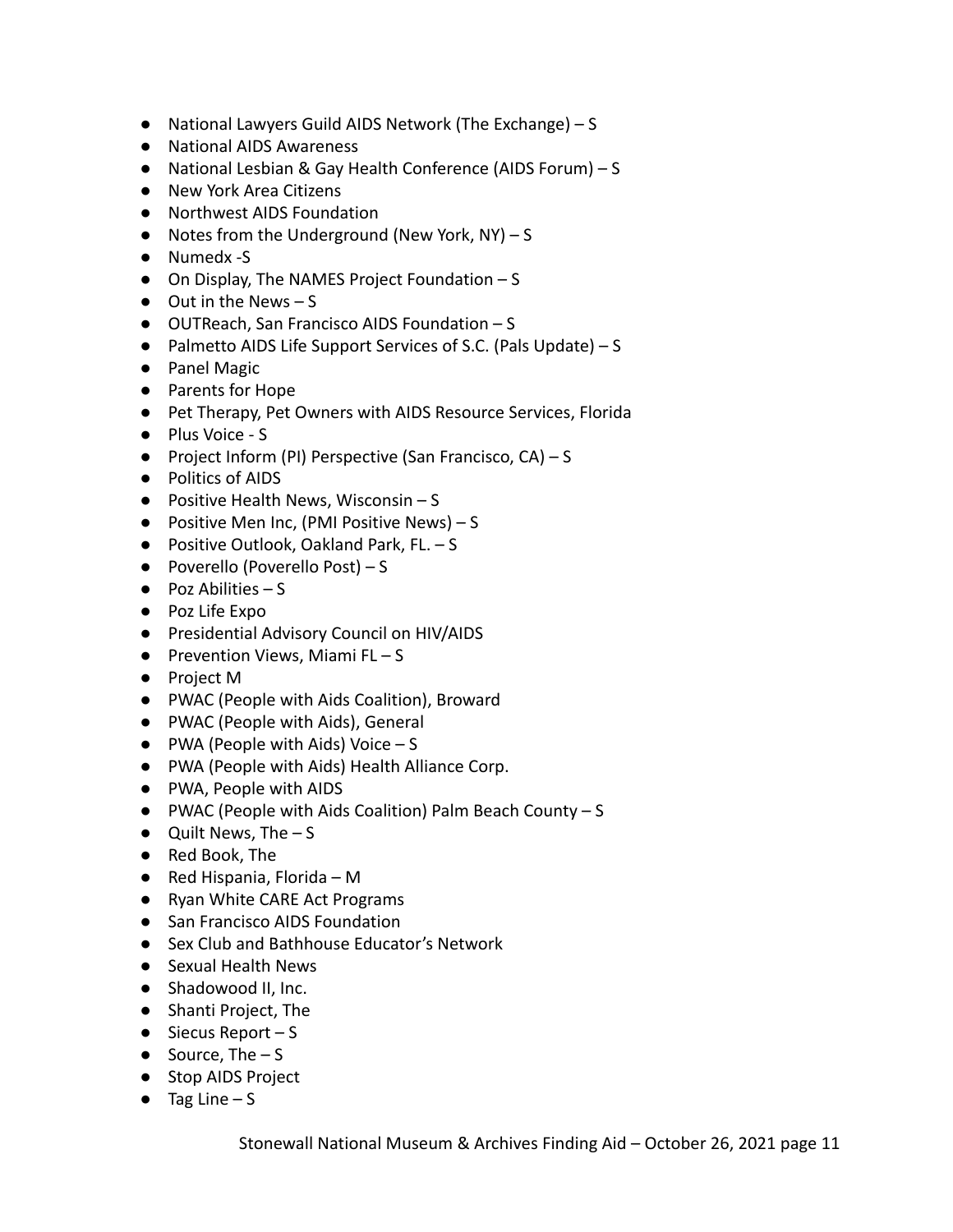- National Lawyers Guild AIDS Network (The Exchange) – S
- National AIDS Awareness
- National Lesbian & Gay Health Conference (AIDS Forum) – S
- New York Area Citizens
- Northwest AIDS Foundation
- Notes from the Underground (New York, NY) – S
- Numedx -S
- On Display, The NAMES Project Foundation – S
- Out in the News – S
- OUTReach, San Francisco AIDS Foundation – S
- Palmetto AIDS Life Support Services of S.C. (Pals Update) – S
- Panel Magic
- Parents for Hope
- Pet Therapy, Pet Owners with AIDS Resource Services, Florida
- Plus Voice - S
- Project Inform (PI) Perspective (San Francisco, CA) – S
- Politics of AIDS
- Positive Health News, Wisconsin – S
- Positive Men Inc, (PMI Positive News) – S
- Positive Outlook, Oakland Park, FL. – S
- Poverello (Poverello Post) – S
- Poz Abilities – S
- Poz Life Expo
- Presidential Advisory Council on HIV/AIDS
- Prevention Views, Miami FL – S
- Project M
- PWAC (People with Aids Coalition), Broward
- PWAC (People with Aids), General
- PWA (People with Aids) Voice – S
- PWA (People with Aids) Health Alliance Corp.
- PWA, People with AIDS
- PWAC (People with Aids Coalition) Palm Beach County – S
- Quilt News, The – S
- Red Book, The
- Red Hispania, Florida – M
- Ryan White CARE Act Programs
- San Francisco AIDS Foundation
- Sex Club and Bathhouse Educator's Network
- Sexual Health News
- Shadowood II, Inc.
- Shanti Project, The
- Siecus Report – S
- Source, The – S
- Stop AIDS Project
- Tag Line – S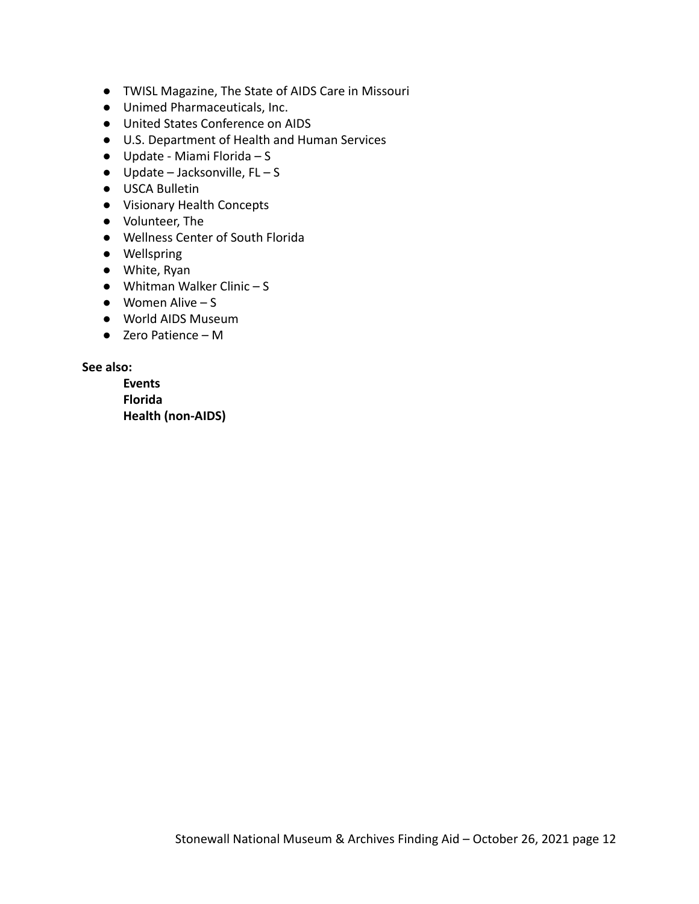- TWISL Magazine, The State of AIDS Care in Missouri
- Unimed Pharmaceuticals, Inc.
- United States Conference on AIDS
- U.S. Department of Health and Human Services
- Update - Miami Florida – S
- Update – Jacksonville, FL – S
- USCA Bulletin
- Visionary Health Concepts
- Volunteer, The
- Wellness Center of South Florida
- Wellspring
- White, Ryan
- Whitman Walker Clinic – S
- Women Alive – S
- World AIDS Museum
- Zero Patience – M

**See also:**

**Events**
**Florida**
**Health (non-AIDS)**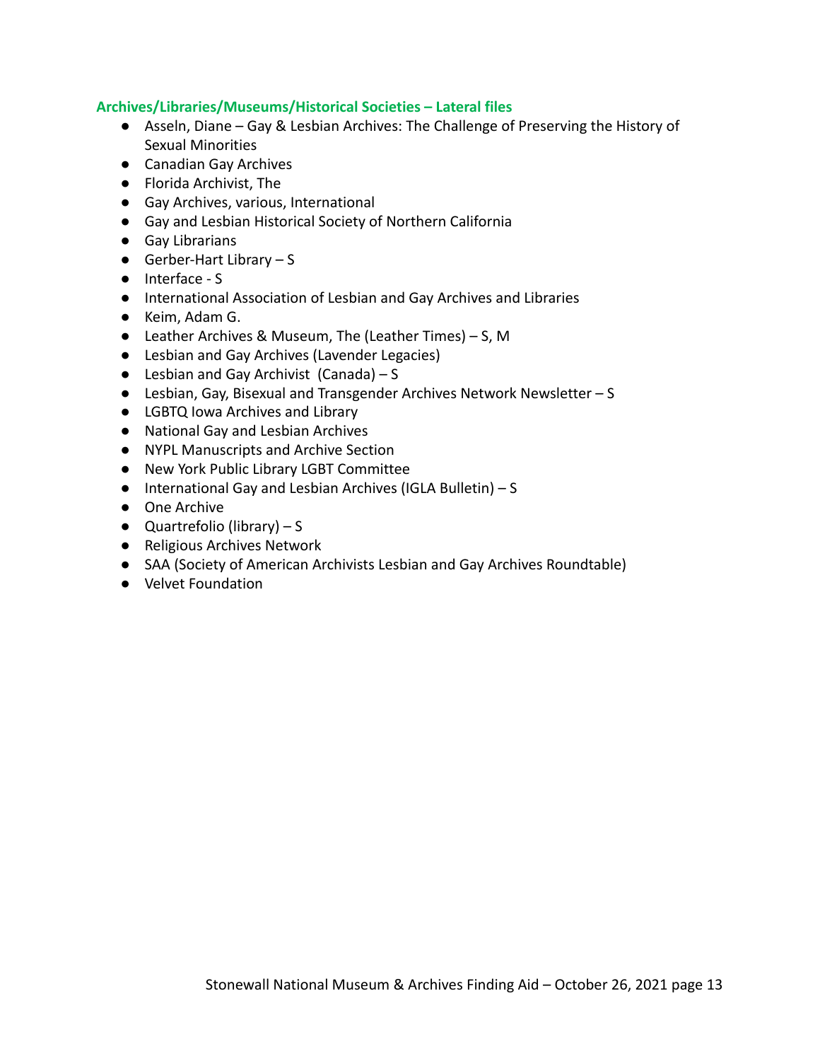**Archives/Libraries/Museums/Historical Societies – Lateral files**

- Asseln, Diane – Gay & Lesbian Archives: The Challenge of Preserving the History of Sexual Minorities
- Canadian Gay Archives
- Florida Archivist, The
- Gay Archives, various, International
- Gay and Lesbian Historical Society of Northern California
- Gay Librarians
- Gerber-Hart Library – S
- Interface - S
- International Association of Lesbian and Gay Archives and Libraries
- Keim, Adam G.
- Leather Archives & Museum, The (Leather Times) – S, M
- Lesbian and Gay Archives (Lavender Legacies)
- Lesbian and Gay Archivist (Canada) – S
- Lesbian, Gay, Bisexual and Transgender Archives Network Newsletter – S
- LGBTQ Iowa Archives and Library
- National Gay and Lesbian Archives
- NYPL Manuscripts and Archive Section
- New York Public Library LGBT Committee
- International Gay and Lesbian Archives (IGLA Bulletin) – S
- One Archive
- Quartrefolio (library) – S
- Religious Archives Network
- SAA (Society of American Archivists Lesbian and Gay Archives Roundtable)
- Velvet Foundation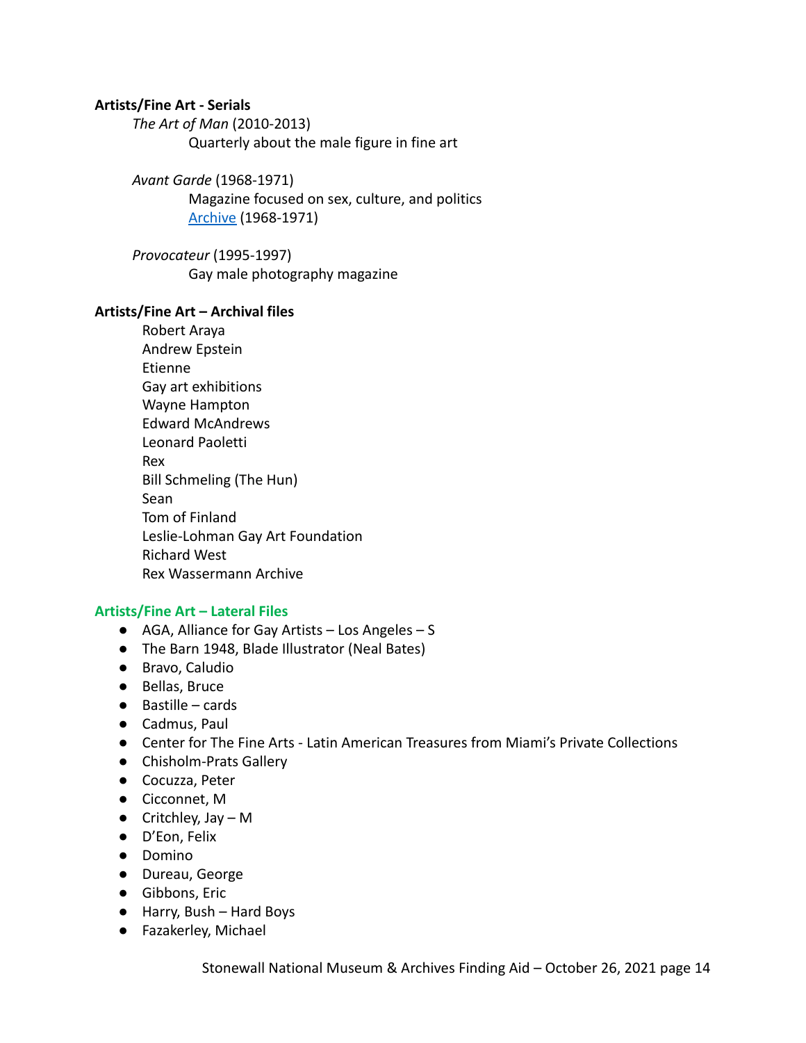**Artists/Fine Art - Serials**

*The Art of Man* (2010-2013)

Quarterly about the male figure in fine art

*Avant Garde* (1968-1971)

Magazine focused on sex, culture, and politics

Archive (1968-1971)

*Provocateur* (1995-1997)

Gay male photography magazine

**Artists/Fine Art – Archival files**

Robert Araya
Andrew Epstein
Etienne
Gay art exhibitions
Wayne Hampton
Edward McAndrews
Leonard Paoletti
Rex
Bill Schmeling (The Hun)
Sean
Tom of Finland
Leslie-Lohman Gay Art Foundation
Richard West
Rex Wassermann Archive

**Artists/Fine Art – Lateral Files**

- AGA, Alliance for Gay Artists – Los Angeles – S
- The Barn 1948, Blade Illustrator (Neal Bates)
- Bravo, Caludio
- Bellas, Bruce
- Bastille – cards
- Cadmus, Paul
- Center for The Fine Arts - Latin American Treasures from Miami's Private Collections
- Chisholm-Prats Gallery
- Cocuzza, Peter
- Cicconnet, M
- Critchley, Jay – M
- D'Eon, Felix
- Domino
- Dureau, George
- Gibbons, Eric
- Harry, Bush – Hard Boys
- Fazakerley, Michael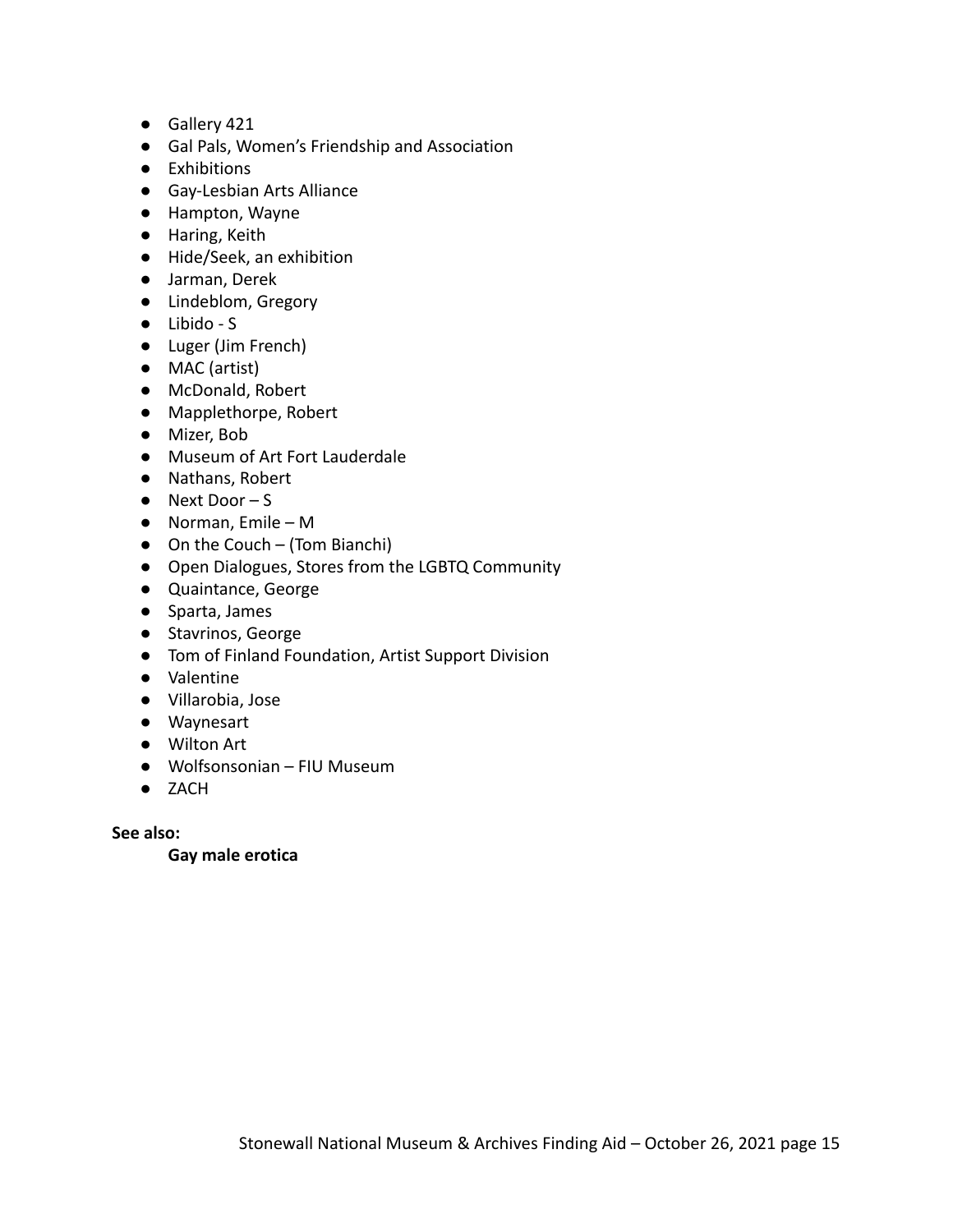- Gallery 421
- Gal Pals, Women's Friendship and Association
- Exhibitions
- Gay-Lesbian Arts Alliance
- Hampton, Wayne
- Haring, Keith
- Hide/Seek, an exhibition
- Jarman, Derek
- Lindeblom, Gregory
- Libido - S
- Luger (Jim French)
- MAC (artist)
- McDonald, Robert
- Mapplethorpe, Robert
- Mizer, Bob
- Museum of Art Fort Lauderdale
- Nathans, Robert
- Next Door – S
- Norman, Emile – M
- On the Couch – (Tom Bianchi)
- Open Dialogues, Stores from the LGBTQ Community
- Quaintance, George
- Sparta, James
- Stavrinos, George
- Tom of Finland Foundation, Artist Support Division
- Valentine
- Villarobia, Jose
- Waynesart
- Wilton Art
- Wolfsonsonian – FIU Museum
- ZACH

**See also:**

**Gay male erotica**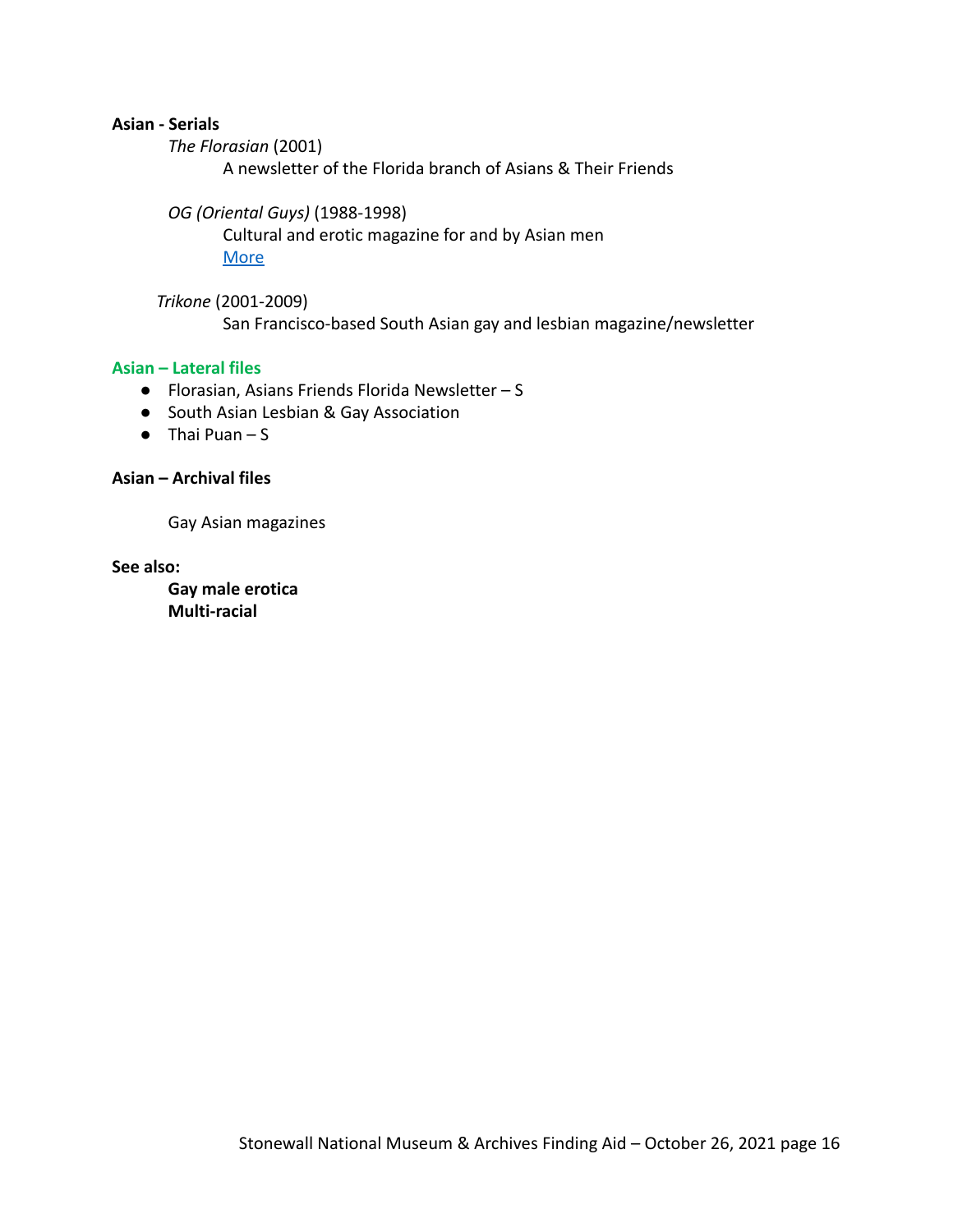**Asian - Serials**

*The Florasian* (2001)

A newsletter of the Florida branch of Asians & Their Friends

*OG (Oriental Guys)* (1988-1998)

Cultural and erotic magazine for and by Asian men

More

*Trikone* (2001-2009)

San Francisco-based South Asian gay and lesbian magazine/newsletter

**Asian – Lateral files**

- Florasian, Asians Friends Florida Newsletter – S
- South Asian Lesbian & Gay Association
- Thai Puan – S

**Asian – Archival files**

Gay Asian magazines

**See also:**

**Gay male erotica**
**Multi-racial**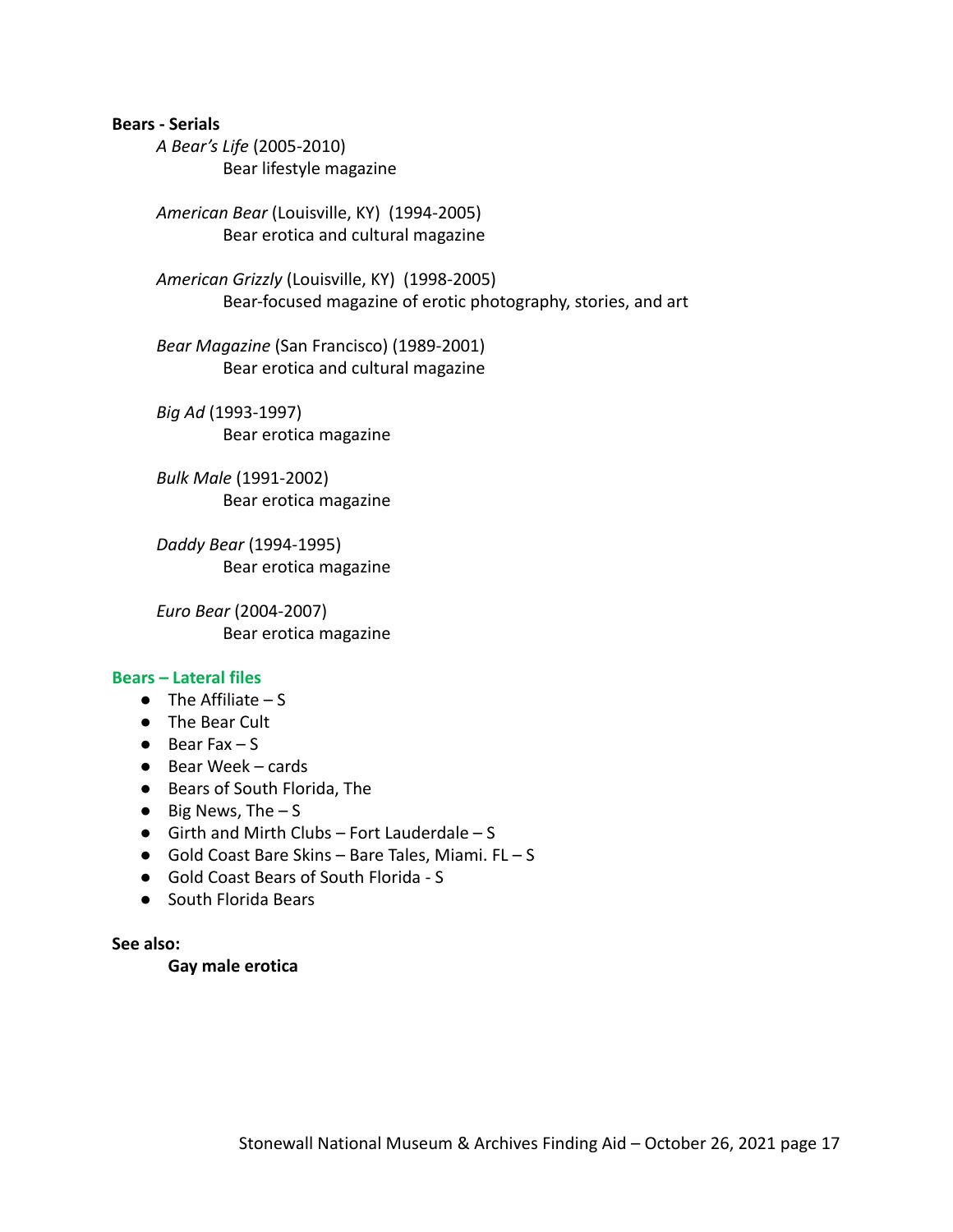**Bears - Serials**

*A Bear's Life* (2005-2010)
Bear lifestyle magazine

*American Bear* (Louisville, KY) (1994-2005)
Bear erotica and cultural magazine

*American Grizzly* (Louisville, KY) (1998-2005)
Bear-focused magazine of erotic photography, stories, and art

*Bear Magazine* (San Francisco) (1989-2001)
Bear erotica and cultural magazine

*Big Ad* (1993-1997)
Bear erotica magazine

*Bulk Male* (1991-2002)
Bear erotica magazine

*Daddy Bear* (1994-1995)
Bear erotica magazine

*Euro Bear* (2004-2007)
Bear erotica magazine

**Bears – Lateral files**

- The Affiliate – S
- The Bear Cult
- Bear Fax – S
- Bear Week – cards
- Bears of South Florida, The
- Big News, The – S
- Girth and Mirth Clubs – Fort Lauderdale – S
- Gold Coast Bare Skins – Bare Tales, Miami. FL – S
- Gold Coast Bears of South Florida - S
- South Florida Bears

**See also:**

**Gay male erotica**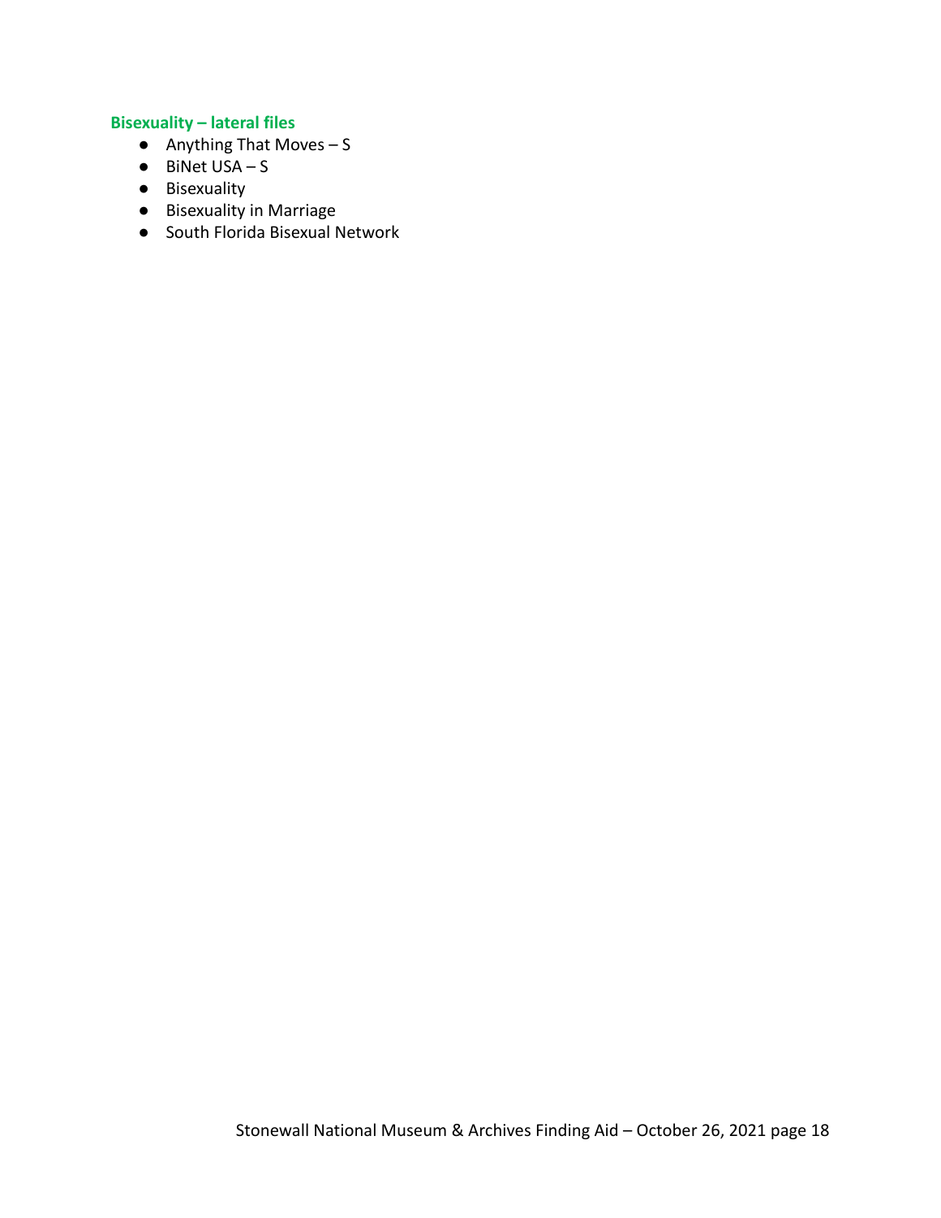### Bisexuality – lateral files

- Anything That Moves – S
- BiNet USA – S
- Bisexuality
- Bisexuality in Marriage
- South Florida Bisexual Network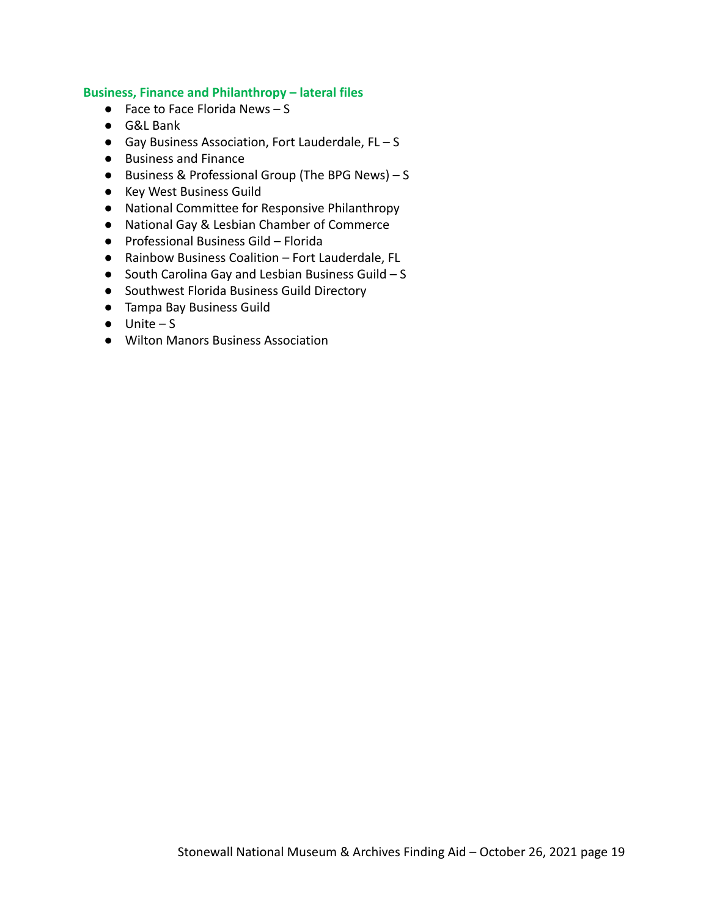**Business, Finance and Philanthropy – lateral files**

- Face to Face Florida News – S
- G&L Bank
- Gay Business Association, Fort Lauderdale, FL – S
- Business and Finance
- Business & Professional Group (The BPG News) – S
- Key West Business Guild
- National Committee for Responsive Philanthropy
- National Gay & Lesbian Chamber of Commerce
- Professional Business Gild – Florida
- Rainbow Business Coalition – Fort Lauderdale, FL
- South Carolina Gay and Lesbian Business Guild – S
- Southwest Florida Business Guild Directory
- Tampa Bay Business Guild
- Unite – S
- Wilton Manors Business Association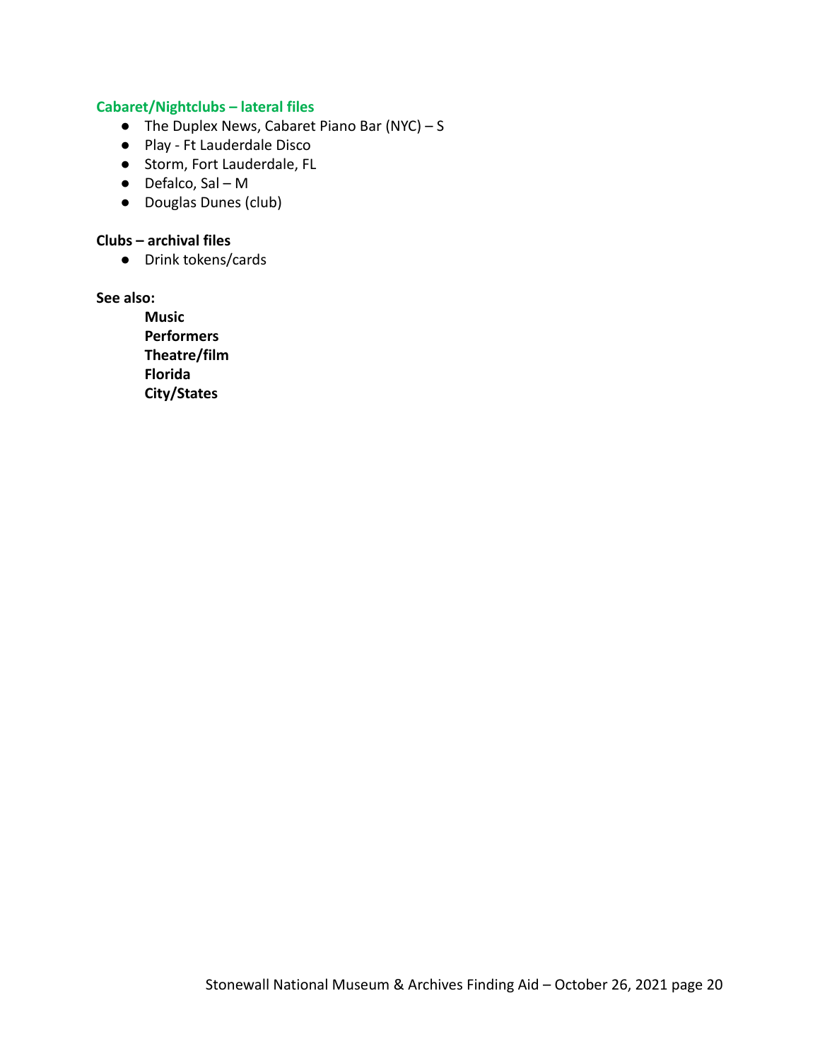### Cabaret/Nightclubs – lateral files

- The Duplex News, Cabaret Piano Bar (NYC) – S
- Play - Ft Lauderdale Disco
- Storm, Fort Lauderdale, FL
- Defalco, Sal – M
- Douglas Dunes (club)

**Clubs – archival files**

- Drink tokens/cards

**See also:**

**Music**
**Performers**
**Theatre/film**
**Florida**
**City/States**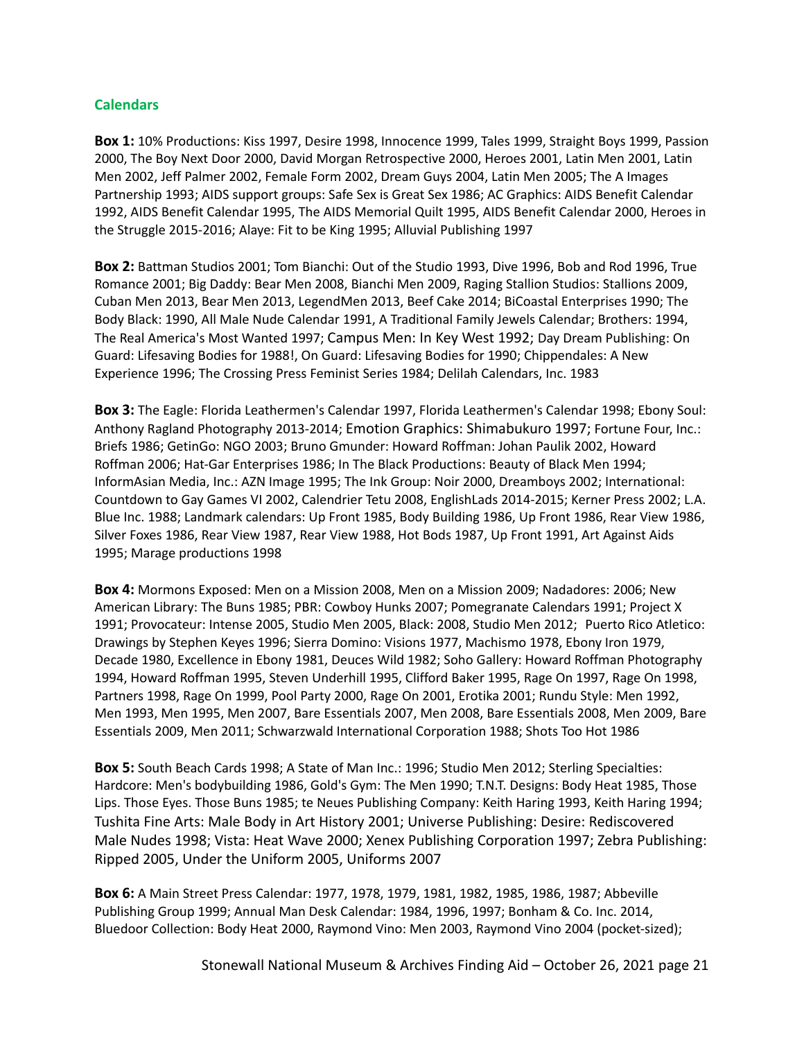## Calendars

**Box 1:** 10% Productions: Kiss 1997, Desire 1998, Innocence 1999, Tales 1999, Straight Boys 1999, Passion 2000, The Boy Next Door 2000, David Morgan Retrospective 2000, Heroes 2001, Latin Men 2001, Latin Men 2002, Jeff Palmer 2002, Female Form 2002, Dream Guys 2004, Latin Men 2005; The A Images Partnership 1993; AIDS support groups: Safe Sex is Great Sex 1986; AC Graphics: AIDS Benefit Calendar 1992, AIDS Benefit Calendar 1995, The AIDS Memorial Quilt 1995, AIDS Benefit Calendar 2000, Heroes in the Struggle 2015-2016; Alaye: Fit to be King 1995; Alluvial Publishing 1997

**Box 2:** Battman Studios 2001; Tom Bianchi: Out of the Studio 1993, Dive 1996, Bob and Rod 1996, True Romance 2001; Big Daddy: Bear Men 2008, Bianchi Men 2009, Raging Stallion Studios: Stallions 2009, Cuban Men 2013, Bear Men 2013, LegendMen 2013, Beef Cake 2014; BiCoastal Enterprises 1990; The Body Black: 1990, All Male Nude Calendar 1991, A Traditional Family Jewels Calendar; Brothers: 1994, The Real America's Most Wanted 1997; Campus Men: In Key West 1992; Day Dream Publishing: On Guard: Lifesaving Bodies for 1988!, On Guard: Lifesaving Bodies for 1990; Chippendales: A New Experience 1996; The Crossing Press Feminist Series 1984; Delilah Calendars, Inc. 1983

**Box 3:** The Eagle: Florida Leathermen's Calendar 1997, Florida Leathermen's Calendar 1998; Ebony Soul: Anthony Ragland Photography 2013-2014; Emotion Graphics: Shimabukuro 1997; Fortune Four, Inc.: Briefs 1986; GetinGo: NGO 2003; Bruno Gmunder: Howard Roffman: Johan Paulik 2002, Howard Roffman 2006; Hat-Gar Enterprises 1986; In The Black Productions: Beauty of Black Men 1994; InformAsian Media, Inc.: AZN Image 1995; The Ink Group: Noir 2000, Dreamboys 2002; International: Countdown to Gay Games VI 2002, Calendrier Tetu 2008, EnglishLads 2014-2015; Kerner Press 2002; L.A. Blue Inc. 1988; Landmark calendars: Up Front 1985, Body Building 1986, Up Front 1986, Rear View 1986, Silver Foxes 1986, Rear View 1987, Rear View 1988, Hot Bods 1987, Up Front 1991, Art Against Aids 1995; Marage productions 1998

**Box 4:** Mormons Exposed: Men on a Mission 2008, Men on a Mission 2009; Nadadores: 2006; New American Library: The Buns 1985; PBR: Cowboy Hunks 2007; Pomegranate Calendars 1991; Project X 1991; Provocateur: Intense 2005, Studio Men 2005, Black: 2008, Studio Men 2012; Puerto Rico Atletico: Drawings by Stephen Keyes 1996; Sierra Domino: Visions 1977, Machismo 1978, Ebony Iron 1979, Decade 1980, Excellence in Ebony 1981, Deuces Wild 1982; Soho Gallery: Howard Roffman Photography 1994, Howard Roffman 1995, Steven Underhill 1995, Clifford Baker 1995, Rage On 1997, Rage On 1998, Partners 1998, Rage On 1999, Pool Party 2000, Rage On 2001, Erotika 2001; Rundu Style: Men 1992, Men 1993, Men 1995, Men 2007, Bare Essentials 2007, Men 2008, Bare Essentials 2008, Men 2009, Bare Essentials 2009, Men 2011; Schwarzwald International Corporation 1988; Shots Too Hot 1986

**Box 5:** South Beach Cards 1998; A State of Man Inc.: 1996; Studio Men 2012; Sterling Specialties: Hardcore: Men's bodybuilding 1986, Gold's Gym: The Men 1990; T.N.T. Designs: Body Heat 1985, Those Lips. Those Eyes. Those Buns 1985; te Neues Publishing Company: Keith Haring 1993, Keith Haring 1994; Tushita Fine Arts: Male Body in Art History 2001; Universe Publishing: Desire: Rediscovered Male Nudes 1998; Vista: Heat Wave 2000; Xenex Publishing Corporation 1997; Zebra Publishing: Ripped 2005, Under the Uniform 2005, Uniforms 2007

**Box 6:** A Main Street Press Calendar: 1977, 1978, 1979, 1981, 1982, 1985, 1986, 1987; Abbeville Publishing Group 1999; Annual Man Desk Calendar: 1984, 1996, 1997; Bonham & Co. Inc. 2014, Bluedoor Collection: Body Heat 2000, Raymond Vino: Men 2003, Raymond Vino 2004 (pocket-sized);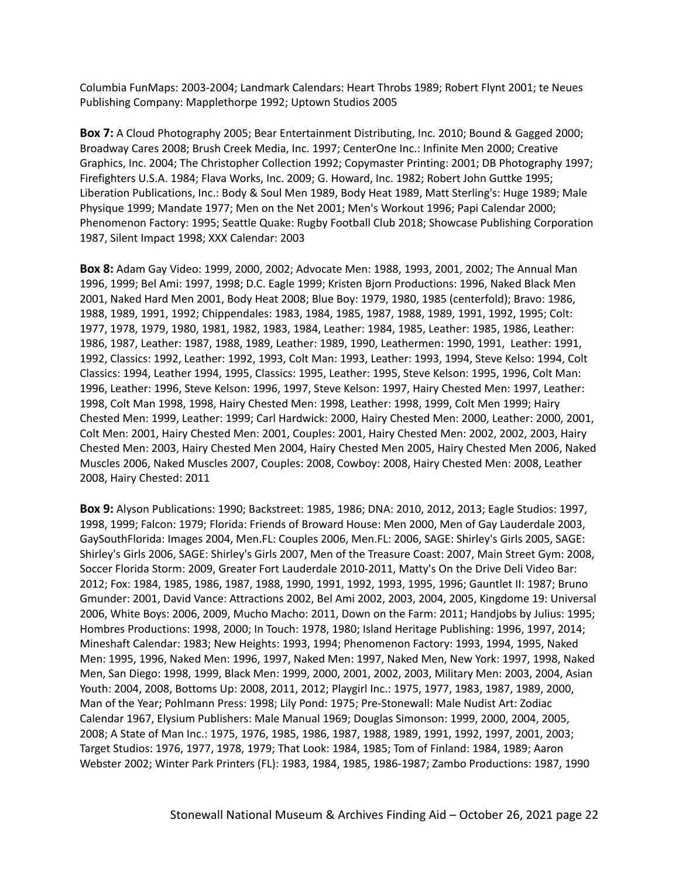Columbia FunMaps: 2003-2004; Landmark Calendars: Heart Throbs 1989; Robert Flynt 2001; te Neues Publishing Company: Mapplethorpe 1992; Uptown Studios 2005

**Box 7:** A Cloud Photography 2005; Bear Entertainment Distributing, Inc. 2010; Bound & Gagged 2000; Broadway Cares 2008; Brush Creek Media, Inc. 1997; CenterOne Inc.: Infinite Men 2000; Creative Graphics, Inc. 2004; The Christopher Collection 1992; Copymaster Printing: 2001; DB Photography 1997; Firefighters U.S.A. 1984; Flava Works, Inc. 2009; G. Howard, Inc. 1982; Robert John Guttke 1995; Liberation Publications, Inc.: Body & Soul Men 1989, Body Heat 1989, Matt Sterling's: Huge 1989; Male Physique 1999; Mandate 1977; Men on the Net 2001; Men's Workout 1996; Papi Calendar 2000; Phenomenon Factory: 1995; Seattle Quake: Rugby Football Club 2018; Showcase Publishing Corporation 1987, Silent Impact 1998; XXX Calendar: 2003

**Box 8:** Adam Gay Video: 1999, 2000, 2002; Advocate Men: 1988, 1993, 2001, 2002; The Annual Man 1996, 1999; Bel Ami: 1997, 1998; D.C. Eagle 1999; Kristen Bjorn Productions: 1996, Naked Black Men 2001, Naked Hard Men 2001, Body Heat 2008; Blue Boy: 1979, 1980, 1985 (centerfold); Bravo: 1986, 1988, 1989, 1991, 1992; Chippendales: 1983, 1984, 1985, 1987, 1988, 1989, 1991, 1992, 1995; Colt: 1977, 1978, 1979, 1980, 1981, 1982, 1983, 1984, Leather: 1984, 1985, Leather: 1985, 1986, Leather: 1986, 1987, Leather: 1987, 1988, 1989, Leather: 1989, 1990, Leathermen: 1990, 1991, Leather: 1991, 1992, Classics: 1992, Leather: 1992, 1993, Colt Man: 1993, Leather: 1993, 1994, Steve Kelso: 1994, Colt Classics: 1994, Leather 1994, 1995, Classics: 1995, Leather: 1995, Steve Kelson: 1995, 1996, Colt Man: 1996, Leather: 1996, Steve Kelson: 1996, 1997, Steve Kelson: 1997, Hairy Chested Men: 1997, Leather: 1998, Colt Man 1998, 1998, Hairy Chested Men: 1998, Leather: 1998, 1999, Colt Men 1999; Hairy Chested Men: 1999, Leather: 1999; Carl Hardwick: 2000, Hairy Chested Men: 2000, Leather: 2000, 2001, Colt Men: 2001, Hairy Chested Men: 2001, Couples: 2001, Hairy Chested Men: 2002, 2002, 2003, Hairy Chested Men: 2003, Hairy Chested Men 2004, Hairy Chested Men 2005, Hairy Chested Men 2006, Naked Muscles 2006, Naked Muscles 2007, Couples: 2008, Cowboy: 2008, Hairy Chested Men: 2008, Leather 2008, Hairy Chested: 2011

**Box 9:** Alyson Publications: 1990; Backstreet: 1985, 1986; DNA: 2010, 2012, 2013; Eagle Studios: 1997, 1998, 1999; Falcon: 1979; Florida: Friends of Broward House: Men 2000, Men of Gay Lauderdale 2003, GaySouthFlorida: Images 2004, Men.FL: Couples 2006, Men.FL: 2006, SAGE: Shirley's Girls 2005, SAGE: Shirley's Girls 2006, SAGE: Shirley's Girls 2007, Men of the Treasure Coast: 2007, Main Street Gym: 2008, Soccer Florida Storm: 2009, Greater Fort Lauderdale 2010-2011, Matty's On the Drive Deli Video Bar: 2012; Fox: 1984, 1985, 1986, 1987, 1988, 1990, 1991, 1992, 1993, 1995, 1996; Gauntlet II: 1987; Bruno Gmunder: 2001, David Vance: Attractions 2002, Bel Ami 2002, 2003, 2004, 2005, Kingdome 19: Universal 2006, White Boys: 2006, 2009, Mucho Macho: 2011, Down on the Farm: 2011; Handjobs by Julius: 1995; Hombres Productions: 1998, 2000; In Touch: 1978, 1980; Island Heritage Publishing: 1996, 1997, 2014; Mineshaft Calendar: 1983; New Heights: 1993, 1994; Phenomenon Factory: 1993, 1994, 1995, Naked Men: 1995, 1996, Naked Men: 1996, 1997, Naked Men: 1997, Naked Men, New York: 1997, 1998, Naked Men, San Diego: 1998, 1999, Black Men: 1999, 2000, 2001, 2002, 2003, Military Men: 2003, 2004, Asian Youth: 2004, 2008, Bottoms Up: 2008, 2011, 2012; Playgirl Inc.: 1975, 1977, 1983, 1987, 1989, 2000, Man of the Year; Pohlmann Press: 1998; Lily Pond: 1975; Pre-Stonewall: Male Nudist Art: Zodiac Calendar 1967, Elysium Publishers: Male Manual 1969; Douglas Simonson: 1999, 2000, 2004, 2005, 2008; A State of Man Inc.: 1975, 1976, 1985, 1986, 1987, 1988, 1989, 1991, 1992, 1997, 2001, 2003; Target Studios: 1976, 1977, 1978, 1979; That Look: 1984, 1985; Tom of Finland: 1984, 1989; Aaron Webster 2002; Winter Park Printers (FL): 1983, 1984, 1985, 1986-1987; Zambo Productions: 1987, 1990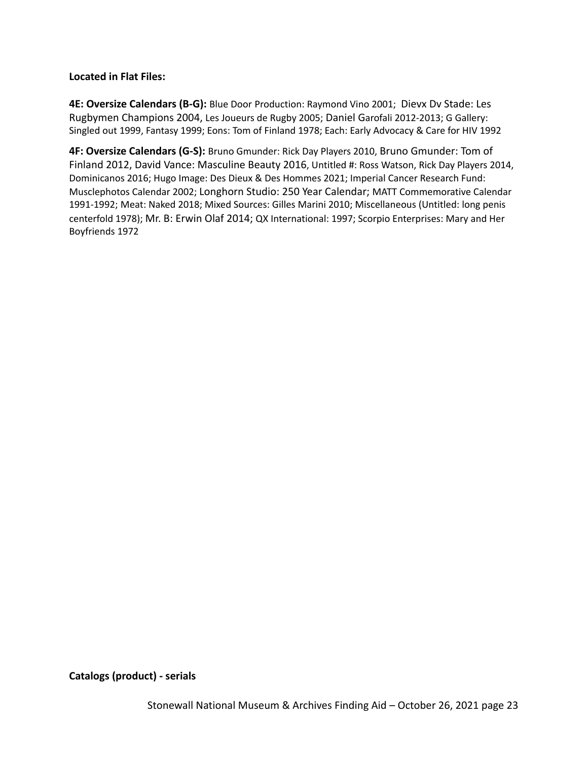**Located in Flat Files:**

**4E: Oversize Calendars (B-G):** Blue Door Production: Raymond Vino 2001; Dievx Dv Stade: Les Rugbymen Champions 2004, Les Joueurs de Rugby 2005; Daniel Garofali 2012-2013; G Gallery: Singled out 1999, Fantasy 1999; Eons: Tom of Finland 1978; Each: Early Advocacy & Care for HIV 1992

**4F: Oversize Calendars (G-S):** Bruno Gmunder: Rick Day Players 2010, Bruno Gmunder: Tom of Finland 2012, David Vance: Masculine Beauty 2016, Untitled #: Ross Watson, Rick Day Players 2014, Dominicanos 2016; Hugo Image: Des Dieux & Des Hommes 2021; Imperial Cancer Research Fund: Musclephotos Calendar 2002; Longhorn Studio: 250 Year Calendar; MATT Commemorative Calendar 1991-1992; Meat: Naked 2018; Mixed Sources: Gilles Marini 2010; Miscellaneous (Untitled: long penis centerfold 1978); Mr. B: Erwin Olaf 2014; QX International: 1997; Scorpio Enterprises: Mary and Her Boyfriends 1972

**Catalogs (product) - serials**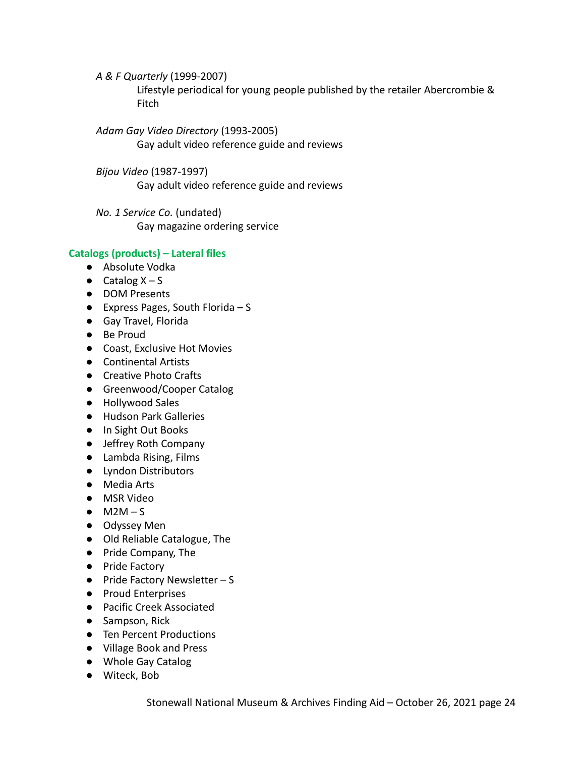*A & F Quarterly* (1999-2007)

Lifestyle periodical for young people published by the retailer Abercrombie & Fitch

*Adam Gay Video Directory* (1993-2005)

Gay adult video reference guide and reviews

*Bijou Video* (1987-1997)

Gay adult video reference guide and reviews

*No. 1 Service Co.* (undated)

Gay magazine ordering service

### Catalogs (products) – Lateral files

- Absolute Vodka
- Catalog X – S
- DOM Presents
- Express Pages, South Florida – S
- Gay Travel, Florida
- Be Proud
- Coast, Exclusive Hot Movies
- Continental Artists
- Creative Photo Crafts
- Greenwood/Cooper Catalog
- Hollywood Sales
- Hudson Park Galleries
- In Sight Out Books
- Jeffrey Roth Company
- Lambda Rising, Films
- Lyndon Distributors
- Media Arts
- MSR Video
- M2M – S
- Odyssey Men
- Old Reliable Catalogue, The
- Pride Company, The
- Pride Factory
- Pride Factory Newsletter – S
- Proud Enterprises
- Pacific Creek Associated
- Sampson, Rick
- Ten Percent Productions
- Village Book and Press
- Whole Gay Catalog
- Witeck, Bob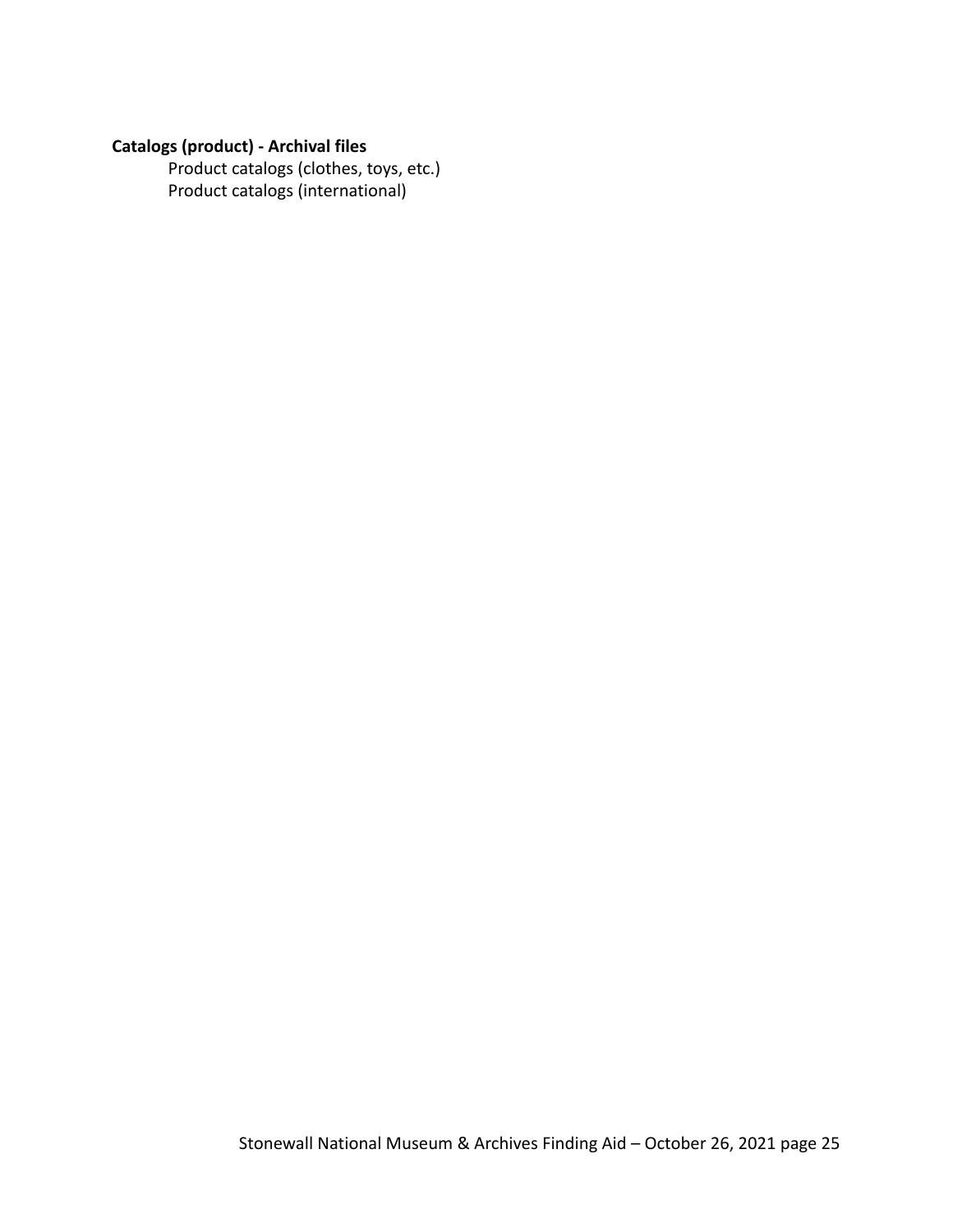**Catalogs (product) - Archival files**

Product catalogs (clothes, toys, etc.)
Product catalogs (international)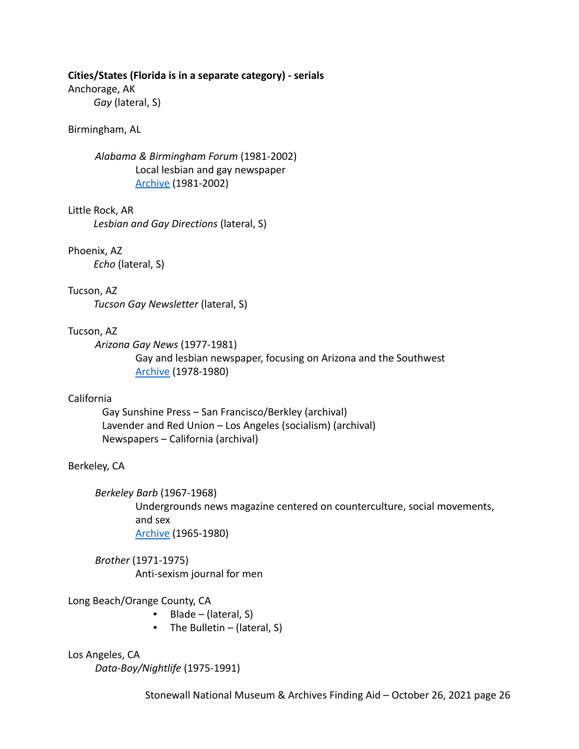**Cities/States (Florida is in a separate category) - serials**

Anchorage, AK

*Gay* (lateral, S)

Birmingham, AL

*Alabama & Birmingham Forum* (1981-2002)

Local lesbian and gay newspaper

Archive (1981-2002)

Little Rock, AR

*Lesbian and Gay Directions* (lateral, S)

Phoenix, AZ

*Echo* (lateral, S)

Tucson, AZ

*Tucson Gay Newsletter* (lateral, S)

Tucson, AZ

*Arizona Gay News* (1977-1981)

Gay and lesbian newspaper, focusing on Arizona and the Southwest

Archive (1978-1980)

California

Gay Sunshine Press – San Francisco/Berkley (archival)

Lavender and Red Union – Los Angeles (socialism) (archival)

Newspapers – California (archival)

Berkeley, CA

*Berkeley Barb* (1967-1968)

Undergrounds news magazine centered on counterculture, social movements, and sex

Archive (1965-1980)

*Brother* (1971-1975)

Anti-sexism journal for men

Long Beach/Orange County, CA

- Blade – (lateral, S)
- The Bulletin – (lateral, S)

Los Angeles, CA

*Data-Boy/Nightlife* (1975-1991)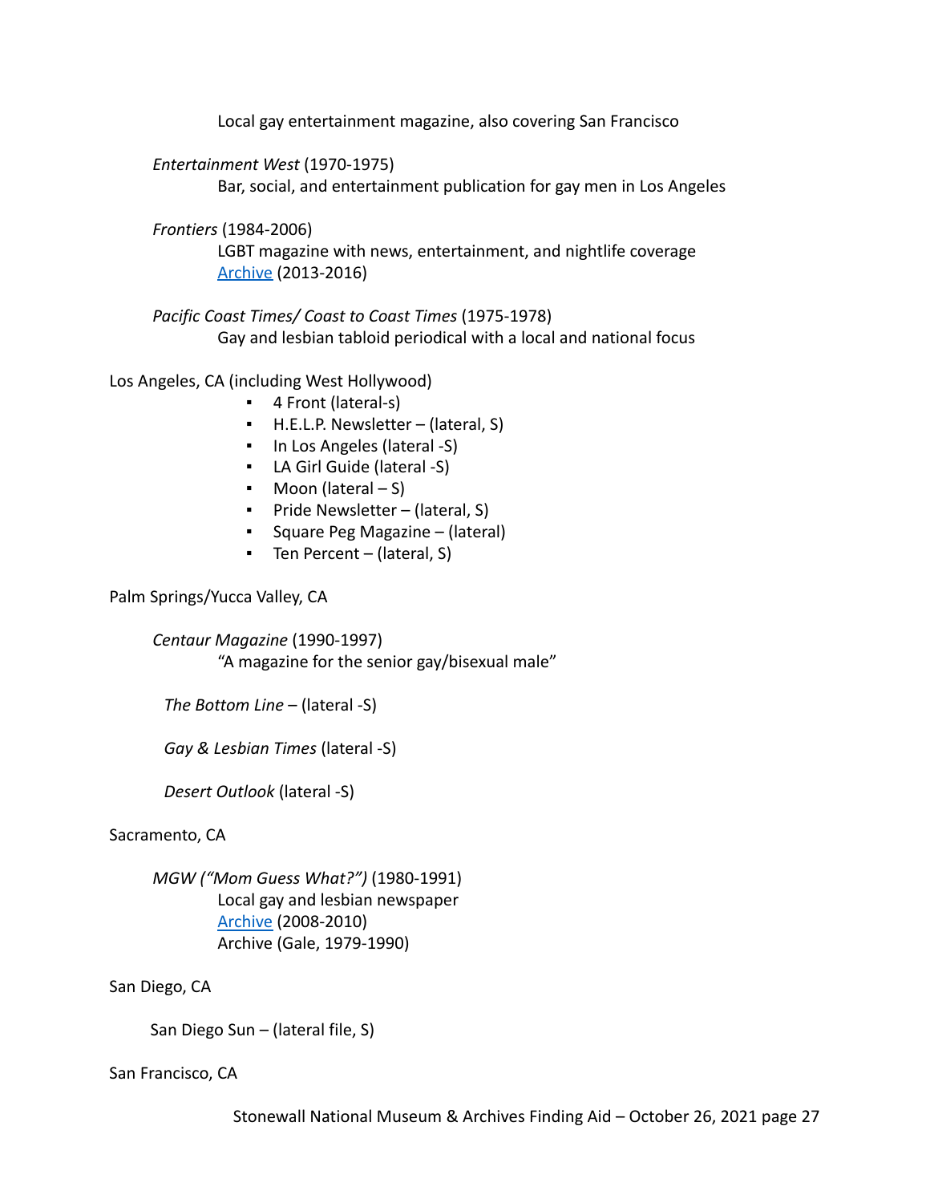Local gay entertainment magazine, also covering San Francisco

*Entertainment West* (1970-1975)
Bar, social, and entertainment publication for gay men in Los Angeles

*Frontiers* (1984-2006)
LGBT magazine with news, entertainment, and nightlife coverage
Archive (2013-2016)

*Pacific Coast Times/ Coast to Coast Times* (1975-1978)
Gay and lesbian tabloid periodical with a local and national focus

Los Angeles, CA (including West Hollywood)

- 4 Front (lateral-s)
- H.E.L.P. Newsletter – (lateral, S)
- In Los Angeles (lateral -S)
- LA Girl Guide (lateral -S)
- Moon (lateral – S)
- Pride Newsletter – (lateral, S)
- Square Peg Magazine – (lateral)
- Ten Percent – (lateral, S)

Palm Springs/Yucca Valley, CA

*Centaur Magazine* (1990-1997)
"A magazine for the senior gay/bisexual male"

*The Bottom Line* – (lateral -S)

*Gay & Lesbian Times* (lateral -S)

*Desert Outlook* (lateral -S)

Sacramento, CA

*MGW ("Mom Guess What?")* (1980-1991)
Local gay and lesbian newspaper
Archive (2008-2010)
Archive (Gale, 1979-1990)

San Diego, CA

San Diego Sun – (lateral file, S)

San Francisco, CA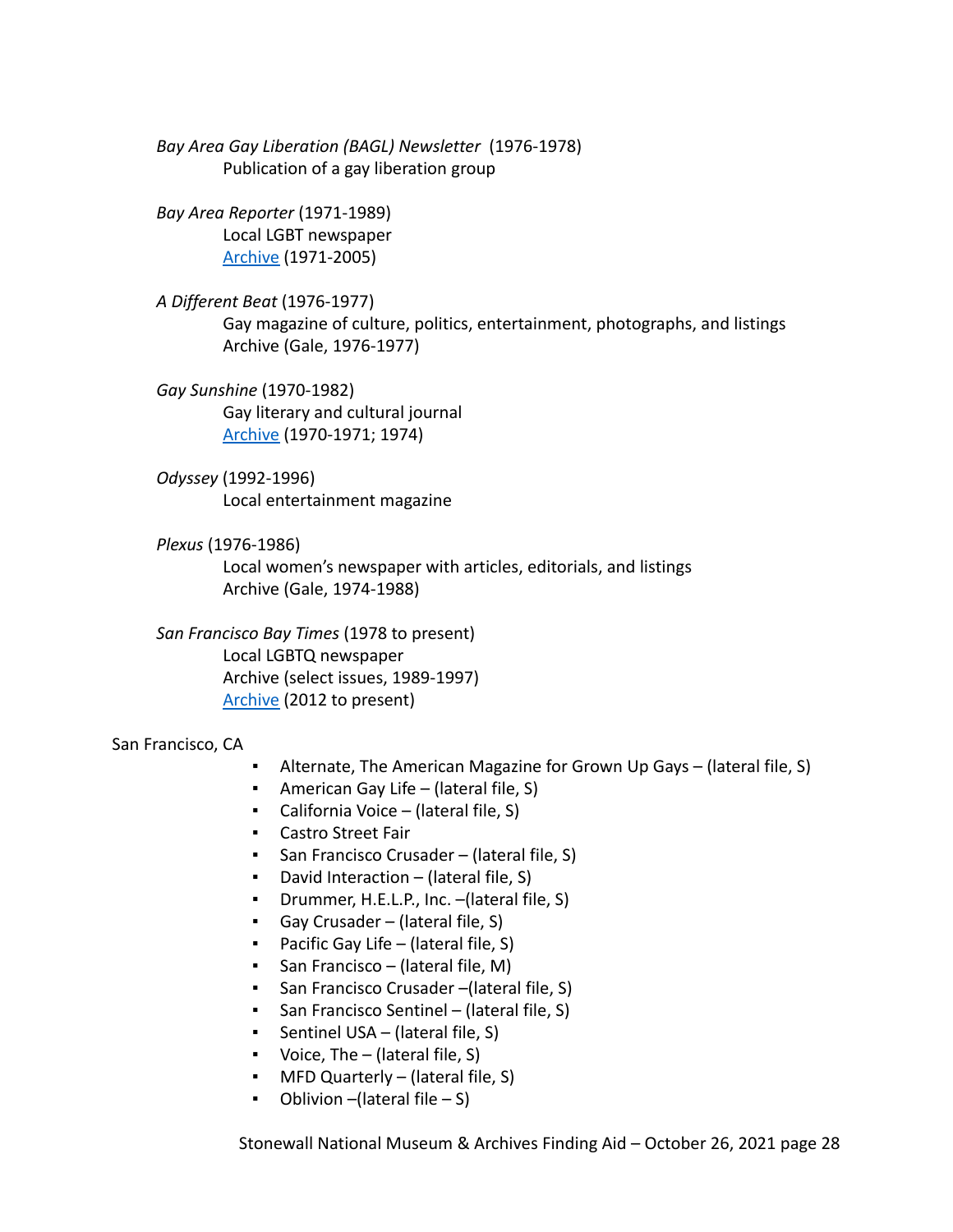*Bay Area Gay Liberation (BAGL) Newsletter* (1976-1978)
Publication of a gay liberation group

*Bay Area Reporter* (1971-1989)
Local LGBT newspaper
Archive (1971-2005)

*A Different Beat* (1976-1977)
Gay magazine of culture, politics, entertainment, photographs, and listings
Archive (Gale, 1976-1977)

*Gay Sunshine* (1970-1982)
Gay literary and cultural journal
Archive (1970-1971; 1974)

*Odyssey* (1992-1996)
Local entertainment magazine

*Plexus* (1976-1986)
Local women's newspaper with articles, editorials, and listings
Archive (Gale, 1974-1988)

*San Francisco Bay Times* (1978 to present)
Local LGBTQ newspaper
Archive (select issues, 1989-1997)
Archive (2012 to present)

San Francisco, CA

- Alternate, The American Magazine for Grown Up Gays – (lateral file, S)
- American Gay Life – (lateral file, S)
- California Voice – (lateral file, S)
- Castro Street Fair
- San Francisco Crusader – (lateral file, S)
- David Interaction – (lateral file, S)
- Drummer, H.E.L.P., Inc. –(lateral file, S)
- Gay Crusader – (lateral file, S)
- Pacific Gay Life – (lateral file, S)
- San Francisco – (lateral file, M)
- San Francisco Crusader –(lateral file, S)
- San Francisco Sentinel – (lateral file, S)
- Sentinel USA – (lateral file, S)
- Voice, The – (lateral file, S)
- MFD Quarterly – (lateral file, S)
- Oblivion –(lateral file – S)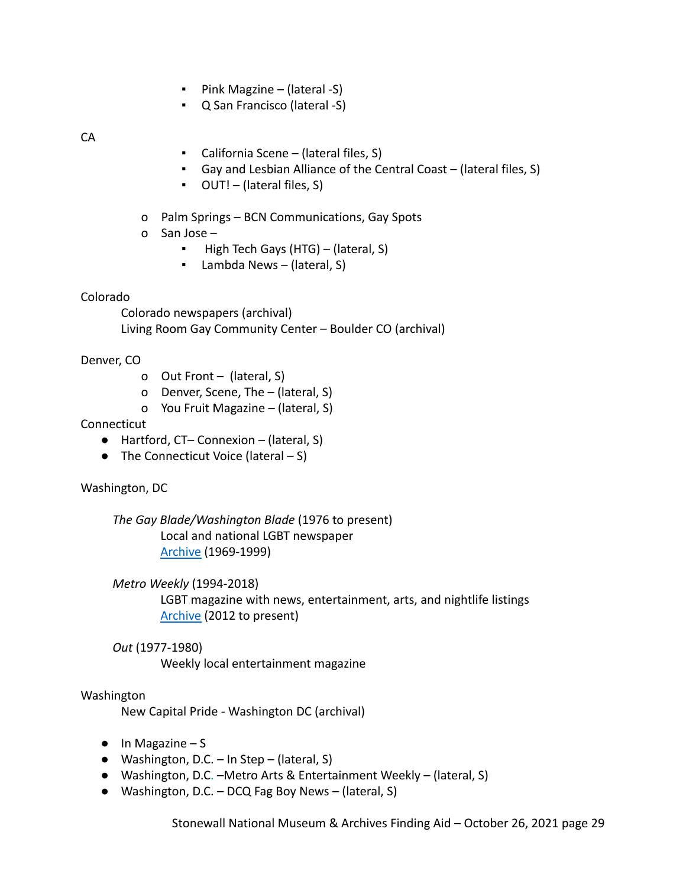- Pink Magzine – (lateral -S)
- Q San Francisco (lateral -S)

CA

- California Scene – (lateral files, S)
- Gay and Lesbian Alliance of the Central Coast – (lateral files, S)
- OUT! – (lateral files, S)

- Palm Springs – BCN Communications, Gay Spots
- San Jose –
  - High Tech Gays (HTG) – (lateral, S)
  - Lambda News – (lateral, S)

Colorado

Colorado newspapers (archival)
Living Room Gay Community Center – Boulder CO (archival)

Denver, CO

- Out Front – (lateral, S)
- Denver, Scene, The – (lateral, S)
- You Fruit Magazine – (lateral, S)

Connecticut

- Hartford, CT– Connexion – (lateral, S)
- The Connecticut Voice (lateral – S)

Washington, DC

*The Gay Blade/Washington Blade* (1976 to present)
Local and national LGBT newspaper
Archive (1969-1999)

*Metro Weekly* (1994-2018)
LGBT magazine with news, entertainment, arts, and nightlife listings
Archive (2012 to present)

*Out* (1977-1980)
Weekly local entertainment magazine

Washington

New Capital Pride - Washington DC (archival)

- In Magazine – S
- Washington, D.C. – In Step – (lateral, S)
- Washington, D.C. –Metro Arts & Entertainment Weekly – (lateral, S)
- Washington, D.C. – DCQ Fag Boy News – (lateral, S)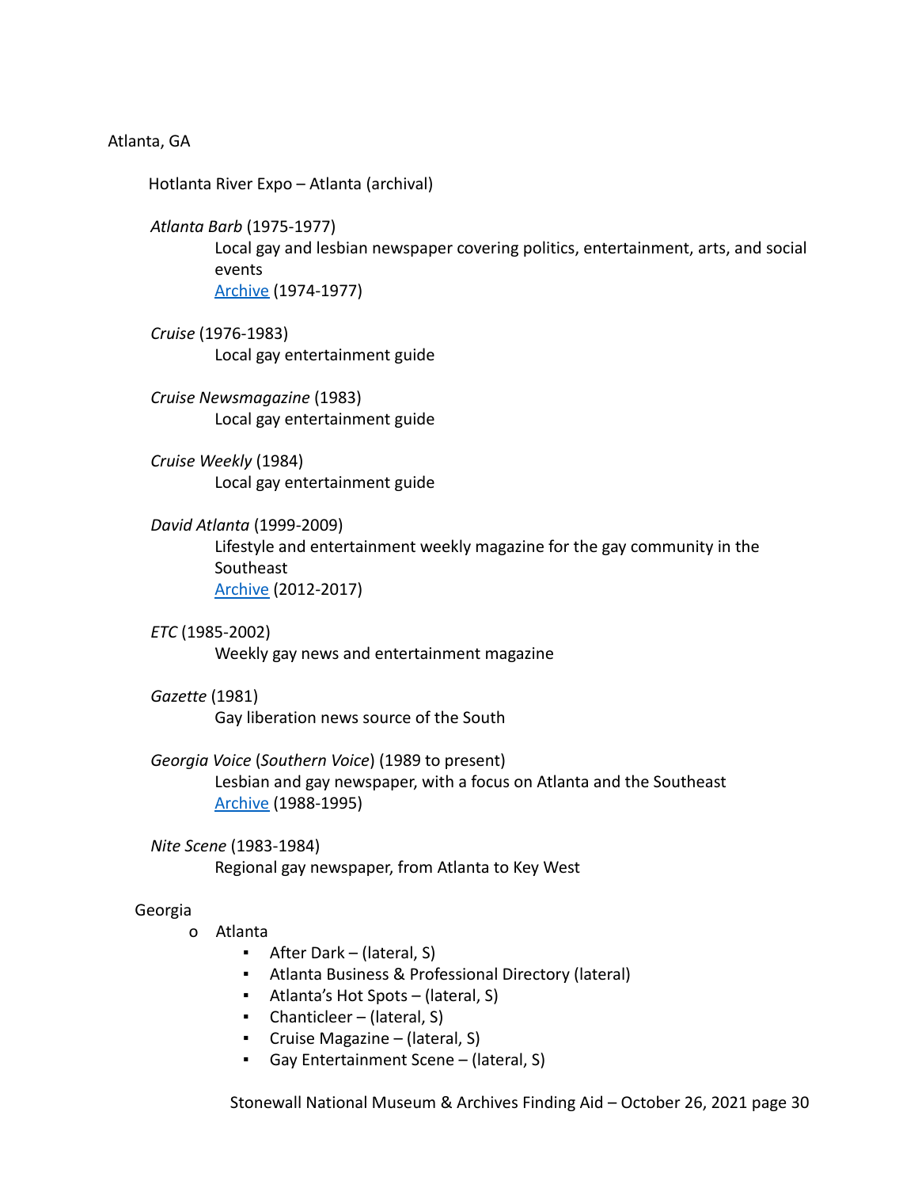Atlanta, GA

Hotlanta River Expo – Atlanta (archival)

*Atlanta Barb* (1975-1977)
Local gay and lesbian newspaper covering politics, entertainment, arts, and social events
Archive (1974-1977)

*Cruise* (1976-1983)
Local gay entertainment guide

*Cruise Newsmagazine* (1983)
Local gay entertainment guide

*Cruise Weekly* (1984)
Local gay entertainment guide

*David Atlanta* (1999-2009)
Lifestyle and entertainment weekly magazine for the gay community in the Southeast
Archive (2012-2017)

*ETC* (1985-2002)
Weekly gay news and entertainment magazine

*Gazette* (1981)
Gay liberation news source of the South

*Georgia Voice* (*Southern Voice*) (1989 to present)
Lesbian and gay newspaper, with a focus on Atlanta and the Southeast
Archive (1988-1995)

*Nite Scene* (1983-1984)
Regional gay newspaper, from Atlanta to Key West

Georgia

- Atlanta
  - After Dark – (lateral, S)
  - Atlanta Business & Professional Directory (lateral)
  - Atlanta's Hot Spots – (lateral, S)
  - Chanticleer – (lateral, S)
  - Cruise Magazine – (lateral, S)
  - Gay Entertainment Scene – (lateral, S)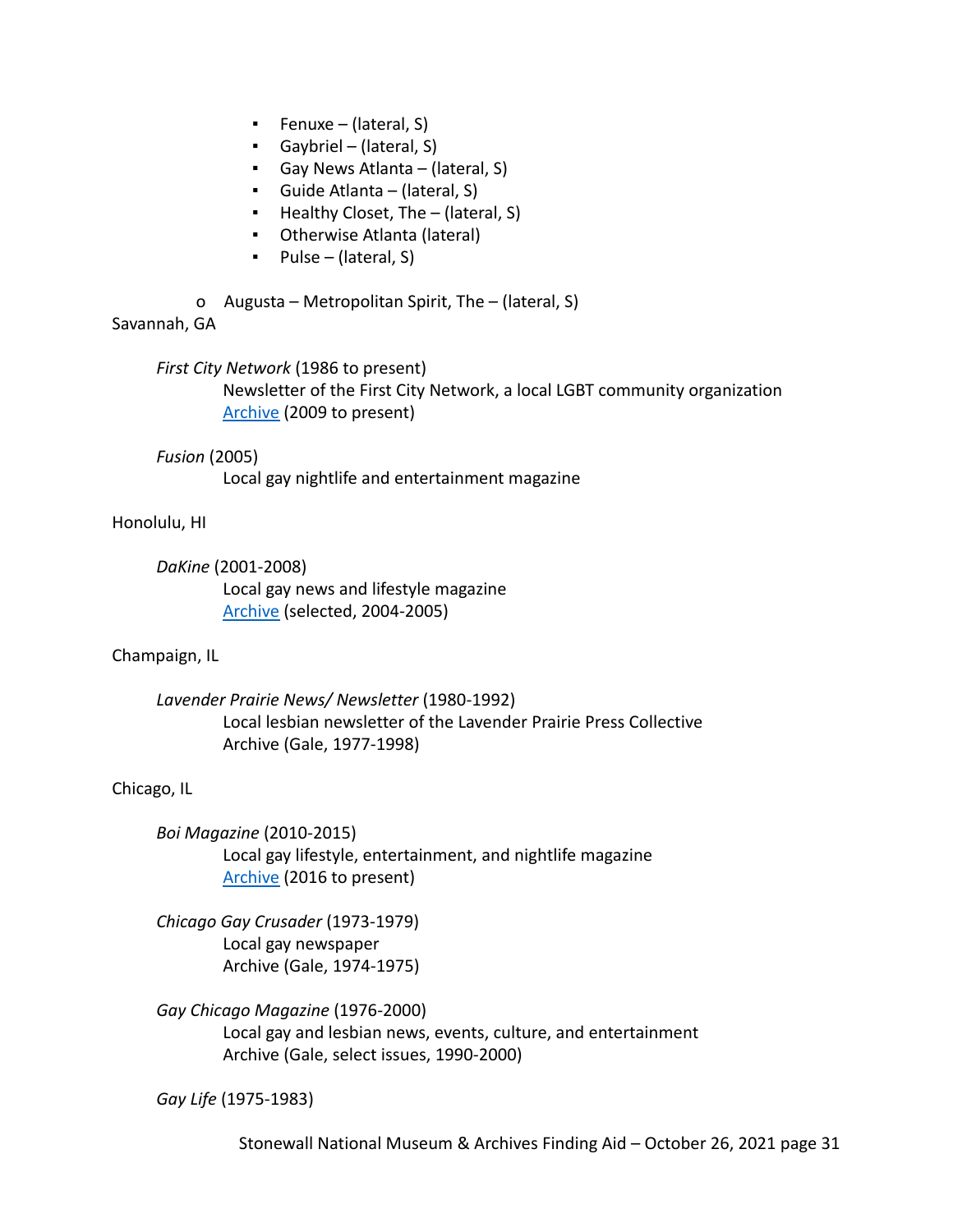- Fenuxe – (lateral, S)
    - Gaybriel – (lateral, S)
    - Gay News Atlanta – (lateral, S)
    - Guide Atlanta – (lateral, S)
    - Healthy Closet, The – (lateral, S)
    - Otherwise Atlanta (lateral)
    - Pulse – (lateral, S)

- Augusta – Metropolitan Spirit, The – (lateral, S)

Savannah, GA

*First City Network* (1986 to present)
Newsletter of the First City Network, a local LGBT community organization
Archive (2009 to present)

*Fusion* (2005)
Local gay nightlife and entertainment magazine

Honolulu, HI

*DaKine* (2001-2008)
Local gay news and lifestyle magazine
Archive (selected, 2004-2005)

Champaign, IL

*Lavender Prairie News/ Newsletter* (1980-1992)
Local lesbian newsletter of the Lavender Prairie Press Collective
Archive (Gale, 1977-1998)

Chicago, IL

*Boi Magazine* (2010-2015)
Local gay lifestyle, entertainment, and nightlife magazine
Archive (2016 to present)

*Chicago Gay Crusader* (1973-1979)
Local gay newspaper
Archive (Gale, 1974-1975)

*Gay Chicago Magazine* (1976-2000)
Local gay and lesbian news, events, culture, and entertainment
Archive (Gale, select issues, 1990-2000)

*Gay Life* (1975-1983)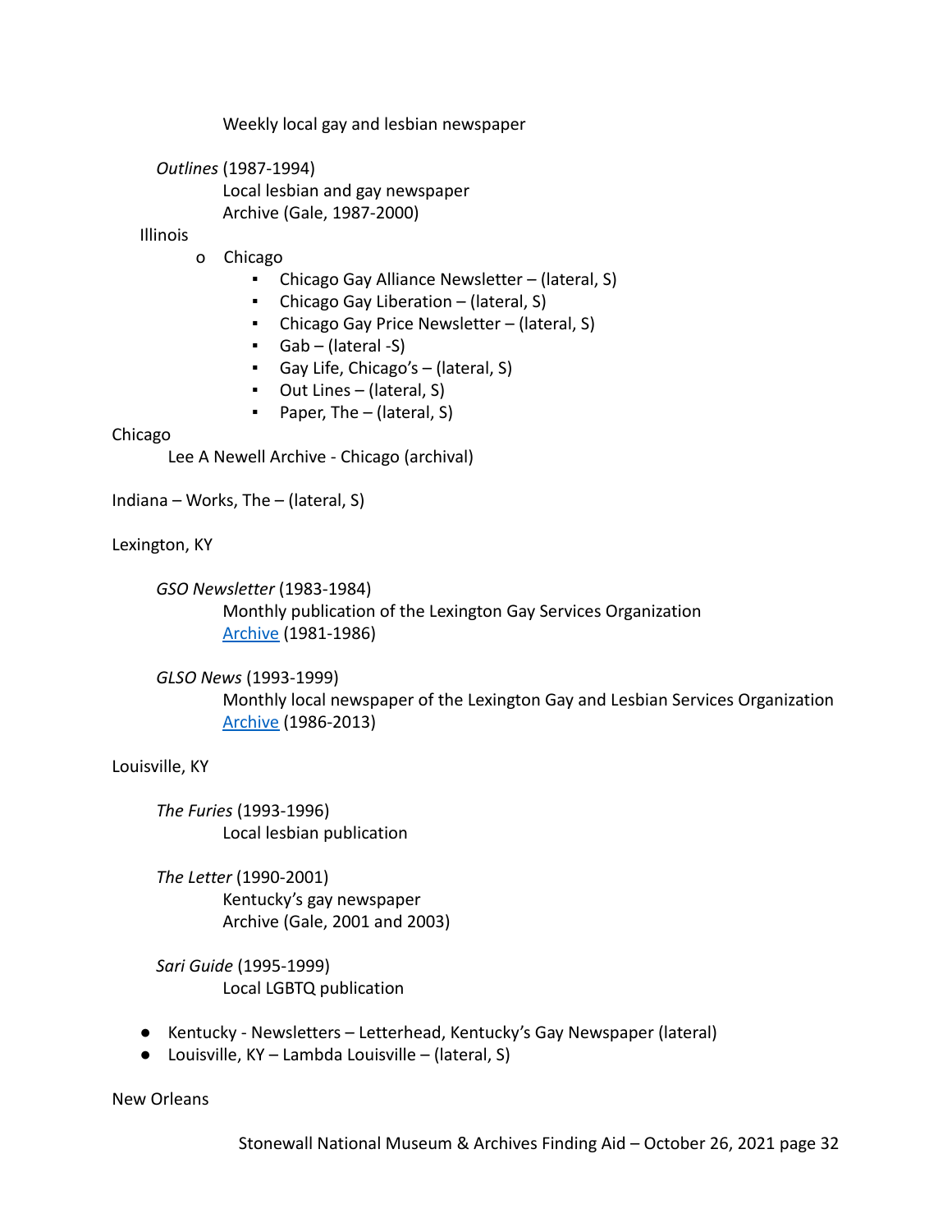Weekly local gay and lesbian newspaper

*Outlines* (1987-1994)
Local lesbian and gay newspaper
Archive (Gale, 1987-2000)

Illinois

- Chicago
    - Chicago Gay Alliance Newsletter – (lateral, S)
    - Chicago Gay Liberation – (lateral, S)
    - Chicago Gay Price Newsletter – (lateral, S)
    - Gab – (lateral -S)
    - Gay Life, Chicago's – (lateral, S)
    - Out Lines – (lateral, S)
    - Paper, The – (lateral, S)

Chicago

Lee A Newell Archive - Chicago (archival)

Indiana – Works, The – (lateral, S)

Lexington, KY

*GSO Newsletter* (1983-1984)
Monthly publication of the Lexington Gay Services Organization
Archive (1981-1986)

*GLSO News* (1993-1999)
Monthly local newspaper of the Lexington Gay and Lesbian Services Organization
Archive (1986-2013)

Louisville, KY

*The Furies* (1993-1996)
Local lesbian publication

*The Letter* (1990-2001)
Kentucky's gay newspaper
Archive (Gale, 2001 and 2003)

*Sari Guide* (1995-1999)
Local LGBTQ publication

- Kentucky - Newsletters – Letterhead, Kentucky's Gay Newspaper (lateral)
- Louisville, KY – Lambda Louisville – (lateral, S)

New Orleans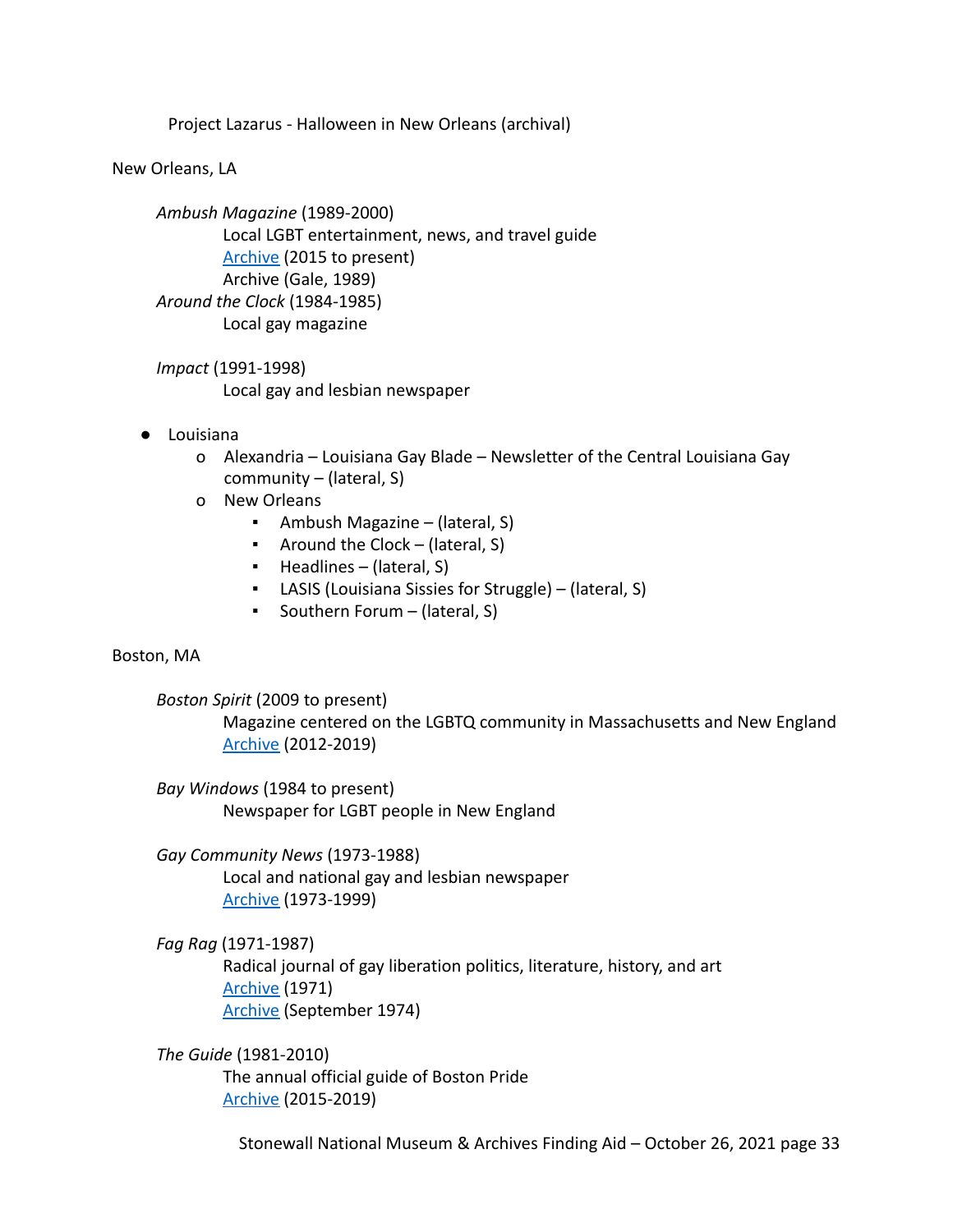Project Lazarus - Halloween in New Orleans (archival)

New Orleans, LA

*Ambush Magazine* (1989-2000)
Local LGBT entertainment, news, and travel guide
Archive (2015 to present)
Archive (Gale, 1989)

*Around the Clock* (1984-1985)
Local gay magazine

*Impact* (1991-1998)
Local gay and lesbian newspaper

- Louisiana
  - Alexandria – Louisiana Gay Blade – Newsletter of the Central Louisiana Gay community – (lateral, S)
  - New Orleans
    - Ambush Magazine – (lateral, S)
    - Around the Clock – (lateral, S)
    - Headlines – (lateral, S)
    - LASIS (Louisiana Sissies for Struggle) – (lateral, S)
    - Southern Forum – (lateral, S)

Boston, MA

*Boston Spirit* (2009 to present)
Magazine centered on the LGBTQ community in Massachusetts and New England
Archive (2012-2019)

*Bay Windows* (1984 to present)
Newspaper for LGBT people in New England

*Gay Community News* (1973-1988)
Local and national gay and lesbian newspaper
Archive (1973-1999)

*Fag Rag* (1971-1987)
Radical journal of gay liberation politics, literature, history, and art
Archive (1971)
Archive (September 1974)

*The Guide* (1981-2010)
The annual official guide of Boston Pride
Archive (2015-2019)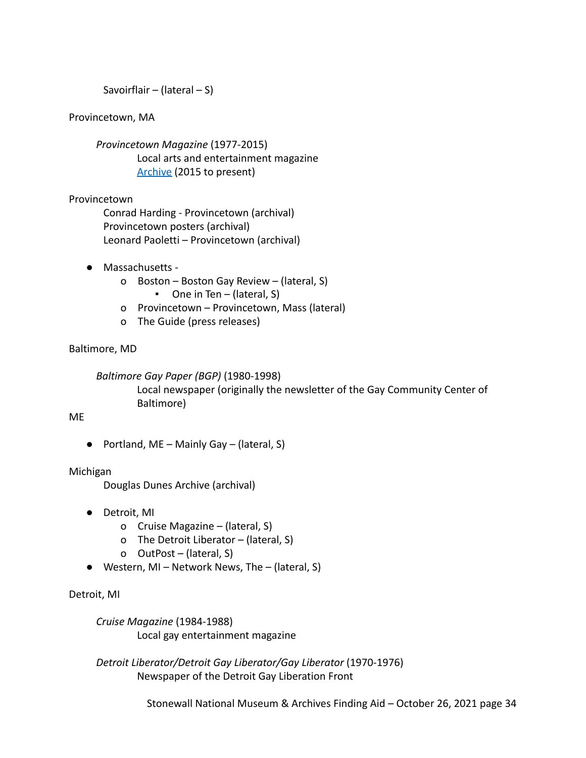Savoirflair – (lateral – S)

Provincetown, MA

*Provincetown Magazine* (1977-2015)
Local arts and entertainment magazine
[Archive](#) (2015 to present)

Provincetown
Conrad Harding - Provincetown (archival)
Provincetown posters (archival)
Leonard Paoletti – Provincetown (archival)

- Massachusetts -
  - Boston – Boston Gay Review – (lateral, S)
    - One in Ten – (lateral, S)
  - Provincetown – Provincetown, Mass (lateral)
  - The Guide (press releases)

Baltimore, MD

*Baltimore Gay Paper (BGP)* (1980-1998)
Local newspaper (originally the newsletter of the Gay Community Center of Baltimore)

ME

- Portland, ME – Mainly Gay – (lateral, S)

Michigan
Douglas Dunes Archive (archival)

- Detroit, MI
  - Cruise Magazine – (lateral, S)
  - The Detroit Liberator – (lateral, S)
  - OutPost – (lateral, S)
- Western, MI – Network News, The – (lateral, S)

Detroit, MI

*Cruise Magazine* (1984-1988)
Local gay entertainment magazine

*Detroit Liberator/Detroit Gay Liberator/Gay Liberator* (1970-1976)
Newspaper of the Detroit Gay Liberation Front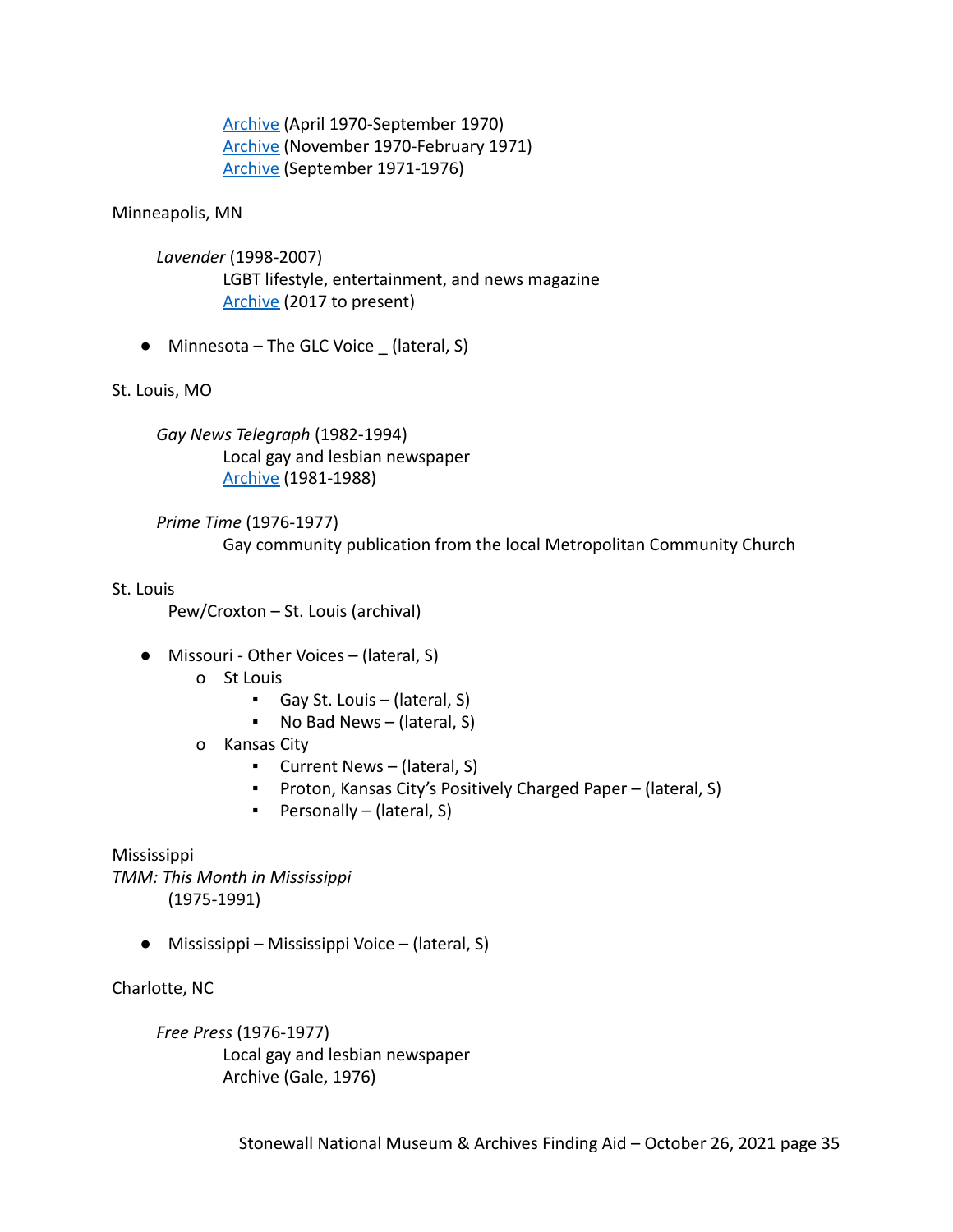Archive (April 1970-September 1970)
Archive (November 1970-February 1971)
Archive (September 1971-1976)

Minneapolis, MN

*Lavender* (1998-2007)
LGBT lifestyle, entertainment, and news magazine
Archive (2017 to present)

- Minnesota – The GLC Voice _ (lateral, S)

St. Louis, MO

*Gay News Telegraph* (1982-1994)
Local gay and lesbian newspaper
Archive (1981-1988)

*Prime Time* (1976-1977)
Gay community publication from the local Metropolitan Community Church

St. Louis
Pew/Croxton – St. Louis (archival)

- Missouri - Other Voices – (lateral, S)
  - St Louis
    - Gay St. Louis – (lateral, S)
    - No Bad News – (lateral, S)
  - Kansas City
    - Current News – (lateral, S)
    - Proton, Kansas City's Positively Charged Paper – (lateral, S)
    - Personally – (lateral, S)

Mississippi
*TMM: This Month in Mississippi*
(1975-1991)

- Mississippi – Mississippi Voice – (lateral, S)

Charlotte, NC

*Free Press* (1976-1977)
Local gay and lesbian newspaper
Archive (Gale, 1976)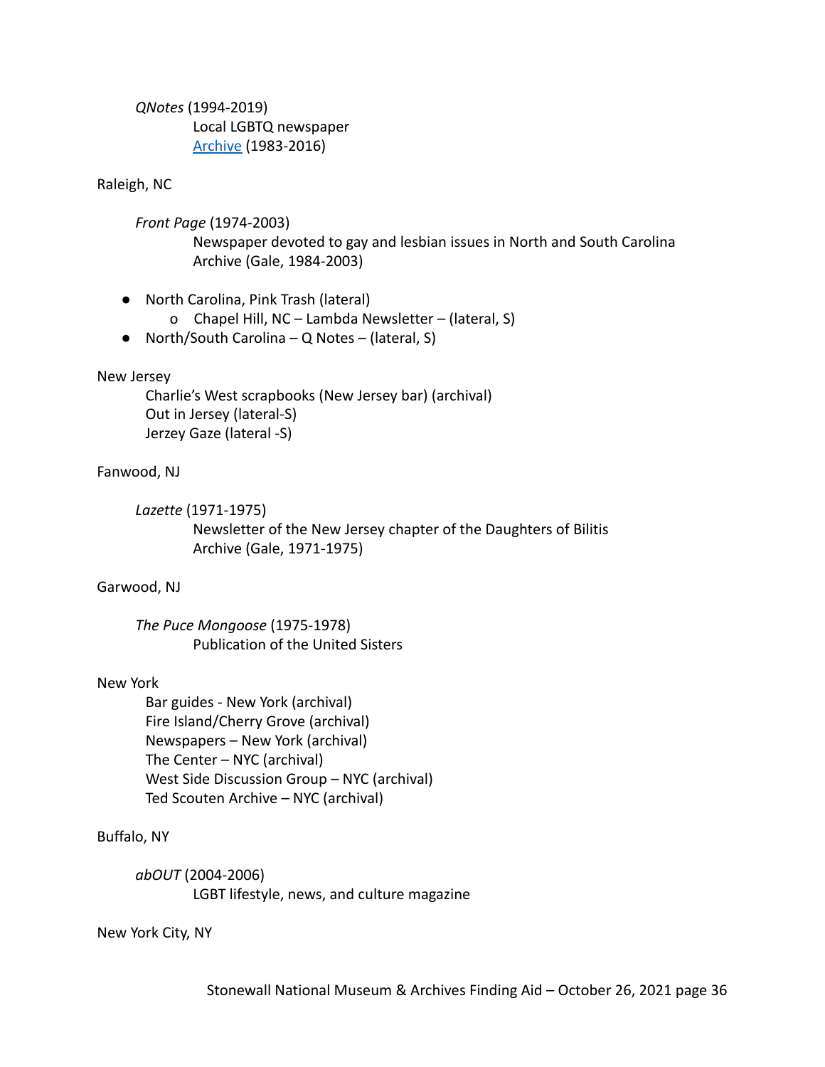*QNotes* (1994-2019)
Local LGBTQ newspaper
[Archive](#) (1983-2016)

Raleigh, NC

*Front Page* (1974-2003)
Newspaper devoted to gay and lesbian issues in North and South Carolina
Archive (Gale, 1984-2003)

- North Carolina, Pink Trash (lateral)
    - Chapel Hill, NC – Lambda Newsletter – (lateral, S)
- North/South Carolina – Q Notes – (lateral, S)

New Jersey

Charlie's West scrapbooks (New Jersey bar) (archival)
Out in Jersey (lateral-S)
Jerzey Gaze (lateral -S)

Fanwood, NJ

*Lazette* (1971-1975)
Newsletter of the New Jersey chapter of the Daughters of Bilitis
Archive (Gale, 1971-1975)

Garwood, NJ

*The Puce Mongoose* (1975-1978)
Publication of the United Sisters

New York

Bar guides - New York (archival)
Fire Island/Cherry Grove (archival)
Newspapers – New York (archival)
The Center – NYC (archival)
West Side Discussion Group – NYC (archival)
Ted Scouten Archive – NYC (archival)

Buffalo, NY

*abOUT* (2004-2006)
LGBT lifestyle, news, and culture magazine

New York City, NY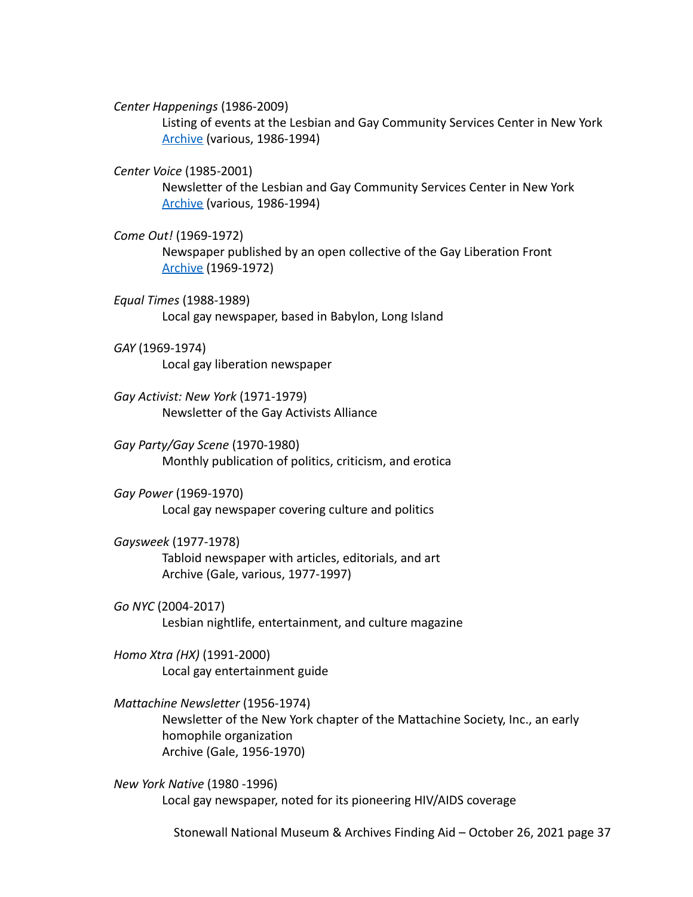*Center Happenings* (1986-2009)

Listing of events at the Lesbian and Gay Community Services Center in New York
Archive (various, 1986-1994)

*Center Voice* (1985-2001)

Newsletter of the Lesbian and Gay Community Services Center in New York
Archive (various, 1986-1994)

*Come Out!* (1969-1972)

Newspaper published by an open collective of the Gay Liberation Front
Archive (1969-1972)

*Equal Times* (1988-1989)

Local gay newspaper, based in Babylon, Long Island

*GAY* (1969-1974)

Local gay liberation newspaper

*Gay Activist: New York* (1971-1979)

Newsletter of the Gay Activists Alliance

*Gay Party/Gay Scene* (1970-1980)

Monthly publication of politics, criticism, and erotica

*Gay Power* (1969-1970)

Local gay newspaper covering culture and politics

*Gaysweek* (1977-1978)

Tabloid newspaper with articles, editorials, and art
Archive (Gale, various, 1977-1997)

*Go NYC* (2004-2017)

Lesbian nightlife, entertainment, and culture magazine

*Homo Xtra (HX)* (1991-2000)

Local gay entertainment guide

*Mattachine Newsletter* (1956-1974)

Newsletter of the New York chapter of the Mattachine Society, Inc., an early homophile organization
Archive (Gale, 1956-1970)

*New York Native* (1980 -1996)

Local gay newspaper, noted for its pioneering HIV/AIDS coverage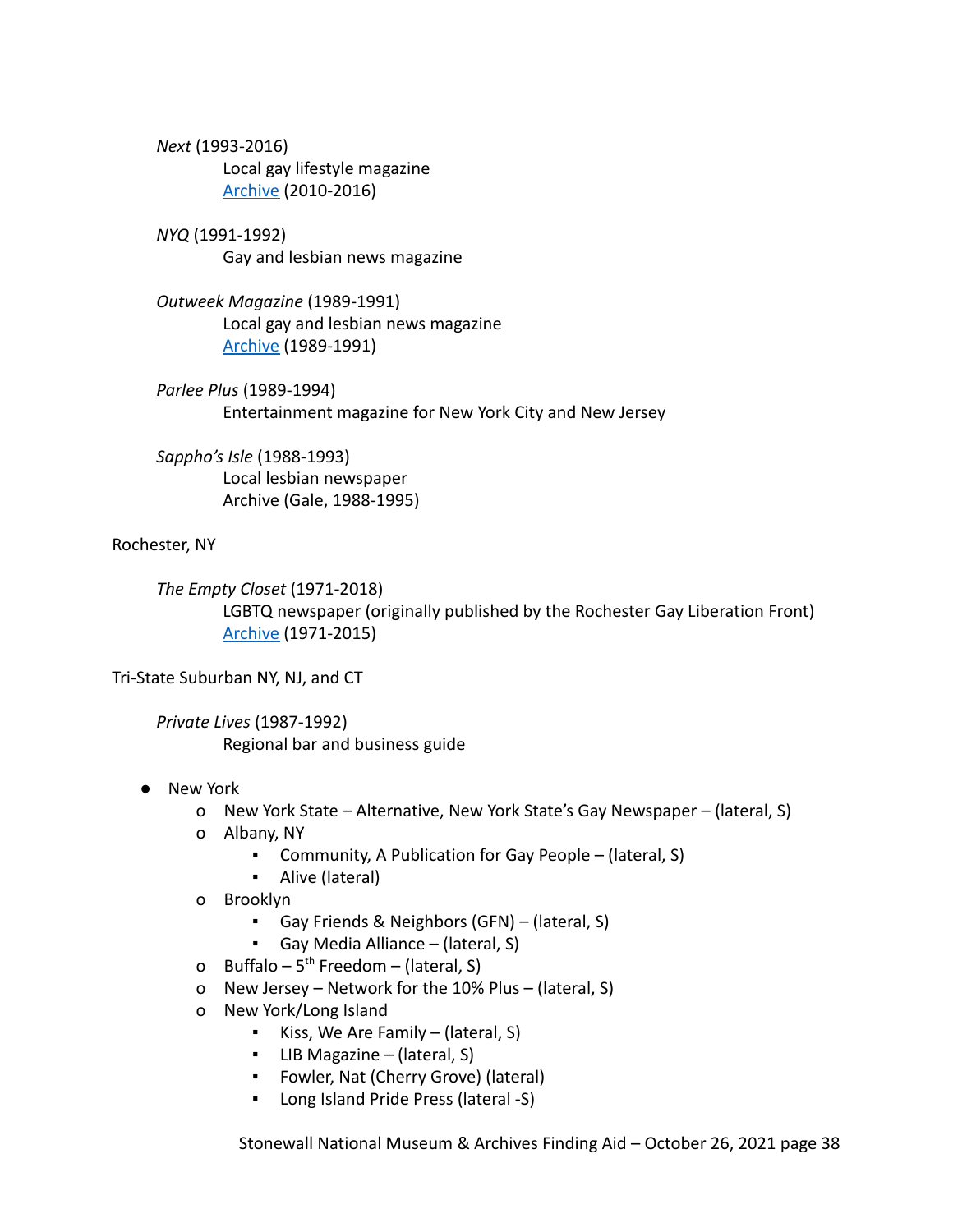*Next* (1993-2016)

Local gay lifestyle magazine

Archive (2010-2016)

*NYQ* (1991-1992)

Gay and lesbian news magazine

*Outweek Magazine* (1989-1991)

Local gay and lesbian news magazine

Archive (1989-1991)

*Parlee Plus* (1989-1994)

Entertainment magazine for New York City and New Jersey

*Sappho's Isle* (1988-1993)

Local lesbian newspaper

Archive (Gale, 1988-1995)

Rochester, NY

*The Empty Closet* (1971-2018)

LGBTQ newspaper (originally published by the Rochester Gay Liberation Front)

Archive (1971-2015)

Tri-State Suburban NY, NJ, and CT

*Private Lives* (1987-1992)

Regional bar and business guide

- New York
  - New York State – Alternative, New York State's Gay Newspaper – (lateral, S)
  - Albany, NY
    - Community, A Publication for Gay People – (lateral, S)
    - Alive (lateral)
  - Brooklyn
    - Gay Friends & Neighbors (GFN) – (lateral, S)
    - Gay Media Alliance – (lateral, S)
  - Buffalo – 5th Freedom – (lateral, S)
  - New Jersey – Network for the 10% Plus – (lateral, S)
  - New York/Long Island
    - Kiss, We Are Family – (lateral, S)
    - LIB Magazine – (lateral, S)
    - Fowler, Nat (Cherry Grove) (lateral)
    - Long Island Pride Press (lateral -S)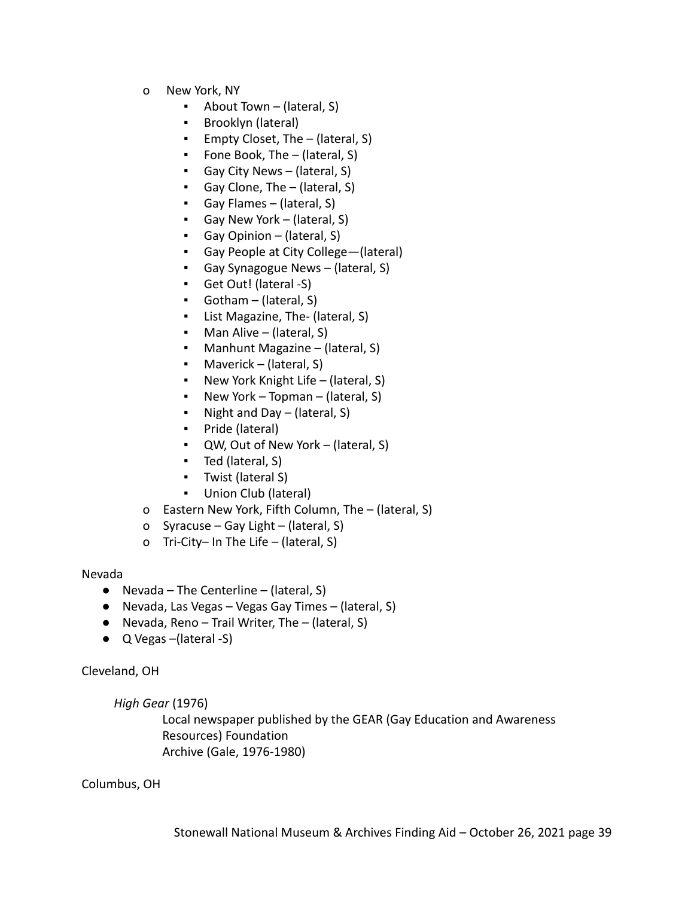- New York, NY
    - About Town – (lateral, S)
    - Brooklyn (lateral)
    - Empty Closet, The – (lateral, S)
    - Fone Book, The – (lateral, S)
    - Gay City News – (lateral, S)
    - Gay Clone, The – (lateral, S)
    - Gay Flames – (lateral, S)
    - Gay New York – (lateral, S)
    - Gay Opinion – (lateral, S)
    - Gay People at City College—(lateral)
    - Gay Synagogue News – (lateral, S)
    - Get Out! (lateral -S)
    - Gotham – (lateral, S)
    - List Magazine, The- (lateral, S)
    - Man Alive – (lateral, S)
    - Manhunt Magazine – (lateral, S)
    - Maverick – (lateral, S)
    - New York Knight Life – (lateral, S)
    - New York – Topman – (lateral, S)
    - Night and Day – (lateral, S)
    - Pride (lateral)
    - QW, Out of New York – (lateral, S)
    - Ted (lateral, S)
    - Twist (lateral S)
    - Union Club (lateral)
- Eastern New York, Fifth Column, The – (lateral, S)
- Syracuse – Gay Light – (lateral, S)
- Tri-City– In The Life – (lateral, S)

Nevada

- Nevada – The Centerline – (lateral, S)
- Nevada, Las Vegas – Vegas Gay Times – (lateral, S)
- Nevada, Reno – Trail Writer, The – (lateral, S)
- Q Vegas –(lateral -S)

Cleveland, OH

*High Gear* (1976)

Local newspaper published by the GEAR (Gay Education and Awareness Resources) Foundation
Archive (Gale, 1976-1980)

Columbus, OH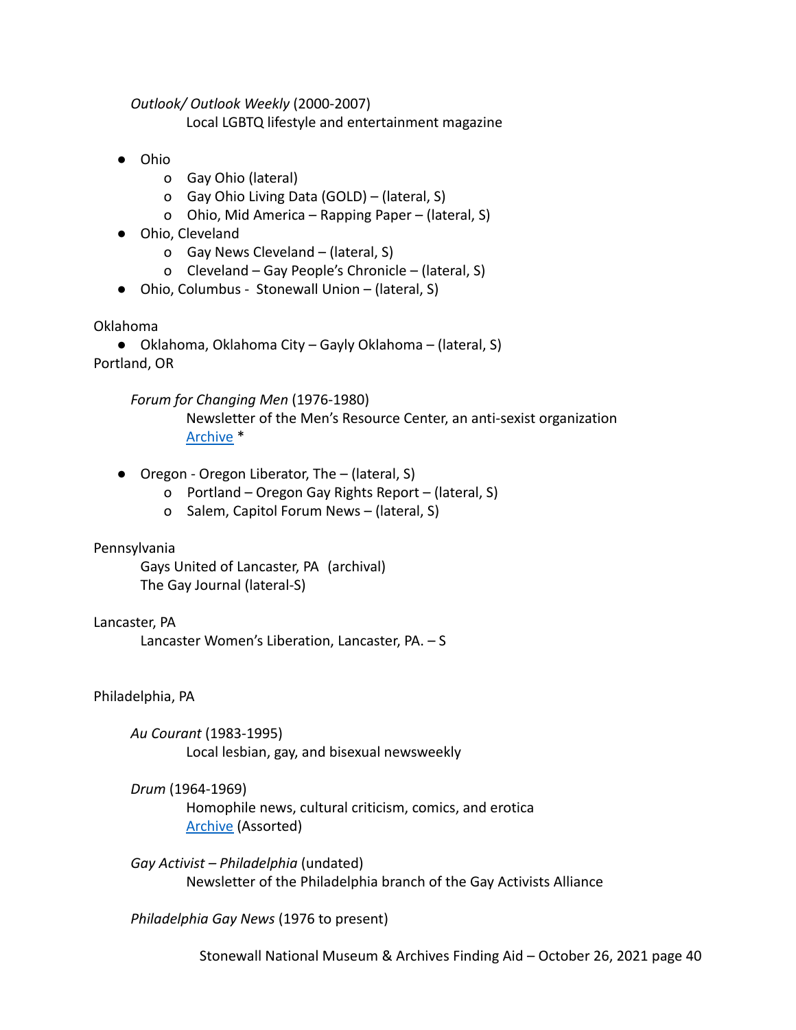*Outlook/ Outlook Weekly* (2000-2007)

Local LGBTQ lifestyle and entertainment magazine

- Ohio
  - Gay Ohio (lateral)
  - Gay Ohio Living Data (GOLD) – (lateral, S)
  - Ohio, Mid America – Rapping Paper – (lateral, S)
- Ohio, Cleveland
  - Gay News Cleveland – (lateral, S)
  - Cleveland – Gay People's Chronicle – (lateral, S)
- Ohio, Columbus - Stonewall Union – (lateral, S)

Oklahoma

- Oklahoma, Oklahoma City – Gayly Oklahoma – (lateral, S)

Portland, OR

*Forum for Changing Men* (1976-1980)

Newsletter of the Men's Resource Center, an anti-sexist organization

Archive *

- Oregon - Oregon Liberator, The – (lateral, S)
  - Portland – Oregon Gay Rights Report – (lateral, S)
  - Salem, Capitol Forum News – (lateral, S)

Pennsylvania

Gays United of Lancaster, PA (archival)

The Gay Journal (lateral-S)

Lancaster, PA

Lancaster Women's Liberation, Lancaster, PA. – S

Philadelphia, PA

*Au Courant* (1983-1995)

Local lesbian, gay, and bisexual newsweekly

*Drum* (1964-1969)

Homophile news, cultural criticism, comics, and erotica

Archive (Assorted)

*Gay Activist – Philadelphia* (undated)

Newsletter of the Philadelphia branch of the Gay Activists Alliance

*Philadelphia Gay News* (1976 to present)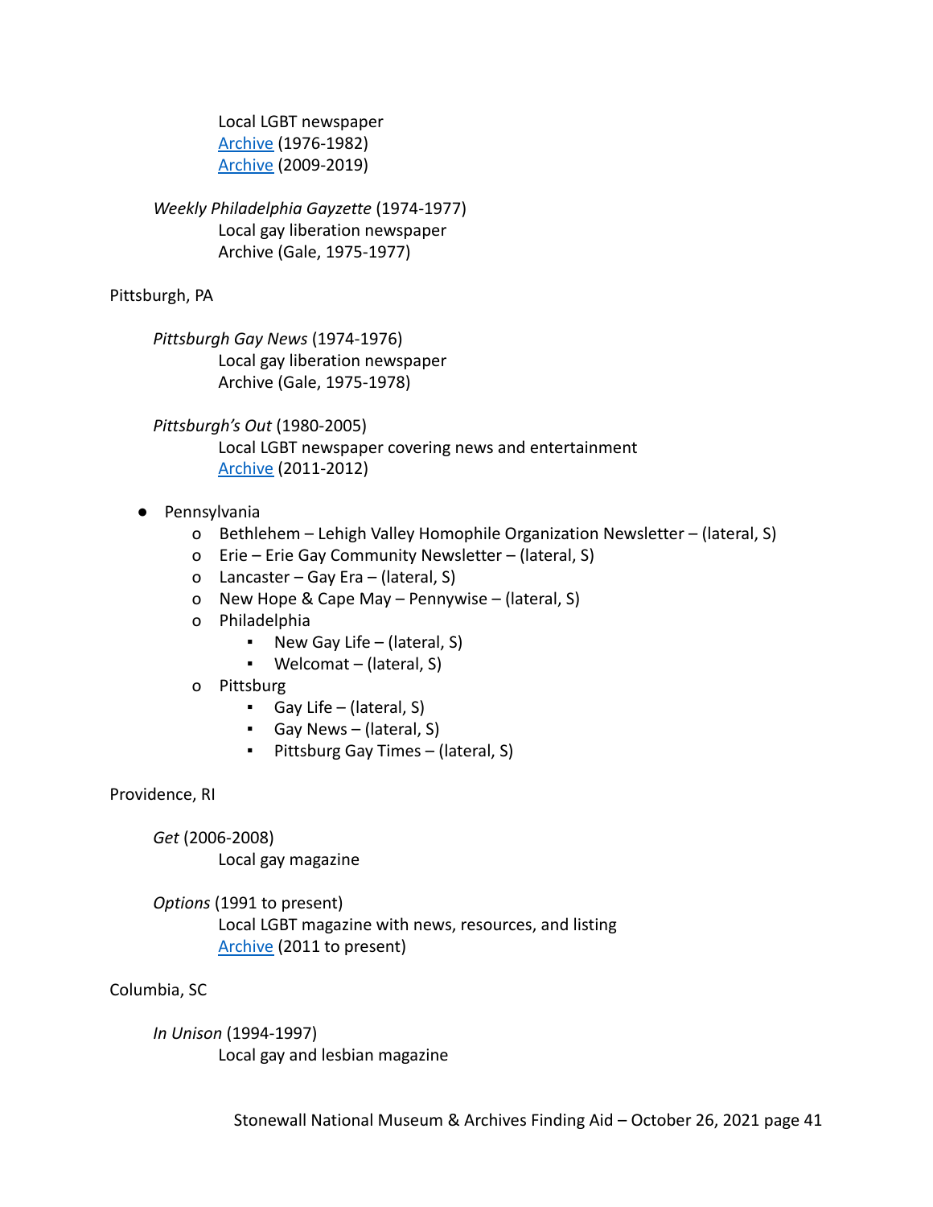Local LGBT newspaper
Archive (1976-1982)
Archive (2009-2019)

*Weekly Philadelphia Gayzette* (1974-1977)
Local gay liberation newspaper
Archive (Gale, 1975-1977)

Pittsburgh, PA

*Pittsburgh Gay News* (1974-1976)
Local gay liberation newspaper
Archive (Gale, 1975-1978)

*Pittsburgh's Out* (1980-2005)
Local LGBT newspaper covering news and entertainment
Archive (2011-2012)

- Pennsylvania
  - Bethlehem – Lehigh Valley Homophile Organization Newsletter – (lateral, S)
  - Erie – Erie Gay Community Newsletter – (lateral, S)
  - Lancaster – Gay Era – (lateral, S)
  - New Hope & Cape May – Pennywise – (lateral, S)
  - Philadelphia
    - New Gay Life – (lateral, S)
    - Welcomat – (lateral, S)
  - Pittsburg
    - Gay Life – (lateral, S)
    - Gay News – (lateral, S)
    - Pittsburg Gay Times – (lateral, S)

Providence, RI

*Get* (2006-2008)
Local gay magazine

*Options* (1991 to present)
Local LGBT magazine with news, resources, and listing
Archive (2011 to present)

Columbia, SC

*In Unison* (1994-1997)
Local gay and lesbian magazine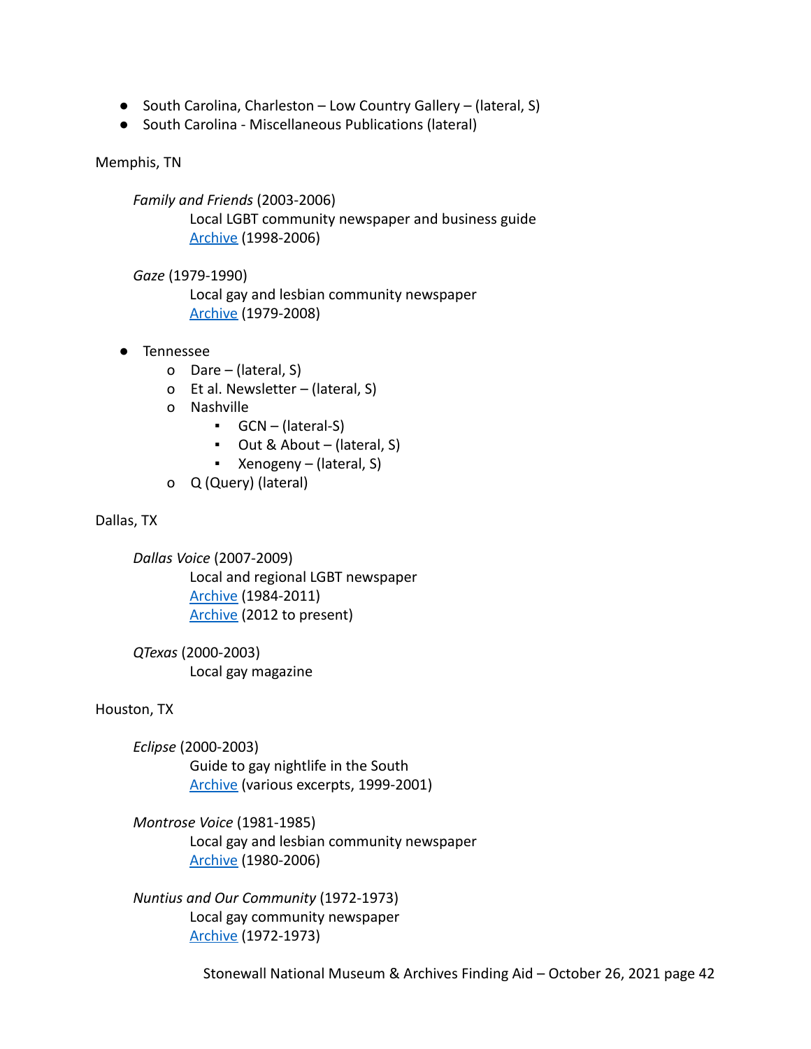- South Carolina, Charleston – Low Country Gallery – (lateral, S)
- South Carolina - Miscellaneous Publications (lateral)

Memphis, TN

> *Family and Friends* (2003-2006)
>
> > Local LGBT community newspaper and business guide
> > Archive (1998-2006)
>
> *Gaze* (1979-1990)
>
> > Local gay and lesbian community newspaper
> > Archive (1979-2008)

- Tennessee
  - Dare – (lateral, S)
  - Et al. Newsletter – (lateral, S)
  - Nashville
    - GCN – (lateral-S)
    - Out & About – (lateral, S)
    - Xenogeny – (lateral, S)
  - Q (Query) (lateral)

Dallas, TX

> *Dallas Voice* (2007-2009)
>
> > Local and regional LGBT newspaper
> > Archive (1984-2011)
> > Archive (2012 to present)
>
> *QTexas* (2000-2003)
>
> > Local gay magazine

Houston, TX

> *Eclipse* (2000-2003)
>
> > Guide to gay nightlife in the South
> > Archive (various excerpts, 1999-2001)
>
> *Montrose Voice* (1981-1985)
>
> > Local gay and lesbian community newspaper
> > Archive (1980-2006)
>
> *Nuntius and Our Community* (1972-1973)
>
> > Local gay community newspaper
> > Archive (1972-1973)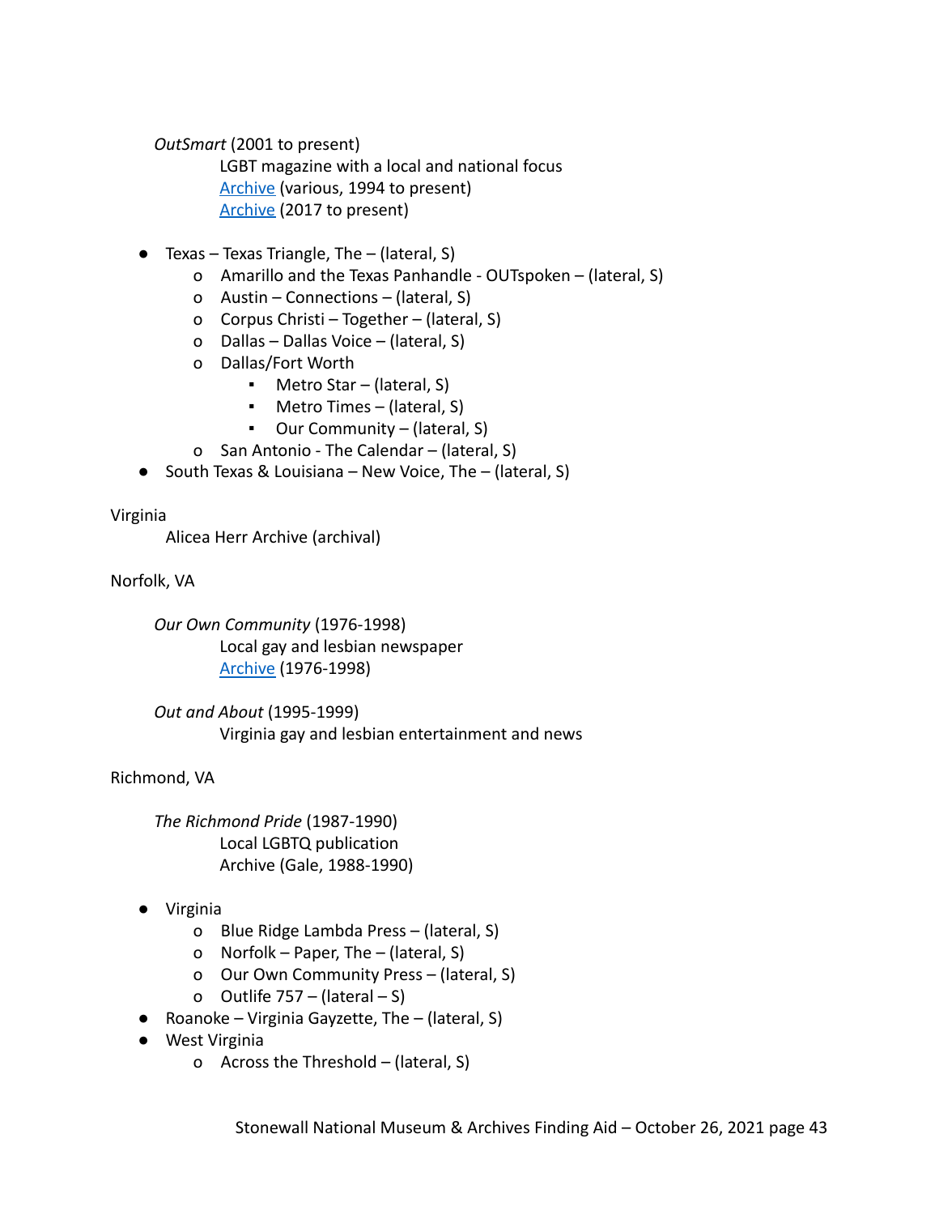*OutSmart* (2001 to present)

LGBT magazine with a local and national focus

Archive (various, 1994 to present)

Archive (2017 to present)

- Texas – Texas Triangle, The – (lateral, S)
    - Amarillo and the Texas Panhandle - OUTspoken – (lateral, S)
    - Austin – Connections – (lateral, S)
    - Corpus Christi – Together – (lateral, S)
    - Dallas – Dallas Voice – (lateral, S)
    - Dallas/Fort Worth
        - Metro Star – (lateral, S)
        - Metro Times – (lateral, S)
        - Our Community – (lateral, S)
    - San Antonio - The Calendar – (lateral, S)
- South Texas & Louisiana – New Voice, The – (lateral, S)

Virginia

Alicea Herr Archive (archival)

Norfolk, VA

*Our Own Community* (1976-1998)

Local gay and lesbian newspaper

Archive (1976-1998)

*Out and About* (1995-1999)

Virginia gay and lesbian entertainment and news

Richmond, VA

*The Richmond Pride* (1987-1990)

Local LGBTQ publication

Archive (Gale, 1988-1990)

- Virginia
    - Blue Ridge Lambda Press – (lateral, S)
    - Norfolk – Paper, The – (lateral, S)
    - Our Own Community Press – (lateral, S)
    - Outlife 757 – (lateral – S)
- Roanoke – Virginia Gayzette, The – (lateral, S)
- West Virginia
    - Across the Threshold – (lateral, S)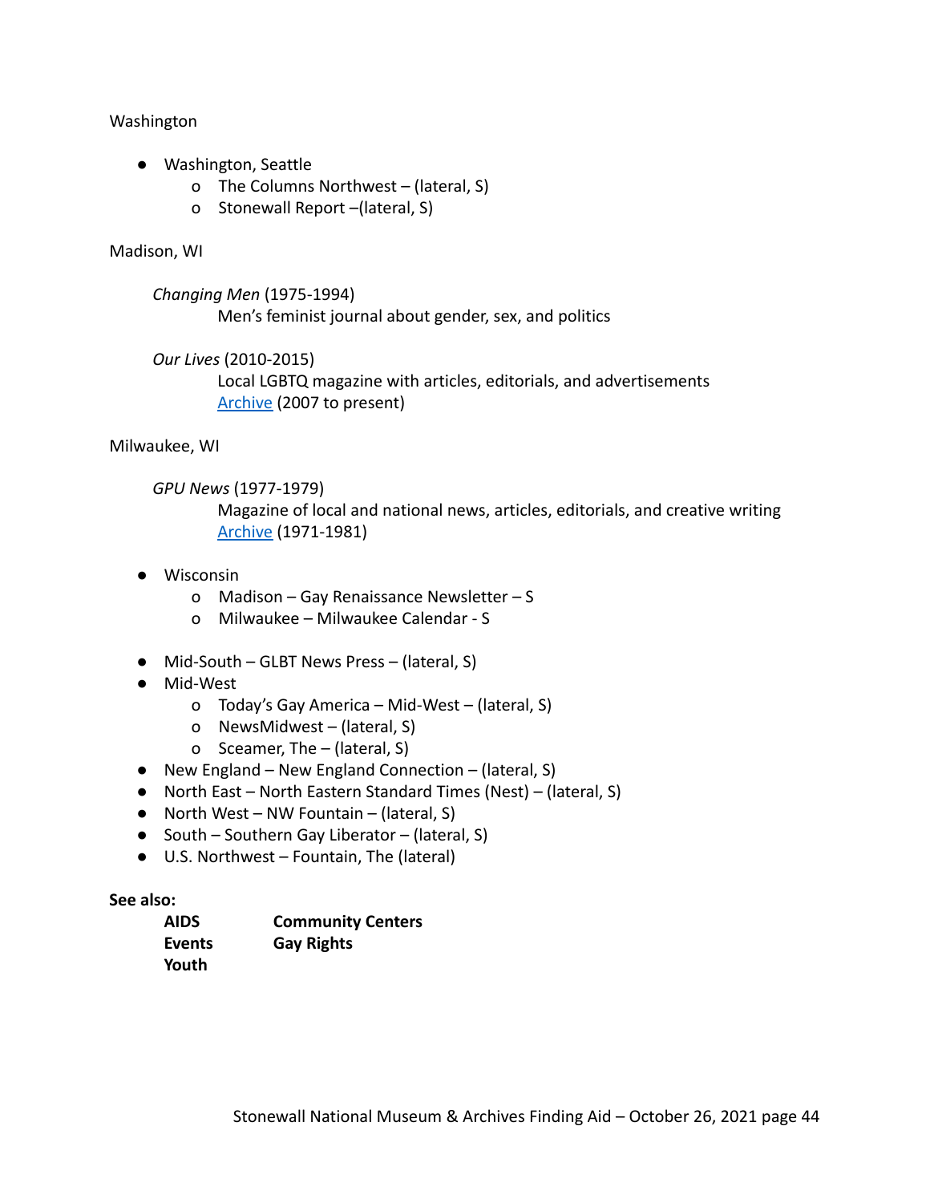Washington

- Washington, Seattle
    - The Columns Northwest – (lateral, S)
    - Stonewall Report –(lateral, S)

Madison, WI

*Changing Men* (1975-1994)
Men's feminist journal about gender, sex, and politics

*Our Lives* (2010-2015)
Local LGBTQ magazine with articles, editorials, and advertisements
Archive (2007 to present)

Milwaukee, WI

*GPU News* (1977-1979)
Magazine of local and national news, articles, editorials, and creative writing
Archive (1971-1981)

- Wisconsin
    - Madison – Gay Renaissance Newsletter – S
    - Milwaukee – Milwaukee Calendar - S

- Mid-South – GLBT News Press – (lateral, S)
- Mid-West
    - Today's Gay America – Mid-West – (lateral, S)
    - NewsMidwest – (lateral, S)
    - Sceamer, The – (lateral, S)
- New England – New England Connection – (lateral, S)
- North East – North Eastern Standard Times (Nest) – (lateral, S)
- North West – NW Fountain – (lateral, S)
- South – Southern Gay Liberator – (lateral, S)
- U.S. Northwest – Fountain, The (lateral)

**See also:**

**AIDS** **Community Centers**
**Events** **Gay Rights**
**Youth**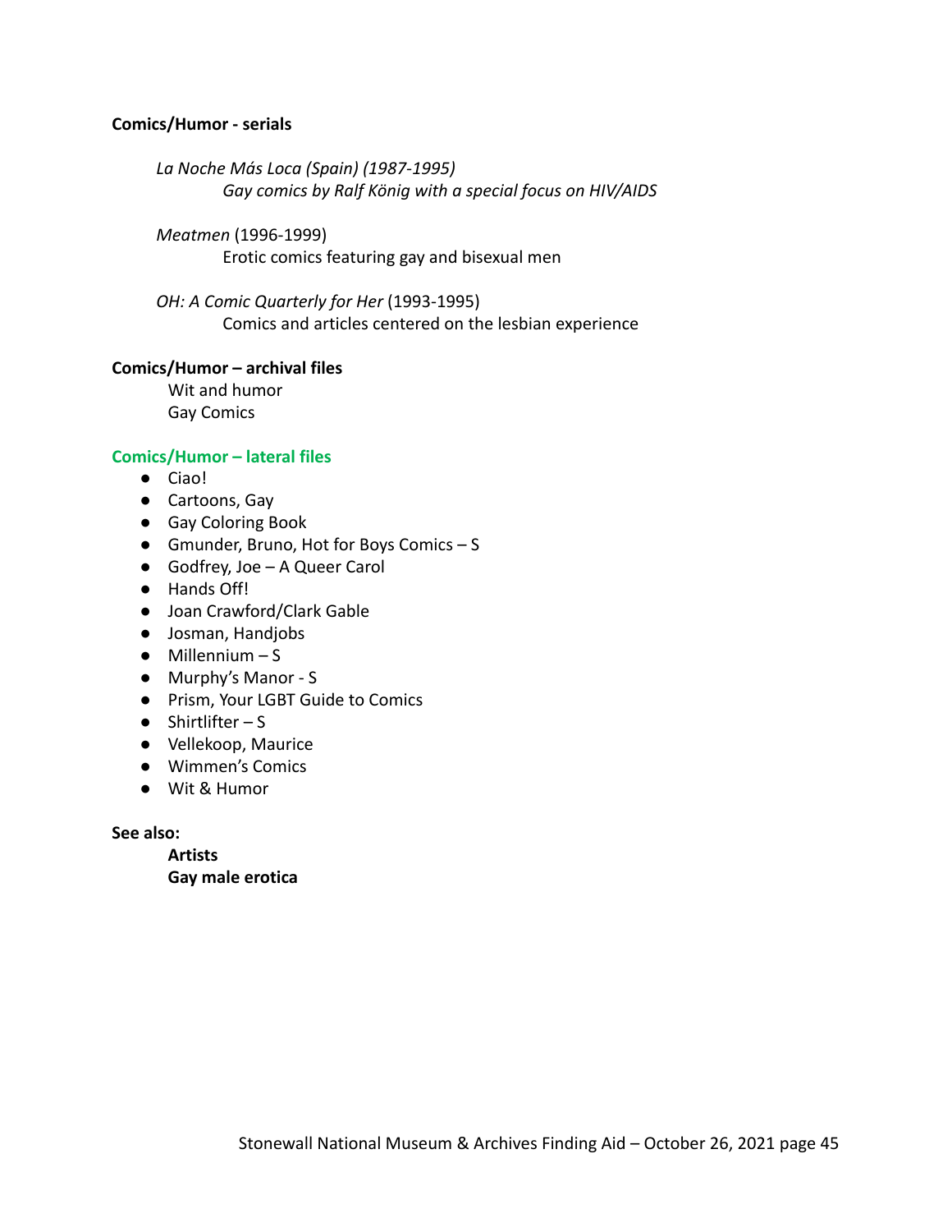**Comics/Humor - serials**

> *La Noche Más Loca (Spain) (1987-1995)*
> *Gay comics by Ralf König with a special focus on HIV/AIDS*
>
> *Meatmen* (1996-1999)
> Erotic comics featuring gay and bisexual men
>
> *OH: A Comic Quarterly for Her* (1993-1995)
> Comics and articles centered on the lesbian experience

**Comics/Humor – archival files**

Wit and humor
Gay Comics

**Comics/Humor – lateral files**

- Ciao!
- Cartoons, Gay
- Gay Coloring Book
- Gmunder, Bruno, Hot for Boys Comics – S
- Godfrey, Joe – A Queer Carol
- Hands Off!
- Joan Crawford/Clark Gable
- Josman, Handjobs
- Millennium – S
- Murphy's Manor - S
- Prism, Your LGBT Guide to Comics
- Shirtlifter – S
- Vellekoop, Maurice
- Wimmen's Comics
- Wit & Humor

**See also:**

**Artists**
**Gay male erotica**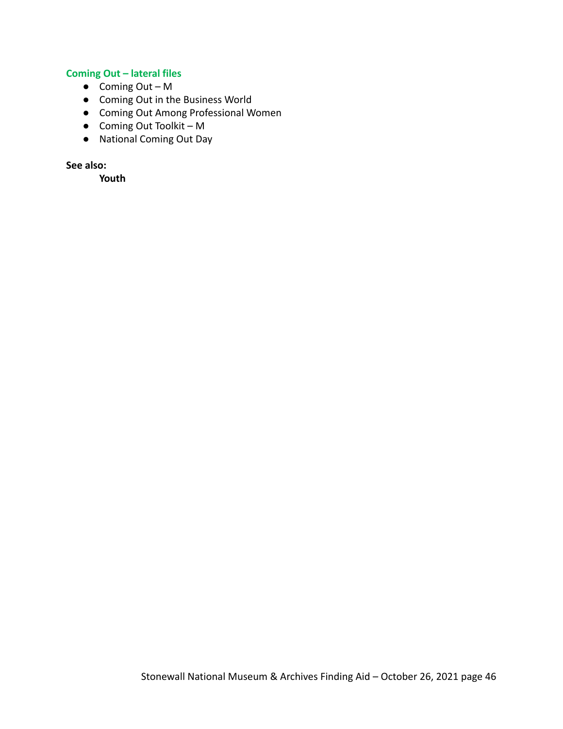### Coming Out – lateral files

- Coming Out – M
- Coming Out in the Business World
- Coming Out Among Professional Women
- Coming Out Toolkit – M
- National Coming Out Day

**See also:**

**Youth**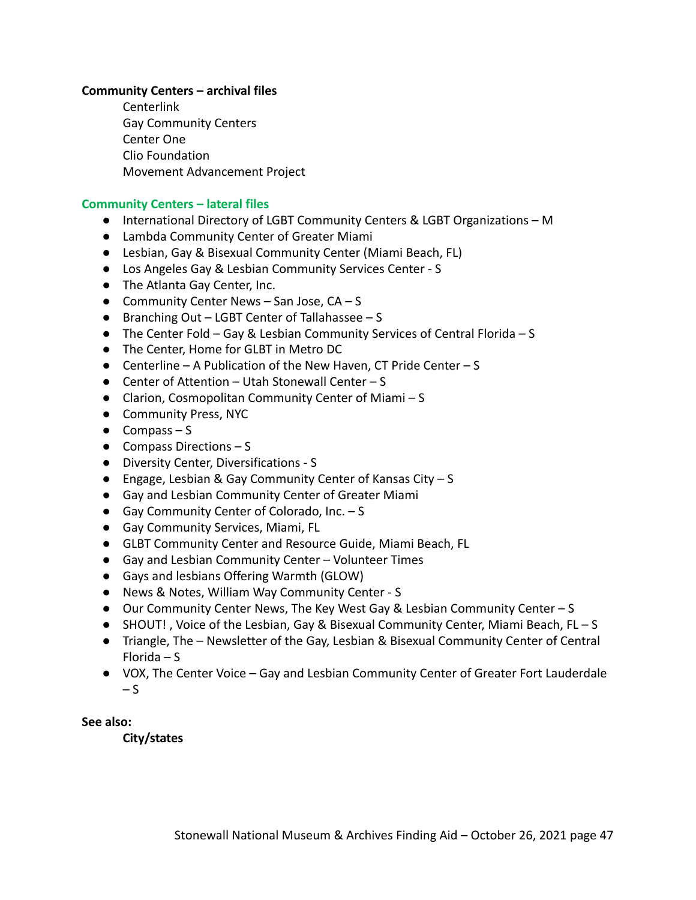**Community Centers – archival files**

Centerlink
Gay Community Centers
Center One
Clio Foundation
Movement Advancement Project

**Community Centers – lateral files**

- International Directory of LGBT Community Centers & LGBT Organizations – M
- Lambda Community Center of Greater Miami
- Lesbian, Gay & Bisexual Community Center (Miami Beach, FL)
- Los Angeles Gay & Lesbian Community Services Center - S
- The Atlanta Gay Center, Inc.
- Community Center News – San Jose, CA – S
- Branching Out – LGBT Center of Tallahassee – S
- The Center Fold – Gay & Lesbian Community Services of Central Florida – S
- The Center, Home for GLBT in Metro DC
- Centerline – A Publication of the New Haven, CT Pride Center – S
- Center of Attention – Utah Stonewall Center – S
- Clarion, Cosmopolitan Community Center of Miami – S
- Community Press, NYC
- Compass – S
- Compass Directions – S
- Diversity Center, Diversifications - S
- Engage, Lesbian & Gay Community Center of Kansas City – S
- Gay and Lesbian Community Center of Greater Miami
- Gay Community Center of Colorado, Inc. – S
- Gay Community Services, Miami, FL
- GLBT Community Center and Resource Guide, Miami Beach, FL
- Gay and Lesbian Community Center – Volunteer Times
- Gays and lesbians Offering Warmth (GLOW)
- News & Notes, William Way Community Center - S
- Our Community Center News, The Key West Gay & Lesbian Community Center – S
- SHOUT! , Voice of the Lesbian, Gay & Bisexual Community Center, Miami Beach, FL – S
- Triangle, The – Newsletter of the Gay, Lesbian & Bisexual Community Center of Central Florida – S
- VOX, The Center Voice – Gay and Lesbian Community Center of Greater Fort Lauderdale – S

**See also:**

**City/states**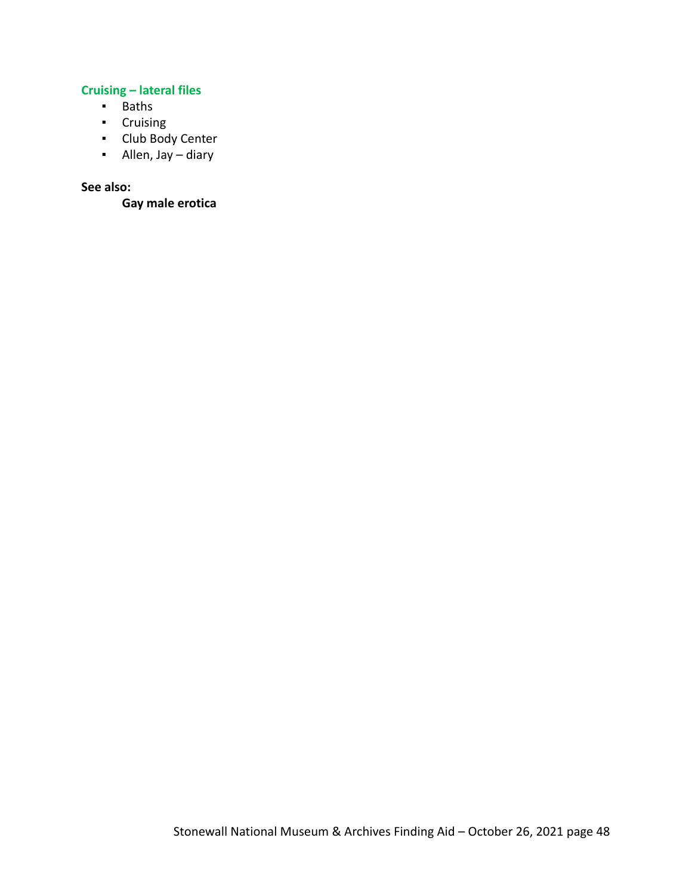### Cruising – lateral files

- Baths
- Cruising
- Club Body Center
- Allen, Jay – diary

**See also:**

**Gay male erotica**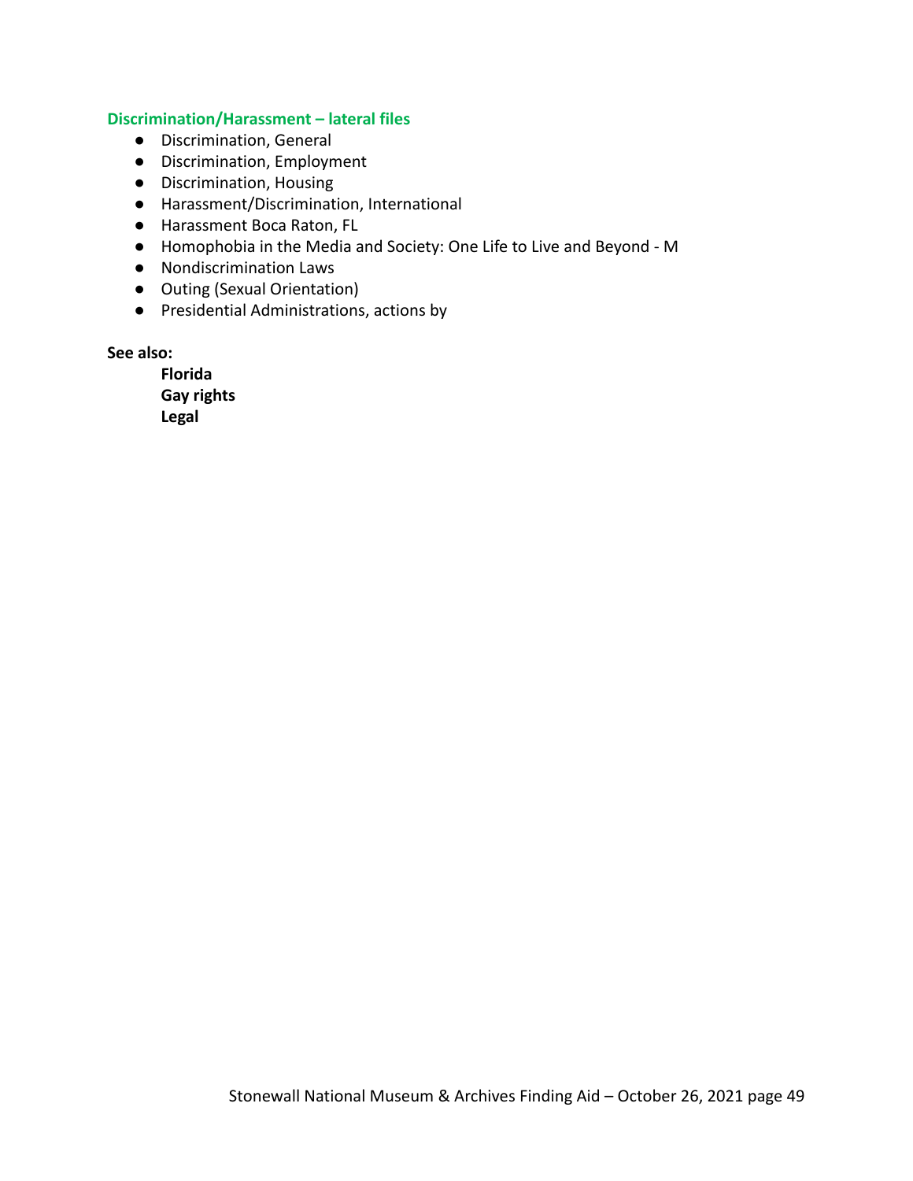### Discrimination/Harassment – lateral files

- Discrimination, General
- Discrimination, Employment
- Discrimination, Housing
- Harassment/Discrimination, International
- Harassment Boca Raton, FL
- Homophobia in the Media and Society: One Life to Live and Beyond - M
- Nondiscrimination Laws
- Outing (Sexual Orientation)
- Presidential Administrations, actions by

**See also:**

**Florida**
**Gay rights**
**Legal**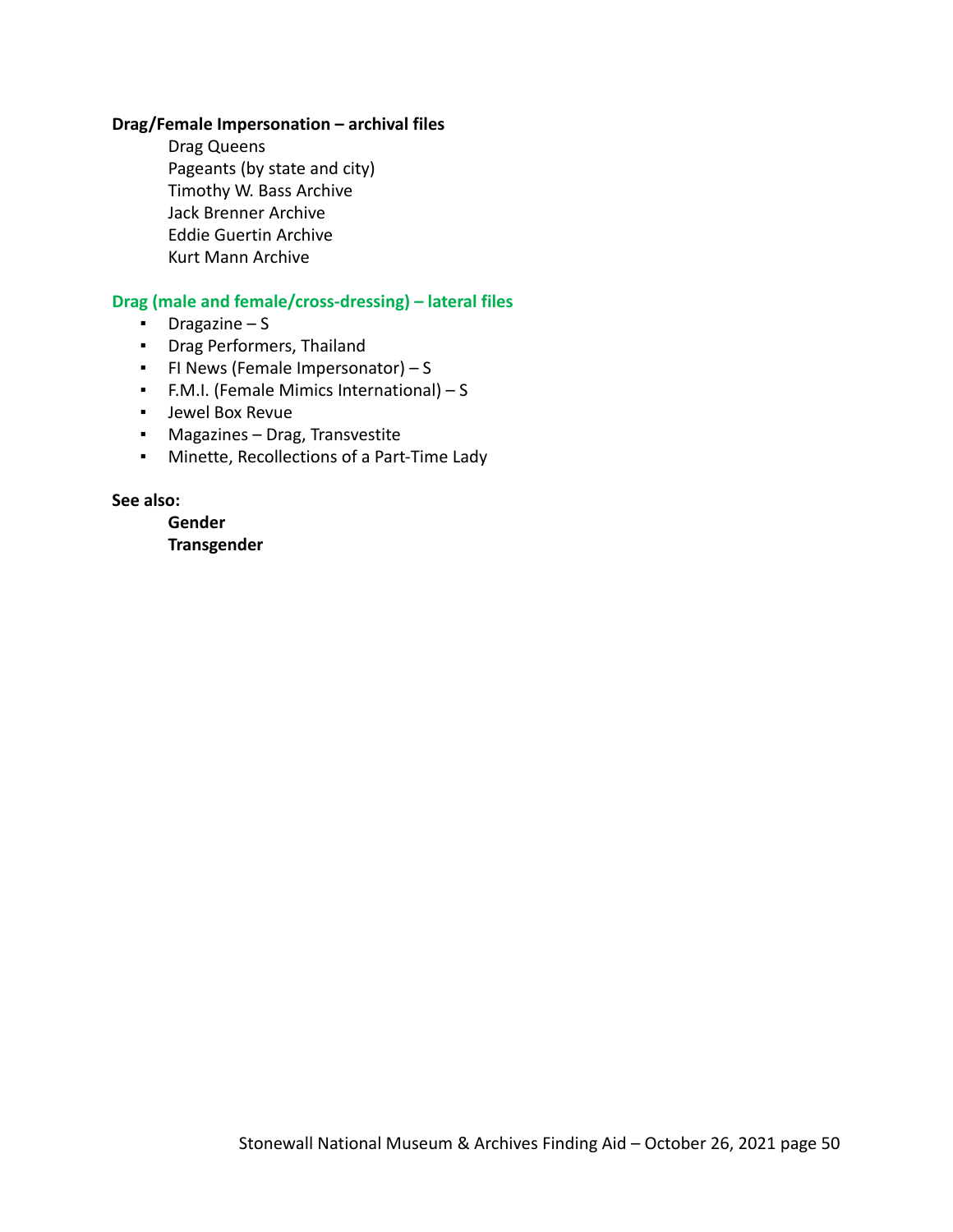**Drag/Female Impersonation – archival files**

Drag Queens
Pageants (by state and city)
Timothy W. Bass Archive
Jack Brenner Archive
Eddie Guertin Archive
Kurt Mann Archive

**Drag (male and female/cross-dressing) – lateral files**

- Dragazine – S
- Drag Performers, Thailand
- FI News (Female Impersonator) – S
- F.M.I. (Female Mimics International) – S
- Jewel Box Revue
- Magazines – Drag, Transvestite
- Minette, Recollections of a Part-Time Lady

**See also:**

**Gender**
**Transgender**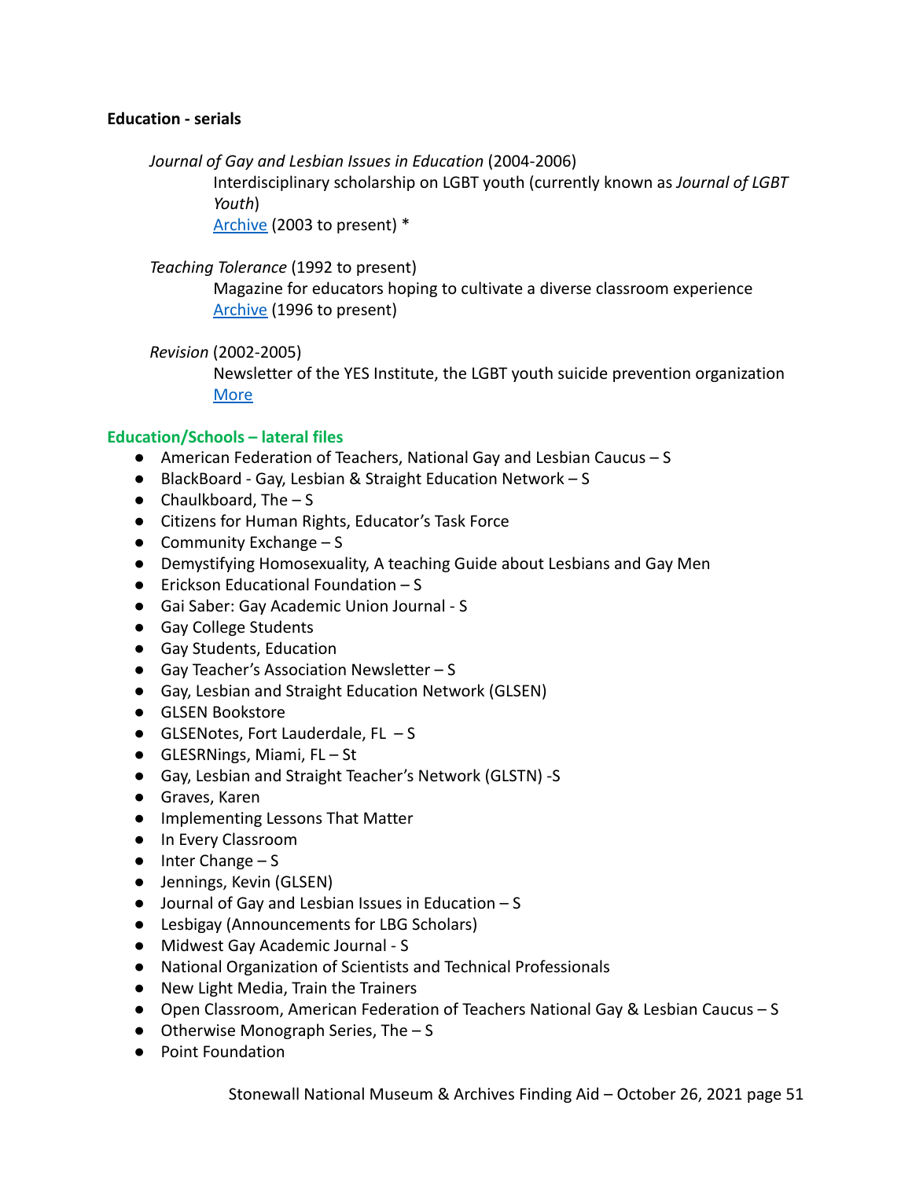**Education - serials**

*Journal of Gay and Lesbian Issues in Education* (2004-2006)
Interdisciplinary scholarship on LGBT youth (currently known as *Journal of LGBT Youth*)
Archive (2003 to present) *

*Teaching Tolerance* (1992 to present)
Magazine for educators hoping to cultivate a diverse classroom experience
Archive (1996 to present)

*Revision* (2002-2005)
Newsletter of the YES Institute, the LGBT youth suicide prevention organization
More

**Education/Schools – lateral files**

- American Federation of Teachers, National Gay and Lesbian Caucus – S
- BlackBoard - Gay, Lesbian & Straight Education Network – S
- Chaulkboard, The – S
- Citizens for Human Rights, Educator's Task Force
- Community Exchange – S
- Demystifying Homosexuality, A teaching Guide about Lesbians and Gay Men
- Erickson Educational Foundation – S
- Gai Saber: Gay Academic Union Journal - S
- Gay College Students
- Gay Students, Education
- Gay Teacher's Association Newsletter – S
- Gay, Lesbian and Straight Education Network (GLSEN)
- GLSEN Bookstore
- GLSENotes, Fort Lauderdale, FL – S
- GLESRNings, Miami, FL – St
- Gay, Lesbian and Straight Teacher's Network (GLSTN) -S
- Graves, Karen
- Implementing Lessons That Matter
- In Every Classroom
- Inter Change – S
- Jennings, Kevin (GLSEN)
- Journal of Gay and Lesbian Issues in Education – S
- Lesbigay (Announcements for LBG Scholars)
- Midwest Gay Academic Journal - S
- National Organization of Scientists and Technical Professionals
- New Light Media, Train the Trainers
- Open Classroom, American Federation of Teachers National Gay & Lesbian Caucus – S
- Otherwise Monograph Series, The – S
- Point Foundation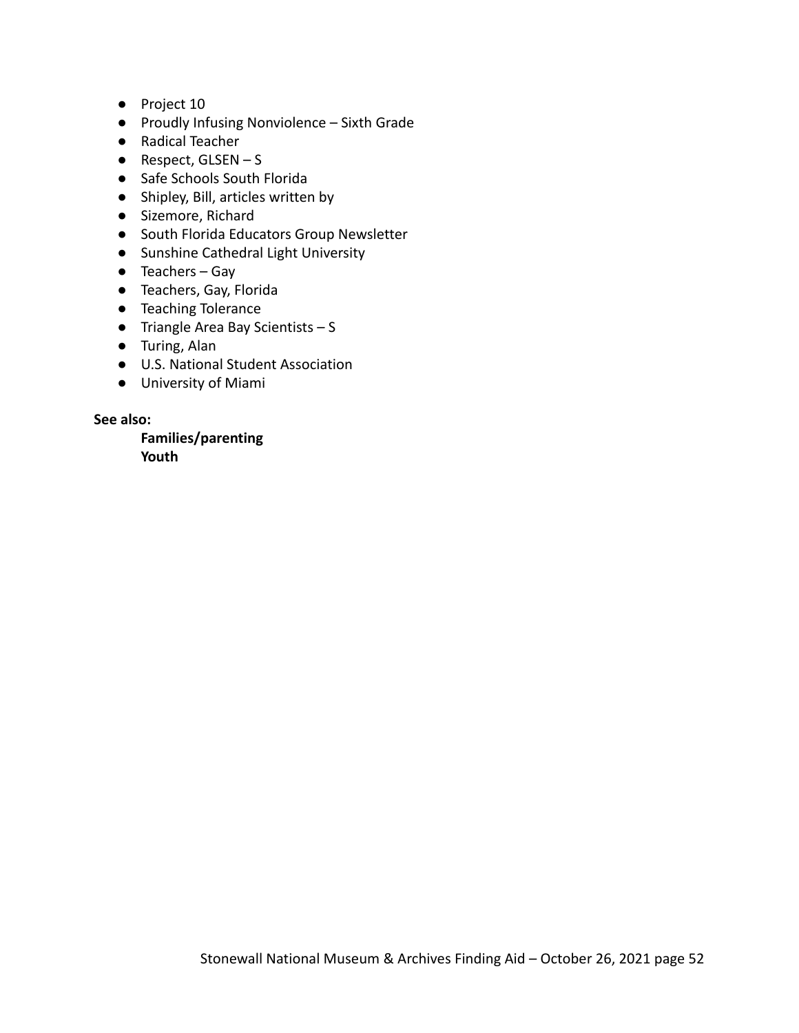- Project 10
- Proudly Infusing Nonviolence – Sixth Grade
- Radical Teacher
- Respect, GLSEN – S
- Safe Schools South Florida
- Shipley, Bill, articles written by
- Sizemore, Richard
- South Florida Educators Group Newsletter
- Sunshine Cathedral Light University
- Teachers – Gay
- Teachers, Gay, Florida
- Teaching Tolerance
- Triangle Area Bay Scientists – S
- Turing, Alan
- U.S. National Student Association
- University of Miami

**See also:**

**Families/parenting**
**Youth**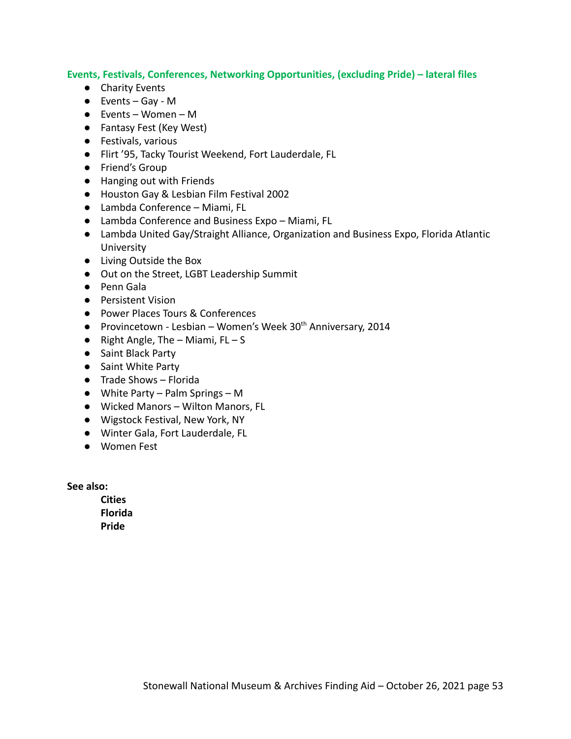### Events, Festivals, Conferences, Networking Opportunities, (excluding Pride) – lateral files

- Charity Events
- Events – Gay - M
- Events – Women – M
- Fantasy Fest (Key West)
- Festivals, various
- Flirt '95, Tacky Tourist Weekend, Fort Lauderdale, FL
- Friend's Group
- Hanging out with Friends
- Houston Gay & Lesbian Film Festival 2002
- Lambda Conference – Miami, FL
- Lambda Conference and Business Expo – Miami, FL
- Lambda United Gay/Straight Alliance, Organization and Business Expo, Florida Atlantic University
- Living Outside the Box
- Out on the Street, LGBT Leadership Summit
- Penn Gala
- Persistent Vision
- Power Places Tours & Conferences
- Provincetown - Lesbian – Women's Week 30th Anniversary, 2014
- Right Angle, The – Miami, FL – S
- Saint Black Party
- Saint White Party
- Trade Shows – Florida
- White Party – Palm Springs – M
- Wicked Manors – Wilton Manors, FL
- Wigstock Festival, New York, NY
- Winter Gala, Fort Lauderdale, FL
- Women Fest

**See also:**

**Cities**
**Florida**
**Pride**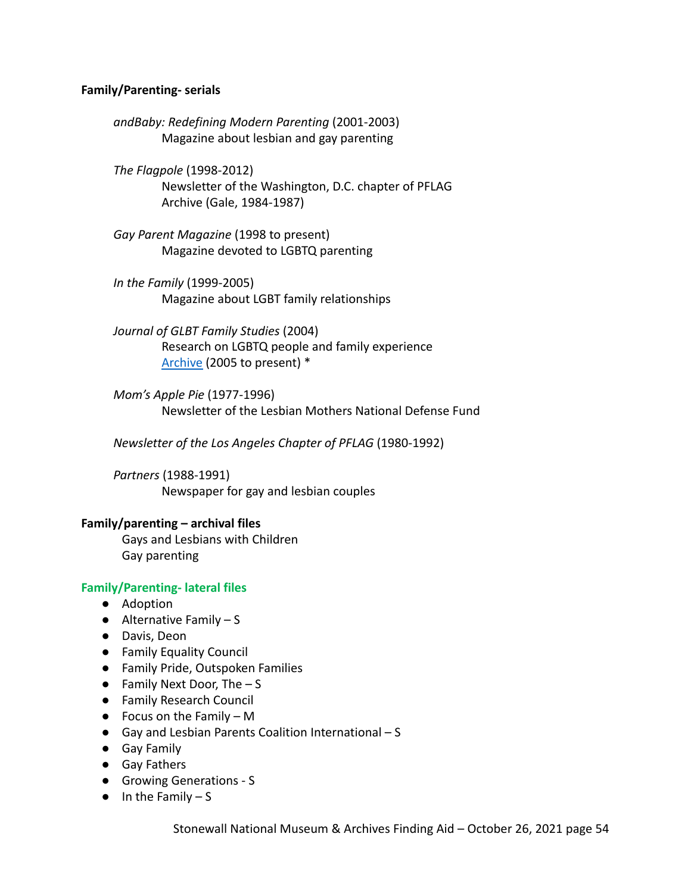**Family/Parenting- serials**

*andBaby: Redefining Modern Parenting* (2001-2003)
Magazine about lesbian and gay parenting

*The Flagpole* (1998-2012)
Newsletter of the Washington, D.C. chapter of PFLAG
Archive (Gale, 1984-1987)

*Gay Parent Magazine* (1998 to present)
Magazine devoted to LGBTQ parenting

*In the Family* (1999-2005)
Magazine about LGBT family relationships

*Journal of GLBT Family Studies* (2004)
Research on LGBTQ people and family experience
Archive (2005 to present) *

*Mom's Apple Pie* (1977-1996)
Newsletter of the Lesbian Mothers National Defense Fund

*Newsletter of the Los Angeles Chapter of PFLAG* (1980-1992)

*Partners* (1988-1991)
Newspaper for gay and lesbian couples

**Family/parenting – archival files**

Gays and Lesbians with Children
Gay parenting

**Family/Parenting- lateral files**

- Adoption
- Alternative Family – S
- Davis, Deon
- Family Equality Council
- Family Pride, Outspoken Families
- Family Next Door, The – S
- Family Research Council
- Focus on the Family – M
- Gay and Lesbian Parents Coalition International – S
- Gay Family
- Gay Fathers
- Growing Generations - S
- In the Family – S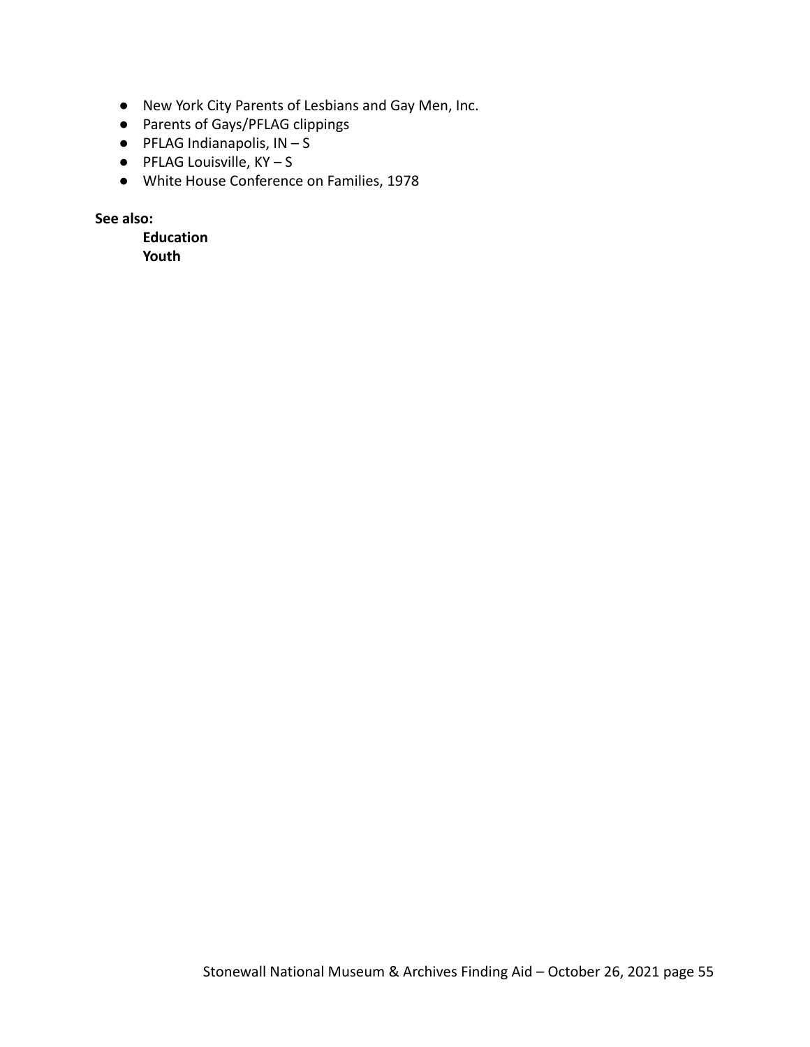- New York City Parents of Lesbians and Gay Men, Inc.
- Parents of Gays/PFLAG clippings
- PFLAG Indianapolis, IN – S
- PFLAG Louisville, KY – S
- White House Conference on Families, 1978

**See also:**

**Education**
**Youth**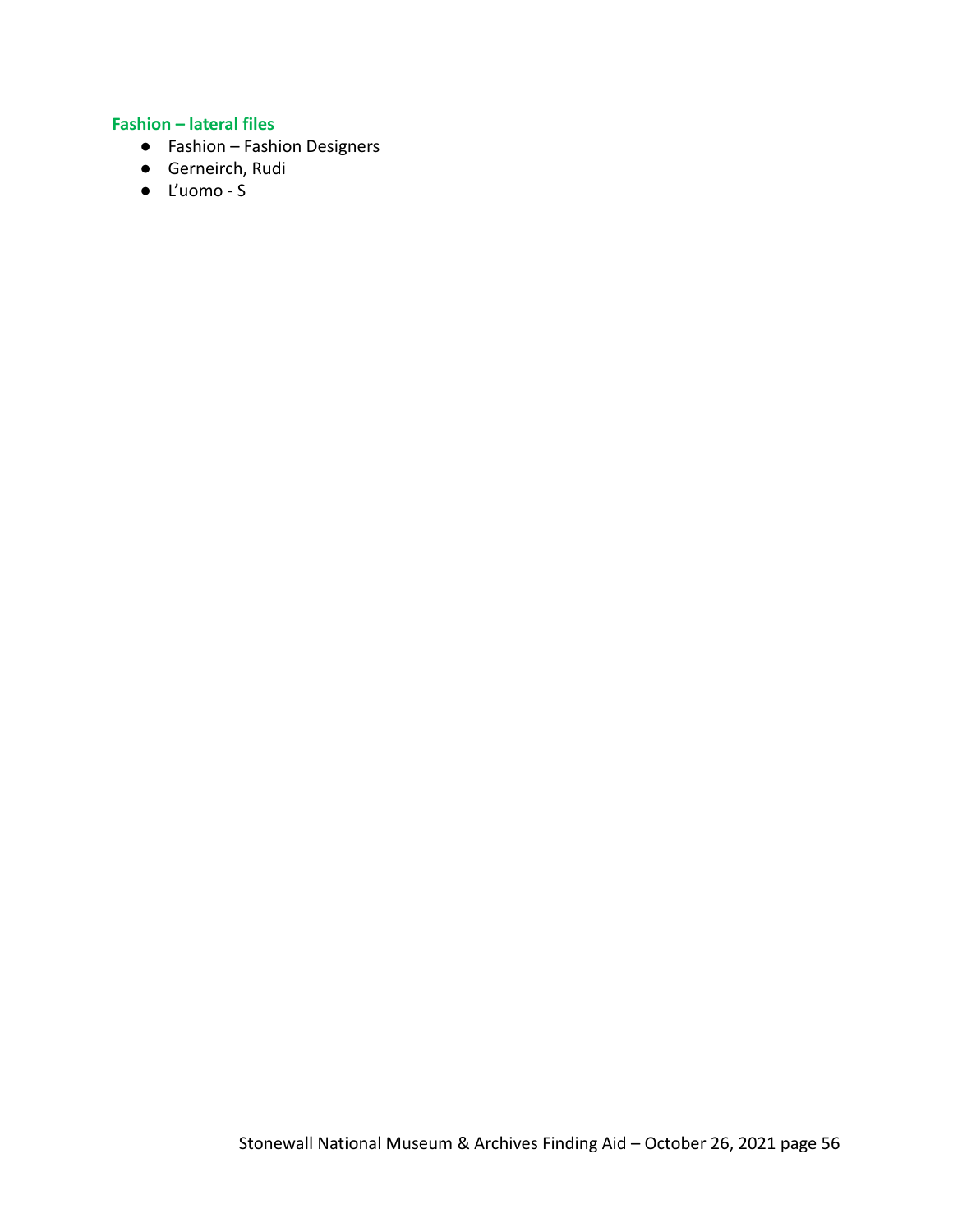**Fashion – lateral files**

- Fashion – Fashion Designers
- Gerneirch, Rudi
- L'uomo - S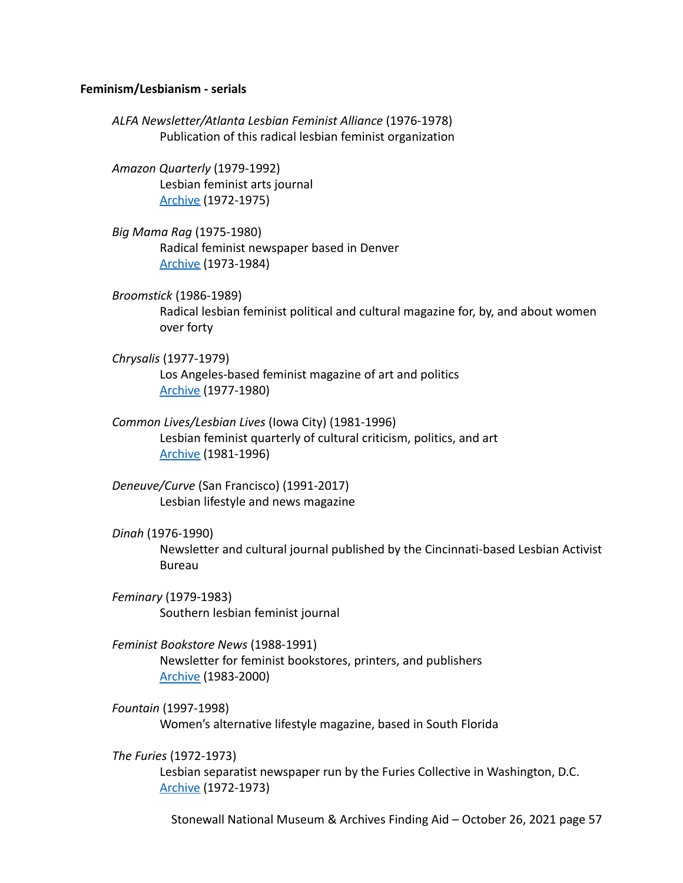**Feminism/Lesbianism - serials**

*ALFA Newsletter/Atlanta Lesbian Feminist Alliance* (1976-1978)
Publication of this radical lesbian feminist organization

*Amazon Quarterly* (1979-1992)
Lesbian feminist arts journal
Archive (1972-1975)

*Big Mama Rag* (1975-1980)
Radical feminist newspaper based in Denver
Archive (1973-1984)

*Broomstick* (1986-1989)
Radical lesbian feminist political and cultural magazine for, by, and about women over forty

*Chrysalis* (1977-1979)
Los Angeles-based feminist magazine of art and politics
Archive (1977-1980)

*Common Lives/Lesbian Lives* (Iowa City) (1981-1996)
Lesbian feminist quarterly of cultural criticism, politics, and art
Archive (1981-1996)

*Deneuve/Curve* (San Francisco) (1991-2017)
Lesbian lifestyle and news magazine

*Dinah* (1976-1990)
Newsletter and cultural journal published by the Cincinnati-based Lesbian Activist Bureau

*Feminary* (1979-1983)
Southern lesbian feminist journal

*Feminist Bookstore News* (1988-1991)
Newsletter for feminist bookstores, printers, and publishers
Archive (1983-2000)

*Fountain* (1997-1998)
Women's alternative lifestyle magazine, based in South Florida

*The Furies* (1972-1973)
Lesbian separatist newspaper run by the Furies Collective in Washington, D.C.
Archive (1972-1973)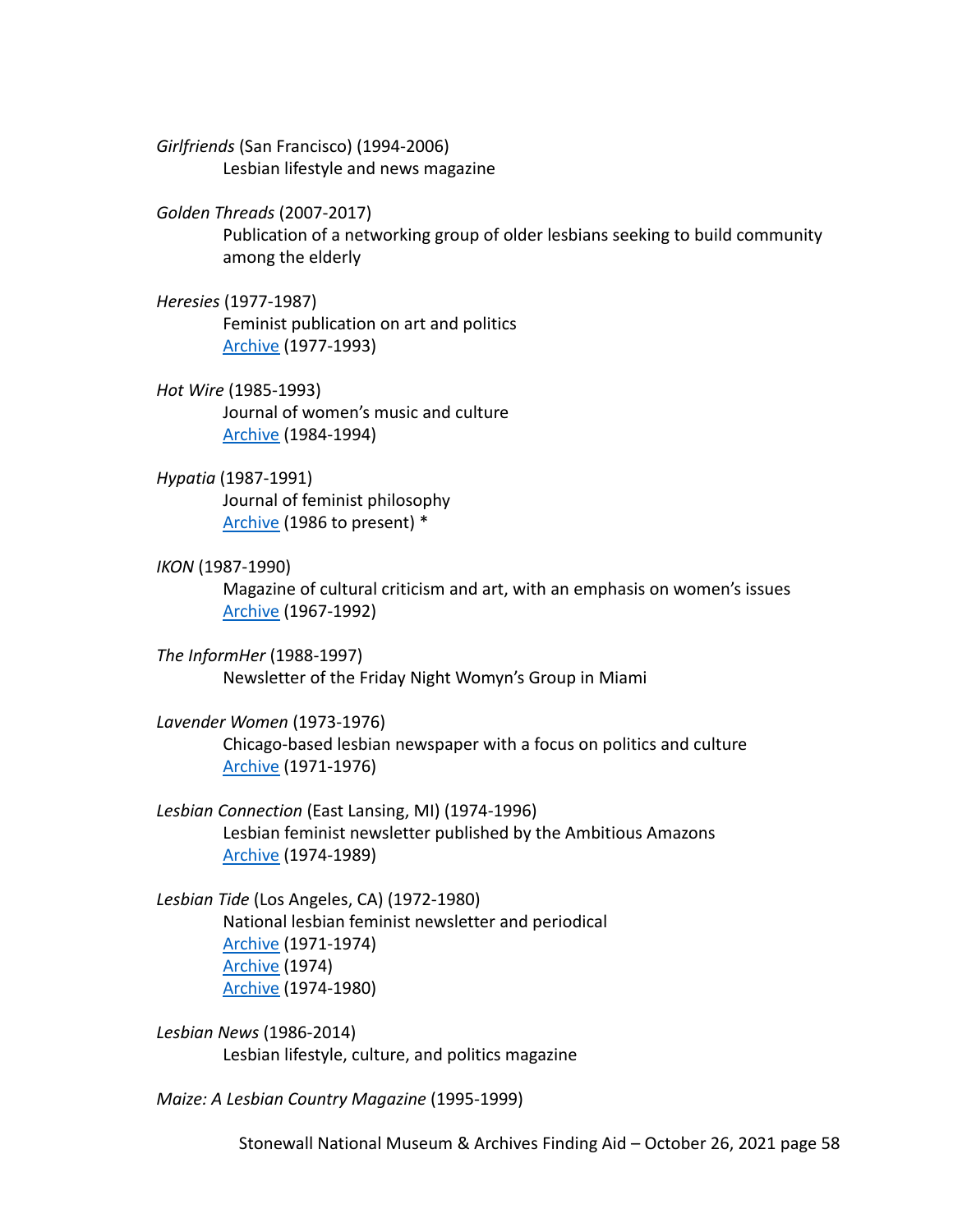*Girlfriends* (San Francisco) (1994-2006)

Lesbian lifestyle and news magazine

*Golden Threads* (2007-2017)

Publication of a networking group of older lesbians seeking to build community among the elderly

*Heresies* (1977-1987)

Feminist publication on art and politics

Archive (1977-1993)

*Hot Wire* (1985-1993)

Journal of women's music and culture

Archive (1984-1994)

*Hypatia* (1987-1991)

Journal of feminist philosophy

Archive (1986 to present) *

*IKON* (1987-1990)

Magazine of cultural criticism and art, with an emphasis on women's issues

Archive (1967-1992)

*The InformHer* (1988-1997)

Newsletter of the Friday Night Womyn's Group in Miami

*Lavender Women* (1973-1976)

Chicago-based lesbian newspaper with a focus on politics and culture

Archive (1971-1976)

*Lesbian Connection* (East Lansing, MI) (1974-1996)

Lesbian feminist newsletter published by the Ambitious Amazons

Archive (1974-1989)

*Lesbian Tide* (Los Angeles, CA) (1972-1980)

National lesbian feminist newsletter and periodical

Archive (1971-1974)

Archive (1974)

Archive (1974-1980)

*Lesbian News* (1986-2014)

Lesbian lifestyle, culture, and politics magazine

*Maize: A Lesbian Country Magazine* (1995-1999)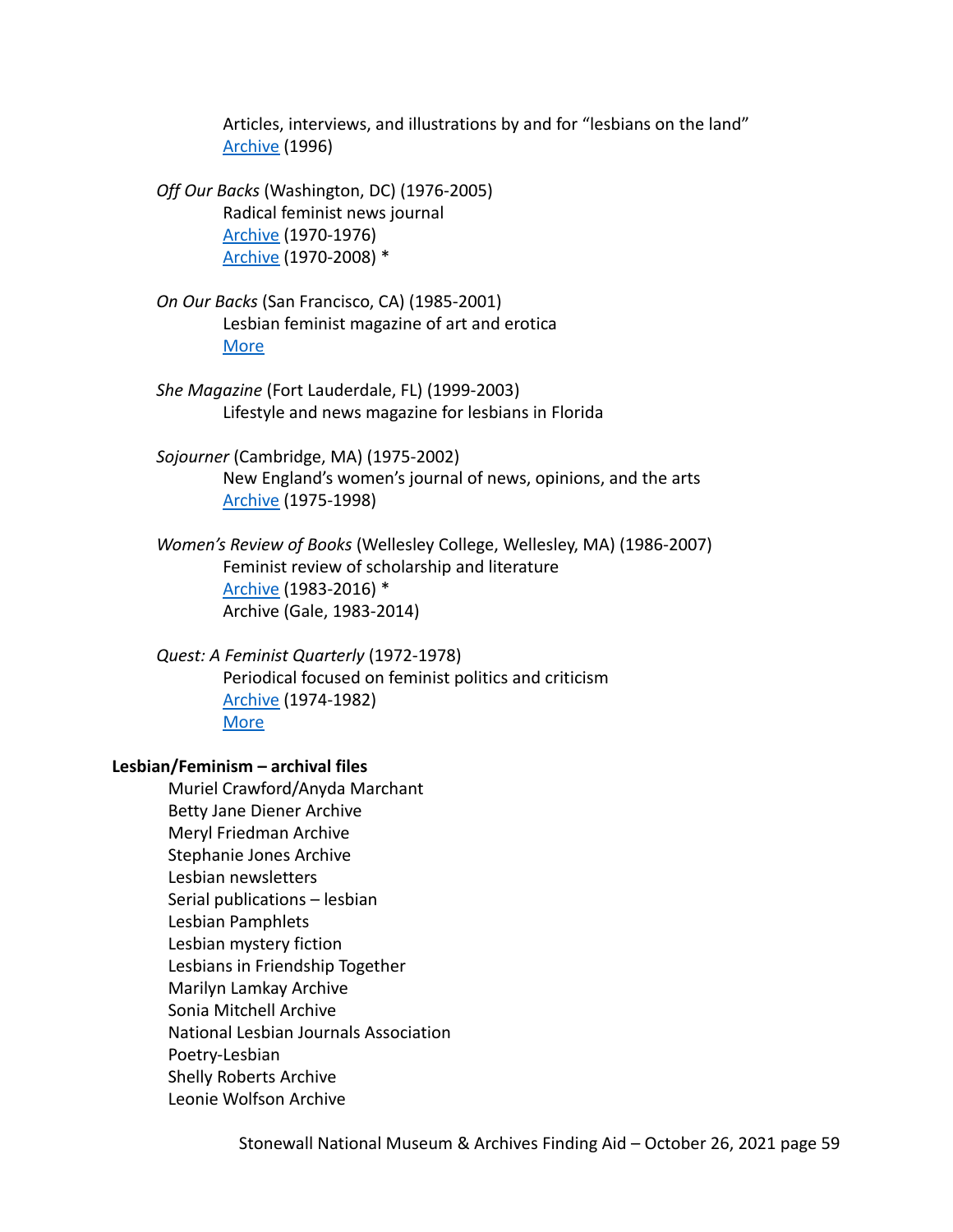Articles, interviews, and illustrations by and for "lesbians on the land"
Archive (1996)

*Off Our Backs* (Washington, DC) (1976-2005)
Radical feminist news journal
Archive (1970-1976)
Archive (1970-2008) *

*On Our Backs* (San Francisco, CA) (1985-2001)
Lesbian feminist magazine of art and erotica
More

*She Magazine* (Fort Lauderdale, FL) (1999-2003)
Lifestyle and news magazine for lesbians in Florida

*Sojourner* (Cambridge, MA) (1975-2002)
New England's women's journal of news, opinions, and the arts
Archive (1975-1998)

*Women's Review of Books* (Wellesley College, Wellesley, MA) (1986-2007)
Feminist review of scholarship and literature
Archive (1983-2016) *
Archive (Gale, 1983-2014)

*Quest: A Feminist Quarterly* (1972-1978)
Periodical focused on feminist politics and criticism
Archive (1974-1982)
More

**Lesbian/Feminism – archival files**

Muriel Crawford/Anyda Marchant
Betty Jane Diener Archive
Meryl Friedman Archive
Stephanie Jones Archive
Lesbian newsletters
Serial publications – lesbian
Lesbian Pamphlets
Lesbian mystery fiction
Lesbians in Friendship Together
Marilyn Lamkay Archive
Sonia Mitchell Archive
National Lesbian Journals Association
Poetry-Lesbian
Shelly Roberts Archive
Leonie Wolfson Archive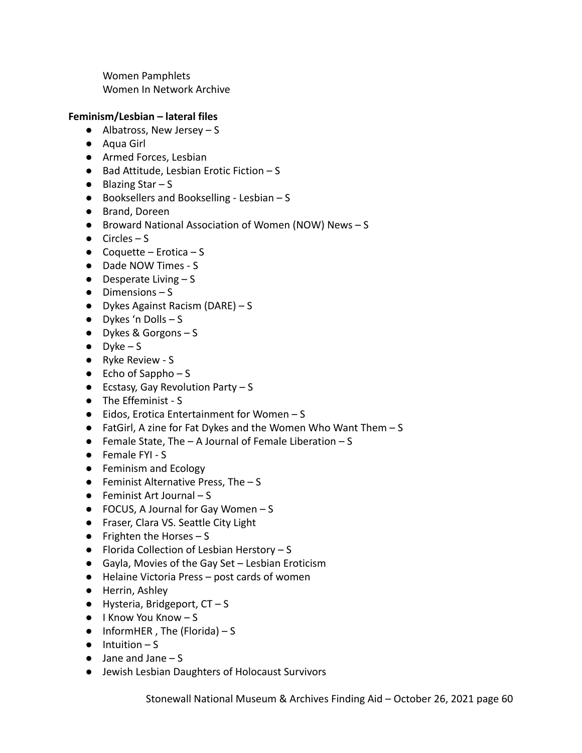Women Pamphlets
Women In Network Archive

**Feminism/Lesbian – lateral files**

- Albatross, New Jersey – S
- Aqua Girl
- Armed Forces, Lesbian
- Bad Attitude, Lesbian Erotic Fiction – S
- Blazing Star – S
- Booksellers and Bookselling - Lesbian – S
- Brand, Doreen
- Broward National Association of Women (NOW) News – S
- Circles – S
- Coquette – Erotica – S
- Dade NOW Times - S
- Desperate Living – S
- Dimensions – S
- Dykes Against Racism (DARE) – S
- Dykes 'n Dolls – S
- Dykes & Gorgons – S
- Dyke – S
- Ryke Review - S
- Echo of Sappho – S
- Ecstasy, Gay Revolution Party – S
- The Effeminist - S
- Eidos, Erotica Entertainment for Women – S
- FatGirl, A zine for Fat Dykes and the Women Who Want Them – S
- Female State, The – A Journal of Female Liberation – S
- Female FYI - S
- Feminism and Ecology
- Feminist Alternative Press, The – S
- Feminist Art Journal – S
- FOCUS, A Journal for Gay Women – S
- Fraser, Clara VS. Seattle City Light
- Frighten the Horses – S
- Florida Collection of Lesbian Herstory – S
- Gayla, Movies of the Gay Set – Lesbian Eroticism
- Helaine Victoria Press – post cards of women
- Herrin, Ashley
- Hysteria, Bridgeport, CT – S
- I Know You Know – S
- InformHER , The (Florida) – S
- Intuition – S
- Jane and Jane – S
- Jewish Lesbian Daughters of Holocaust Survivors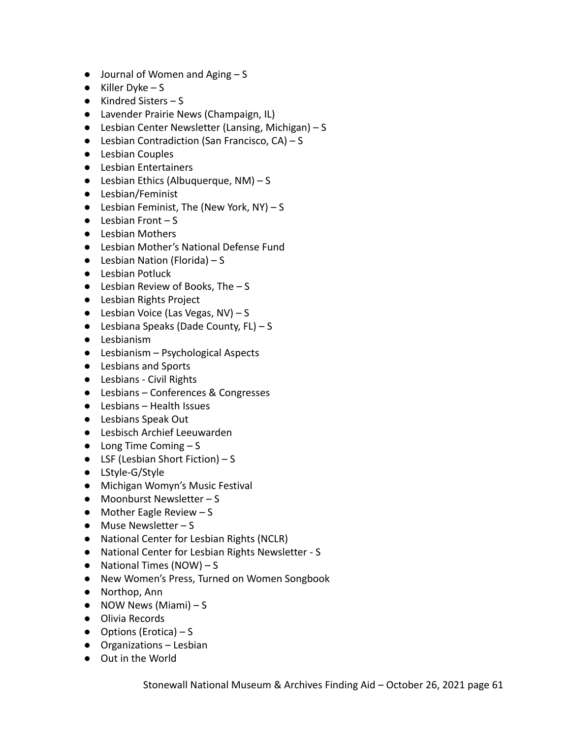- Journal of Women and Aging – S
- Killer Dyke – S
- Kindred Sisters – S
- Lavender Prairie News (Champaign, IL)
- Lesbian Center Newsletter (Lansing, Michigan) – S
- Lesbian Contradiction (San Francisco, CA) – S
- Lesbian Couples
- Lesbian Entertainers
- Lesbian Ethics (Albuquerque, NM) – S
- Lesbian/Feminist
- Lesbian Feminist, The (New York, NY) – S
- Lesbian Front – S
- Lesbian Mothers
- Lesbian Mother's National Defense Fund
- Lesbian Nation (Florida) – S
- Lesbian Potluck
- Lesbian Review of Books, The – S
- Lesbian Rights Project
- Lesbian Voice (Las Vegas, NV) – S
- Lesbiana Speaks (Dade County, FL) – S
- Lesbianism
- Lesbianism – Psychological Aspects
- Lesbians and Sports
- Lesbians - Civil Rights
- Lesbians – Conferences & Congresses
- Lesbians – Health Issues
- Lesbians Speak Out
- Lesbisch Archief Leeuwarden
- Long Time Coming – S
- LSF (Lesbian Short Fiction) – S
- LStyle-G/Style
- Michigan Womyn's Music Festival
- Moonburst Newsletter – S
- Mother Eagle Review – S
- Muse Newsletter – S
- National Center for Lesbian Rights (NCLR)
- National Center for Lesbian Rights Newsletter - S
- National Times (NOW) – S
- New Women's Press, Turned on Women Songbook
- Northop, Ann
- NOW News (Miami) – S
- Olivia Records
- Options (Erotica) – S
- Organizations – Lesbian
- Out in the World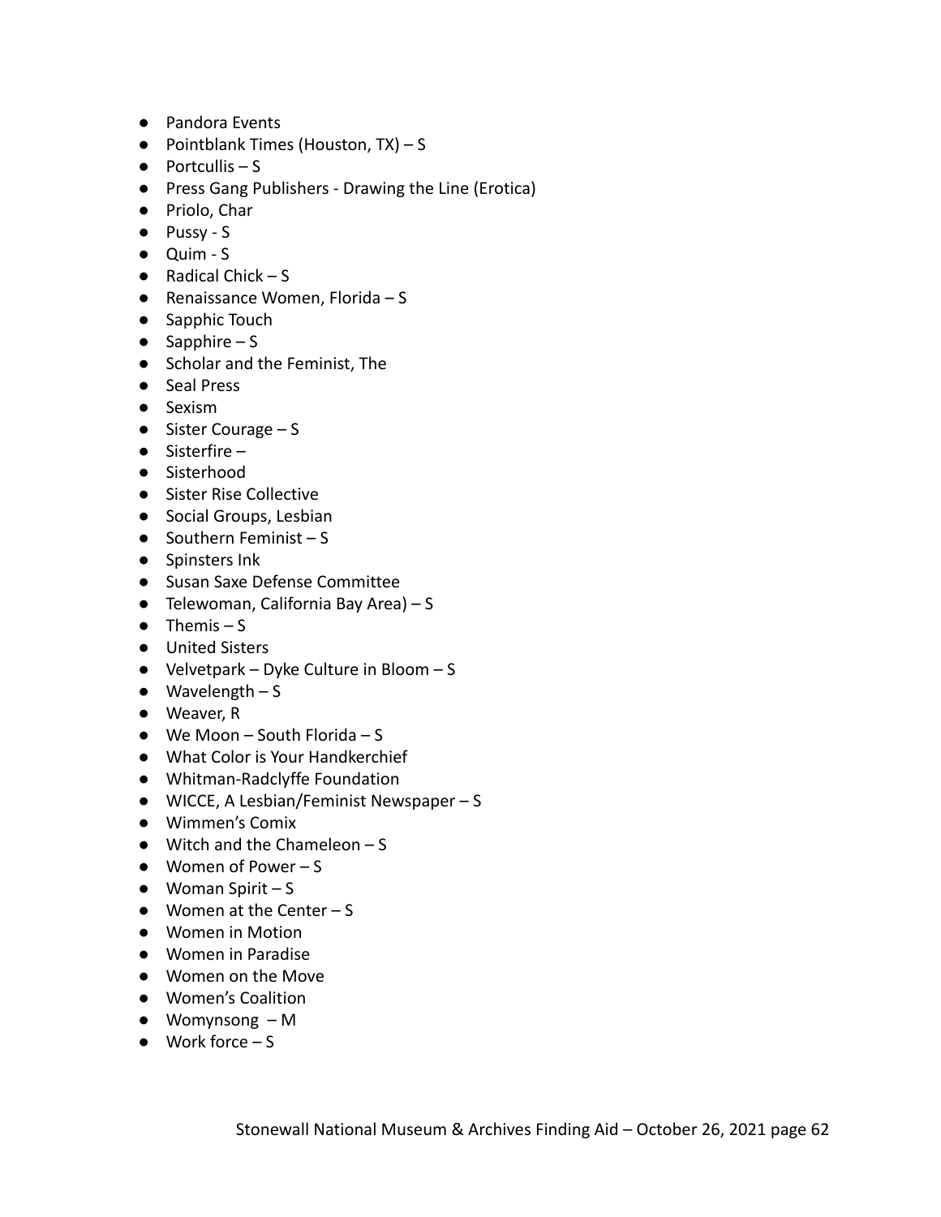- Pandora Events
- Pointblank Times (Houston, TX) – S
- Portcullis – S
- Press Gang Publishers - Drawing the Line (Erotica)
- Priolo, Char
- Pussy - S
- Quim - S
- Radical Chick – S
- Renaissance Women, Florida – S
- Sapphic Touch
- Sapphire – S
- Scholar and the Feminist, The
- Seal Press
- Sexism
- Sister Courage – S
- Sisterfire –
- Sisterhood
- Sister Rise Collective
- Social Groups, Lesbian
- Southern Feminist – S
- Spinsters Ink
- Susan Saxe Defense Committee
- Telewoman, California Bay Area) – S
- Themis – S
- United Sisters
- Velvetpark – Dyke Culture in Bloom – S
- Wavelength – S
- Weaver, R
- We Moon – South Florida – S
- What Color is Your Handkerchief
- Whitman-Radclyffe Foundation
- WICCE, A Lesbian/Feminist Newspaper – S
- Wimmen's Comix
- Witch and the Chameleon – S
- Women of Power – S
- Woman Spirit – S
- Women at the Center – S
- Women in Motion
- Women in Paradise
- Women on the Move
- Women's Coalition
- Womynsong – M
- Work force – S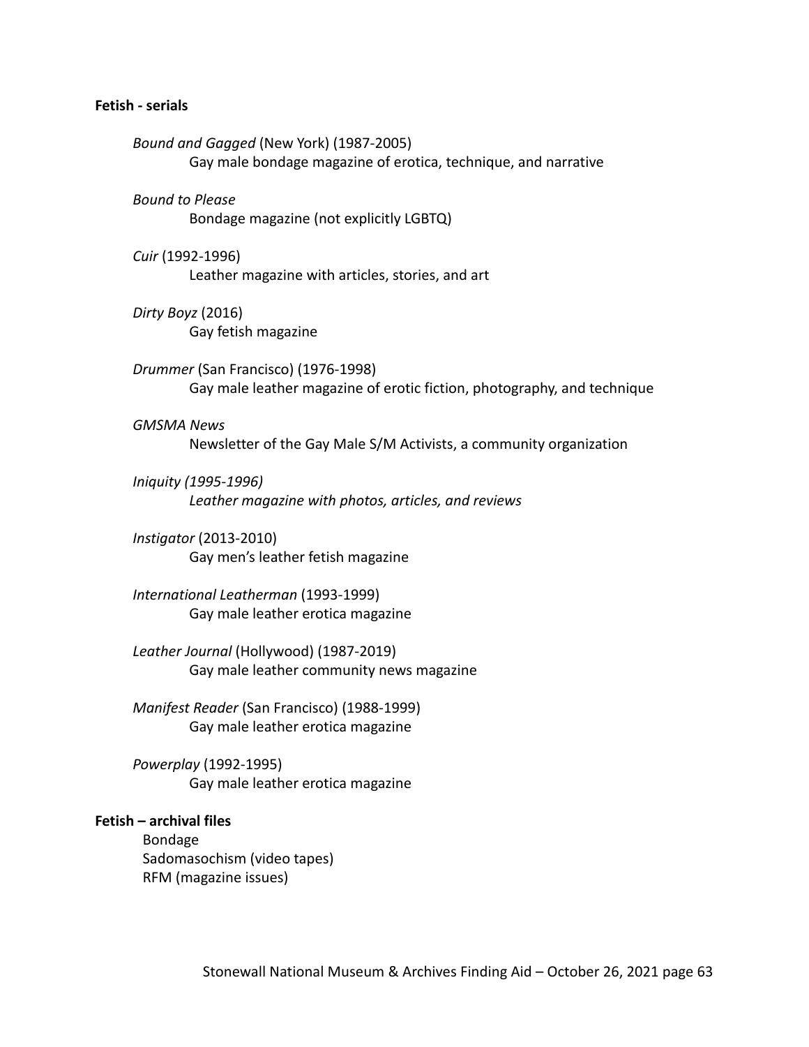**Fetish - serials**

*Bound and Gagged* (New York) (1987-2005)
Gay male bondage magazine of erotica, technique, and narrative

*Bound to Please*
Bondage magazine (not explicitly LGBTQ)

*Cuir* (1992-1996)
Leather magazine with articles, stories, and art

*Dirty Boyz* (2016)
Gay fetish magazine

*Drummer* (San Francisco) (1976-1998)
Gay male leather magazine of erotic fiction, photography, and technique

*GMSMA News*
Newsletter of the Gay Male S/M Activists, a community organization

*Iniquity (1995-1996)*
*Leather magazine with photos, articles, and reviews*

*Instigator* (2013-2010)
Gay men's leather fetish magazine

*International Leatherman* (1993-1999)
Gay male leather erotica magazine

*Leather Journal* (Hollywood) (1987-2019)
Gay male leather community news magazine

*Manifest Reader* (San Francisco) (1988-1999)
Gay male leather erotica magazine

*Powerplay* (1992-1995)
Gay male leather erotica magazine

**Fetish – archival files**

Bondage
Sadomasochism (video tapes)
RFM (magazine issues)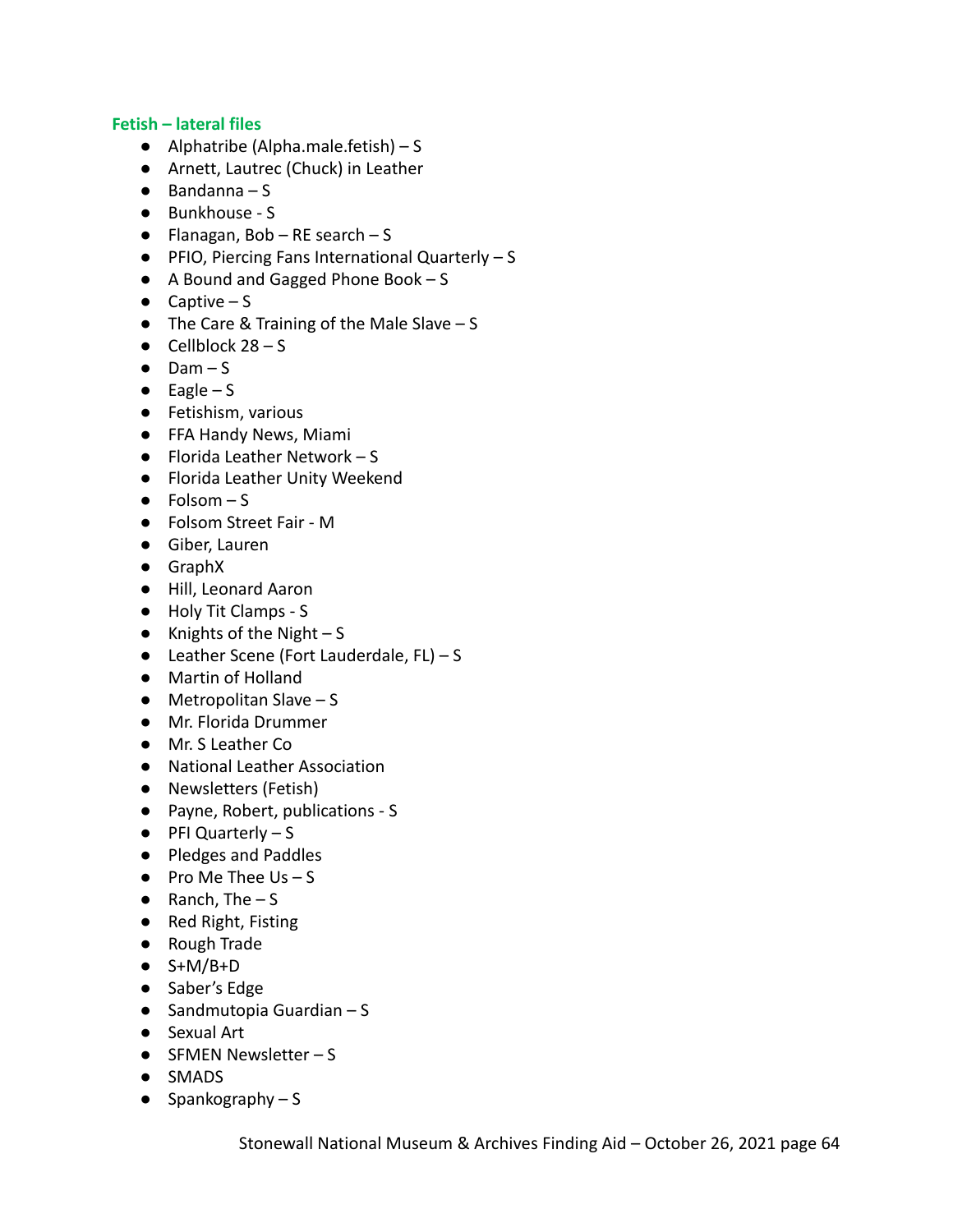**Fetish – lateral files**

- Alphatribe (Alpha.male.fetish) – S
- Arnett, Lautrec (Chuck) in Leather
- Bandanna – S
- Bunkhouse - S
- Flanagan, Bob – RE search – S
- PFIO, Piercing Fans International Quarterly – S
- A Bound and Gagged Phone Book – S
- Captive – S
- The Care & Training of the Male Slave – S
- Cellblock 28 – S
- Dam – S
- Eagle – S
- Fetishism, various
- FFA Handy News, Miami
- Florida Leather Network – S
- Florida Leather Unity Weekend
- Folsom – S
- Folsom Street Fair - M
- Giber, Lauren
- GraphX
- Hill, Leonard Aaron
- Holy Tit Clamps - S
- Knights of the Night – S
- Leather Scene (Fort Lauderdale, FL) – S
- Martin of Holland
- Metropolitan Slave – S
- Mr. Florida Drummer
- Mr. S Leather Co
- National Leather Association
- Newsletters (Fetish)
- Payne, Robert, publications - S
- PFI Quarterly – S
- Pledges and Paddles
- Pro Me Thee Us – S
- Ranch, The – S
- Red Right, Fisting
- Rough Trade
- S+M/B+D
- Saber's Edge
- Sandmutopia Guardian – S
- Sexual Art
- SFMEN Newsletter – S
- SMADS
- Spankography – S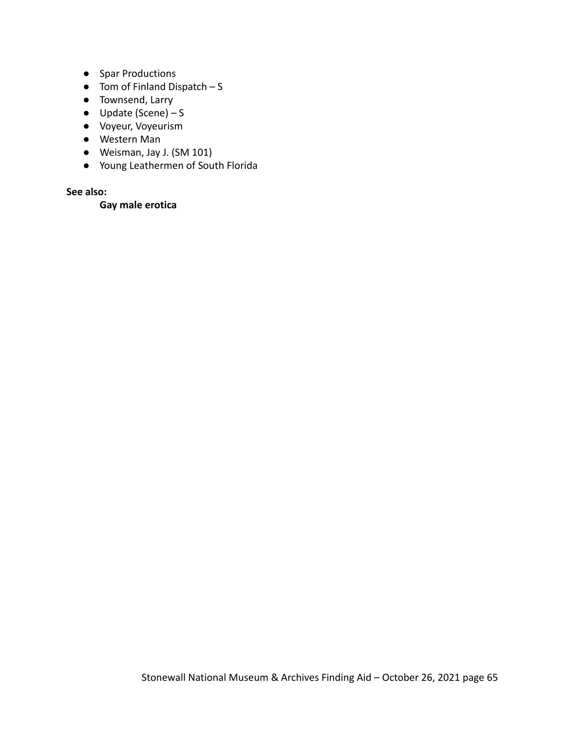- Spar Productions
- Tom of Finland Dispatch – S
- Townsend, Larry
- Update (Scene) – S
- Voyeur, Voyeurism
- Western Man
- Weisman, Jay J. (SM 101)
- Young Leathermen of South Florida

**See also:**

**Gay male erotica**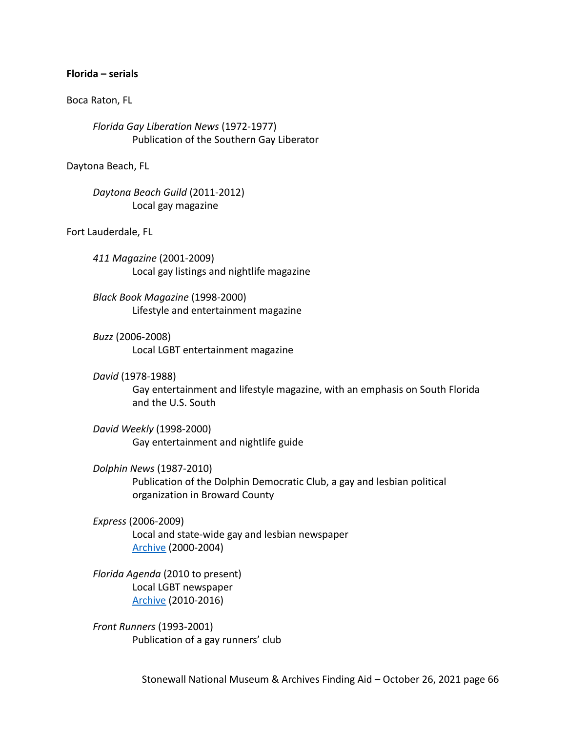**Florida – serials**

Boca Raton, FL

*Florida Gay Liberation News* (1972-1977)
Publication of the Southern Gay Liberator

Daytona Beach, FL

*Daytona Beach Guild* (2011-2012)
Local gay magazine

Fort Lauderdale, FL

*411 Magazine* (2001-2009)
Local gay listings and nightlife magazine

*Black Book Magazine* (1998-2000)
Lifestyle and entertainment magazine

*Buzz* (2006-2008)
Local LGBT entertainment magazine

*David* (1978-1988)
Gay entertainment and lifestyle magazine, with an emphasis on South Florida and the U.S. South

*David Weekly* (1998-2000)
Gay entertainment and nightlife guide

*Dolphin News* (1987-2010)
Publication of the Dolphin Democratic Club, a gay and lesbian political organization in Broward County

*Express* (2006-2009)
Local and state-wide gay and lesbian newspaper
Archive (2000-2004)

*Florida Agenda* (2010 to present)
Local LGBT newspaper
Archive (2010-2016)

*Front Runners* (1993-2001)
Publication of a gay runners' club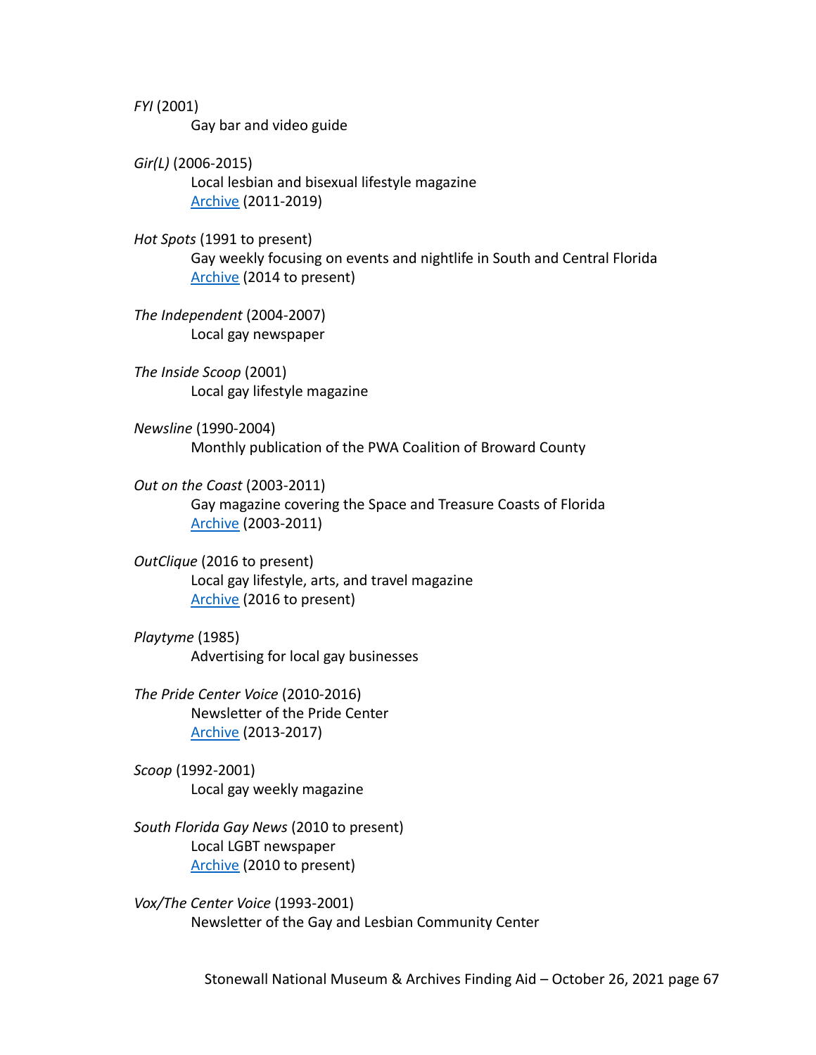*FYI* (2001)

Gay bar and video guide

*Gir(L)* (2006-2015)

Local lesbian and bisexual lifestyle magazine

Archive (2011-2019)

*Hot Spots* (1991 to present)

Gay weekly focusing on events and nightlife in South and Central Florida

Archive (2014 to present)

*The Independent* (2004-2007)

Local gay newspaper

*The Inside Scoop* (2001)

Local gay lifestyle magazine

*Newsline* (1990-2004)

Monthly publication of the PWA Coalition of Broward County

*Out on the Coast* (2003-2011)

Gay magazine covering the Space and Treasure Coasts of Florida

Archive (2003-2011)

*OutClique* (2016 to present)

Local gay lifestyle, arts, and travel magazine

Archive (2016 to present)

*Playtyme* (1985)

Advertising for local gay businesses

*The Pride Center Voice* (2010-2016)

Newsletter of the Pride Center

Archive (2013-2017)

*Scoop* (1992-2001)

Local gay weekly magazine

*South Florida Gay News* (2010 to present)

Local LGBT newspaper

Archive (2010 to present)

*Vox/The Center Voice* (1993-2001)

Newsletter of the Gay and Lesbian Community Center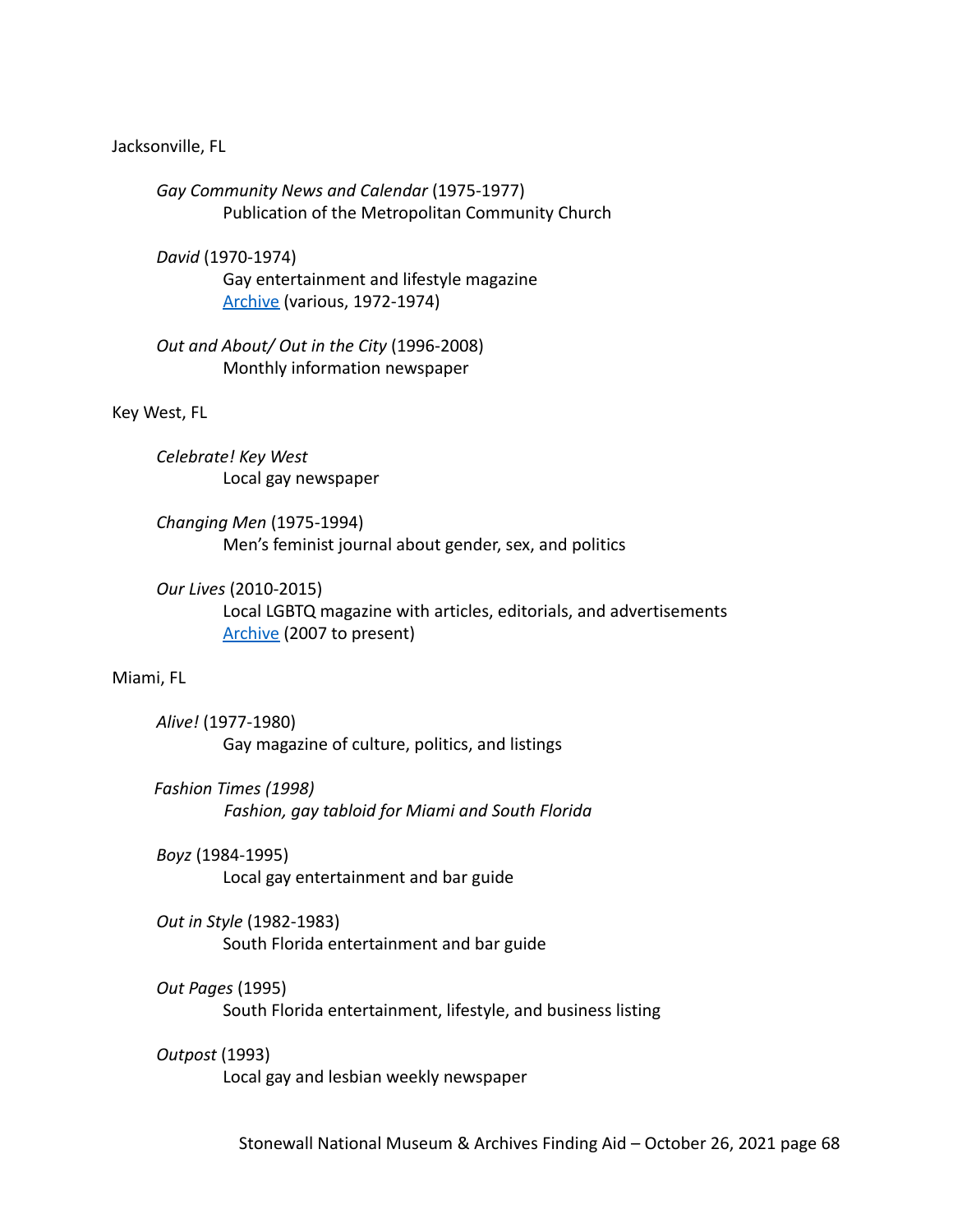Jacksonville, FL

*Gay Community News and Calendar* (1975-1977)
Publication of the Metropolitan Community Church

*David* (1970-1974)
Gay entertainment and lifestyle magazine
Archive (various, 1972-1974)

*Out and About/ Out in the City* (1996-2008)
Monthly information newspaper

Key West, FL

*Celebrate! Key West*
Local gay newspaper

*Changing Men* (1975-1994)
Men's feminist journal about gender, sex, and politics

*Our Lives* (2010-2015)
Local LGBTQ magazine with articles, editorials, and advertisements
Archive (2007 to present)

Miami, FL

*Alive!* (1977-1980)
Gay magazine of culture, politics, and listings

*Fashion Times (1998)*
*Fashion, gay tabloid for Miami and South Florida*

*Boyz* (1984-1995)
Local gay entertainment and bar guide

*Out in Style* (1982-1983)
South Florida entertainment and bar guide

*Out Pages* (1995)
South Florida entertainment, lifestyle, and business listing

*Outpost* (1993)
Local gay and lesbian weekly newspaper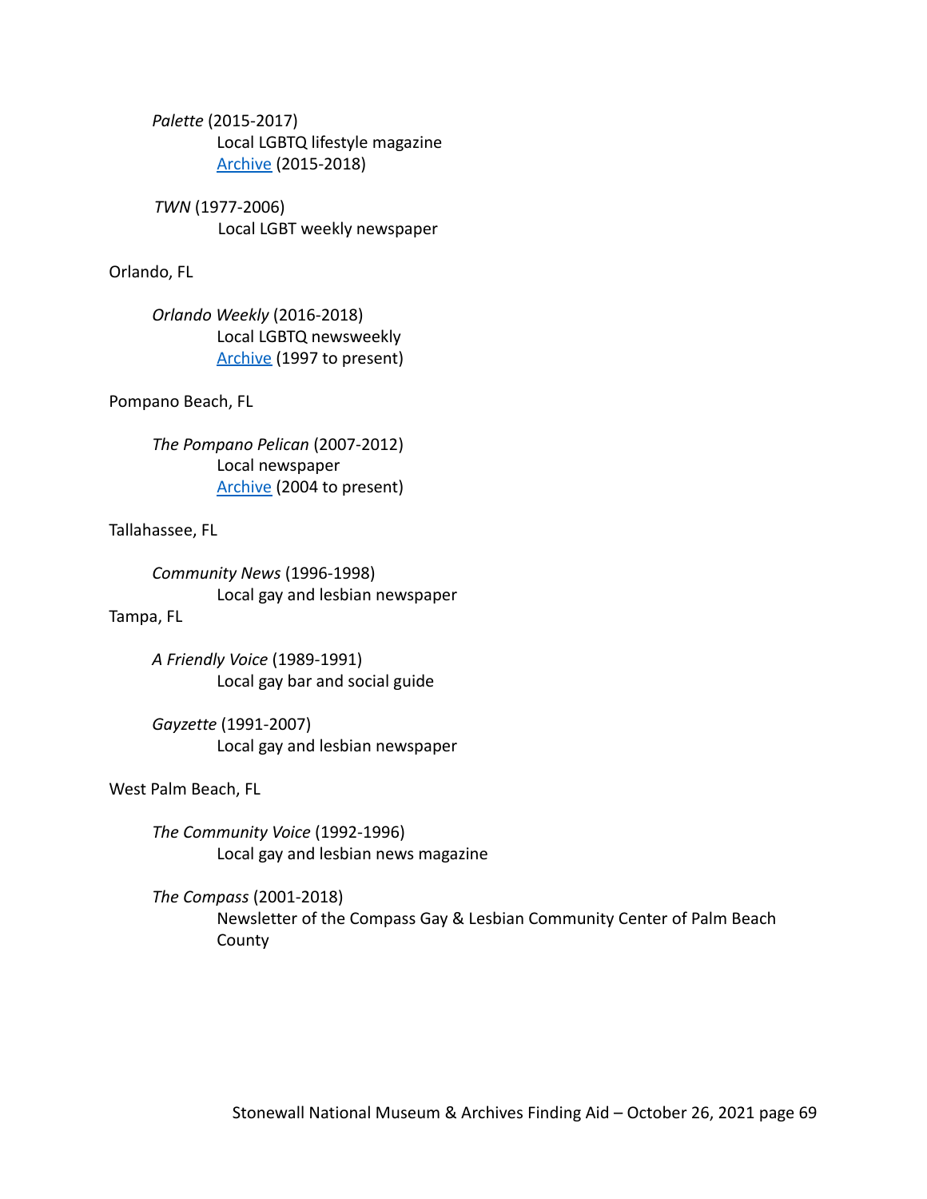*Palette* (2015-2017)
Local LGBTQ lifestyle magazine
Archive (2015-2018)

*TWN* (1977-2006)
Local LGBT weekly newspaper

Orlando, FL

*Orlando Weekly* (2016-2018)
Local LGBTQ newsweekly
Archive (1997 to present)

Pompano Beach, FL

*The Pompano Pelican* (2007-2012)
Local newspaper
Archive (2004 to present)

Tallahassee, FL

*Community News* (1996-1998)
Local gay and lesbian newspaper

Tampa, FL

*A Friendly Voice* (1989-1991)
Local gay bar and social guide

*Gayzette* (1991-2007)
Local gay and lesbian newspaper

West Palm Beach, FL

*The Community Voice* (1992-1996)
Local gay and lesbian news magazine

*The Compass* (2001-2018)
Newsletter of the Compass Gay & Lesbian Community Center of Palm Beach County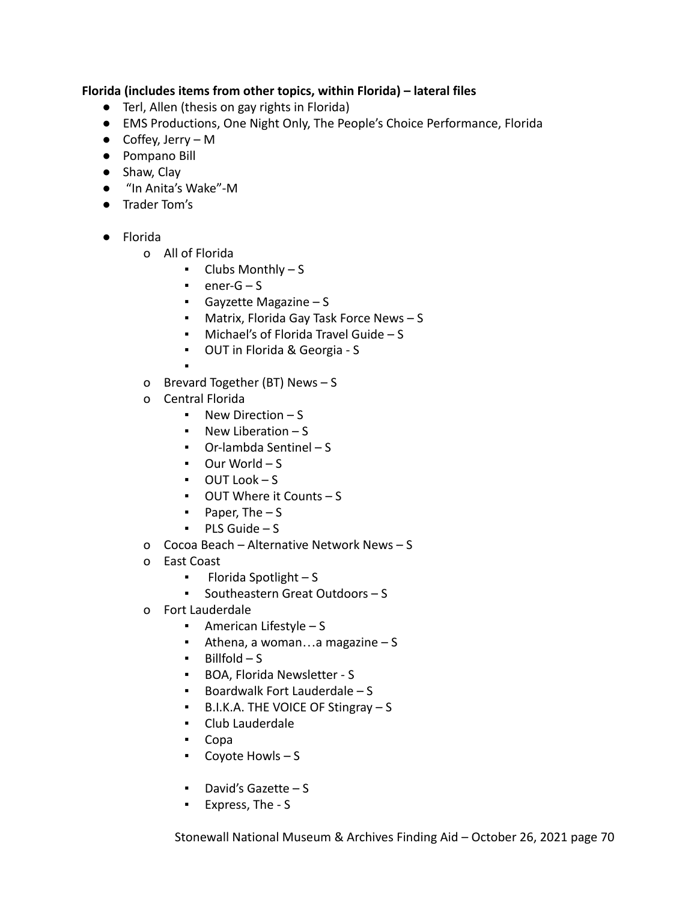**Florida (includes items from other topics, within Florida) – lateral files**

- Terl, Allen (thesis on gay rights in Florida)
- EMS Productions, One Night Only, The People's Choice Performance, Florida
- Coffey, Jerry – M
- Pompano Bill
- Shaw, Clay
- "In Anita's Wake"-M
- Trader Tom's

- Florida
  - All of Florida
    - Clubs Monthly – S
    - ener-G – S
    - Gayzette Magazine – S
    - Matrix, Florida Gay Task Force News – S
    - Michael's of Florida Travel Guide – S
    - OUT in Florida & Georgia - S
  - Brevard Together (BT) News – S
  - Central Florida
    - New Direction – S
    - New Liberation – S
    - Or-lambda Sentinel – S
    - Our World – S
    - OUT Look – S
    - OUT Where it Counts – S
    - Paper, The – S
    - PLS Guide – S
  - Cocoa Beach – Alternative Network News – S
  - East Coast
    - Florida Spotlight – S
    - Southeastern Great Outdoors – S
  - Fort Lauderdale
    - American Lifestyle – S
    - Athena, a woman…a magazine – S
    - Billfold – S
    - BOA, Florida Newsletter - S
    - Boardwalk Fort Lauderdale – S
    - B.I.K.A. THE VOICE OF Stingray – S
    - Club Lauderdale
    - Copa
    - Coyote Howls – S
    - David's Gazette – S
    - Express, The - S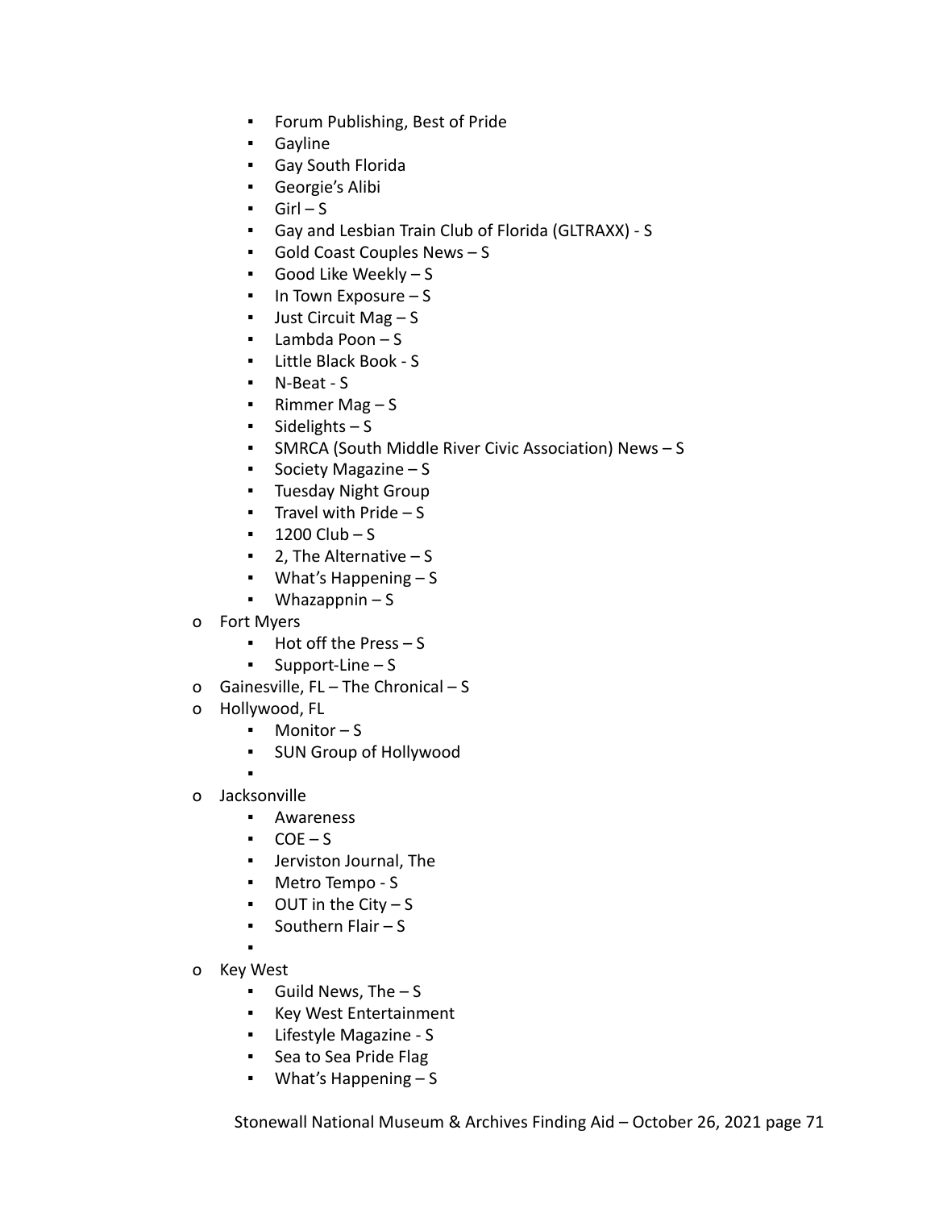- Forum Publishing, Best of Pride
    - Gayline
    - Gay South Florida
    - Georgie's Alibi
    - Girl – S
    - Gay and Lesbian Train Club of Florida (GLTRAXX) - S
    - Gold Coast Couples News – S
    - Good Like Weekly – S
    - In Town Exposure – S
    - Just Circuit Mag – S
    - Lambda Poon – S
    - Little Black Book - S
    - N-Beat - S
    - Rimmer Mag – S
    - Sidelights – S
    - SMRCA (South Middle River Civic Association) News – S
    - Society Magazine – S
    - Tuesday Night Group
    - Travel with Pride – S
    - 1200 Club – S
    - 2, The Alternative – S
    - What's Happening – S
    - Whazappnin – S
- Fort Myers
    - Hot off the Press – S
    - Support-Line – S
- Gainesville, FL – The Chronical – S
- Hollywood, FL
    - Monitor – S
    - SUN Group of Hollywood
- Jacksonville
    - Awareness
    - COE – S
    - Jerviston Journal, The
    - Metro Tempo - S
    - OUT in the City – S
    - Southern Flair – S
- Key West
    - Guild News, The – S
    - Key West Entertainment
    - Lifestyle Magazine - S
    - Sea to Sea Pride Flag
    - What's Happening – S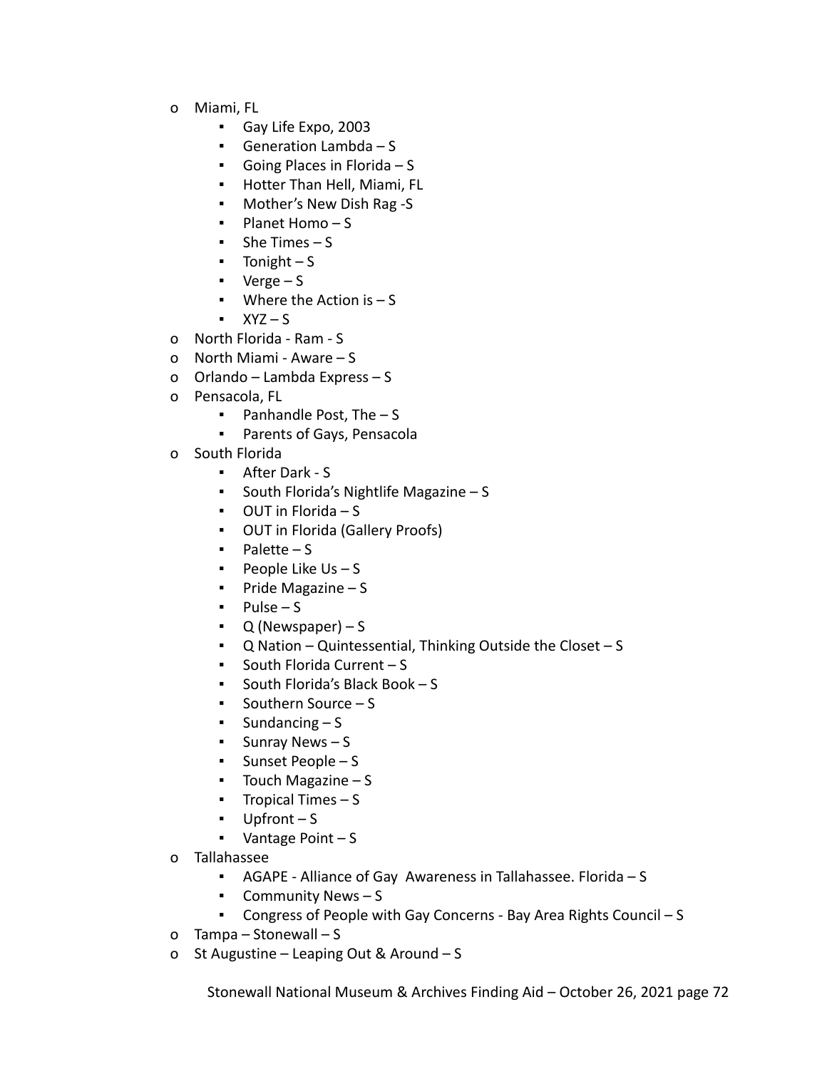- Miami, FL
  - Gay Life Expo, 2003
  - Generation Lambda – S
  - Going Places in Florida – S
  - Hotter Than Hell, Miami, FL
  - Mother's New Dish Rag -S
  - Planet Homo – S
  - She Times – S
  - Tonight – S
  - Verge – S
  - Where the Action is – S
  - XYZ – S
- North Florida - Ram - S
- North Miami - Aware – S
- Orlando – Lambda Express – S
- Pensacola, FL
  - Panhandle Post, The – S
  - Parents of Gays, Pensacola
- South Florida
  - After Dark - S
  - South Florida's Nightlife Magazine – S
  - OUT in Florida – S
  - OUT in Florida (Gallery Proofs)
  - Palette – S
  - People Like Us – S
  - Pride Magazine – S
  - Pulse – S
  - Q (Newspaper) – S
  - Q Nation – Quintessential, Thinking Outside the Closet – S
  - South Florida Current – S
  - South Florida's Black Book – S
  - Southern Source – S
  - Sundancing – S
  - Sunray News – S
  - Sunset People – S
  - Touch Magazine – S
  - Tropical Times – S
  - Upfront – S
  - Vantage Point – S
- Tallahassee
  - AGAPE - Alliance of Gay Awareness in Tallahassee. Florida – S
  - Community News – S
  - Congress of People with Gay Concerns - Bay Area Rights Council – S
- Tampa – Stonewall – S
- St Augustine – Leaping Out & Around – S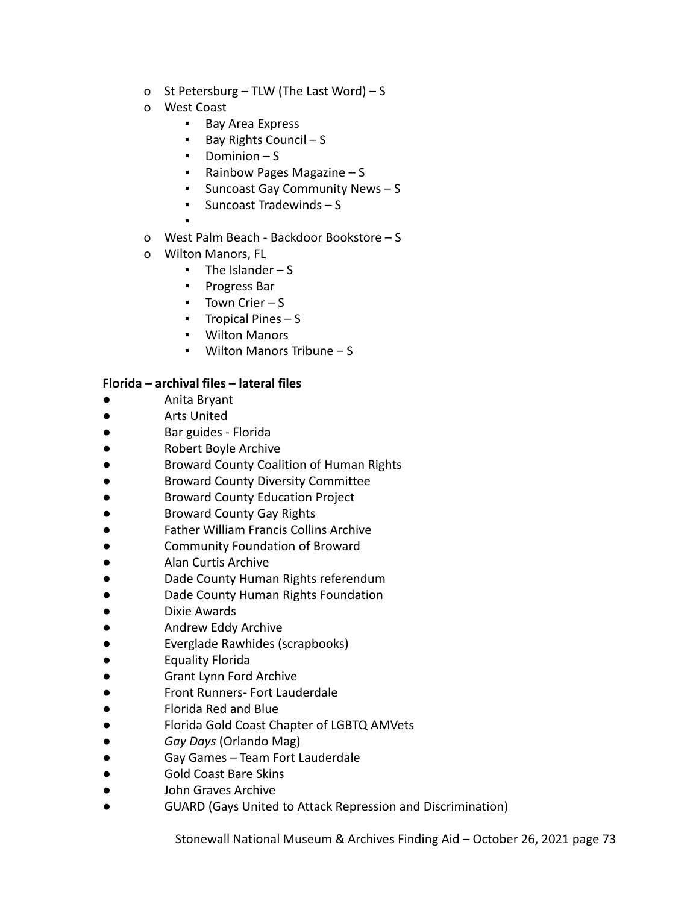- St Petersburg – TLW (The Last Word) – S
- West Coast
    - Bay Area Express
    - Bay Rights Council – S
    - Dominion – S
    - Rainbow Pages Magazine – S
    - Suncoast Gay Community News – S
    - Suncoast Tradewinds – S
    - 
- West Palm Beach - Backdoor Bookstore – S
- Wilton Manors, FL
    - The Islander – S
    - Progress Bar
    - Town Crier – S
    - Tropical Pines – S
    - Wilton Manors
    - Wilton Manors Tribune – S

**Florida – archival files – lateral files**

- Anita Bryant
- Arts United
- Bar guides - Florida
- Robert Boyle Archive
- Broward County Coalition of Human Rights
- Broward County Diversity Committee
- Broward County Education Project
- Broward County Gay Rights
- Father William Francis Collins Archive
- Community Foundation of Broward
- Alan Curtis Archive
- Dade County Human Rights referendum
- Dade County Human Rights Foundation
- Dixie Awards
- Andrew Eddy Archive
- Everglade Rawhides (scrapbooks)
- Equality Florida
- Grant Lynn Ford Archive
- Front Runners- Fort Lauderdale
- Florida Red and Blue
- Florida Gold Coast Chapter of LGBTQ AMVets
- *Gay Days* (Orlando Mag)
- Gay Games – Team Fort Lauderdale
- Gold Coast Bare Skins
- John Graves Archive
- GUARD (Gays United to Attack Repression and Discrimination)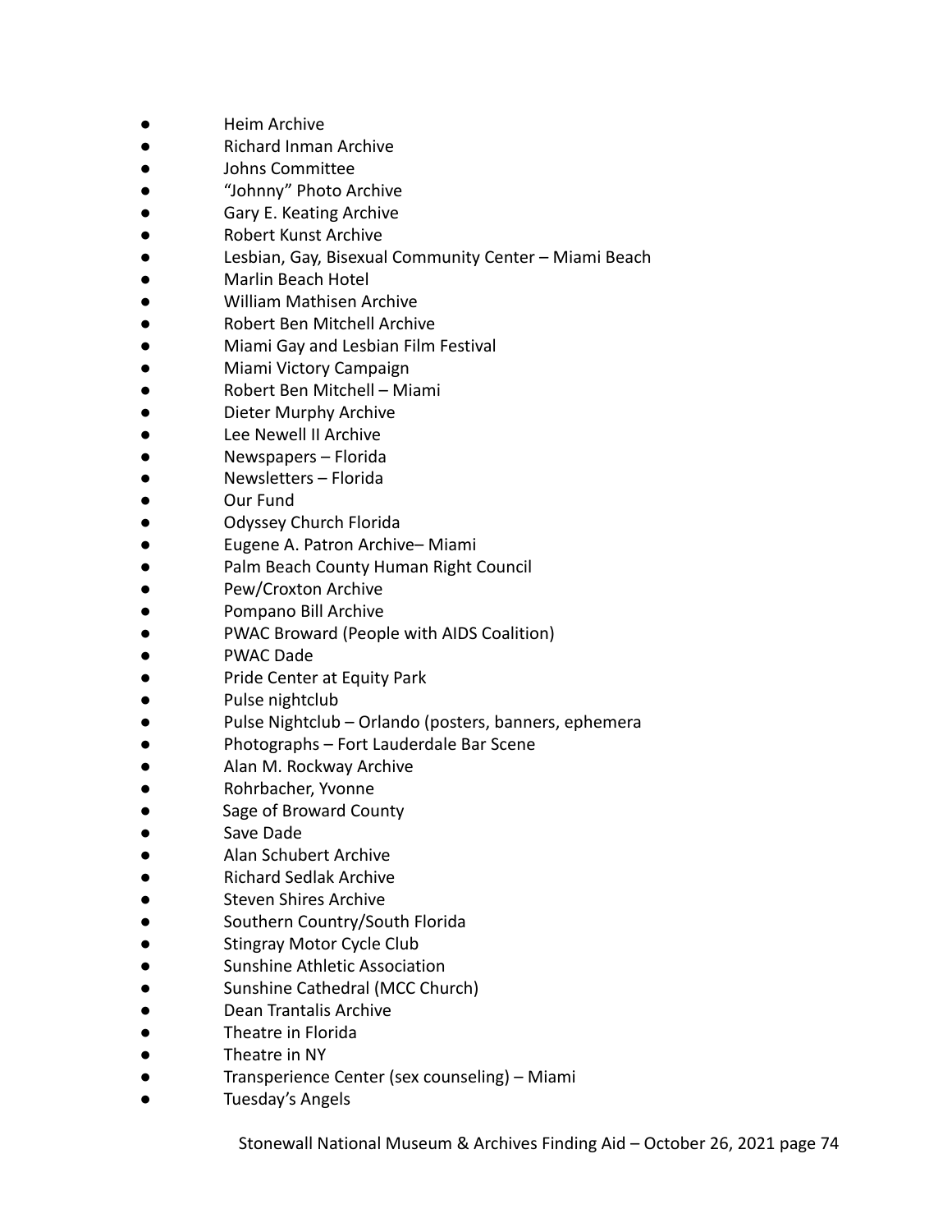- Heim Archive
- Richard Inman Archive
- Johns Committee
- “Johnny” Photo Archive
- Gary E. Keating Archive
- Robert Kunst Archive
- Lesbian, Gay, Bisexual Community Center – Miami Beach
- Marlin Beach Hotel
- William Mathisen Archive
- Robert Ben Mitchell Archive
- Miami Gay and Lesbian Film Festival
- Miami Victory Campaign
- Robert Ben Mitchell – Miami
- Dieter Murphy Archive
- Lee Newell II Archive
- Newspapers – Florida
- Newsletters – Florida
- Our Fund
- Odyssey Church Florida
- Eugene A. Patron Archive– Miami
- Palm Beach County Human Right Council
- Pew/Croxton Archive
- Pompano Bill Archive
- PWAC Broward (People with AIDS Coalition)
- PWAC Dade
- Pride Center at Equity Park
- Pulse nightclub
- Pulse Nightclub – Orlando (posters, banners, ephemera
- Photographs – Fort Lauderdale Bar Scene
- Alan M. Rockway Archive
- Rohrbacher, Yvonne
- Sage of Broward County
- Save Dade
- Alan Schubert Archive
- Richard Sedlak Archive
- Steven Shires Archive
- Southern Country/South Florida
- Stingray Motor Cycle Club
- Sunshine Athletic Association
- Sunshine Cathedral (MCC Church)
- Dean Trantalis Archive
- Theatre in Florida
- Theatre in NY
- Transperience Center (sex counseling) – Miami
- Tuesday’s Angels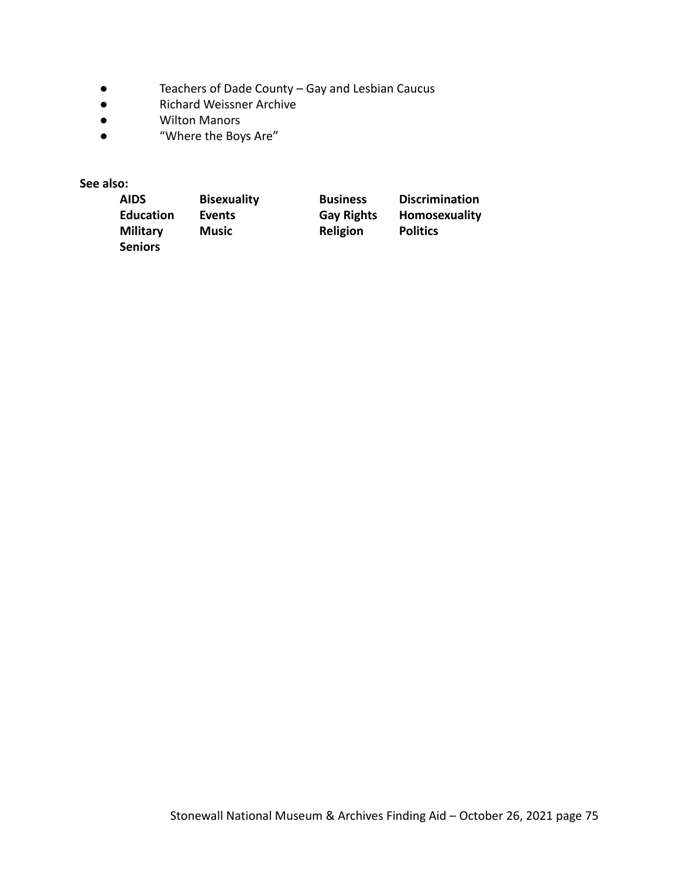- Teachers of Dade County – Gay and Lesbian Caucus
- Richard Weissner Archive
- Wilton Manors
- “Where the Boys Are”

**See also:**

| | | | |
|---|---|---|---|
| **AIDS** | **Bisexuality** | **Business** | **Discrimination** |
| **Education** | **Events** | **Gay Rights** | **Homosexuality** |
| **Military** | **Music** | **Religion** | **Politics** |
| **Seniors** | | | |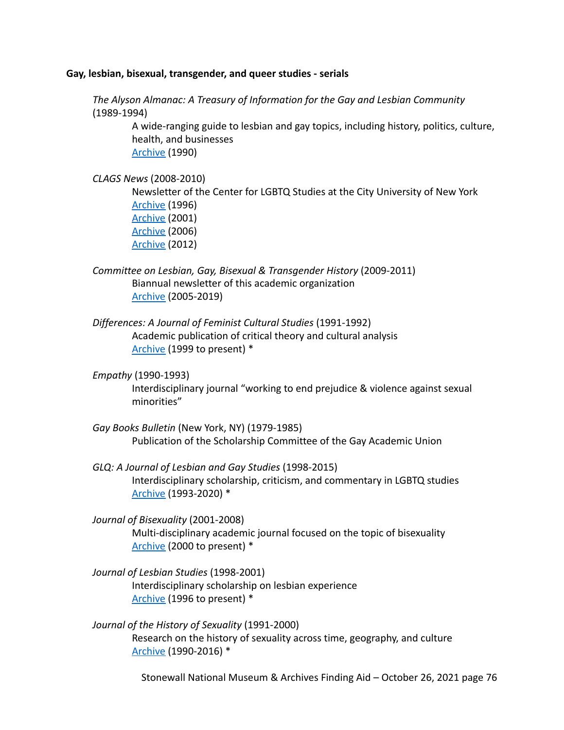**Gay, lesbian, bisexual, transgender, and queer studies - serials**

*The Alyson Almanac: A Treasury of Information for the Gay and Lesbian Community* (1989-1994)

A wide-ranging guide to lesbian and gay topics, including history, politics, culture, health, and businesses
Archive (1990)

*CLAGS News* (2008-2010)

Newsletter of the Center for LGBTQ Studies at the City University of New York
Archive (1996)
Archive (2001)
Archive (2006)
Archive (2012)

*Committee on Lesbian, Gay, Bisexual & Transgender History* (2009-2011)

Biannual newsletter of this academic organization
Archive (2005-2019)

*Differences: A Journal of Feminist Cultural Studies* (1991-1992)

Academic publication of critical theory and cultural analysis
Archive (1999 to present) *

*Empathy* (1990-1993)

Interdisciplinary journal "working to end prejudice & violence against sexual minorities"

*Gay Books Bulletin* (New York, NY) (1979-1985)

Publication of the Scholarship Committee of the Gay Academic Union

*GLQ: A Journal of Lesbian and Gay Studies* (1998-2015)

Interdisciplinary scholarship, criticism, and commentary in LGBTQ studies
Archive (1993-2020) *

*Journal of Bisexuality* (2001-2008)

Multi-disciplinary academic journal focused on the topic of bisexuality
Archive (2000 to present) *

*Journal of Lesbian Studies* (1998-2001)

Interdisciplinary scholarship on lesbian experience
Archive (1996 to present) *

*Journal of the History of Sexuality* (1991-2000)

Research on the history of sexuality across time, geography, and culture
Archive (1990-2016) *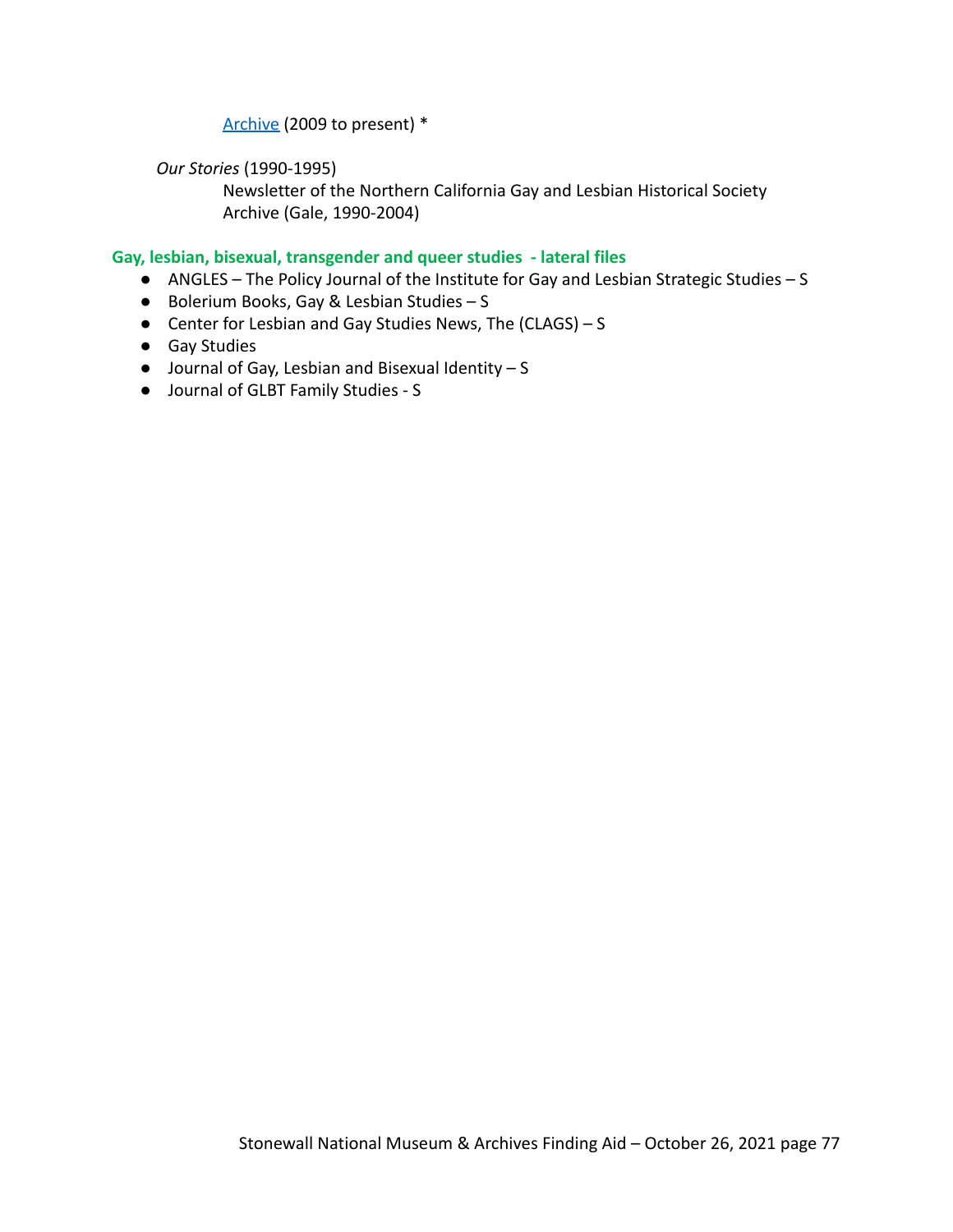[Archive](#) (2009 to present) *

*Our Stories* (1990-1995)

Newsletter of the Northern California Gay and Lesbian Historical Society
Archive (Gale, 1990-2004)

**Gay, lesbian, bisexual, transgender and queer studies - lateral files**

- ANGLES – The Policy Journal of the Institute for Gay and Lesbian Strategic Studies – S
- Bolerium Books, Gay & Lesbian Studies – S
- Center for Lesbian and Gay Studies News, The (CLAGS) – S
- Gay Studies
- Journal of Gay, Lesbian and Bisexual Identity – S
- Journal of GLBT Family Studies - S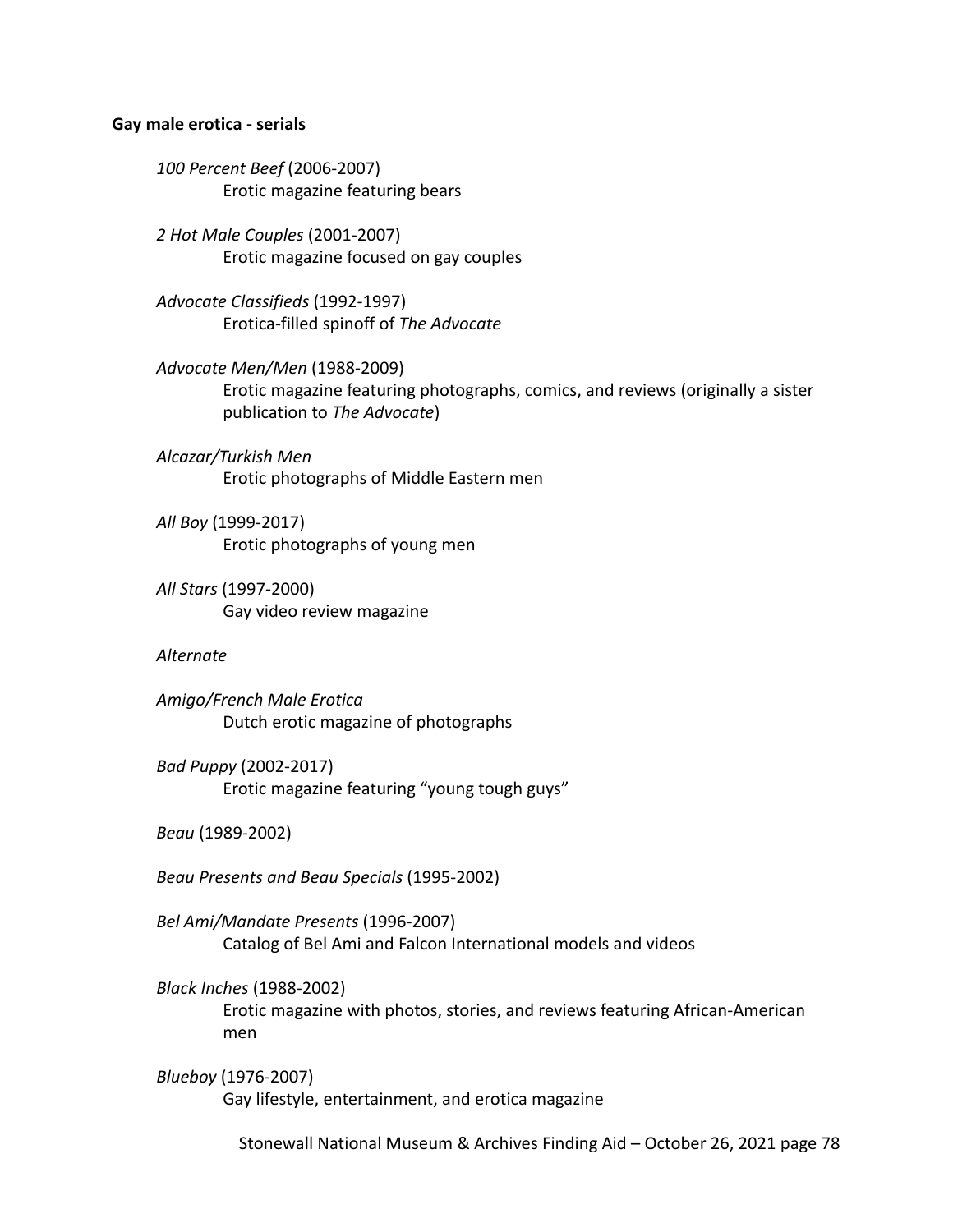**Gay male erotica - serials**

*100 Percent Beef* (2006-2007)
Erotic magazine featuring bears

*2 Hot Male Couples* (2001-2007)
Erotic magazine focused on gay couples

*Advocate Classifieds* (1992-1997)
Erotica-filled spinoff of *The Advocate*

*Advocate Men/Men* (1988-2009)
Erotic magazine featuring photographs, comics, and reviews (originally a sister publication to *The Advocate*)

*Alcazar/Turkish Men*
Erotic photographs of Middle Eastern men

*All Boy* (1999-2017)
Erotic photographs of young men

*All Stars* (1997-2000)
Gay video review magazine

*Alternate*

*Amigo/French Male Erotica*
Dutch erotic magazine of photographs

*Bad Puppy* (2002-2017)
Erotic magazine featuring "young tough guys"

*Beau* (1989-2002)

*Beau Presents and Beau Specials* (1995-2002)

*Bel Ami/Mandate Presents* (1996-2007)
Catalog of Bel Ami and Falcon International models and videos

*Black Inches* (1988-2002)
Erotic magazine with photos, stories, and reviews featuring African-American men

*Blueboy* (1976-2007)
Gay lifestyle, entertainment, and erotica magazine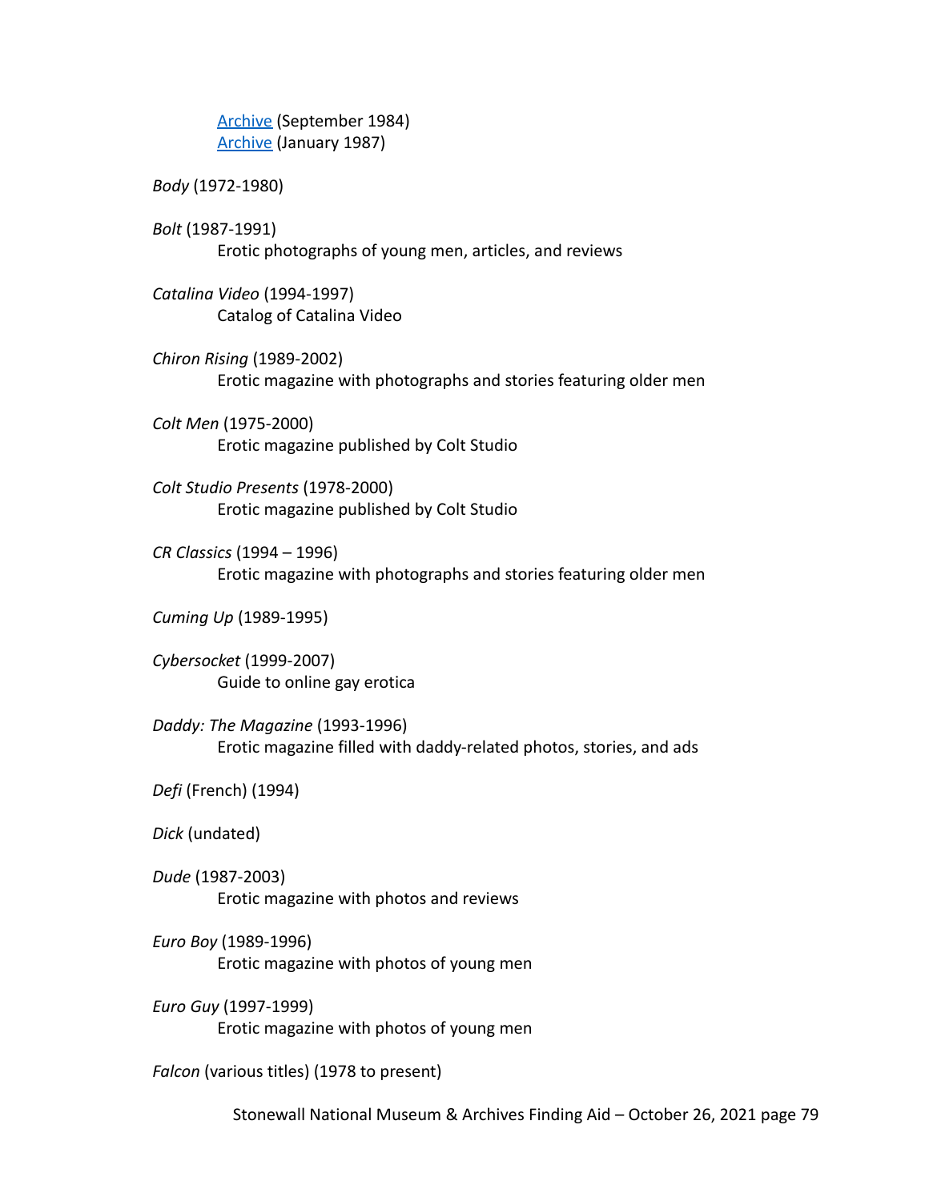Archive (September 1984)
Archive (January 1987)

*Body* (1972-1980)

*Bolt* (1987-1991)
Erotic photographs of young men, articles, and reviews

*Catalina Video* (1994-1997)
Catalog of Catalina Video

*Chiron Rising* (1989-2002)
Erotic magazine with photographs and stories featuring older men

*Colt Men* (1975-2000)
Erotic magazine published by Colt Studio

*Colt Studio Presents* (1978-2000)
Erotic magazine published by Colt Studio

*CR Classics* (1994 – 1996)
Erotic magazine with photographs and stories featuring older men

*Cuming Up* (1989-1995)

*Cybersocket* (1999-2007)
Guide to online gay erotica

*Daddy: The Magazine* (1993-1996)
Erotic magazine filled with daddy-related photos, stories, and ads

*Defi* (French) (1994)

*Dick* (undated)

*Dude* (1987-2003)
Erotic magazine with photos and reviews

*Euro Boy* (1989-1996)
Erotic magazine with photos of young men

*Euro Guy* (1997-1999)
Erotic magazine with photos of young men

*Falcon* (various titles) (1978 to present)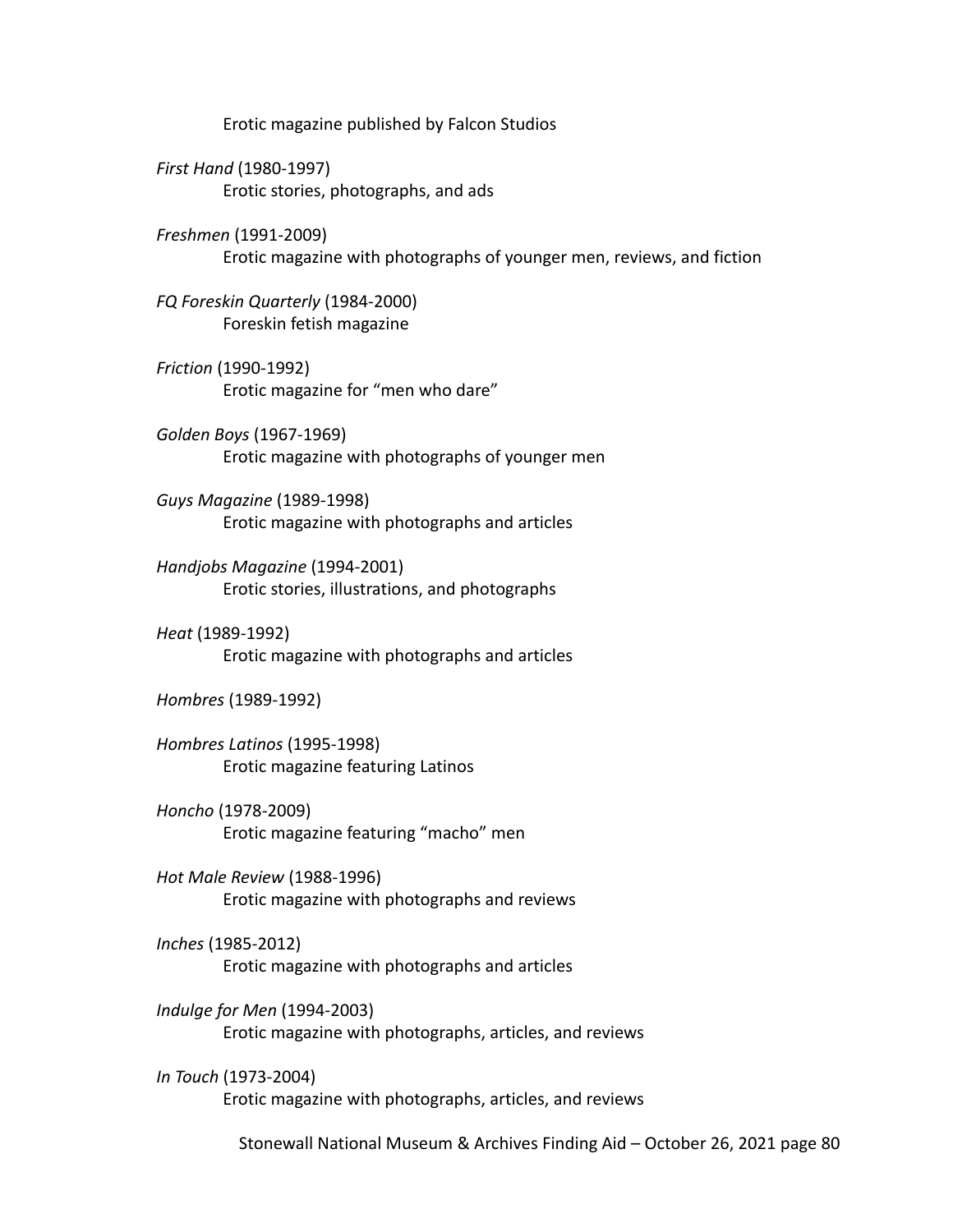Erotic magazine published by Falcon Studios

*First Hand* (1980-1997)
Erotic stories, photographs, and ads

*Freshmen* (1991-2009)
Erotic magazine with photographs of younger men, reviews, and fiction

*FQ Foreskin Quarterly* (1984-2000)
Foreskin fetish magazine

*Friction* (1990-1992)
Erotic magazine for “men who dare”

*Golden Boys* (1967-1969)
Erotic magazine with photographs of younger men

*Guys Magazine* (1989-1998)
Erotic magazine with photographs and articles

*Handjobs Magazine* (1994-2001)
Erotic stories, illustrations, and photographs

*Heat* (1989-1992)
Erotic magazine with photographs and articles

*Hombres* (1989-1992)

*Hombres Latinos* (1995-1998)
Erotic magazine featuring Latinos

*Honcho* (1978-2009)
Erotic magazine featuring “macho” men

*Hot Male Review* (1988-1996)
Erotic magazine with photographs and reviews

*Inches* (1985-2012)
Erotic magazine with photographs and articles

*Indulge for Men* (1994-2003)
Erotic magazine with photographs, articles, and reviews

*In Touch* (1973-2004)
Erotic magazine with photographs, articles, and reviews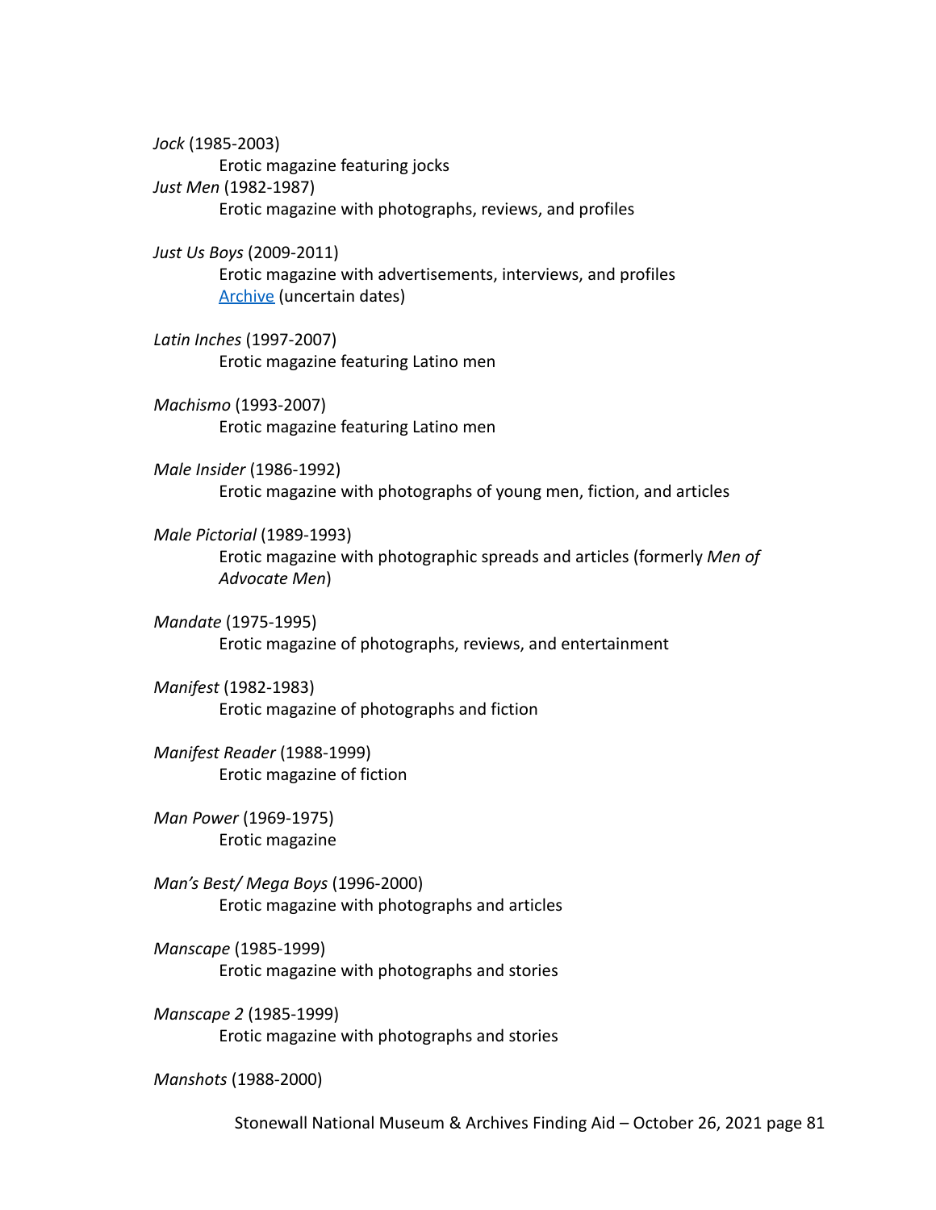*Jock* (1985-2003)

Erotic magazine featuring jocks

*Just Men* (1982-1987)

Erotic magazine with photographs, reviews, and profiles

*Just Us Boys* (2009-2011)

Erotic magazine with advertisements, interviews, and profiles

Archive (uncertain dates)

*Latin Inches* (1997-2007)

Erotic magazine featuring Latino men

*Machismo* (1993-2007)

Erotic magazine featuring Latino men

*Male Insider* (1986-1992)

Erotic magazine with photographs of young men, fiction, and articles

*Male Pictorial* (1989-1993)

Erotic magazine with photographic spreads and articles (formerly *Men of Advocate Men*)

*Mandate* (1975-1995)

Erotic magazine of photographs, reviews, and entertainment

*Manifest* (1982-1983)

Erotic magazine of photographs and fiction

*Manifest Reader* (1988-1999)

Erotic magazine of fiction

*Man Power* (1969-1975)

Erotic magazine

*Man's Best/ Mega Boys* (1996-2000)

Erotic magazine with photographs and articles

*Manscape* (1985-1999)

Erotic magazine with photographs and stories

*Manscape 2* (1985-1999)

Erotic magazine with photographs and stories

*Manshots* (1988-2000)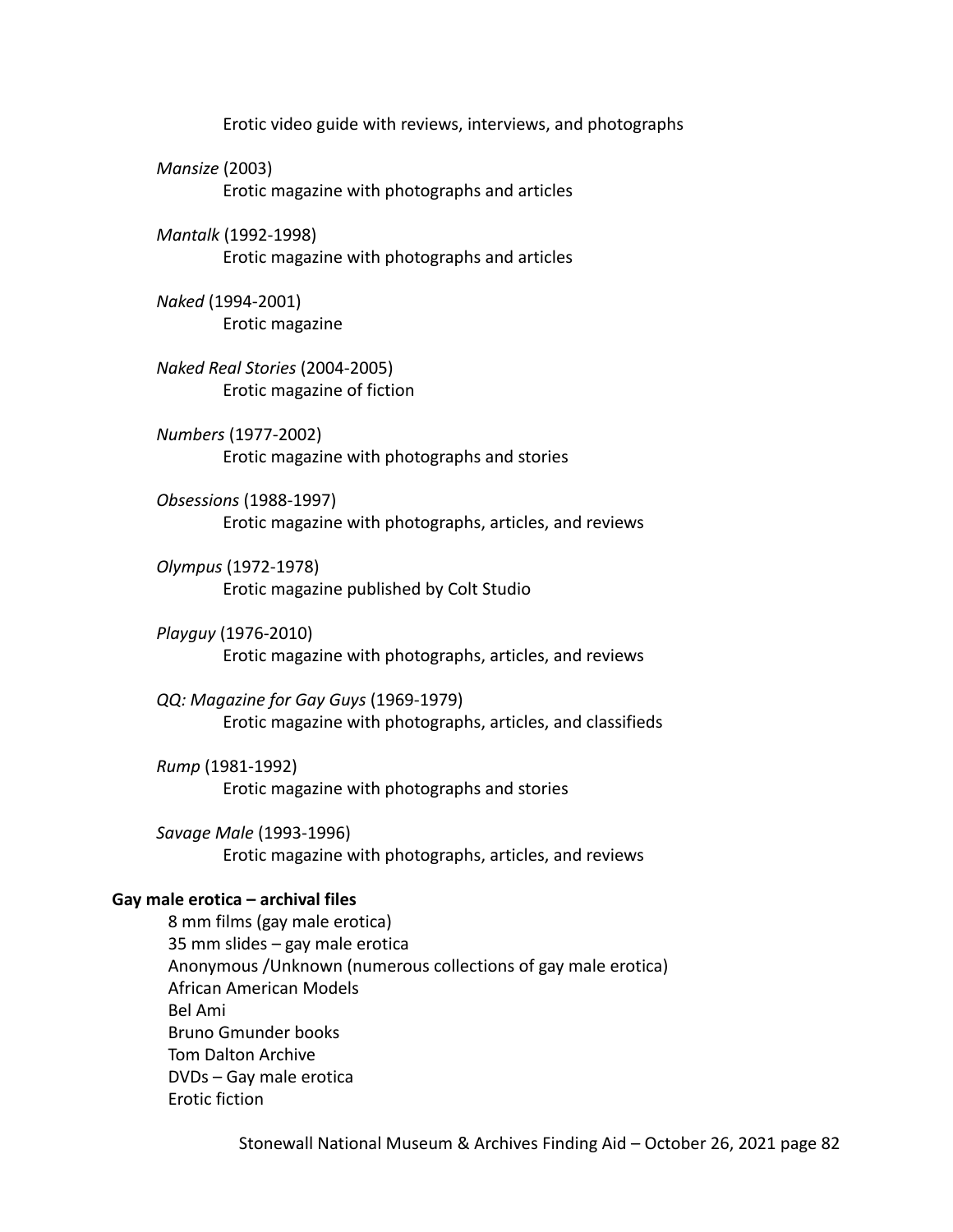Erotic video guide with reviews, interviews, and photographs

*Mansize* (2003)
Erotic magazine with photographs and articles

*Mantalk* (1992-1998)
Erotic magazine with photographs and articles

*Naked* (1994-2001)
Erotic magazine

*Naked Real Stories* (2004-2005)
Erotic magazine of fiction

*Numbers* (1977-2002)
Erotic magazine with photographs and stories

*Obsessions* (1988-1997)
Erotic magazine with photographs, articles, and reviews

*Olympus* (1972-1978)
Erotic magazine published by Colt Studio

*Playguy* (1976-2010)
Erotic magazine with photographs, articles, and reviews

*QQ: Magazine for Gay Guys* (1969-1979)
Erotic magazine with photographs, articles, and classifieds

*Rump* (1981-1992)
Erotic magazine with photographs and stories

*Savage Male* (1993-1996)
Erotic magazine with photographs, articles, and reviews

**Gay male erotica – archival files**

8 mm films (gay male erotica)
35 mm slides – gay male erotica
Anonymous /Unknown (numerous collections of gay male erotica)
African American Models
Bel Ami
Bruno Gmunder books
Tom Dalton Archive
DVDs – Gay male erotica
Erotic fiction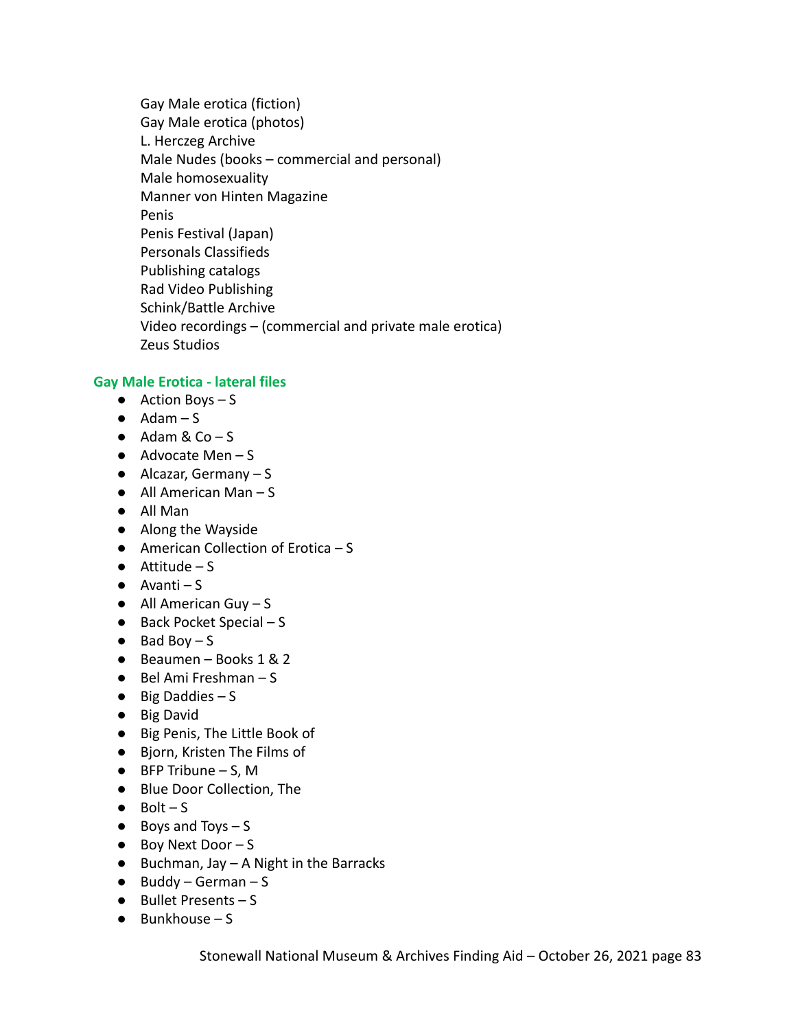Gay Male erotica (fiction)
Gay Male erotica (photos)
L. Herczeg Archive
Male Nudes (books – commercial and personal)
Male homosexuality
Manner von Hinten Magazine
Penis
Penis Festival (Japan)
Personals Classifieds
Publishing catalogs
Rad Video Publishing
Schink/Battle Archive
Video recordings – (commercial and private male erotica)
Zeus Studios

### Gay Male Erotica - lateral files

- Action Boys – S
- Adam – S
- Adam & Co – S
- Advocate Men – S
- Alcazar, Germany – S
- All American Man – S
- All Man
- Along the Wayside
- American Collection of Erotica – S
- Attitude – S
- Avanti – S
- All American Guy – S
- Back Pocket Special – S
- Bad Boy – S
- Beaumen – Books 1 & 2
- Bel Ami Freshman – S
- Big Daddies – S
- Big David
- Big Penis, The Little Book of
- Bjorn, Kristen The Films of
- BFP Tribune – S, M
- Blue Door Collection, The
- Bolt – S
- Boys and Toys – S
- Boy Next Door – S
- Buchman, Jay – A Night in the Barracks
- Buddy – German – S
- Bullet Presents – S
- Bunkhouse – S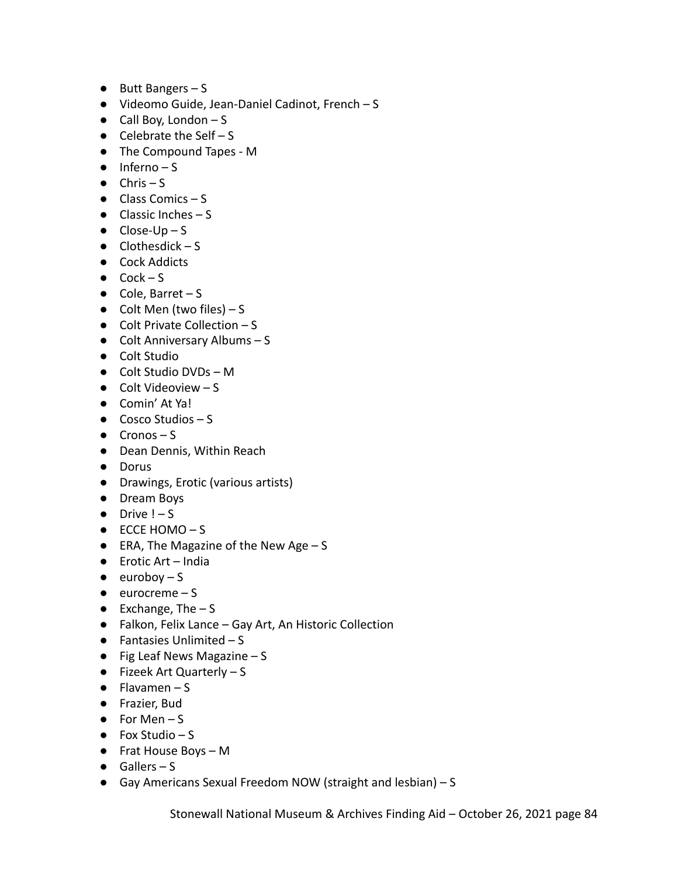- Butt Bangers – S
- Videomo Guide, Jean-Daniel Cadinot, French – S
- Call Boy, London – S
- Celebrate the Self – S
- The Compound Tapes - M
- Inferno – S
- Chris – S
- Class Comics – S
- Classic Inches – S
- Close-Up – S
- Clothesdick – S
- Cock Addicts
- Cock – S
- Cole, Barret – S
- Colt Men (two files) – S
- Colt Private Collection – S
- Colt Anniversary Albums – S
- Colt Studio
- Colt Studio DVDs – M
- Colt Videoview – S
- Comin' At Ya!
- Cosco Studios – S
- Cronos – S
- Dean Dennis, Within Reach
- Dorus
- Drawings, Erotic (various artists)
- Dream Boys
- Drive ! – S
- ECCE HOMO – S
- ERA, The Magazine of the New Age – S
- Erotic Art – India
- euroboy – S
- eurocreme – S
- Exchange, The – S
- Falkon, Felix Lance – Gay Art, An Historic Collection
- Fantasies Unlimited – S
- Fig Leaf News Magazine – S
- Fizeek Art Quarterly – S
- Flavamen – S
- Frazier, Bud
- For Men – S
- Fox Studio – S
- Frat House Boys – M
- Gallers – S
- Gay Americans Sexual Freedom NOW (straight and lesbian) – S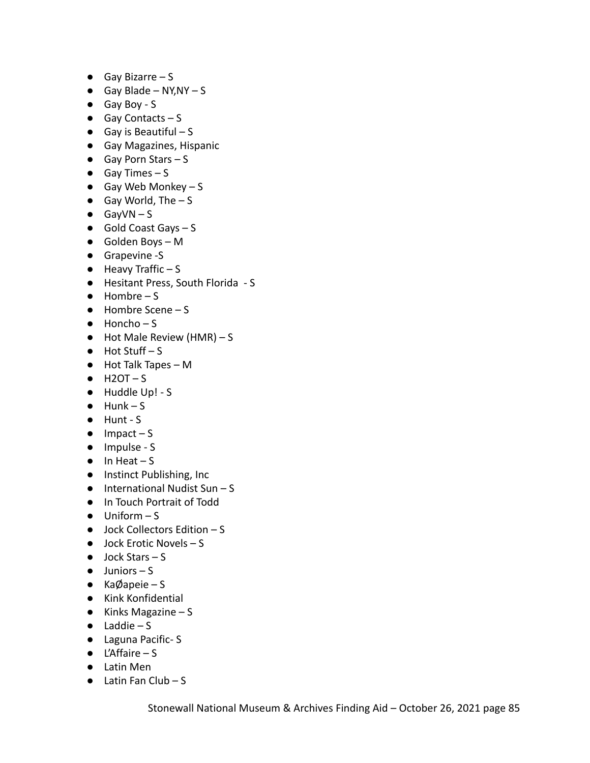- Gay Bizarre – S
- Gay Blade – NY,NY – S
- Gay Boy - S
- Gay Contacts – S
- Gay is Beautiful – S
- Gay Magazines, Hispanic
- Gay Porn Stars – S
- Gay Times – S
- Gay Web Monkey – S
- Gay World, The – S
- GayVN – S
- Gold Coast Gays – S
- Golden Boys – M
- Grapevine -S
- Heavy Traffic – S
- Hesitant Press, South Florida - S
- Hombre – S
- Hombre Scene – S
- Honcho – S
- Hot Male Review (HMR) – S
- Hot Stuff – S
- Hot Talk Tapes – M
- H2OT – S
- Huddle Up! - S
- Hunk – S
- Hunt - S
- Impact – S
- Impulse - S
- In Heat – S
- Instinct Publishing, Inc
- International Nudist Sun – S
- In Touch Portrait of Todd
- Uniform – S
- Jock Collectors Edition – S
- Jock Erotic Novels – S
- Jock Stars – S
- Juniors – S
- KaØapeie – S
- Kink Konfidential
- Kinks Magazine – S
- Laddie – S
- Laguna Pacific- S
- L'Affaire – S
- Latin Men
- Latin Fan Club – S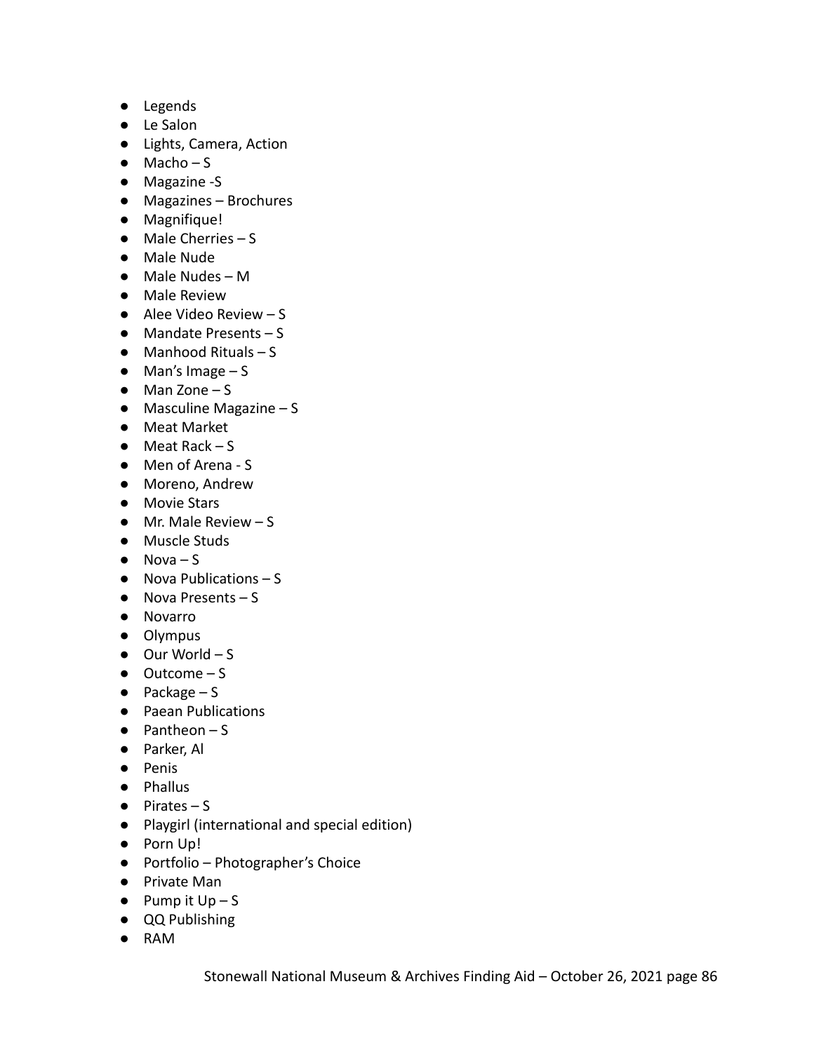- Legends
- Le Salon
- Lights, Camera, Action
- Macho – S
- Magazine -S
- Magazines – Brochures
- Magnifique!
- Male Cherries – S
- Male Nude
- Male Nudes – M
- Male Review
- Alee Video Review – S
- Mandate Presents – S
- Manhood Rituals – S
- Man's Image – S
- Man Zone – S
- Masculine Magazine – S
- Meat Market
- Meat Rack – S
- Men of Arena - S
- Moreno, Andrew
- Movie Stars
- Mr. Male Review – S
- Muscle Studs
- Nova – S
- Nova Publications – S
- Nova Presents – S
- Novarro
- Olympus
- Our World – S
- Outcome – S
- Package – S
- Paean Publications
- Pantheon – S
- Parker, Al
- Penis
- Phallus
- Pirates – S
- Playgirl (international and special edition)
- Porn Up!
- Portfolio – Photographer's Choice
- Private Man
- Pump it Up – S
- QQ Publishing
- RAM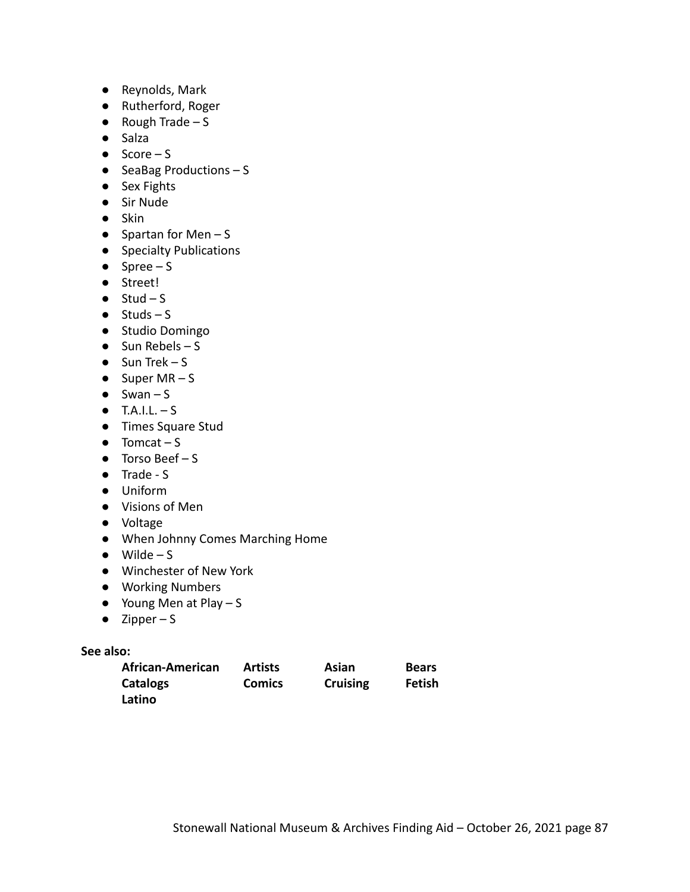- Reynolds, Mark
- Rutherford, Roger
- Rough Trade – S
- Salza
- Score – S
- SeaBag Productions – S
- Sex Fights
- Sir Nude
- Skin
- Spartan for Men – S
- Specialty Publications
- Spree – S
- Street!
- Stud – S
- Studs – S
- Studio Domingo
- Sun Rebels – S
- Sun Trek – S
- Super MR – S
- Swan – S
- T.A.I.L. – S
- Times Square Stud
- Tomcat – S
- Torso Beef – S
- Trade - S
- Uniform
- Visions of Men
- Voltage
- When Johnny Comes Marching Home
- Wilde – S
- Winchester of New York
- Working Numbers
- Young Men at Play – S
- Zipper – S

**See also:**

**African-American** **Artists** **Asian** **Bears**
**Catalogs** **Comics** **Cruising** **Fetish**
**Latino**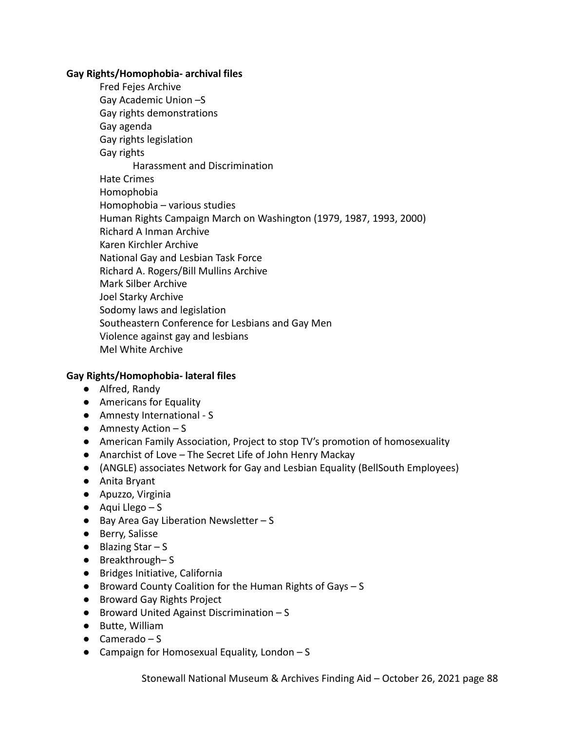**Gay Rights/Homophobia- archival files**

Fred Fejes Archive
Gay Academic Union –S
Gay rights demonstrations
Gay agenda
Gay rights legislation
Gay rights
    Harassment and Discrimination
Hate Crimes
Homophobia
Homophobia – various studies
Human Rights Campaign March on Washington (1979, 1987, 1993, 2000)
Richard A Inman Archive
Karen Kirchler Archive
National Gay and Lesbian Task Force
Richard A. Rogers/Bill Mullins Archive
Mark Silber Archive
Joel Starky Archive
Sodomy laws and legislation
Southeastern Conference for Lesbians and Gay Men
Violence against gay and lesbians
Mel White Archive

**Gay Rights/Homophobia- lateral files**

- Alfred, Randy
- Americans for Equality
- Amnesty International - S
- Amnesty Action – S
- American Family Association, Project to stop TV's promotion of homosexuality
- Anarchist of Love – The Secret Life of John Henry Mackay
- (ANGLE) associates Network for Gay and Lesbian Equality (BellSouth Employees)
- Anita Bryant
- Apuzzo, Virginia
- Aqui Llego – S
- Bay Area Gay Liberation Newsletter – S
- Berry, Salisse
- Blazing Star – S
- Breakthrough– S
- Bridges Initiative, California
- Broward County Coalition for the Human Rights of Gays – S
- Broward Gay Rights Project
- Broward United Against Discrimination – S
- Butte, William
- Camerado – S
- Campaign for Homosexual Equality, London – S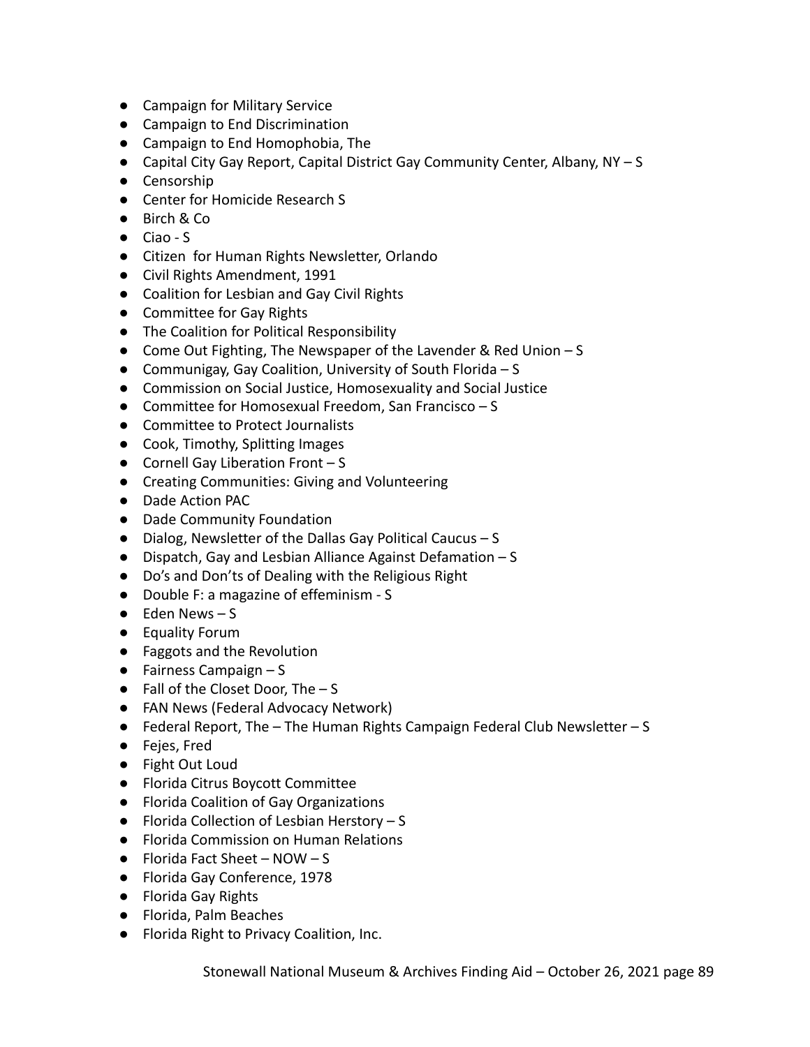- Campaign for Military Service
- Campaign to End Discrimination
- Campaign to End Homophobia, The
- Capital City Gay Report, Capital District Gay Community Center, Albany, NY – S
- Censorship
- Center for Homicide Research S
- Birch & Co
- Ciao - S
- Citizen  for Human Rights Newsletter, Orlando
- Civil Rights Amendment, 1991
- Coalition for Lesbian and Gay Civil Rights
- Committee for Gay Rights
- The Coalition for Political Responsibility
- Come Out Fighting, The Newspaper of the Lavender & Red Union – S
- Communigay, Gay Coalition, University of South Florida – S
- Commission on Social Justice, Homosexuality and Social Justice
- Committee for Homosexual Freedom, San Francisco – S
- Committee to Protect Journalists
- Cook, Timothy, Splitting Images
- Cornell Gay Liberation Front – S
- Creating Communities: Giving and Volunteering
- Dade Action PAC
- Dade Community Foundation
- Dialog, Newsletter of the Dallas Gay Political Caucus – S
- Dispatch, Gay and Lesbian Alliance Against Defamation – S
- Do's and Don'ts of Dealing with the Religious Right
- Double F: a magazine of effeminism - S
- Eden News – S
- Equality Forum
- Faggots and the Revolution
- Fairness Campaign – S
- Fall of the Closet Door, The – S
- FAN News (Federal Advocacy Network)
- Federal Report, The – The Human Rights Campaign Federal Club Newsletter – S
- Fejes, Fred
- Fight Out Loud
- Florida Citrus Boycott Committee
- Florida Coalition of Gay Organizations
- Florida Collection of Lesbian Herstory – S
- Florida Commission on Human Relations
- Florida Fact Sheet – NOW – S
- Florida Gay Conference, 1978
- Florida Gay Rights
- Florida, Palm Beaches
- Florida Right to Privacy Coalition, Inc.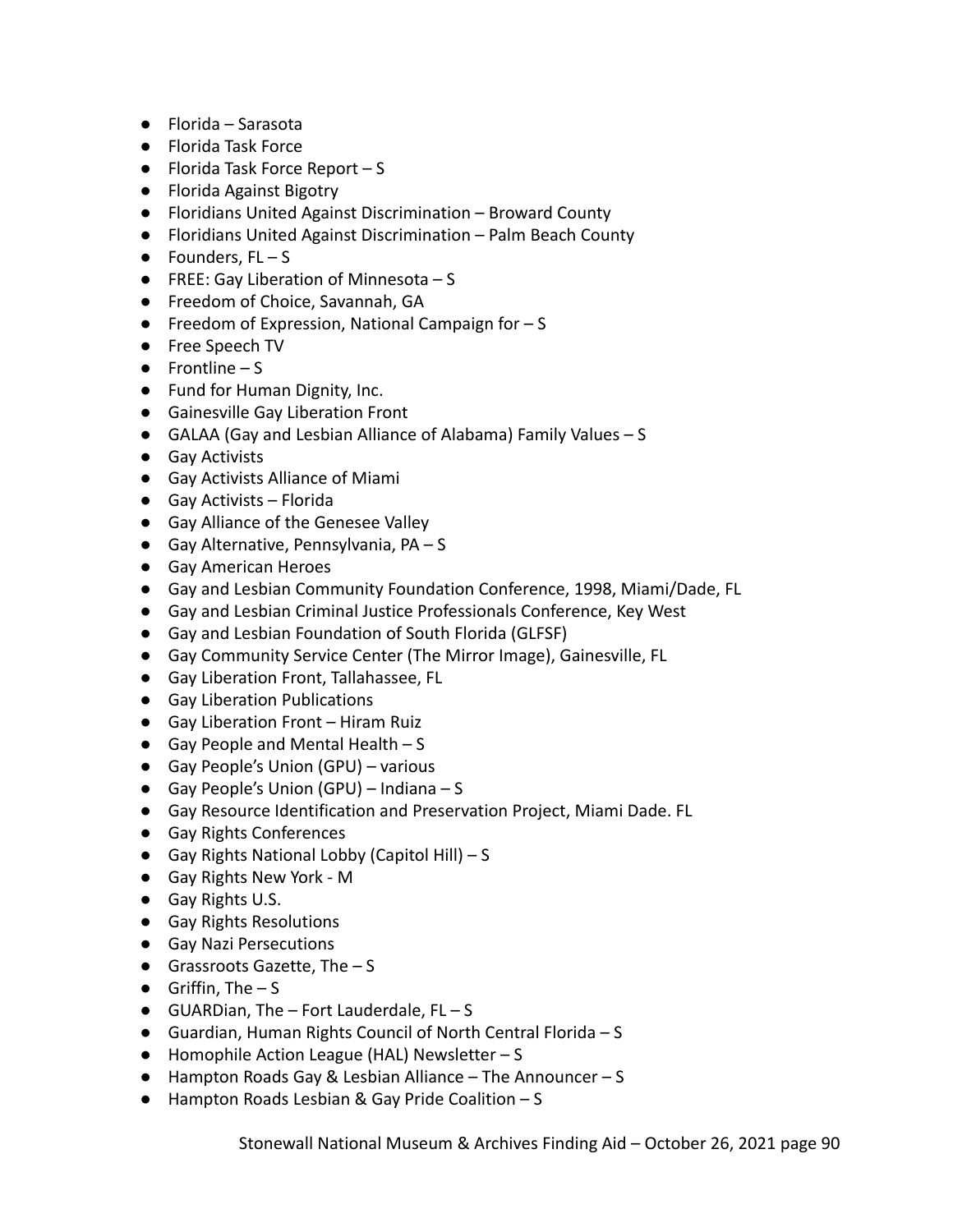- Florida – Sarasota
- Florida Task Force
- Florida Task Force Report – S
- Florida Against Bigotry
- Floridians United Against Discrimination – Broward County
- Floridians United Against Discrimination – Palm Beach County
- Founders, FL – S
- FREE: Gay Liberation of Minnesota – S
- Freedom of Choice, Savannah, GA
- Freedom of Expression, National Campaign for – S
- Free Speech TV
- Frontline – S
- Fund for Human Dignity, Inc.
- Gainesville Gay Liberation Front
- GALAA (Gay and Lesbian Alliance of Alabama) Family Values – S
- Gay Activists
- Gay Activists Alliance of Miami
- Gay Activists – Florida
- Gay Alliance of the Genesee Valley
- Gay Alternative, Pennsylvania, PA – S
- Gay American Heroes
- Gay and Lesbian Community Foundation Conference, 1998, Miami/Dade, FL
- Gay and Lesbian Criminal Justice Professionals Conference, Key West
- Gay and Lesbian Foundation of South Florida (GLFSF)
- Gay Community Service Center (The Mirror Image), Gainesville, FL
- Gay Liberation Front, Tallahassee, FL
- Gay Liberation Publications
- Gay Liberation Front – Hiram Ruiz
- Gay People and Mental Health – S
- Gay People's Union (GPU) – various
- Gay People's Union (GPU) – Indiana – S
- Gay Resource Identification and Preservation Project, Miami Dade. FL
- Gay Rights Conferences
- Gay Rights National Lobby (Capitol Hill) – S
- Gay Rights New York - M
- Gay Rights U.S.
- Gay Rights Resolutions
- Gay Nazi Persecutions
- Grassroots Gazette, The – S
- Griffin, The – S
- GUARDian, The – Fort Lauderdale, FL – S
- Guardian, Human Rights Council of North Central Florida – S
- Homophile Action League (HAL) Newsletter – S
- Hampton Roads Gay & Lesbian Alliance – The Announcer – S
- Hampton Roads Lesbian & Gay Pride Coalition – S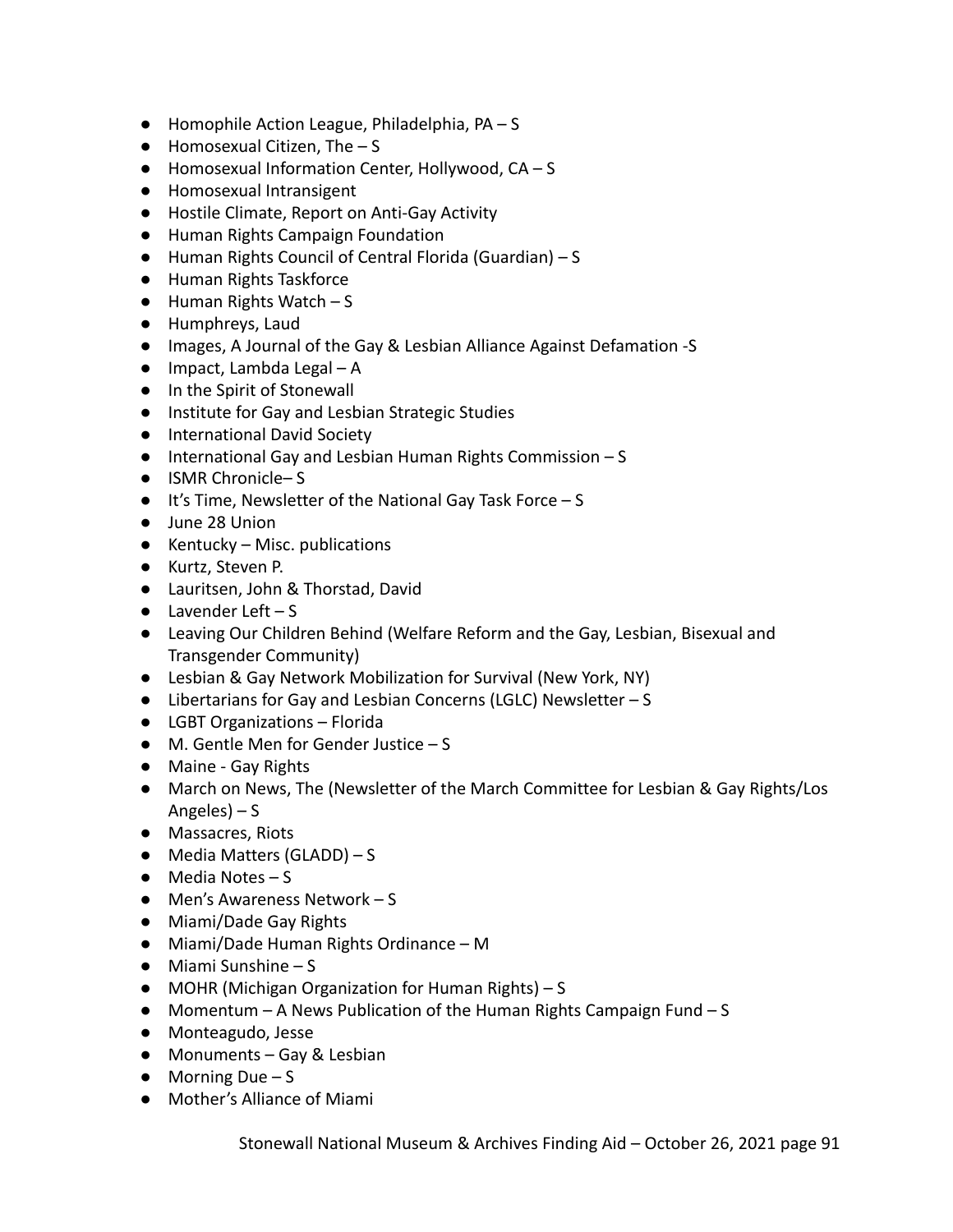- Homophile Action League, Philadelphia, PA – S
- Homosexual Citizen, The – S
- Homosexual Information Center, Hollywood, CA – S
- Homosexual Intransigent
- Hostile Climate, Report on Anti-Gay Activity
- Human Rights Campaign Foundation
- Human Rights Council of Central Florida (Guardian) – S
- Human Rights Taskforce
- Human Rights Watch – S
- Humphreys, Laud
- Images, A Journal of the Gay & Lesbian Alliance Against Defamation -S
- Impact, Lambda Legal – A
- In the Spirit of Stonewall
- Institute for Gay and Lesbian Strategic Studies
- International David Society
- International Gay and Lesbian Human Rights Commission – S
- ISMR Chronicle– S
- It's Time, Newsletter of the National Gay Task Force – S
- June 28 Union
- Kentucky – Misc. publications
- Kurtz, Steven P.
- Lauritsen, John & Thorstad, David
- Lavender Left – S
- Leaving Our Children Behind (Welfare Reform and the Gay, Lesbian, Bisexual and Transgender Community)
- Lesbian & Gay Network Mobilization for Survival (New York, NY)
- Libertarians for Gay and Lesbian Concerns (LGLC) Newsletter – S
- LGBT Organizations – Florida
- M. Gentle Men for Gender Justice – S
- Maine - Gay Rights
- March on News, The (Newsletter of the March Committee for Lesbian & Gay Rights/Los Angeles) – S
- Massacres, Riots
- Media Matters (GLADD) – S
- Media Notes – S
- Men's Awareness Network – S
- Miami/Dade Gay Rights
- Miami/Dade Human Rights Ordinance – M
- Miami Sunshine – S
- MOHR (Michigan Organization for Human Rights) – S
- Momentum – A News Publication of the Human Rights Campaign Fund – S
- Monteagudo, Jesse
- Monuments – Gay & Lesbian
- Morning Due – S
- Mother's Alliance of Miami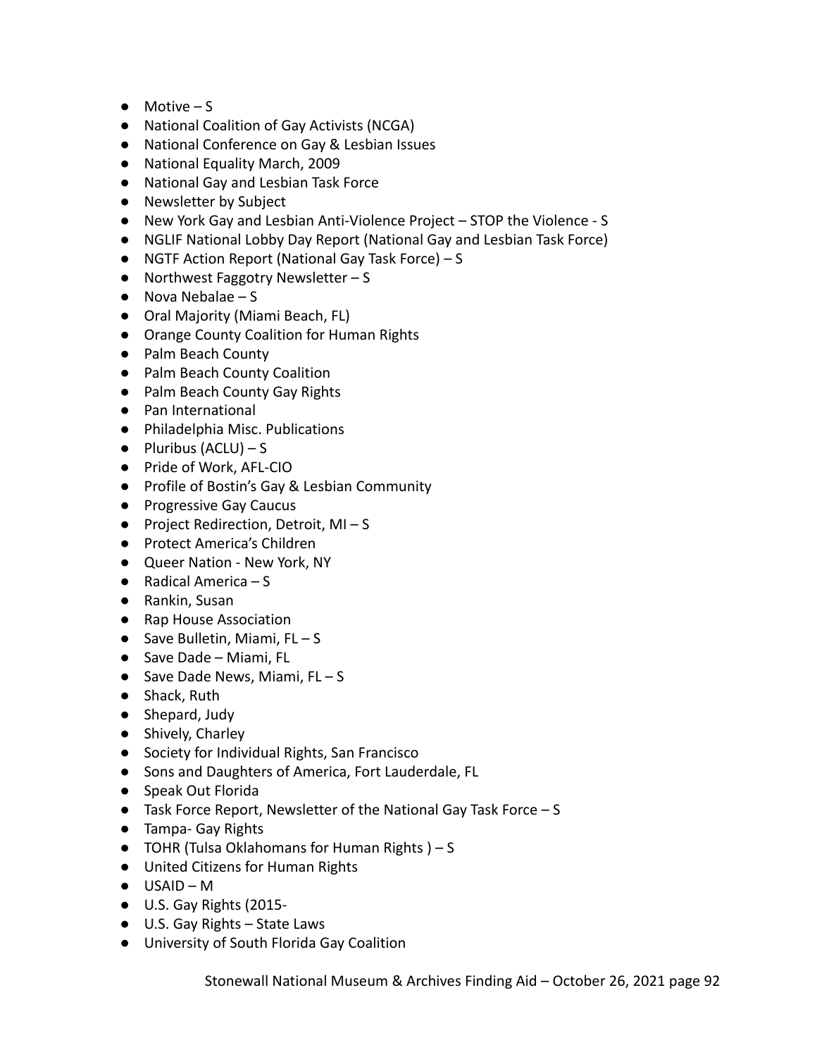- Motive – S
- National Coalition of Gay Activists (NCGA)
- National Conference on Gay & Lesbian Issues
- National Equality March, 2009
- National Gay and Lesbian Task Force
- Newsletter by Subject
- New York Gay and Lesbian Anti-Violence Project – STOP the Violence - S
- NGLIF National Lobby Day Report (National Gay and Lesbian Task Force)
- NGTF Action Report (National Gay Task Force) – S
- Northwest Faggotry Newsletter – S
- Nova Nebalae – S
- Oral Majority (Miami Beach, FL)
- Orange County Coalition for Human Rights
- Palm Beach County
- Palm Beach County Coalition
- Palm Beach County Gay Rights
- Pan International
- Philadelphia Misc. Publications
- Pluribus (ACLU) – S
- Pride of Work, AFL-CIO
- Profile of Bostin's Gay & Lesbian Community
- Progressive Gay Caucus
- Project Redirection, Detroit, MI – S
- Protect America's Children
- Queer Nation - New York, NY
- Radical America – S
- Rankin, Susan
- Rap House Association
- Save Bulletin, Miami, FL – S
- Save Dade – Miami, FL
- Save Dade News, Miami, FL – S
- Shack, Ruth
- Shepard, Judy
- Shively, Charley
- Society for Individual Rights, San Francisco
- Sons and Daughters of America, Fort Lauderdale, FL
- Speak Out Florida
- Task Force Report, Newsletter of the National Gay Task Force – S
- Tampa- Gay Rights
- TOHR (Tulsa Oklahomans for Human Rights ) – S
- United Citizens for Human Rights
- USAID – M
- U.S. Gay Rights (2015-
- U.S. Gay Rights – State Laws
- University of South Florida Gay Coalition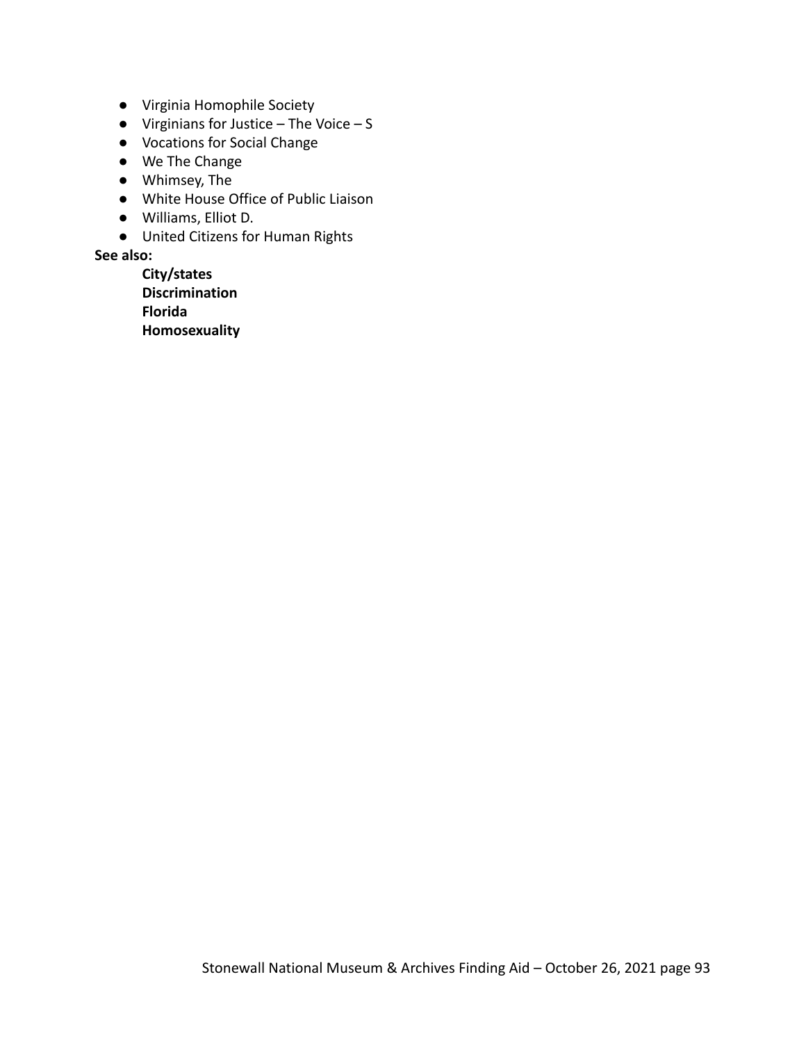- Virginia Homophile Society
- Virginians for Justice – The Voice – S
- Vocations for Social Change
- We The Change
- Whimsey, The
- White House Office of Public Liaison
- Williams, Elliot D.
- United Citizens for Human Rights

**See also:**

> **City/states**
> **Discrimination**
> **Florida**
> **Homosexuality**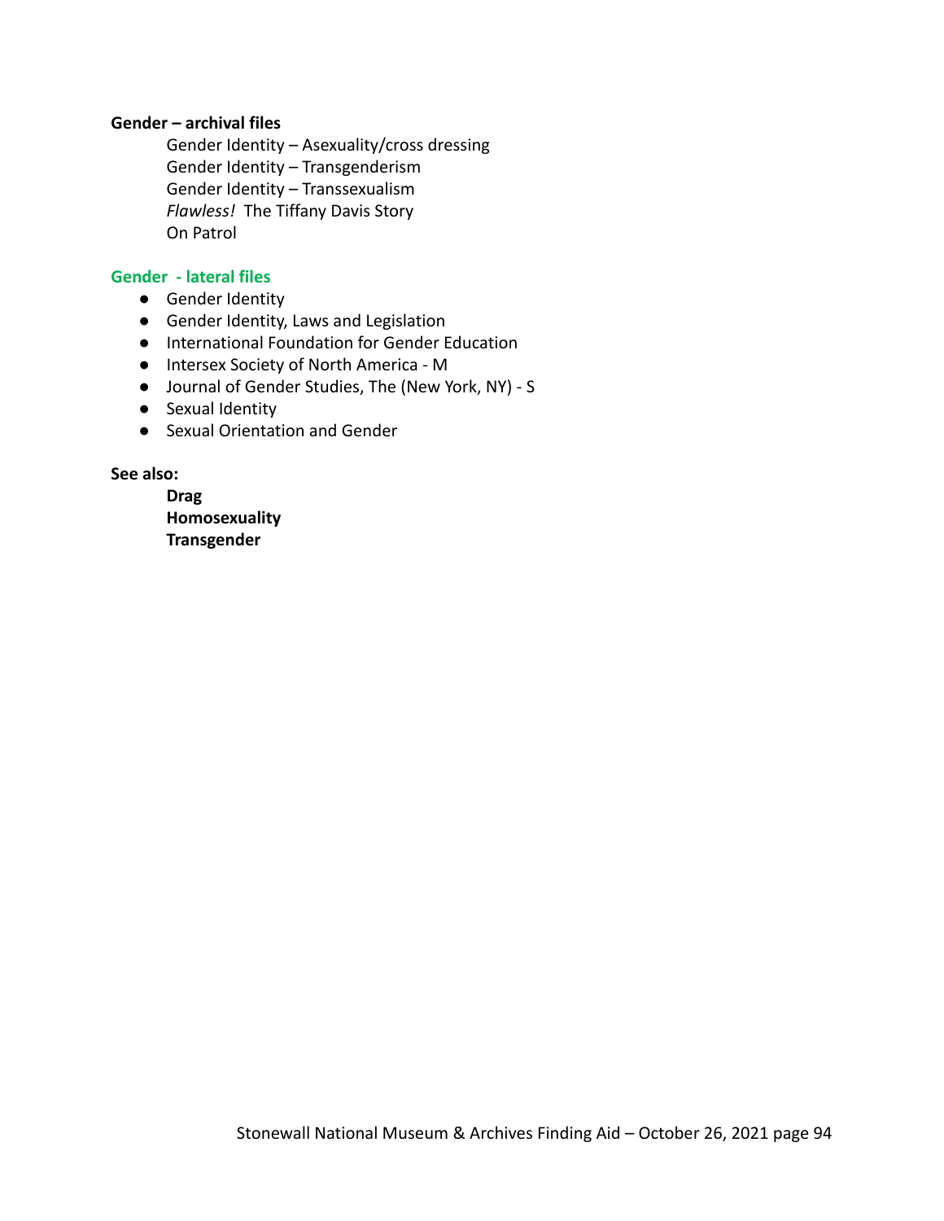**Gender – archival files**

Gender Identity – Asexuality/cross dressing
Gender Identity – Transgenderism
Gender Identity – Transsexualism
*Flawless!* The Tiffany Davis Story
On Patrol

**Gender - lateral files**

- Gender Identity
- Gender Identity, Laws and Legislation
- International Foundation for Gender Education
- Intersex Society of North America - M
- Journal of Gender Studies, The (New York, NY) - S
- Sexual Identity
- Sexual Orientation and Gender

**See also:**

**Drag**
**Homosexuality**
**Transgender**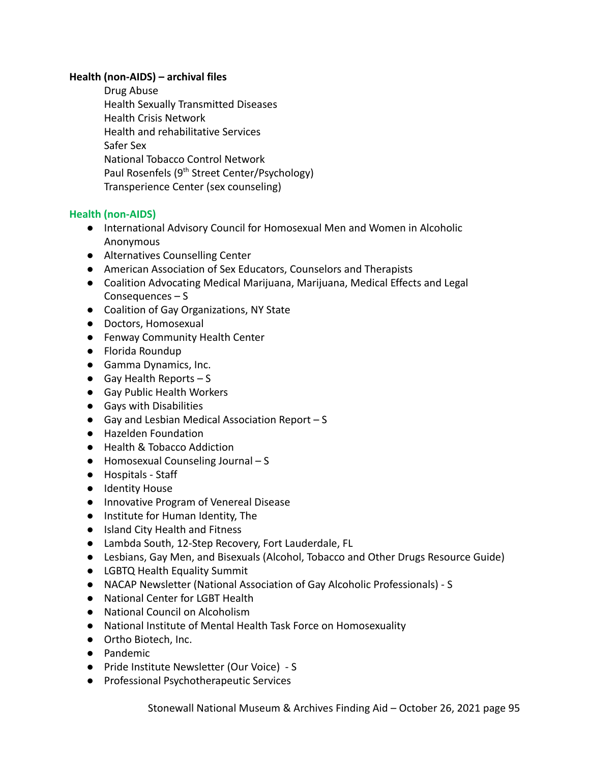**Health (non-AIDS) – archival files**

Drug Abuse
Health Sexually Transmitted Diseases
Health Crisis Network
Health and rehabilitative Services
Safer Sex
National Tobacco Control Network
Paul Rosenfels (9th Street Center/Psychology)
Transperience Center (sex counseling)

## Health (non-AIDS)

- International Advisory Council for Homosexual Men and Women in Alcoholic Anonymous
- Alternatives Counselling Center
- American Association of Sex Educators, Counselors and Therapists
- Coalition Advocating Medical Marijuana, Marijuana, Medical Effects and Legal Consequences – S
- Coalition of Gay Organizations, NY State
- Doctors, Homosexual
- Fenway Community Health Center
- Florida Roundup
- Gamma Dynamics, Inc.
- Gay Health Reports – S
- Gay Public Health Workers
- Gays with Disabilities
- Gay and Lesbian Medical Association Report – S
- Hazelden Foundation
- Health & Tobacco Addiction
- Homosexual Counseling Journal – S
- Hospitals - Staff
- Identity House
- Innovative Program of Venereal Disease
- Institute for Human Identity, The
- Island City Health and Fitness
- Lambda South, 12-Step Recovery, Fort Lauderdale, FL
- Lesbians, Gay Men, and Bisexuals (Alcohol, Tobacco and Other Drugs Resource Guide)
- LGBTQ Health Equality Summit
- NACAP Newsletter (National Association of Gay Alcoholic Professionals) - S
- National Center for LGBT Health
- National Council on Alcoholism
- National Institute of Mental Health Task Force on Homosexuality
- Ortho Biotech, Inc.
- Pandemic
- Pride Institute Newsletter (Our Voice) - S
- Professional Psychotherapeutic Services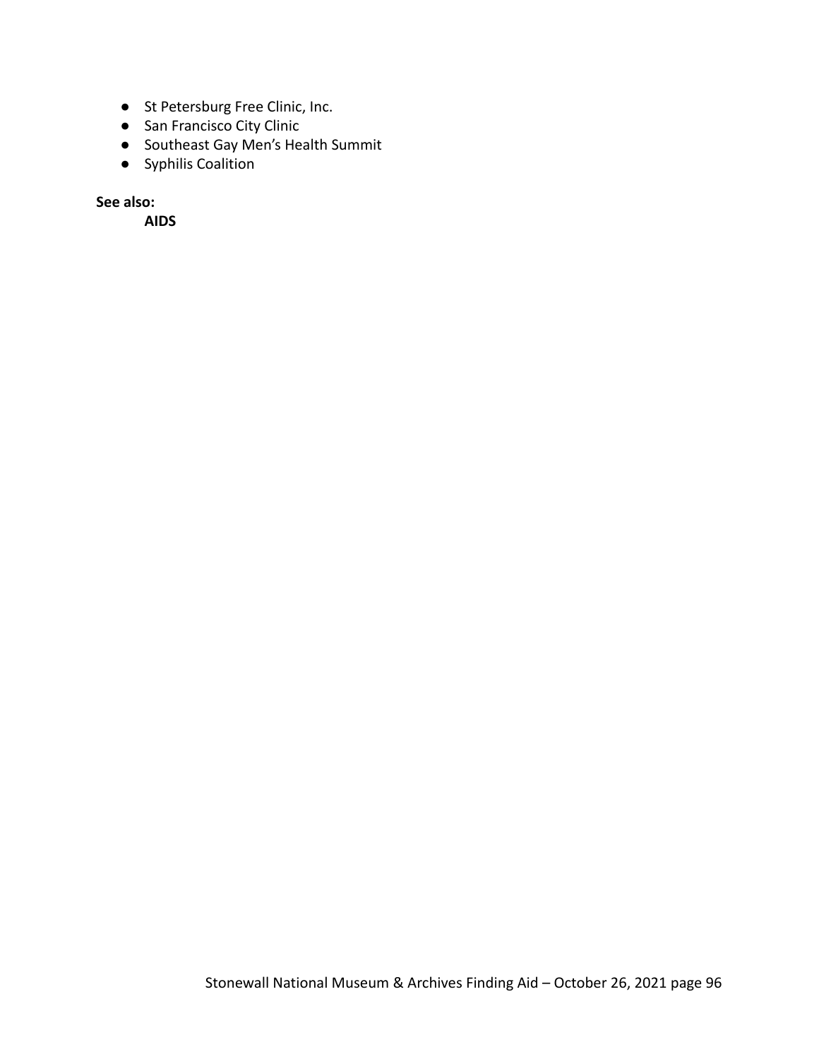- St Petersburg Free Clinic, Inc.
- San Francisco City Clinic
- Southeast Gay Men's Health Summit
- Syphilis Coalition

**See also:**

**AIDS**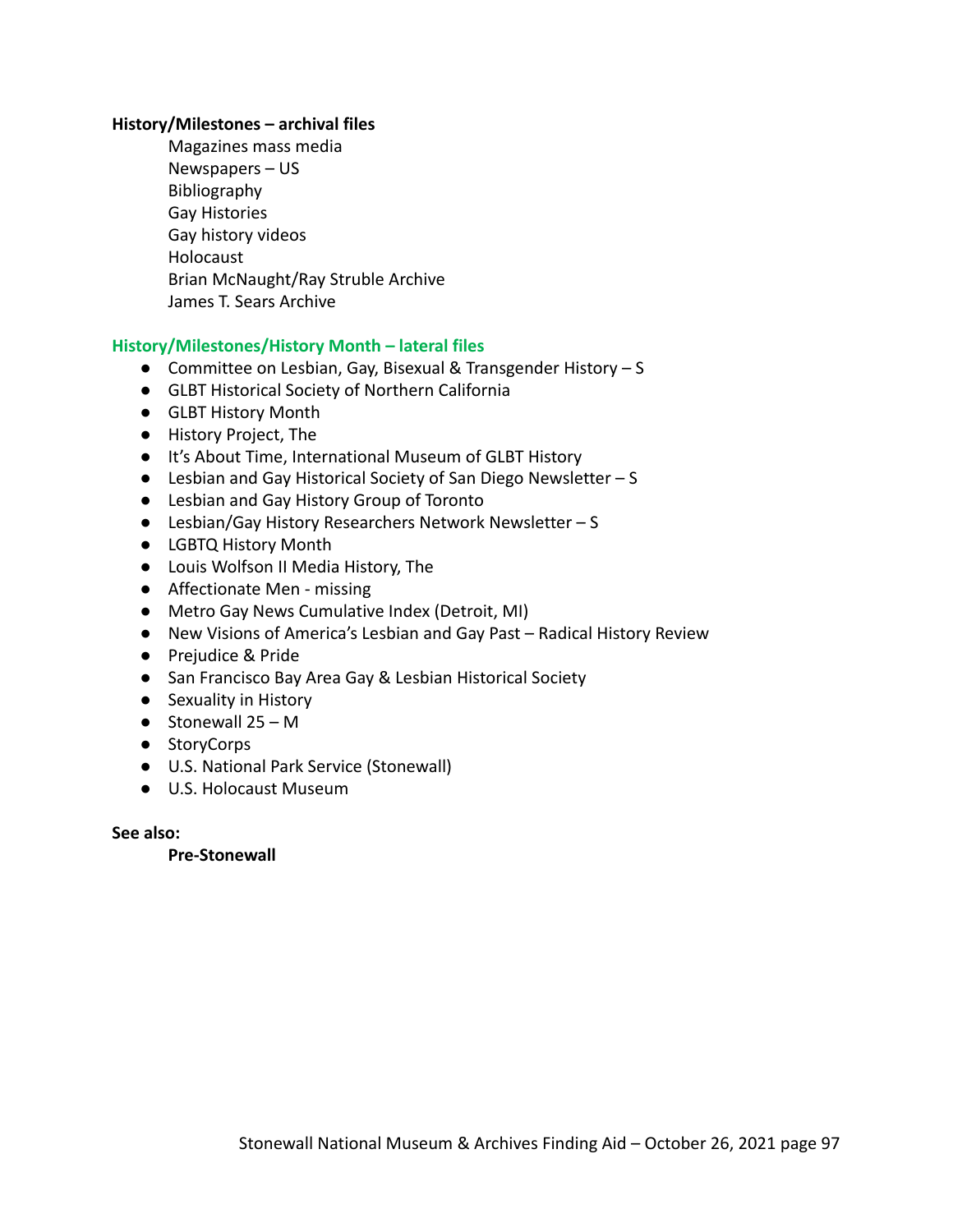**History/Milestones – archival files**

Magazines mass media
Newspapers – US
Bibliography
Gay Histories
Gay history videos
Holocaust
Brian McNaught/Ray Struble Archive
James T. Sears Archive

**History/Milestones/History Month – lateral files**

- Committee on Lesbian, Gay, Bisexual & Transgender History – S
- GLBT Historical Society of Northern California
- GLBT History Month
- History Project, The
- It's About Time, International Museum of GLBT History
- Lesbian and Gay Historical Society of San Diego Newsletter – S
- Lesbian and Gay History Group of Toronto
- Lesbian/Gay History Researchers Network Newsletter – S
- LGBTQ History Month
- Louis Wolfson II Media History, The
- Affectionate Men - missing
- Metro Gay News Cumulative Index (Detroit, MI)
- New Visions of America's Lesbian and Gay Past – Radical History Review
- Prejudice & Pride
- San Francisco Bay Area Gay & Lesbian Historical Society
- Sexuality in History
- Stonewall 25 – M
- StoryCorps
- U.S. National Park Service (Stonewall)
- U.S. Holocaust Museum

**See also:**

**Pre-Stonewall**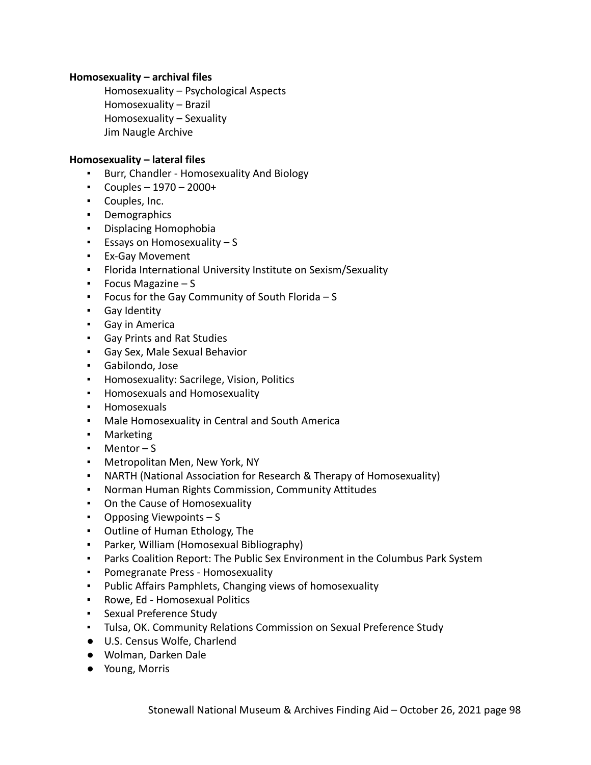**Homosexuality – archival files**

Homosexuality – Psychological Aspects
Homosexuality – Brazil
Homosexuality – Sexuality
Jim Naugle Archive

**Homosexuality – lateral files**

- Burr, Chandler - Homosexuality And Biology
- Couples – 1970 – 2000+
- Couples, Inc.
- Demographics
- Displacing Homophobia
- Essays on Homosexuality – S
- Ex-Gay Movement
- Florida International University Institute on Sexism/Sexuality
- Focus Magazine – S
- Focus for the Gay Community of South Florida – S
- Gay Identity
- Gay in America
- Gay Prints and Rat Studies
- Gay Sex, Male Sexual Behavior
- Gabilondo, Jose
- Homosexuality: Sacrilege, Vision, Politics
- Homosexuals and Homosexuality
- Homosexuals
- Male Homosexuality in Central and South America
- Marketing
- Mentor – S
- Metropolitan Men, New York, NY
- NARTH (National Association for Research & Therapy of Homosexuality)
- Norman Human Rights Commission, Community Attitudes
- On the Cause of Homosexuality
- Opposing Viewpoints – S
- Outline of Human Ethology, The
- Parker, William (Homosexual Bibliography)
- Parks Coalition Report: The Public Sex Environment in the Columbus Park System
- Pomegranate Press - Homosexuality
- Public Affairs Pamphlets, Changing views of homosexuality
- Rowe, Ed - Homosexual Politics
- Sexual Preference Study
- Tulsa, OK. Community Relations Commission on Sexual Preference Study
- U.S. Census Wolfe, Charlend
- Wolman, Darken Dale
- Young, Morris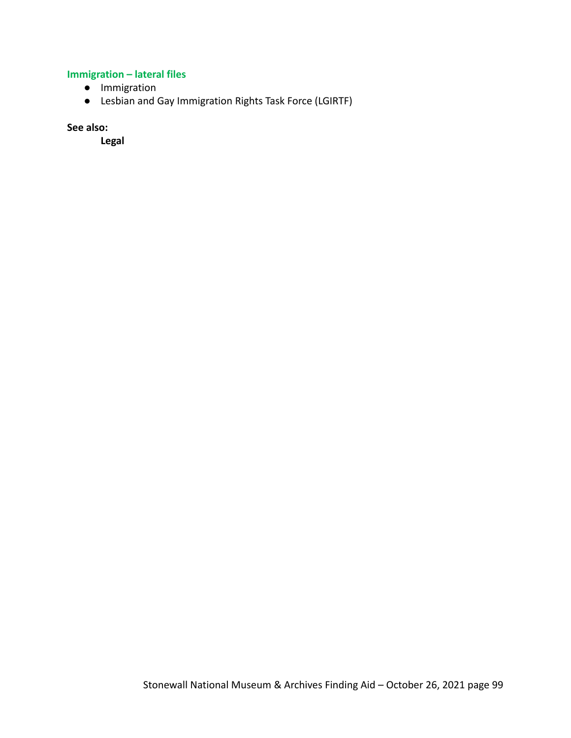### Immigration – lateral files

- Immigration
- Lesbian and Gay Immigration Rights Task Force (LGIRTF)

**See also:**

**Legal**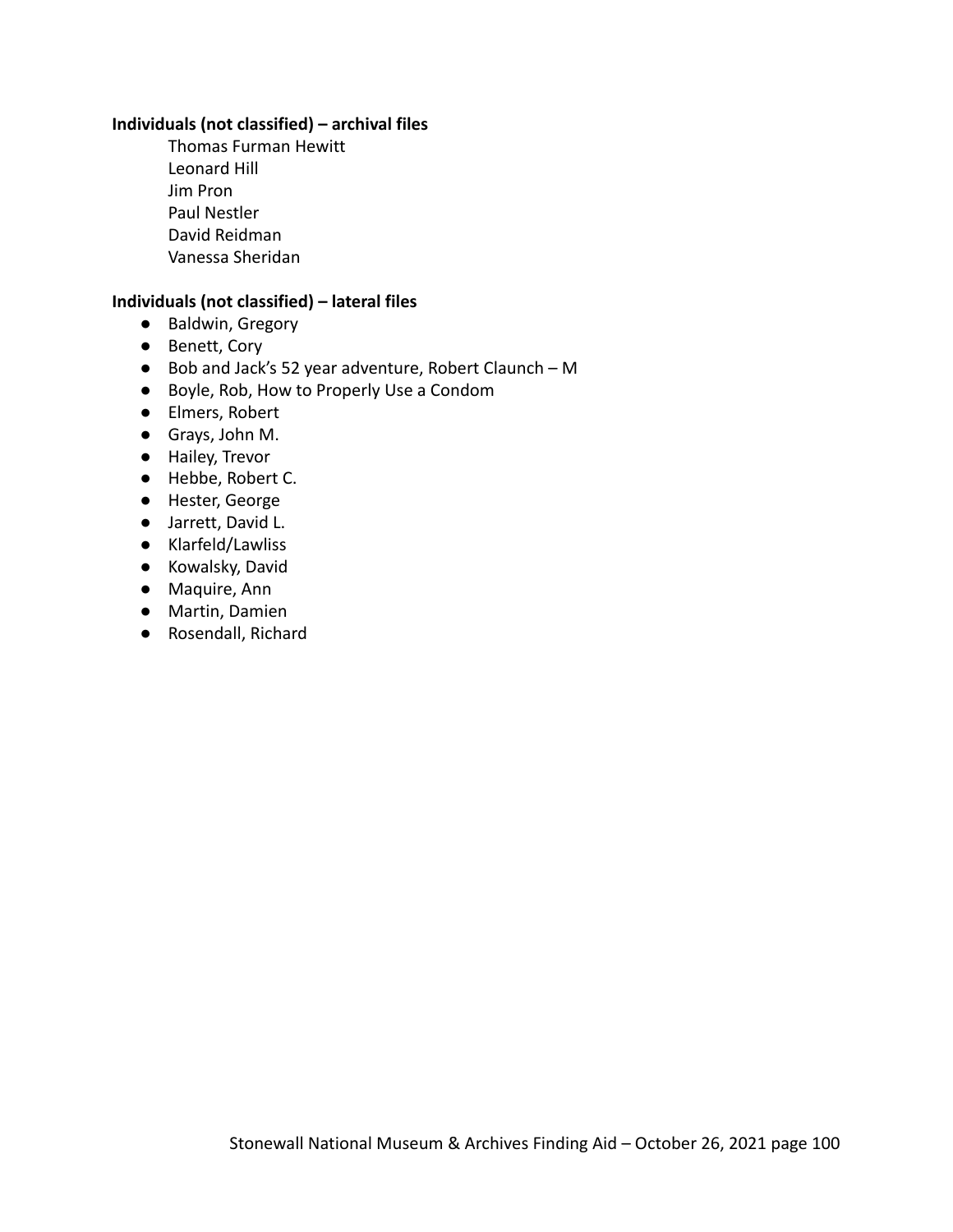**Individuals (not classified) – archival files**

Thomas Furman Hewitt
Leonard Hill
Jim Pron
Paul Nestler
David Reidman
Vanessa Sheridan

**Individuals (not classified) – lateral files**

- Baldwin, Gregory
- Benett, Cory
- Bob and Jack's 52 year adventure, Robert Claunch – M
- Boyle, Rob, How to Properly Use a Condom
- Elmers, Robert
- Grays, John M.
- Hailey, Trevor
- Hebbe, Robert C.
- Hester, George
- Jarrett, David L.
- Klarfeld/Lawliss
- Kowalsky, David
- Maquire, Ann
- Martin, Damien
- Rosendall, Richard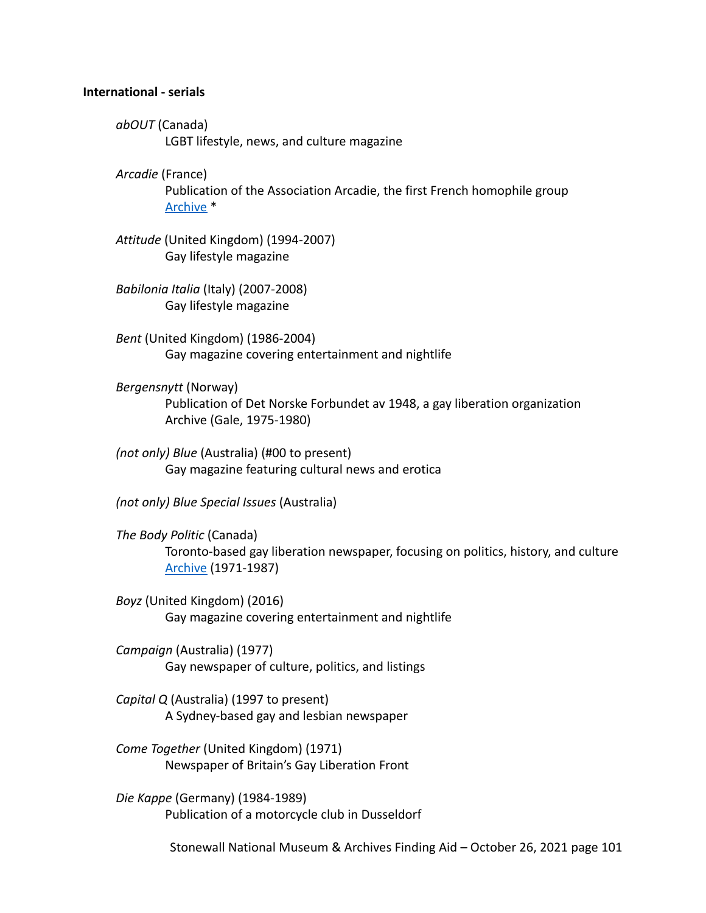**International - serials**

*abOUT* (Canada)
LGBT lifestyle, news, and culture magazine

*Arcadie* (France)
Publication of the Association Arcadie, the first French homophile group
Archive *

*Attitude* (United Kingdom) (1994-2007)
Gay lifestyle magazine

*Babilonia Italia* (Italy) (2007-2008)
Gay lifestyle magazine

*Bent* (United Kingdom) (1986-2004)
Gay magazine covering entertainment and nightlife

*Bergensnytt* (Norway)
Publication of Det Norske Forbundet av 1948, a gay liberation organization
Archive (Gale, 1975-1980)

*(not only) Blue* (Australia) (#00 to present)
Gay magazine featuring cultural news and erotica

*(not only) Blue Special Issues* (Australia)

*The Body Politic* (Canada)
Toronto-based gay liberation newspaper, focusing on politics, history, and culture
Archive (1971-1987)

*Boyz* (United Kingdom) (2016)
Gay magazine covering entertainment and nightlife

*Campaign* (Australia) (1977)
Gay newspaper of culture, politics, and listings

*Capital Q* (Australia) (1997 to present)
A Sydney-based gay and lesbian newspaper

*Come Together* (United Kingdom) (1971)
Newspaper of Britain's Gay Liberation Front

*Die Kappe* (Germany) (1984-1989)
Publication of a motorcycle club in Dusseldorf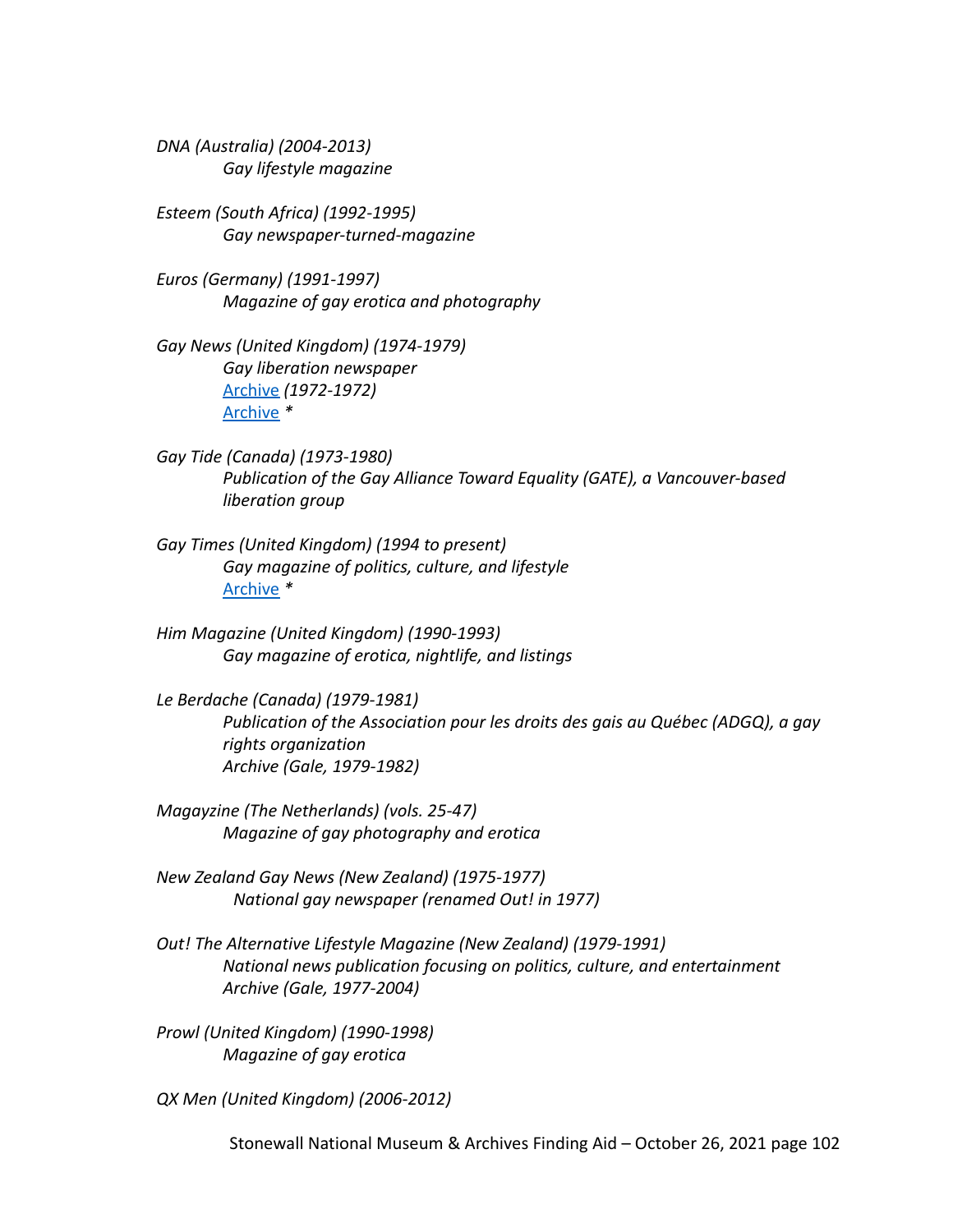*DNA (Australia) (2004-2013)*

*Gay lifestyle magazine*

*Esteem (South Africa) (1992-1995)*

*Gay newspaper-turned-magazine*

*Euros (Germany) (1991-1997)*

*Magazine of gay erotica and photography*

*Gay News (United Kingdom) (1974-1979)*

*Gay liberation newspaper*

Archive *(1972-1972)*

Archive *

*Gay Tide (Canada) (1973-1980)*

*Publication of the Gay Alliance Toward Equality (GATE), a Vancouver-based liberation group*

*Gay Times (United Kingdom) (1994 to present)*

*Gay magazine of politics, culture, and lifestyle*

Archive *

*Him Magazine (United Kingdom) (1990-1993)*

*Gay magazine of erotica, nightlife, and listings*

*Le Berdache (Canada) (1979-1981)*

*Publication of the Association pour les droits des gais au Québec (ADGQ), a gay rights organization*

*Archive (Gale, 1979-1982)*

*Magayzine (The Netherlands) (vols. 25-47)*

*Magazine of gay photography and erotica*

*New Zealand Gay News (New Zealand) (1975-1977)*

*National gay newspaper (renamed Out! in 1977)*

*Out! The Alternative Lifestyle Magazine (New Zealand) (1979-1991)*

*National news publication focusing on politics, culture, and entertainment*

*Archive (Gale, 1977-2004)*

*Prowl (United Kingdom) (1990-1998)*

*Magazine of gay erotica*

*QX Men (United Kingdom) (2006-2012)*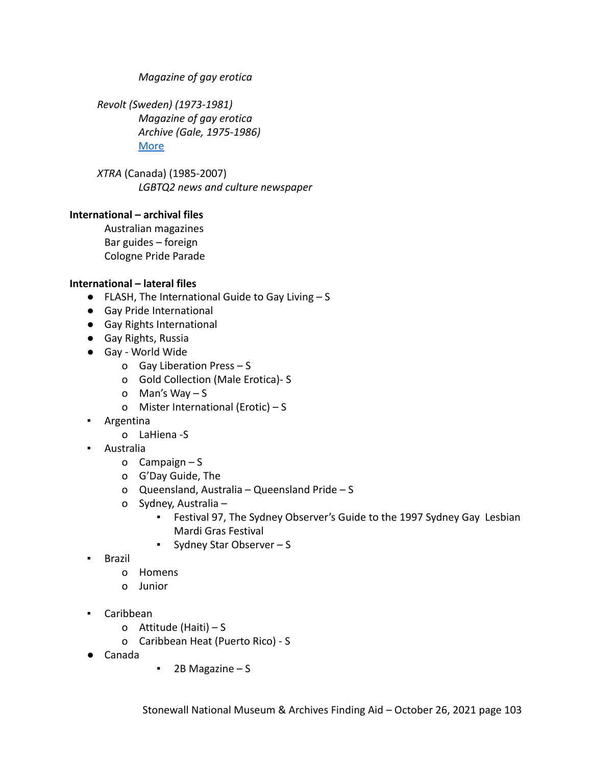*Magazine of gay erotica*

*Revolt (Sweden) (1973-1981)*
*Magazine of gay erotica*
*Archive (Gale, 1975-1986)*
[More]

*XTRA* (Canada) (1985-2007)
*LGBTQ2 news and culture newspaper*

**International – archival files**

Australian magazines
Bar guides – foreign
Cologne Pride Parade

**International – lateral files**

- FLASH, The International Guide to Gay Living – S
- Gay Pride International
- Gay Rights International
- Gay Rights, Russia
- Gay - World Wide
  - Gay Liberation Press – S
  - Gold Collection (Male Erotica)- S
  - Man's Way – S
  - Mister International (Erotic) – S
- Argentina
  - LaHiena -S
- Australia
  - Campaign – S
  - G'Day Guide, The
  - Queensland, Australia – Queensland Pride – S
  - Sydney, Australia –
    - Festival 97, The Sydney Observer's Guide to the 1997 Sydney Gay Lesbian Mardi Gras Festival
    - Sydney Star Observer – S
- Brazil
  - Homens
  - Junior
- Caribbean
  - Attitude (Haiti) – S
  - Caribbean Heat (Puerto Rico) - S
- Canada
  - 2B Magazine – S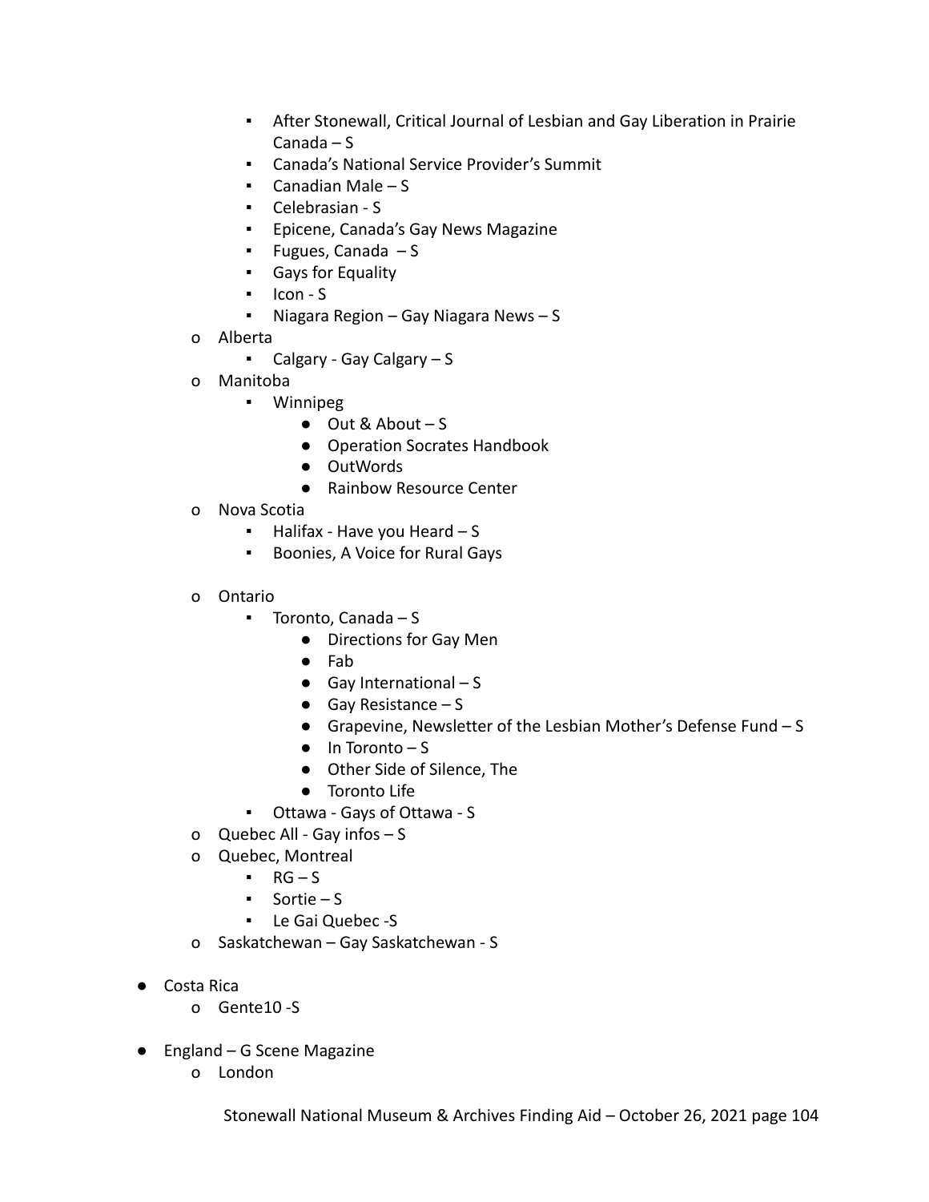- After Stonewall, Critical Journal of Lesbian and Gay Liberation in Prairie Canada – S
        - Canada's National Service Provider's Summit
        - Canadian Male – S
        - Celebrasian - S
        - Epicene, Canada's Gay News Magazine
        - Fugues, Canada – S
        - Gays for Equality
        - Icon - S
        - Niagara Region – Gay Niagara News – S
    - Alberta
        - Calgary - Gay Calgary – S
    - Manitoba
        - Winnipeg
            - Out & About – S
            - Operation Socrates Handbook
            - OutWords
            - Rainbow Resource Center
    - Nova Scotia
        - Halifax - Have you Heard – S
        - Boonies, A Voice for Rural Gays
    - Ontario
        - Toronto, Canada – S
            - Directions for Gay Men
            - Fab
            - Gay International – S
            - Gay Resistance – S
            - Grapevine, Newsletter of the Lesbian Mother's Defense Fund – S
            - In Toronto – S
            - Other Side of Silence, The
            - Toronto Life
        - Ottawa - Gays of Ottawa - S
    - Quebec All - Gay infos – S
    - Quebec, Montreal
        - RG – S
        - Sortie – S
        - Le Gai Quebec -S
    - Saskatchewan – Gay Saskatchewan - S

- Costa Rica
    - Gente10 -S

- England – G Scene Magazine
    - London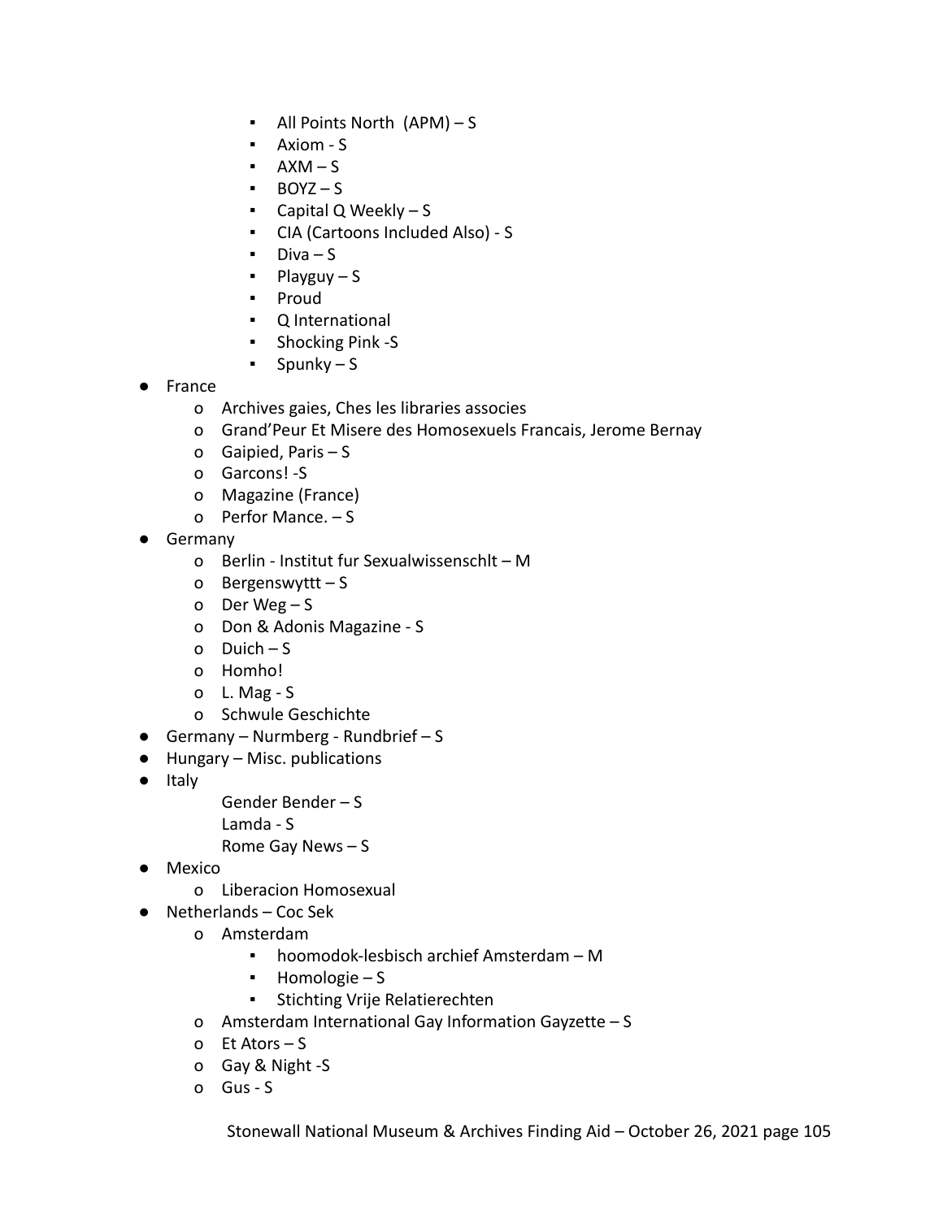- All Points North  (APM) – S
        - Axiom - S
        - AXM – S
        - BOYZ – S
        - Capital Q Weekly – S
        - CIA (Cartoons Included Also) - S
        - Diva – S
        - Playguy – S
        - Proud
        - Q International
        - Shocking Pink -S
        - Spunky – S
- France
    - Archives gaies, Ches les libraries associes
    - Grand'Peur Et Misere des Homosexuels Francais, Jerome Bernay
    - Gaipied, Paris – S
    - Garcons! -S
    - Magazine (France)
    - Perfor Mance. – S
- Germany
    - Berlin - Institut fur Sexualwissenschlt – M
    - Bergenswyttt – S
    - Der Weg – S
    - Don & Adonis Magazine - S
    - Duich – S
    - Homho!
    - L. Mag - S
    - Schwule Geschichte
- Germany – Nurmberg - Rundbrief – S
- Hungary – Misc. publications
- Italy
    - Gender Bender – S
    - Lamda - S
    - Rome Gay News – S
- Mexico
    - Liberacion Homosexual
- Netherlands – Coc Sek
    - Amsterdam
        - hoomodok-lesbisch archief Amsterdam – M
        - Homologie – S
        - Stichting Vrije Relatierechten
    - Amsterdam International Gay Information Gayzette – S
    - Et Ators – S
    - Gay & Night -S
    - Gus - S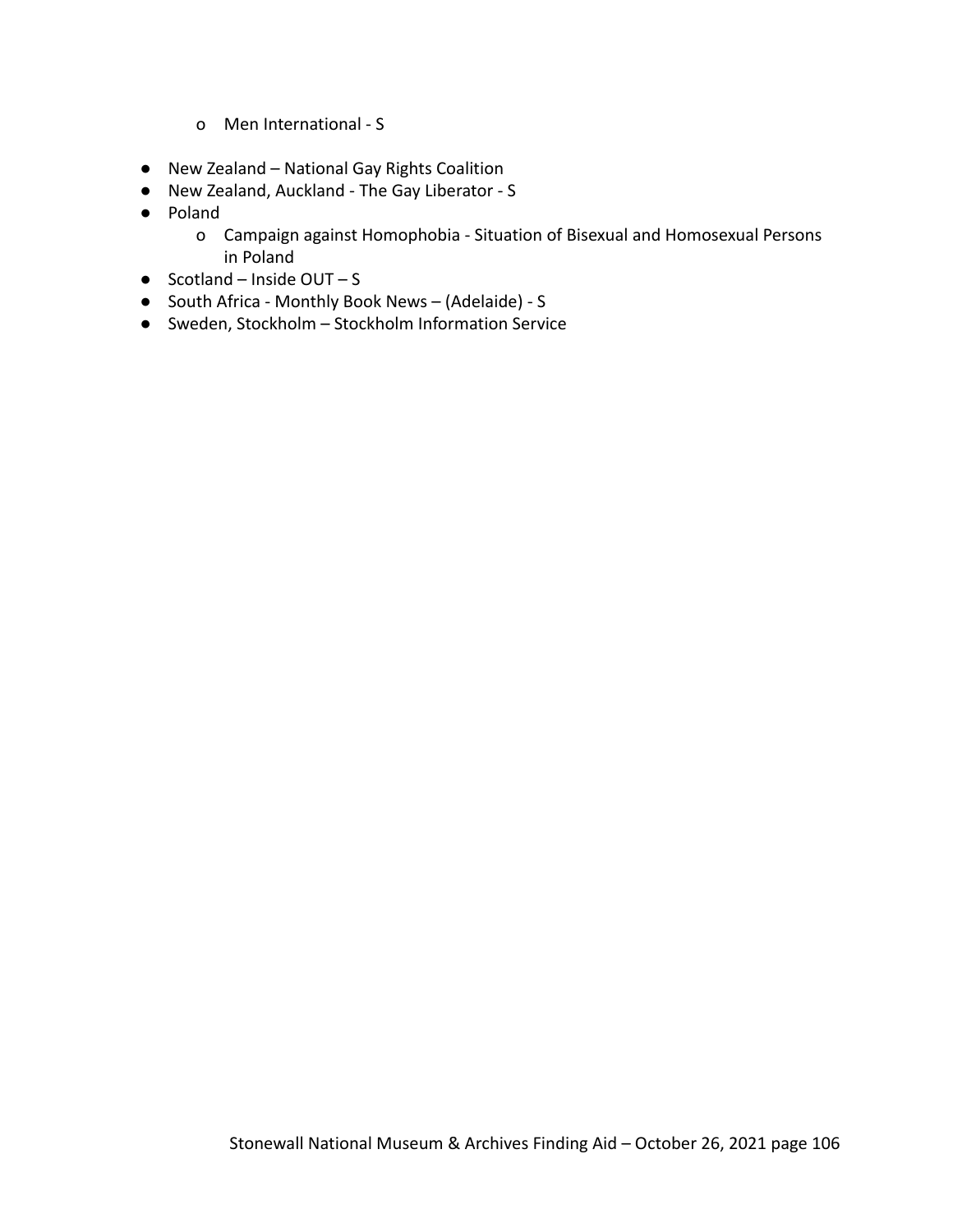- Men International - S

- New Zealand – National Gay Rights Coalition
- New Zealand, Auckland - The Gay Liberator - S
- Poland
  - Campaign against Homophobia - Situation of Bisexual and Homosexual Persons in Poland
- Scotland – Inside OUT – S
- South Africa - Monthly Book News – (Adelaide) - S
- Sweden, Stockholm – Stockholm Information Service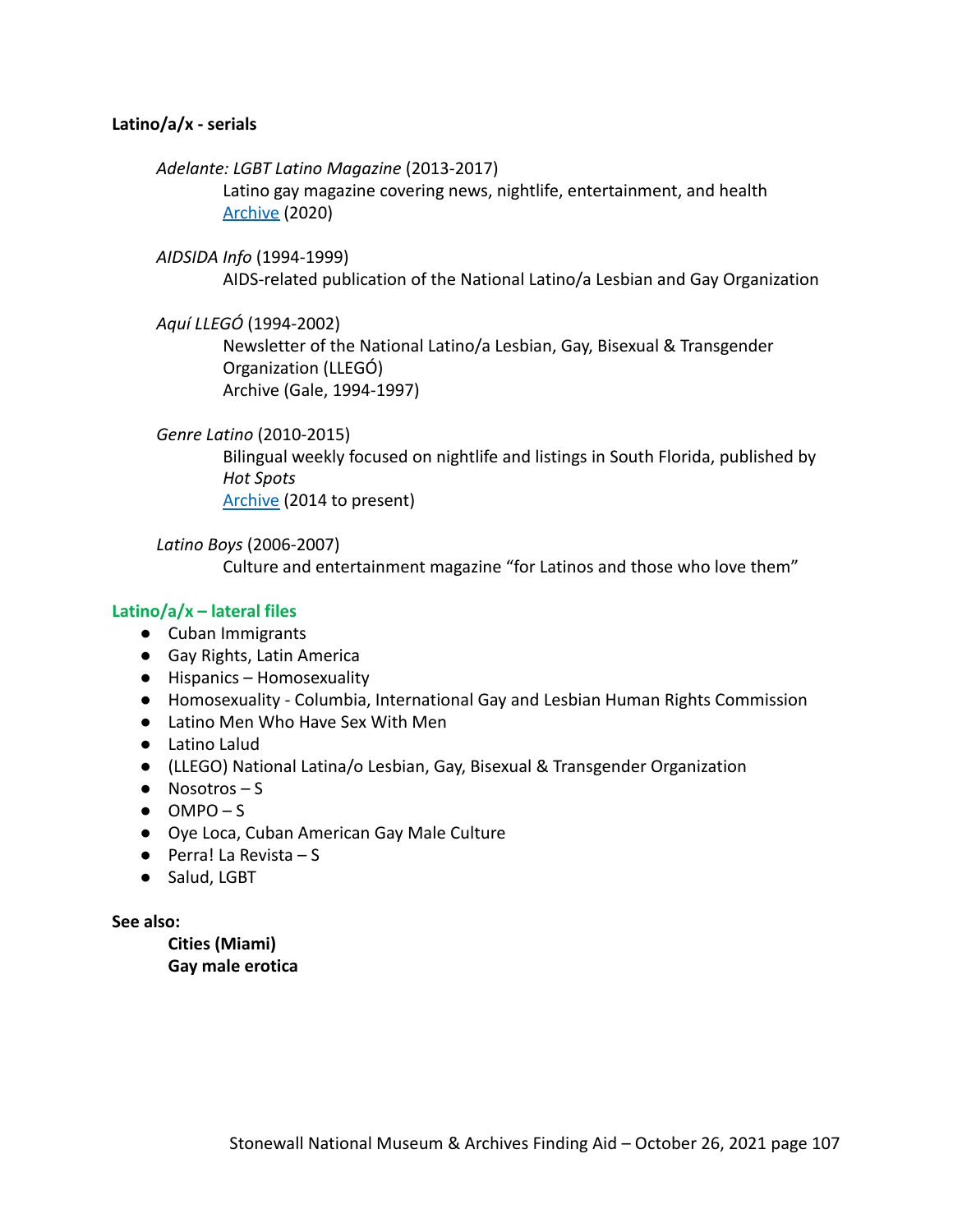**Latino/a/x - serials**

*Adelante: LGBT Latino Magazine* (2013-2017)
Latino gay magazine covering news, nightlife, entertainment, and health
Archive (2020)

*AIDSIDA Info* (1994-1999)
AIDS-related publication of the National Latino/a Lesbian and Gay Organization

*Aquí LLEGÓ* (1994-2002)
Newsletter of the National Latino/a Lesbian, Gay, Bisexual & Transgender Organization (LLEGÓ)
Archive (Gale, 1994-1997)

*Genre Latino* (2010-2015)
Bilingual weekly focused on nightlife and listings in South Florida, published by *Hot Spots*
Archive (2014 to present)

*Latino Boys* (2006-2007)
Culture and entertainment magazine "for Latinos and those who love them"

**Latino/a/x – lateral files**

- Cuban Immigrants
- Gay Rights, Latin America
- Hispanics – Homosexuality
- Homosexuality - Columbia, International Gay and Lesbian Human Rights Commission
- Latino Men Who Have Sex With Men
- Latino Lalud
- (LLEGO) National Latina/o Lesbian, Gay, Bisexual & Transgender Organization
- Nosotros – S
- OMPO – S
- Oye Loca, Cuban American Gay Male Culture
- Perra! La Revista – S
- Salud, LGBT

**See also:**

**Cities (Miami)**
**Gay male erotica**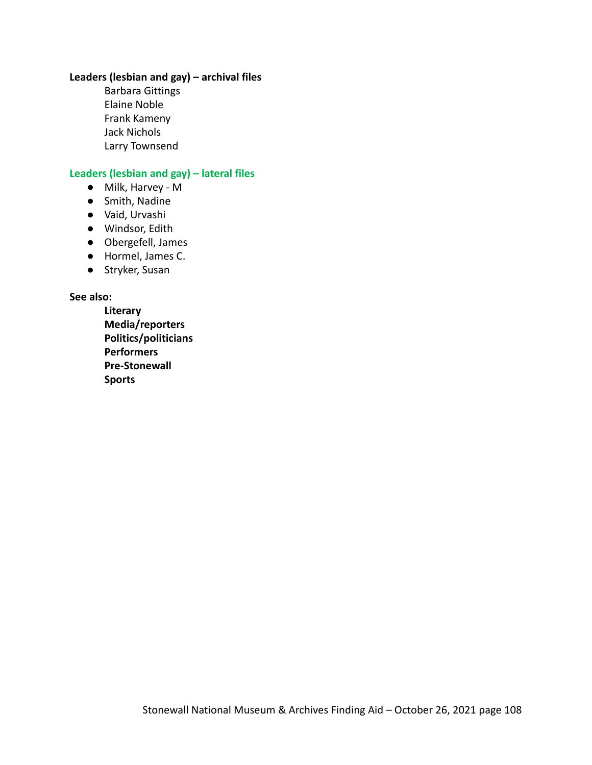**Leaders (lesbian and gay) – archival files**

Barbara Gittings
Elaine Noble
Frank Kameny
Jack Nichols
Larry Townsend

**Leaders (lesbian and gay) – lateral files**

- Milk, Harvey - M
- Smith, Nadine
- Vaid, Urvashi
- Windsor, Edith
- Obergefell, James
- Hormel, James C.
- Stryker, Susan

**See also:**

**Literary**
**Media/reporters**
**Politics/politicians**
**Performers**
**Pre-Stonewall**
**Sports**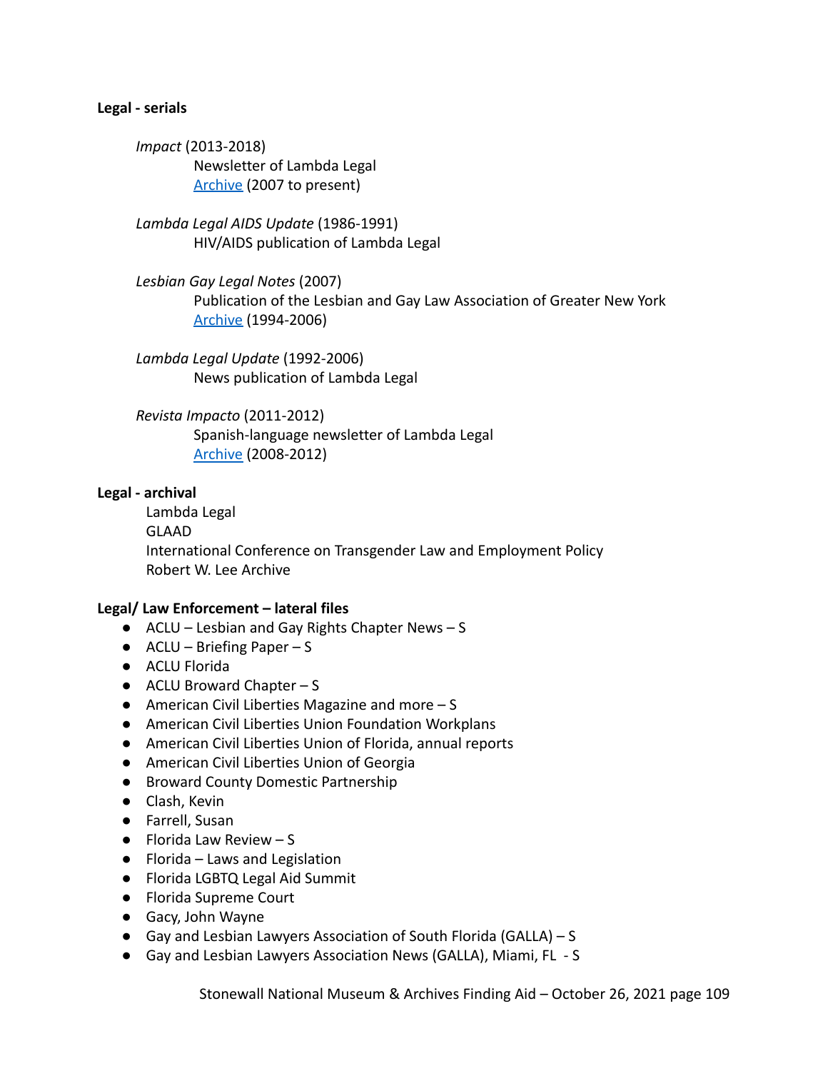**Legal - serials**

*Impact* (2013-2018)
Newsletter of Lambda Legal
Archive (2007 to present)

*Lambda Legal AIDS Update* (1986-1991)
HIV/AIDS publication of Lambda Legal

*Lesbian Gay Legal Notes* (2007)
Publication of the Lesbian and Gay Law Association of Greater New York
Archive (1994-2006)

*Lambda Legal Update* (1992-2006)
News publication of Lambda Legal

*Revista Impacto* (2011-2012)
Spanish-language newsletter of Lambda Legal
Archive (2008-2012)

**Legal - archival**

Lambda Legal
GLAAD
International Conference on Transgender Law and Employment Policy
Robert W. Lee Archive

**Legal/ Law Enforcement – lateral files**

- ACLU – Lesbian and Gay Rights Chapter News – S
- ACLU – Briefing Paper – S
- ACLU Florida
- ACLU Broward Chapter – S
- American Civil Liberties Magazine and more – S
- American Civil Liberties Union Foundation Workplans
- American Civil Liberties Union of Florida, annual reports
- American Civil Liberties Union of Georgia
- Broward County Domestic Partnership
- Clash, Kevin
- Farrell, Susan
- Florida Law Review – S
- Florida – Laws and Legislation
- Florida LGBTQ Legal Aid Summit
- Florida Supreme Court
- Gacy, John Wayne
- Gay and Lesbian Lawyers Association of South Florida (GALLA) – S
- Gay and Lesbian Lawyers Association News (GALLA), Miami, FL - S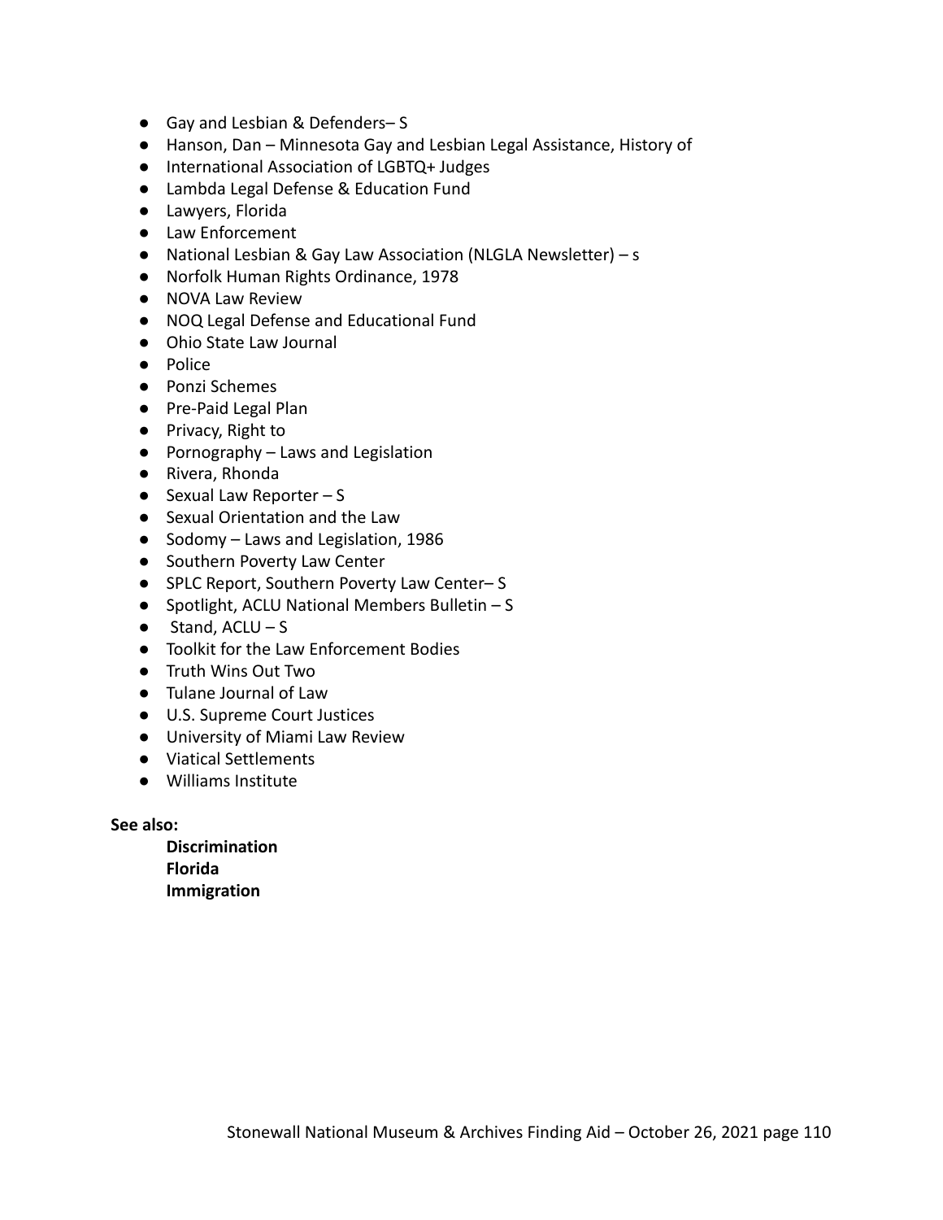- Gay and Lesbian & Defenders– S
- Hanson, Dan – Minnesota Gay and Lesbian Legal Assistance, History of
- International Association of LGBTQ+ Judges
- Lambda Legal Defense & Education Fund
- Lawyers, Florida
- Law Enforcement
- National Lesbian & Gay Law Association (NLGLA Newsletter) – s
- Norfolk Human Rights Ordinance, 1978
- NOVA Law Review
- NOQ Legal Defense and Educational Fund
- Ohio State Law Journal
- Police
- Ponzi Schemes
- Pre-Paid Legal Plan
- Privacy, Right to
- Pornography – Laws and Legislation
- Rivera, Rhonda
- Sexual Law Reporter – S
- Sexual Orientation and the Law
- Sodomy – Laws and Legislation, 1986
- Southern Poverty Law Center
- SPLC Report, Southern Poverty Law Center– S
- Spotlight, ACLU National Members Bulletin – S
- Stand, ACLU – S
- Toolkit for the Law Enforcement Bodies
- Truth Wins Out Two
- Tulane Journal of Law
- U.S. Supreme Court Justices
- University of Miami Law Review
- Viatical Settlements
- Williams Institute

**See also:**

**Discrimination**
**Florida**
**Immigration**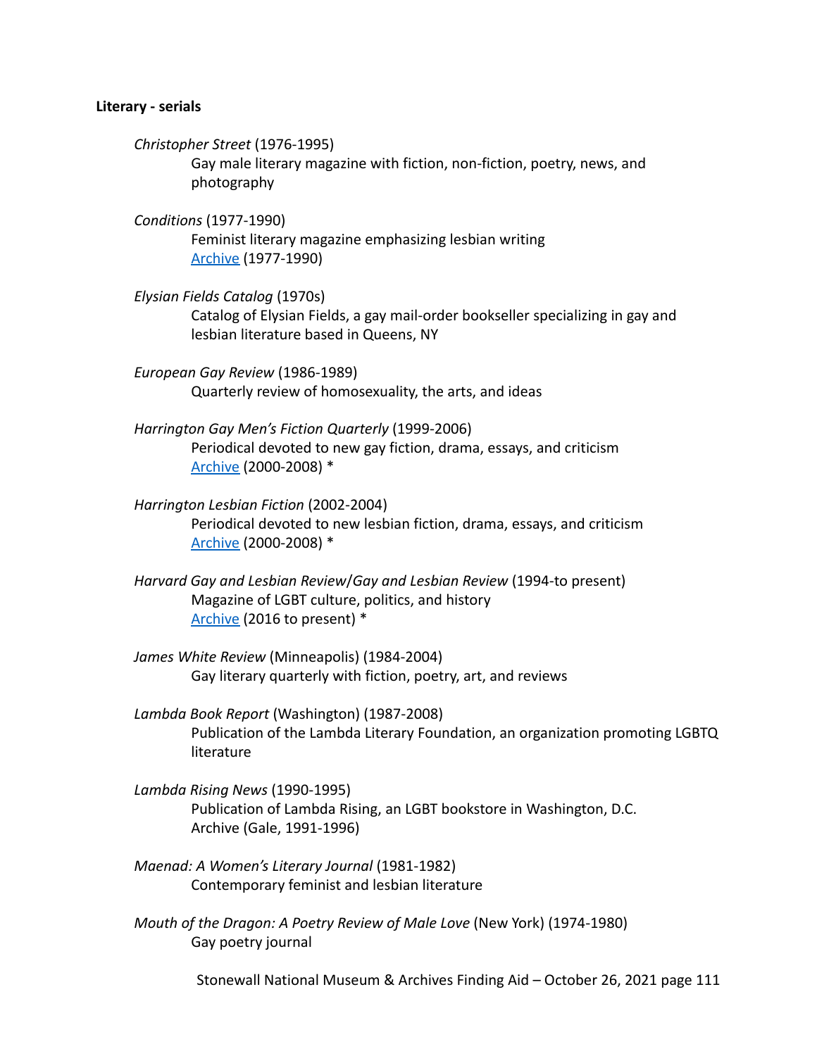**Literary - serials**

*Christopher Street* (1976-1995)
Gay male literary magazine with fiction, non-fiction, poetry, news, and photography

*Conditions* (1977-1990)
Feminist literary magazine emphasizing lesbian writing
Archive (1977-1990)

*Elysian Fields Catalog* (1970s)
Catalog of Elysian Fields, a gay mail-order bookseller specializing in gay and lesbian literature based in Queens, NY

*European Gay Review* (1986-1989)
Quarterly review of homosexuality, the arts, and ideas

*Harrington Gay Men's Fiction Quarterly* (1999-2006)
Periodical devoted to new gay fiction, drama, essays, and criticism
Archive (2000-2008) *

*Harrington Lesbian Fiction* (2002-2004)
Periodical devoted to new lesbian fiction, drama, essays, and criticism
Archive (2000-2008) *

*Harvard Gay and Lesbian Review/Gay and Lesbian Review* (1994-to present)
Magazine of LGBT culture, politics, and history
Archive (2016 to present) *

*James White Review* (Minneapolis) (1984-2004)
Gay literary quarterly with fiction, poetry, art, and reviews

*Lambda Book Report* (Washington) (1987-2008)
Publication of the Lambda Literary Foundation, an organization promoting LGBTQ literature

*Lambda Rising News* (1990-1995)
Publication of Lambda Rising, an LGBT bookstore in Washington, D.C.
Archive (Gale, 1991-1996)

*Maenad: A Women's Literary Journal* (1981-1982)
Contemporary feminist and lesbian literature

*Mouth of the Dragon: A Poetry Review of Male Love* (New York) (1974-1980)
Gay poetry journal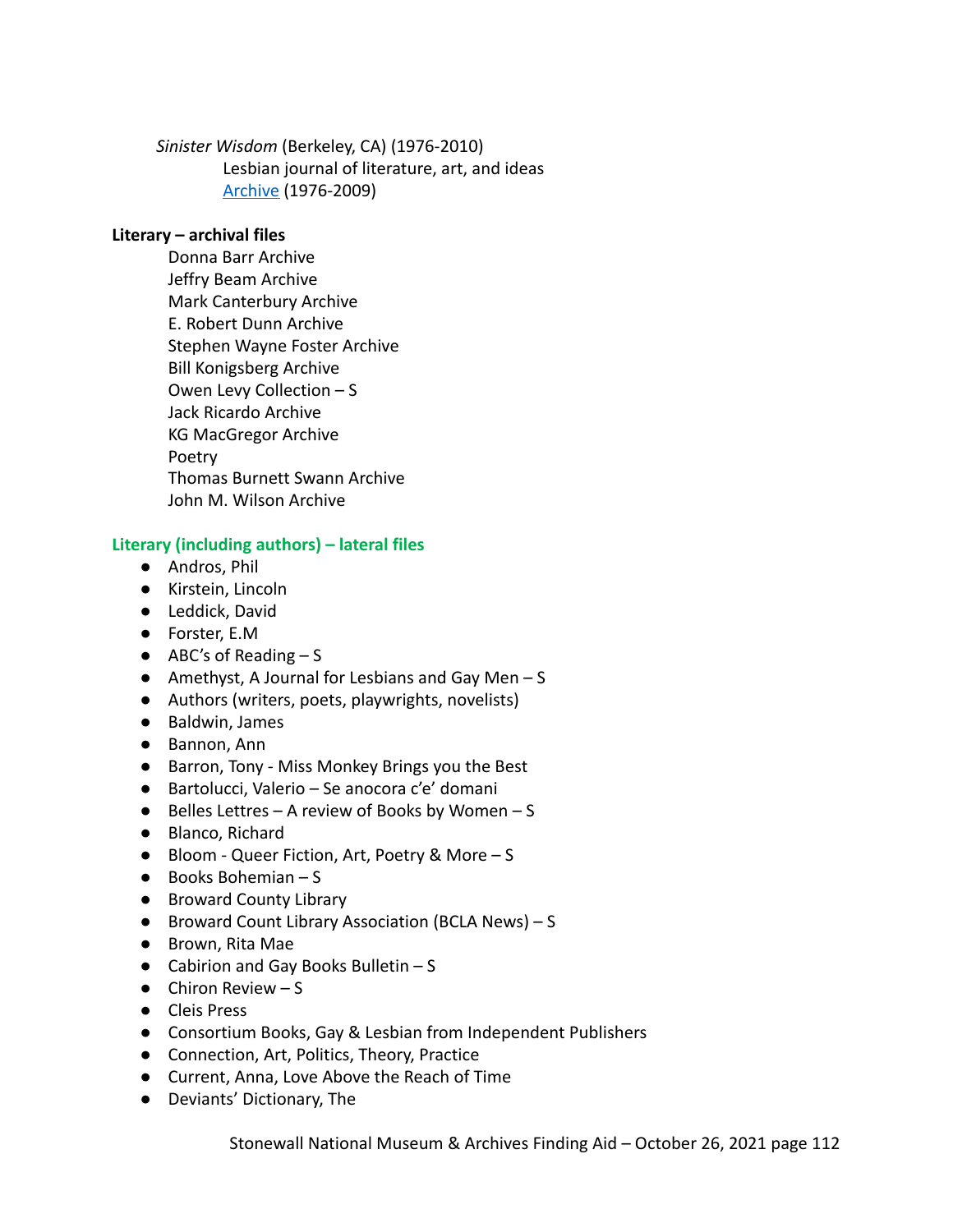*Sinister Wisdom* (Berkeley, CA) (1976-2010)

Lesbian journal of literature, art, and ideas

[Archive](#) (1976-2009)

**Literary – archival files**

Donna Barr Archive
Jeffry Beam Archive
Mark Canterbury Archive
E. Robert Dunn Archive
Stephen Wayne Foster Archive
Bill Konigsberg Archive
Owen Levy Collection – S
Jack Ricardo Archive
KG MacGregor Archive
Poetry
Thomas Burnett Swann Archive
John M. Wilson Archive

**Literary (including authors) – lateral files**

- Andros, Phil
- Kirstein, Lincoln
- Leddick, David
- Forster, E.M
- ABC's of Reading – S
- Amethyst, A Journal for Lesbians and Gay Men – S
- Authors (writers, poets, playwrights, novelists)
- Baldwin, James
- Bannon, Ann
- Barron, Tony - Miss Monkey Brings you the Best
- Bartolucci, Valerio – Se anocora c'e' domani
- Belles Lettres – A review of Books by Women – S
- Blanco, Richard
- Bloom - Queer Fiction, Art, Poetry & More – S
- Books Bohemian – S
- Broward County Library
- Broward Count Library Association (BCLA News) – S
- Brown, Rita Mae
- Cabirion and Gay Books Bulletin – S
- Chiron Review – S
- Cleis Press
- Consortium Books, Gay & Lesbian from Independent Publishers
- Connection, Art, Politics, Theory, Practice
- Current, Anna, Love Above the Reach of Time
- Deviants' Dictionary, The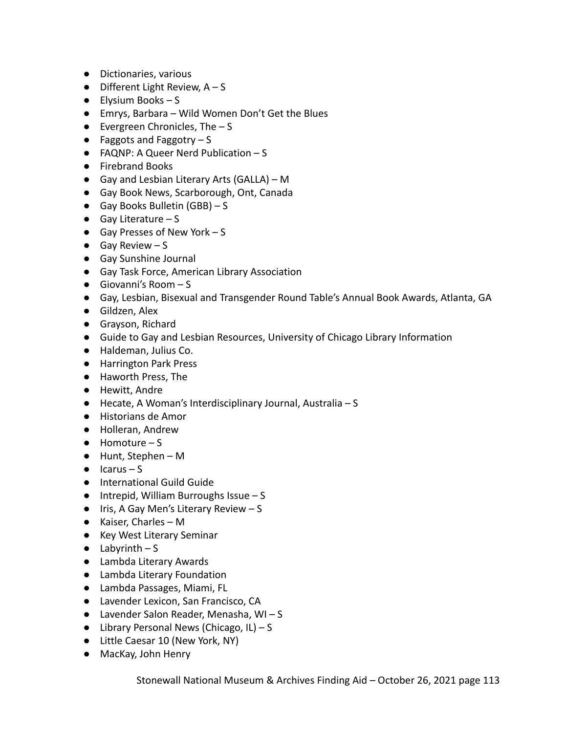- Dictionaries, various
- Different Light Review, A – S
- Elysium Books – S
- Emrys, Barbara – Wild Women Don't Get the Blues
- Evergreen Chronicles, The – S
- Faggots and Faggotry – S
- FAQNP: A Queer Nerd Publication – S
- Firebrand Books
- Gay and Lesbian Literary Arts (GALLA) – M
- Gay Book News, Scarborough, Ont, Canada
- Gay Books Bulletin (GBB) – S
- Gay Literature – S
- Gay Presses of New York – S
- Gay Review – S
- Gay Sunshine Journal
- Gay Task Force, American Library Association
- Giovanni's Room – S
- Gay, Lesbian, Bisexual and Transgender Round Table's Annual Book Awards, Atlanta, GA
- Gildzen, Alex
- Grayson, Richard
- Guide to Gay and Lesbian Resources, University of Chicago Library Information
- Haldeman, Julius Co.
- Harrington Park Press
- Haworth Press, The
- Hewitt, Andre
- Hecate, A Woman's Interdisciplinary Journal, Australia – S
- Historians de Amor
- Holleran, Andrew
- Homoture – S
- Hunt, Stephen – M
- Icarus – S
- International Guild Guide
- Intrepid, William Burroughs Issue – S
- Iris, A Gay Men's Literary Review – S
- Kaiser, Charles – M
- Key West Literary Seminar
- Labyrinth – S
- Lambda Literary Awards
- Lambda Literary Foundation
- Lambda Passages, Miami, FL
- Lavender Lexicon, San Francisco, CA
- Lavender Salon Reader, Menasha, WI – S
- Library Personal News (Chicago, IL) – S
- Little Caesar 10 (New York, NY)
- MacKay, John Henry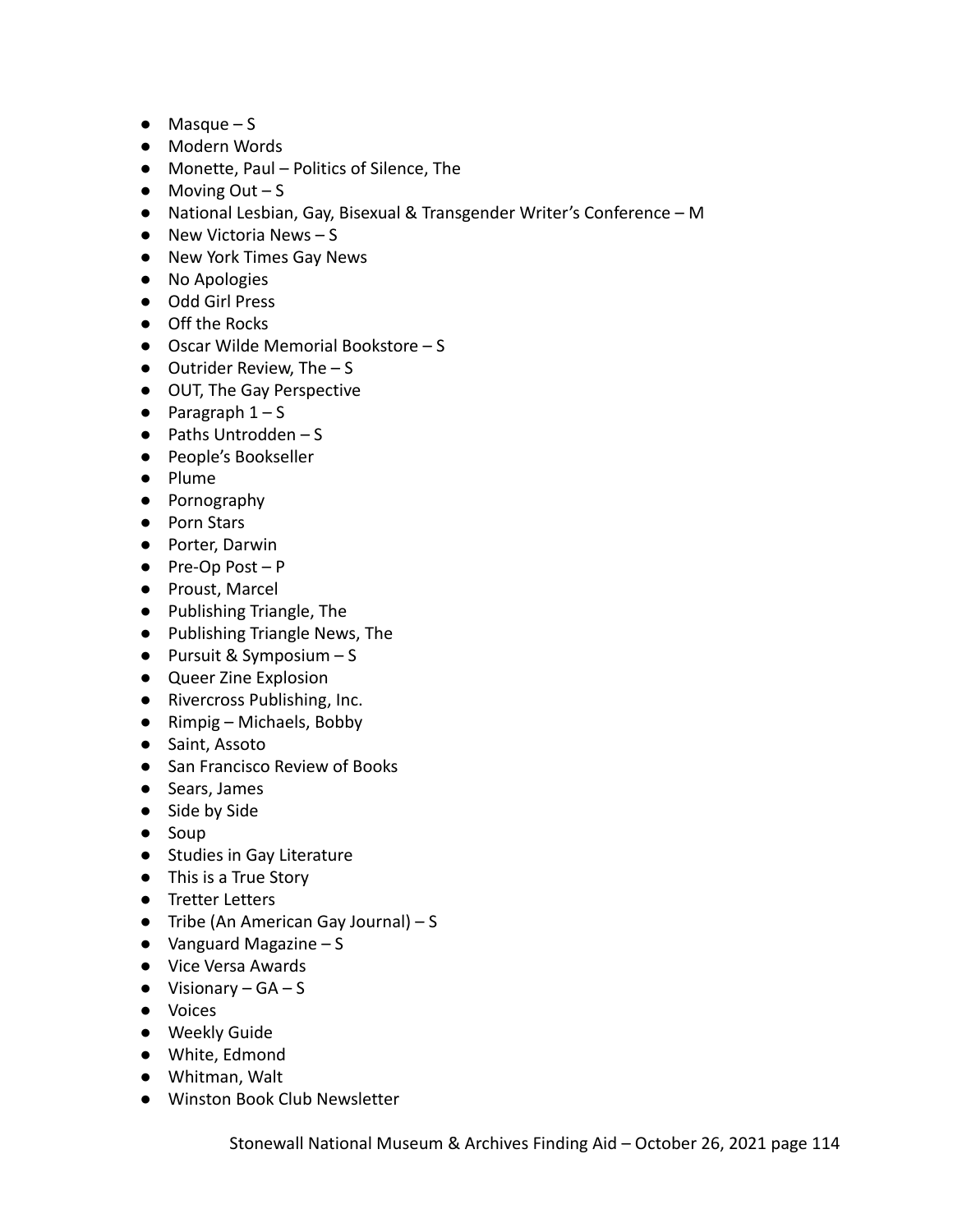- Masque – S
- Modern Words
- Monette, Paul – Politics of Silence, The
- Moving Out – S
- National Lesbian, Gay, Bisexual & Transgender Writer's Conference – M
- New Victoria News – S
- New York Times Gay News
- No Apologies
- Odd Girl Press
- Off the Rocks
- Oscar Wilde Memorial Bookstore – S
- Outrider Review, The – S
- OUT, The Gay Perspective
- Paragraph 1 – S
- Paths Untrodden – S
- People's Bookseller
- Plume
- Pornography
- Porn Stars
- Porter, Darwin
- Pre-Op Post – P
- Proust, Marcel
- Publishing Triangle, The
- Publishing Triangle News, The
- Pursuit & Symposium – S
- Queer Zine Explosion
- Rivercross Publishing, Inc.
- Rimpig – Michaels, Bobby
- Saint, Assoto
- San Francisco Review of Books
- Sears, James
- Side by Side
- Soup
- Studies in Gay Literature
- This is a True Story
- Tretter Letters
- Tribe (An American Gay Journal) – S
- Vanguard Magazine – S
- Vice Versa Awards
- Visionary – GA – S
- Voices
- Weekly Guide
- White, Edmond
- Whitman, Walt
- Winston Book Club Newsletter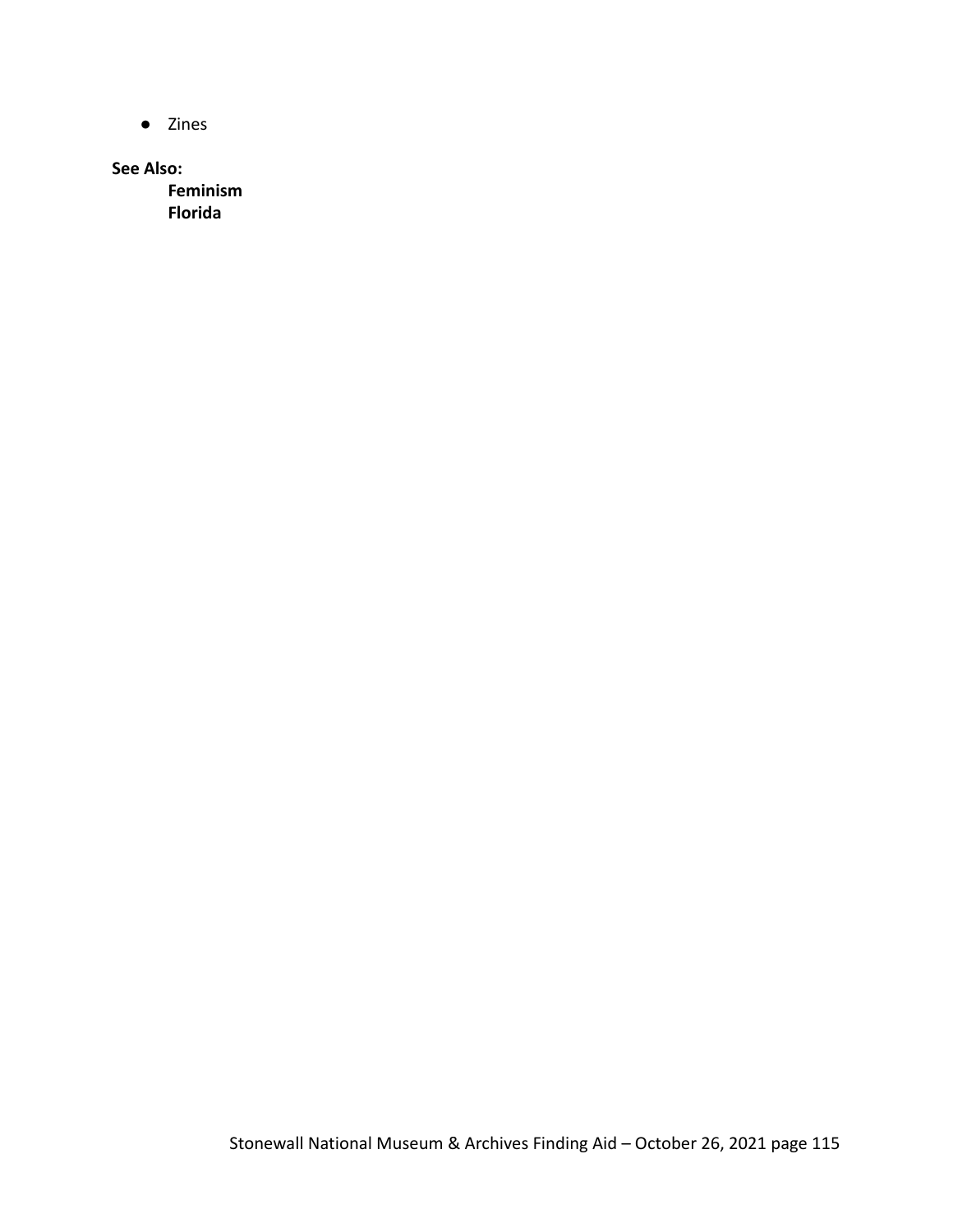- Zines

**See Also:**

**Feminism**
**Florida**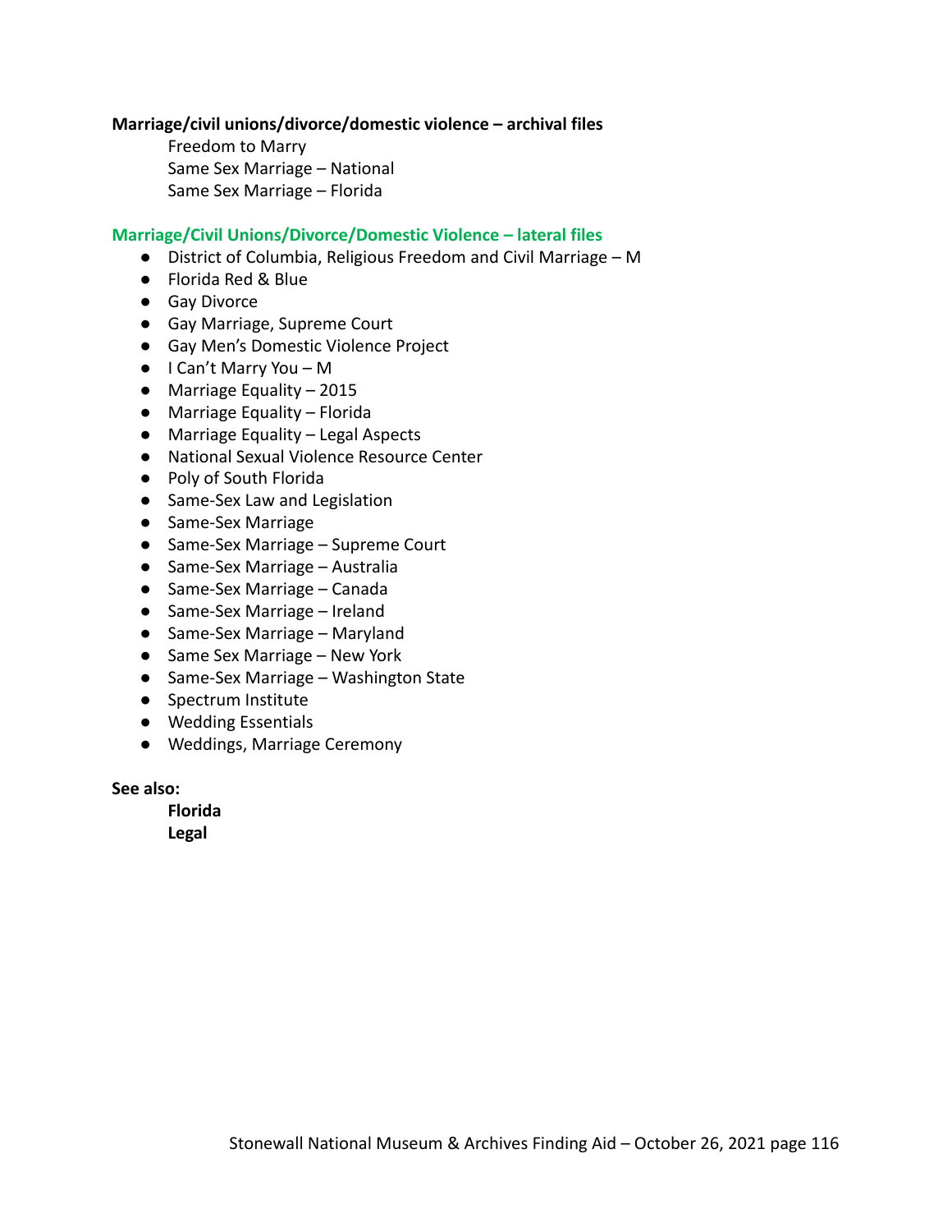**Marriage/civil unions/divorce/domestic violence – archival files**

Freedom to Marry
Same Sex Marriage – National
Same Sex Marriage – Florida

**Marriage/Civil Unions/Divorce/Domestic Violence – lateral files**

- District of Columbia, Religious Freedom and Civil Marriage – M
- Florida Red & Blue
- Gay Divorce
- Gay Marriage, Supreme Court
- Gay Men's Domestic Violence Project
- I Can't Marry You – M
- Marriage Equality – 2015
- Marriage Equality – Florida
- Marriage Equality – Legal Aspects
- National Sexual Violence Resource Center
- Poly of South Florida
- Same-Sex Law and Legislation
- Same-Sex Marriage
- Same-Sex Marriage – Supreme Court
- Same-Sex Marriage – Australia
- Same-Sex Marriage – Canada
- Same-Sex Marriage – Ireland
- Same-Sex Marriage – Maryland
- Same Sex Marriage – New York
- Same-Sex Marriage – Washington State
- Spectrum Institute
- Wedding Essentials
- Weddings, Marriage Ceremony

**See also:**

**Florida**
**Legal**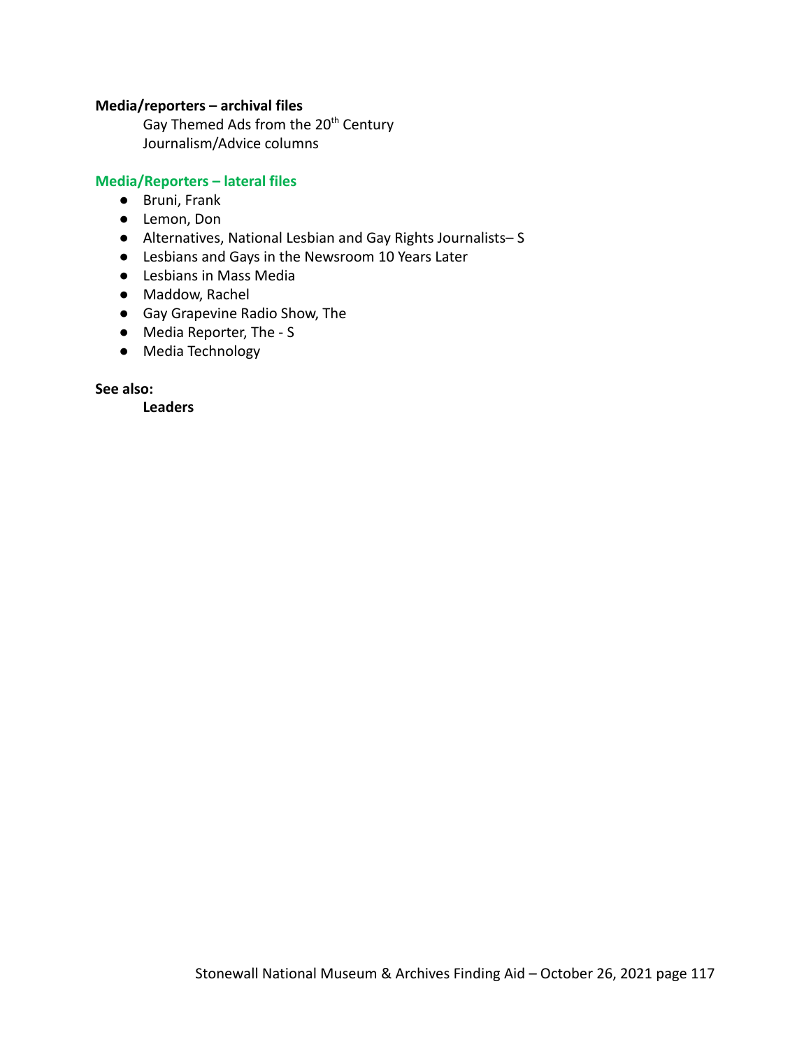**Media/reporters – archival files**

Gay Themed Ads from the 20th Century
Journalism/Advice columns

**Media/Reporters – lateral files**

- Bruni, Frank
- Lemon, Don
- Alternatives, National Lesbian and Gay Rights Journalists– S
- Lesbians and Gays in the Newsroom 10 Years Later
- Lesbians in Mass Media
- Maddow, Rachel
- Gay Grapevine Radio Show, The
- Media Reporter, The - S
- Media Technology

**See also:**

**Leaders**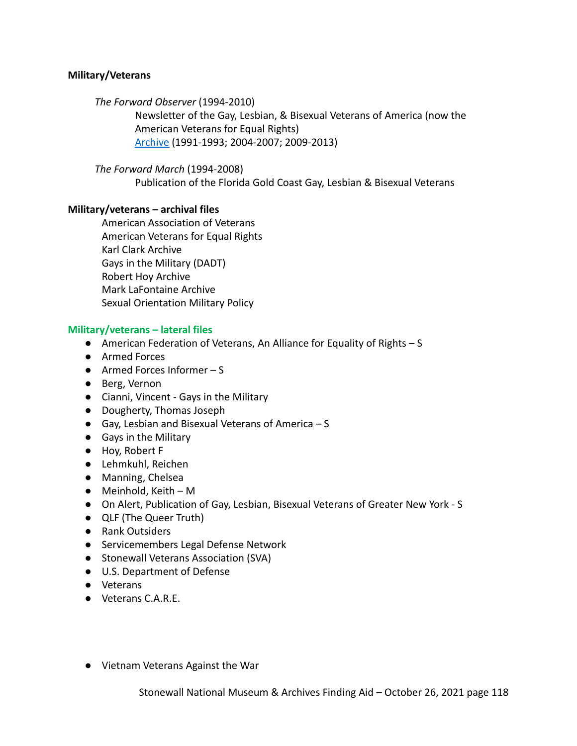**Military/Veterans**

*The Forward Observer* (1994-2010)

Newsletter of the Gay, Lesbian, & Bisexual Veterans of America (now the American Veterans for Equal Rights)

Archive (1991-1993; 2004-2007; 2009-2013)

*The Forward March* (1994-2008)

Publication of the Florida Gold Coast Gay, Lesbian & Bisexual Veterans

**Military/veterans – archival files**

American Association of Veterans
American Veterans for Equal Rights
Karl Clark Archive
Gays in the Military (DADT)
Robert Hoy Archive
Mark LaFontaine Archive
Sexual Orientation Military Policy

**Military/veterans – lateral files**

- American Federation of Veterans, An Alliance for Equality of Rights – S
- Armed Forces
- Armed Forces Informer – S
- Berg, Vernon
- Cianni, Vincent - Gays in the Military
- Dougherty, Thomas Joseph
- Gay, Lesbian and Bisexual Veterans of America – S
- Gays in the Military
- Hoy, Robert F
- Lehmkuhl, Reichen
- Manning, Chelsea
- Meinhold, Keith – M
- On Alert, Publication of Gay, Lesbian, Bisexual Veterans of Greater New York - S
- QLF (The Queer Truth)
- Rank Outsiders
- Servicemembers Legal Defense Network
- Stonewall Veterans Association (SVA)
- U.S. Department of Defense
- Veterans
- Veterans C.A.R.E.
- Vietnam Veterans Against the War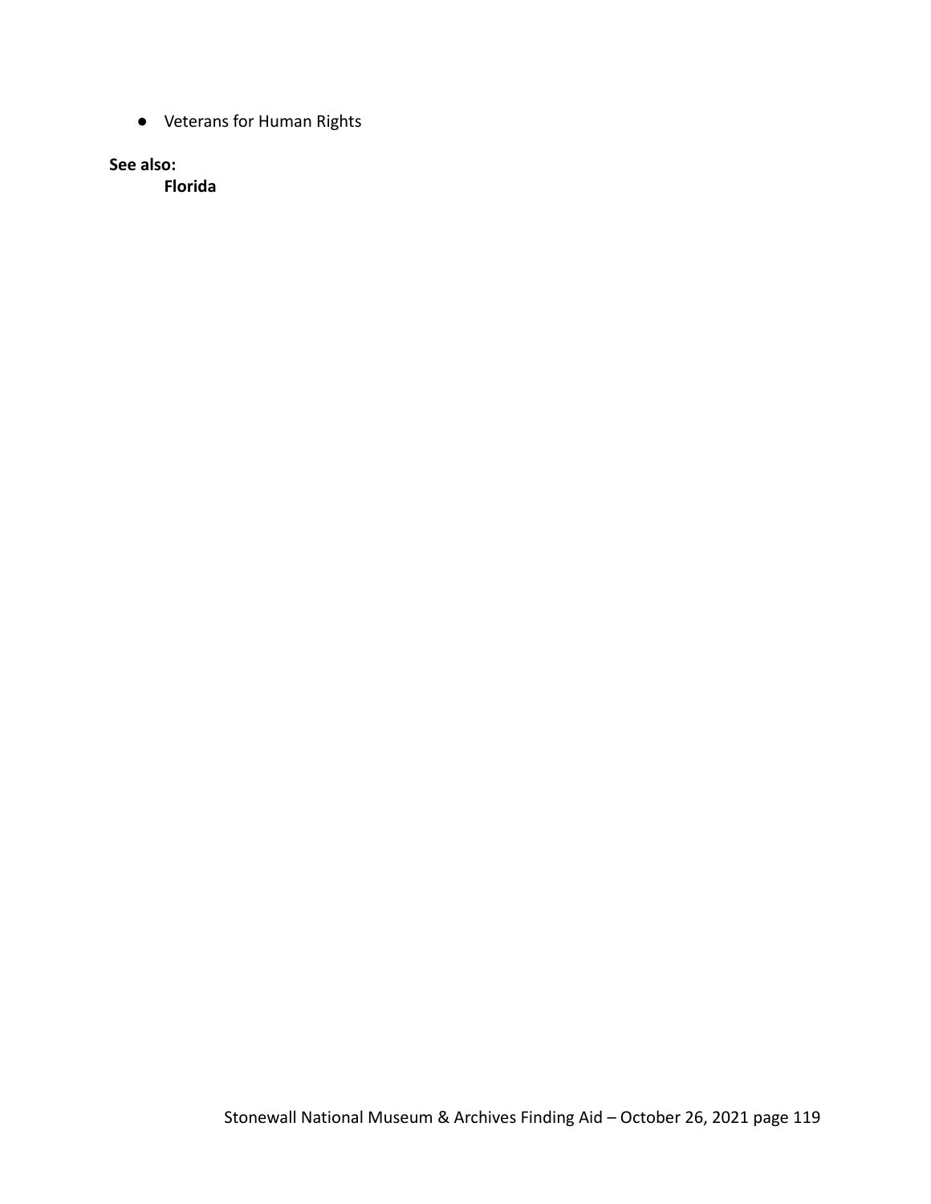- Veterans for Human Rights

**See also:**

**Florida**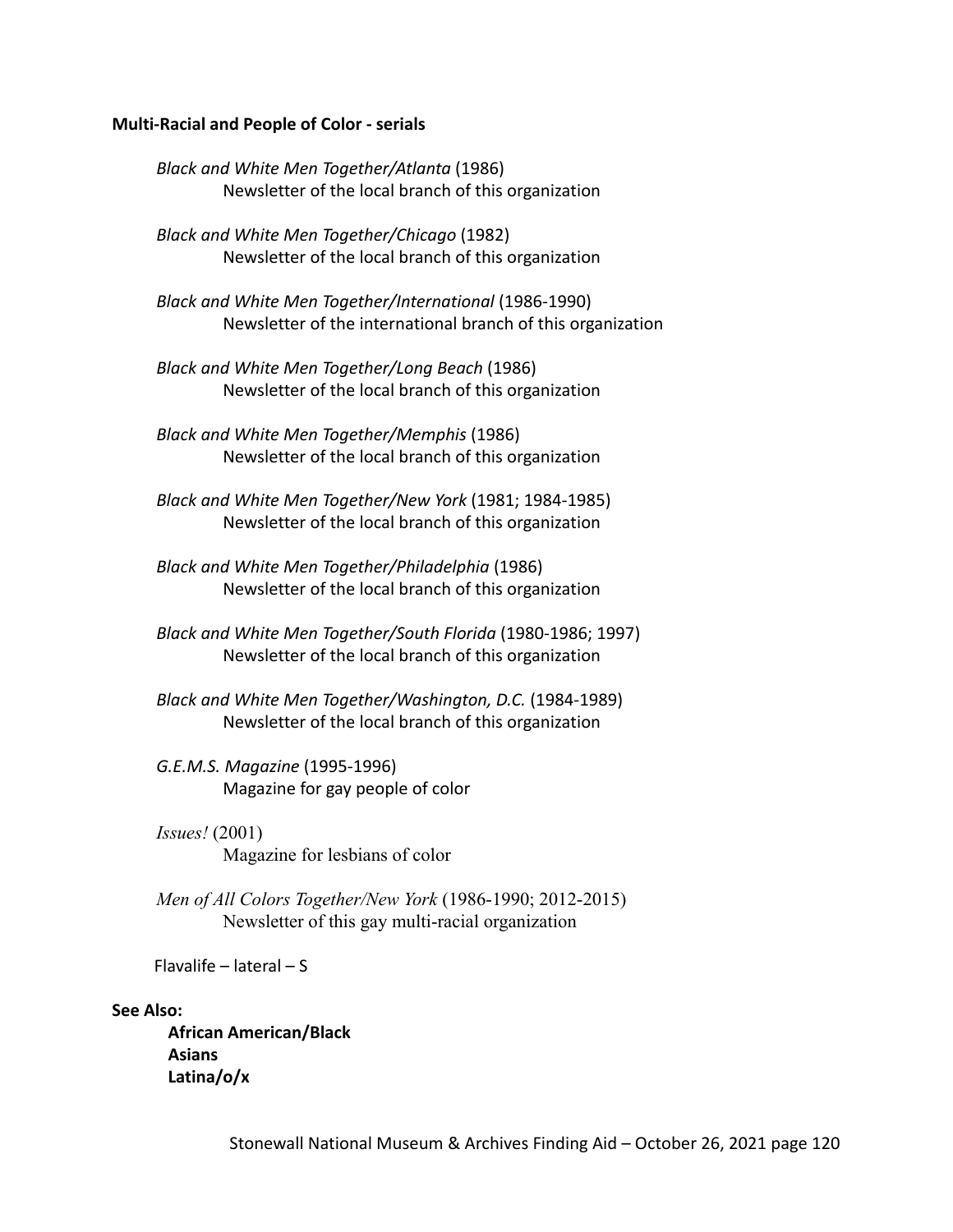**Multi-Racial and People of Color - serials**

*Black and White Men Together/Atlanta* (1986)
Newsletter of the local branch of this organization

*Black and White Men Together/Chicago* (1982)
Newsletter of the local branch of this organization

*Black and White Men Together/International* (1986-1990)
Newsletter of the international branch of this organization

*Black and White Men Together/Long Beach* (1986)
Newsletter of the local branch of this organization

*Black and White Men Together/Memphis* (1986)
Newsletter of the local branch of this organization

*Black and White Men Together/New York* (1981; 1984-1985)
Newsletter of the local branch of this organization

*Black and White Men Together/Philadelphia* (1986)
Newsletter of the local branch of this organization

*Black and White Men Together/South Florida* (1980-1986; 1997)
Newsletter of the local branch of this organization

*Black and White Men Together/Washington, D.C.* (1984-1989)
Newsletter of the local branch of this organization

*G.E.M.S. Magazine* (1995-1996)
Magazine for gay people of color

*Issues!* (2001)
Magazine for lesbians of color

*Men of All Colors Together/New York* (1986-1990; 2012-2015)
Newsletter of this gay multi-racial organization

Flavalife – lateral – S

**See Also:**

**African American/Black**
**Asians**
**Latina/o/x**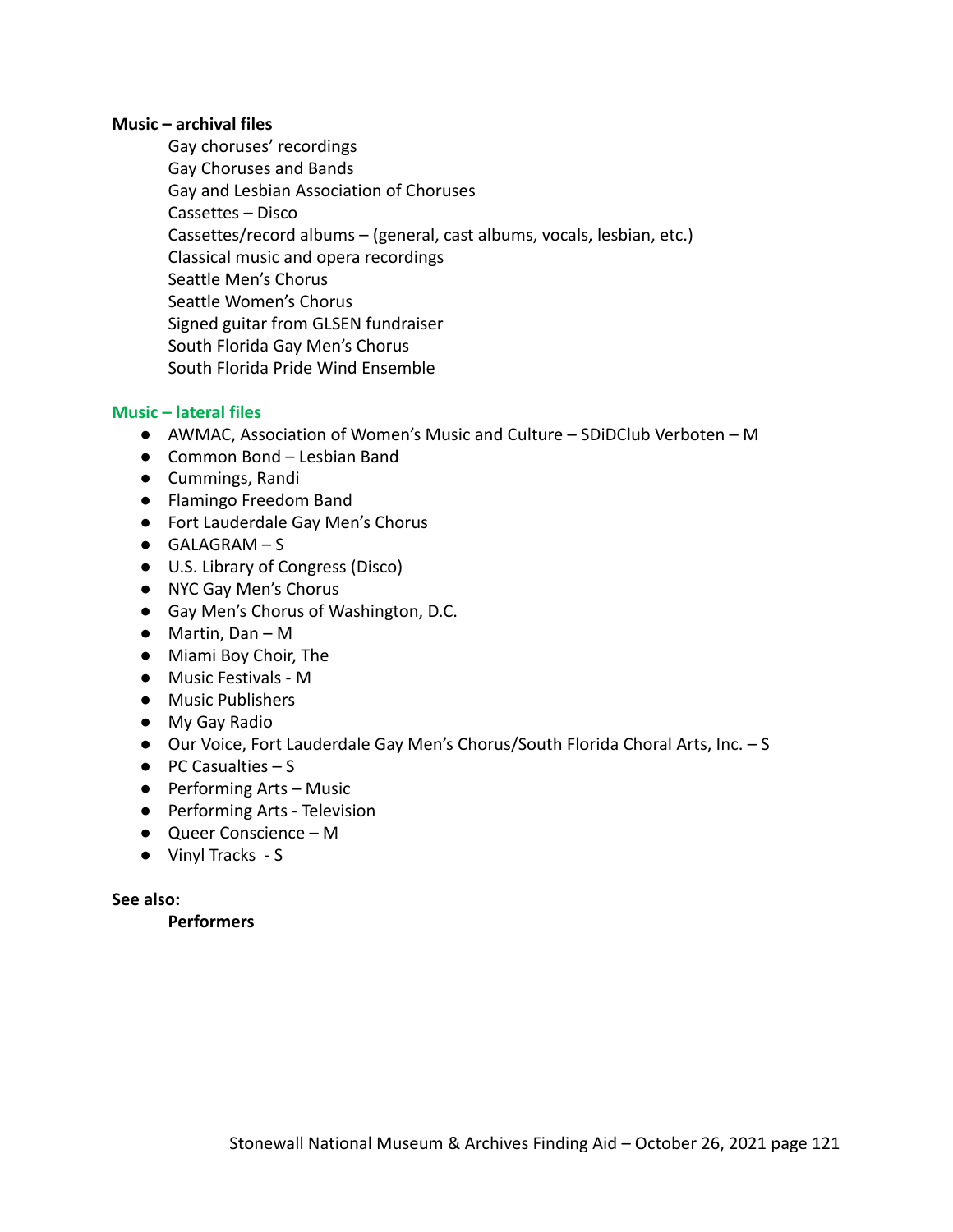**Music – archival files**

Gay choruses' recordings
Gay Choruses and Bands
Gay and Lesbian Association of Choruses
Cassettes – Disco
Cassettes/record albums – (general, cast albums, vocals, lesbian, etc.)
Classical music and opera recordings
Seattle Men's Chorus
Seattle Women's Chorus
Signed guitar from GLSEN fundraiser
South Florida Gay Men's Chorus
South Florida Pride Wind Ensemble

**Music – lateral files**

- AWMAC, Association of Women's Music and Culture – SDiDClub Verboten – M
- Common Bond – Lesbian Band
- Cummings, Randi
- Flamingo Freedom Band
- Fort Lauderdale Gay Men's Chorus
- GALAGRAM – S
- U.S. Library of Congress (Disco)
- NYC Gay Men's Chorus
- Gay Men's Chorus of Washington, D.C.
- Martin, Dan – M
- Miami Boy Choir, The
- Music Festivals - M
- Music Publishers
- My Gay Radio
- Our Voice, Fort Lauderdale Gay Men's Chorus/South Florida Choral Arts, Inc. – S
- PC Casualties – S
- Performing Arts – Music
- Performing Arts - Television
- Queer Conscience – M
- Vinyl Tracks - S

**See also:**

**Performers**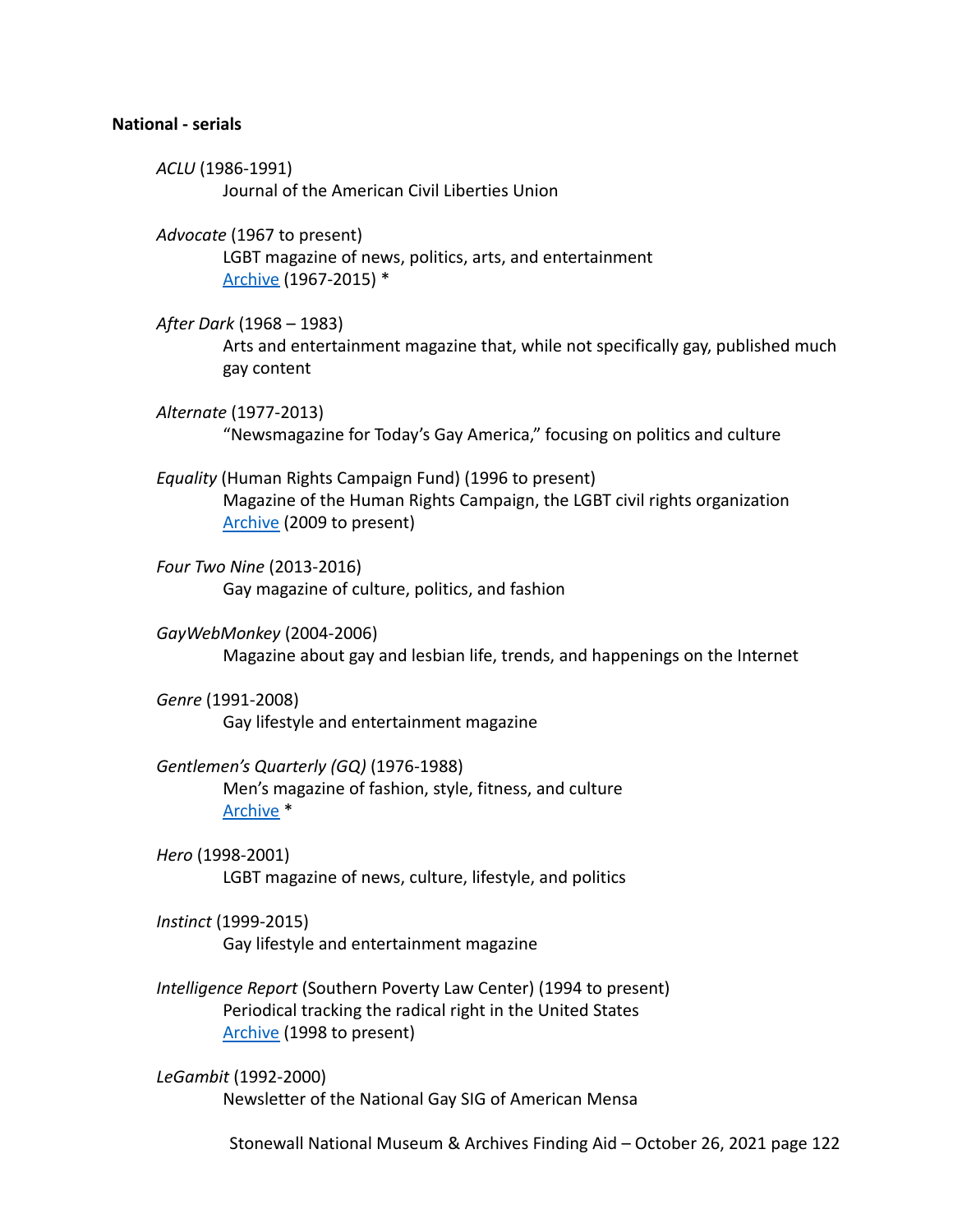**National - serials**

*ACLU* (1986-1991)
Journal of the American Civil Liberties Union

*Advocate* (1967 to present)
LGBT magazine of news, politics, arts, and entertainment
Archive (1967-2015) *

*After Dark* (1968 – 1983)
Arts and entertainment magazine that, while not specifically gay, published much gay content

*Alternate* (1977-2013)
"Newsmagazine for Today's Gay America," focusing on politics and culture

*Equality* (Human Rights Campaign Fund) (1996 to present)
Magazine of the Human Rights Campaign, the LGBT civil rights organization
Archive (2009 to present)

*Four Two Nine* (2013-2016)
Gay magazine of culture, politics, and fashion

*GayWebMonkey* (2004-2006)
Magazine about gay and lesbian life, trends, and happenings on the Internet

*Genre* (1991-2008)
Gay lifestyle and entertainment magazine

*Gentlemen's Quarterly (GQ)* (1976-1988)
Men's magazine of fashion, style, fitness, and culture
Archive *

*Hero* (1998-2001)
LGBT magazine of news, culture, lifestyle, and politics

*Instinct* (1999-2015)
Gay lifestyle and entertainment magazine

*Intelligence Report* (Southern Poverty Law Center) (1994 to present)
Periodical tracking the radical right in the United States
Archive (1998 to present)

*LeGambit* (1992-2000)
Newsletter of the National Gay SIG of American Mensa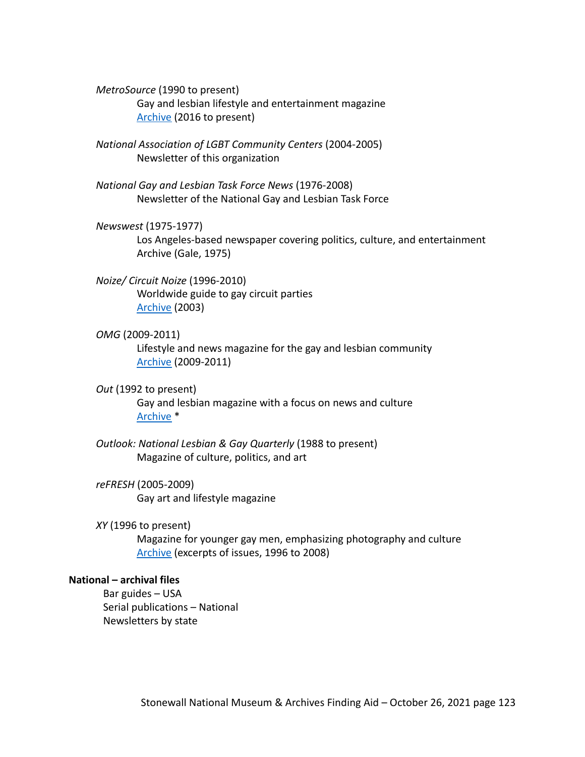*MetroSource* (1990 to present)
Gay and lesbian lifestyle and entertainment magazine
Archive (2016 to present)

*National Association of LGBT Community Centers* (2004-2005)
Newsletter of this organization

*National Gay and Lesbian Task Force News* (1976-2008)
Newsletter of the National Gay and Lesbian Task Force

*Newswest* (1975-1977)
Los Angeles-based newspaper covering politics, culture, and entertainment
Archive (Gale, 1975)

*Noize/ Circuit Noize* (1996-2010)
Worldwide guide to gay circuit parties
Archive (2003)

*OMG* (2009-2011)
Lifestyle and news magazine for the gay and lesbian community
Archive (2009-2011)

*Out* (1992 to present)
Gay and lesbian magazine with a focus on news and culture
Archive *

*Outlook: National Lesbian & Gay Quarterly* (1988 to present)
Magazine of culture, politics, and art

*reFRESH* (2005-2009)
Gay art and lifestyle magazine

*XY* (1996 to present)
Magazine for younger gay men, emphasizing photography and culture
Archive (excerpts of issues, 1996 to 2008)

**National – archival files**

Bar guides – USA
Serial publications – National
Newsletters by state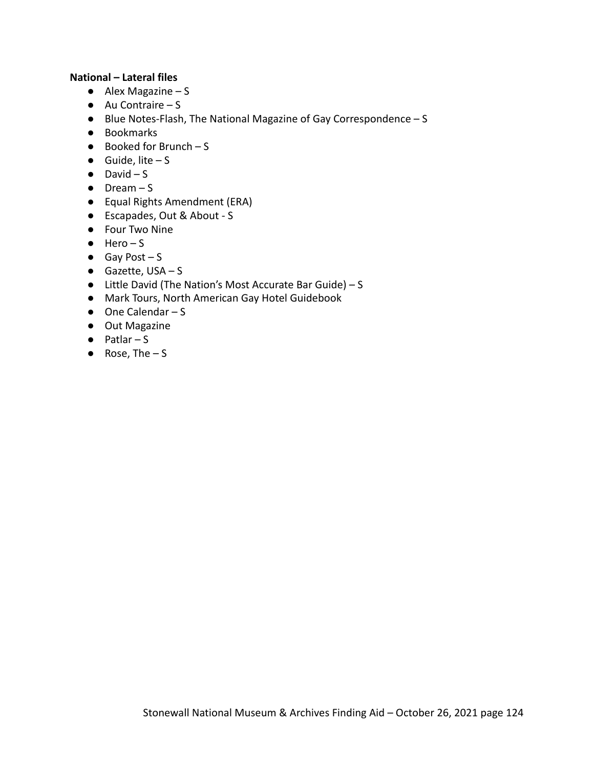**National – Lateral files**

- Alex Magazine – S
- Au Contraire – S
- Blue Notes-Flash, The National Magazine of Gay Correspondence – S
- Bookmarks
- Booked for Brunch – S
- Guide, lite – S
- David – S
- Dream – S
- Equal Rights Amendment (ERA)
- Escapades, Out & About - S
- Four Two Nine
- Hero – S
- Gay Post – S
- Gazette, USA – S
- Little David (The Nation's Most Accurate Bar Guide) – S
- Mark Tours, North American Gay Hotel Guidebook
- One Calendar – S
- Out Magazine
- Patlar – S
- Rose, The – S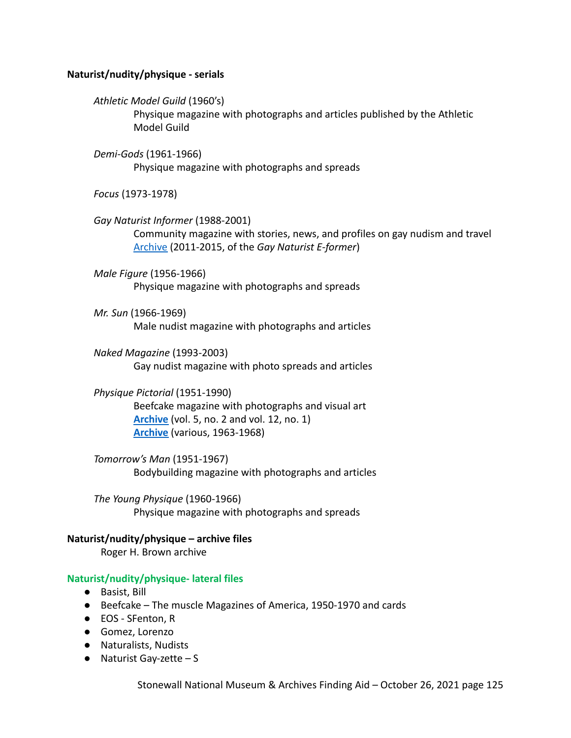**Naturist/nudity/physique - serials**

*Athletic Model Guild* (1960's)
Physique magazine with photographs and articles published by the Athletic Model Guild

*Demi-Gods* (1961-1966)
Physique magazine with photographs and spreads

*Focus* (1973-1978)

*Gay Naturist Informer* (1988-2001)
Community magazine with stories, news, and profiles on gay nudism and travel
Archive (2011-2015, of the *Gay Naturist E-former*)

*Male Figure* (1956-1966)
Physique magazine with photographs and spreads

*Mr. Sun* (1966-1969)
Male nudist magazine with photographs and articles

*Naked Magazine* (1993-2003)
Gay nudist magazine with photo spreads and articles

*Physique Pictorial* (1951-1990)
Beefcake magazine with photographs and visual art
**Archive** (vol. 5, no. 2 and vol. 12, no. 1)
**Archive** (various, 1963-1968)

*Tomorrow's Man* (1951-1967)
Bodybuilding magazine with photographs and articles

*The Young Physique* (1960-1966)
Physique magazine with photographs and spreads

**Naturist/nudity/physique – archive files**

Roger H. Brown archive

**Naturist/nudity/physique- lateral files**

- Basist, Bill
- Beefcake – The muscle Magazines of America, 1950-1970 and cards
- EOS - SFenton, R
- Gomez, Lorenzo
- Naturalists, Nudists
- Naturist Gay-zette – S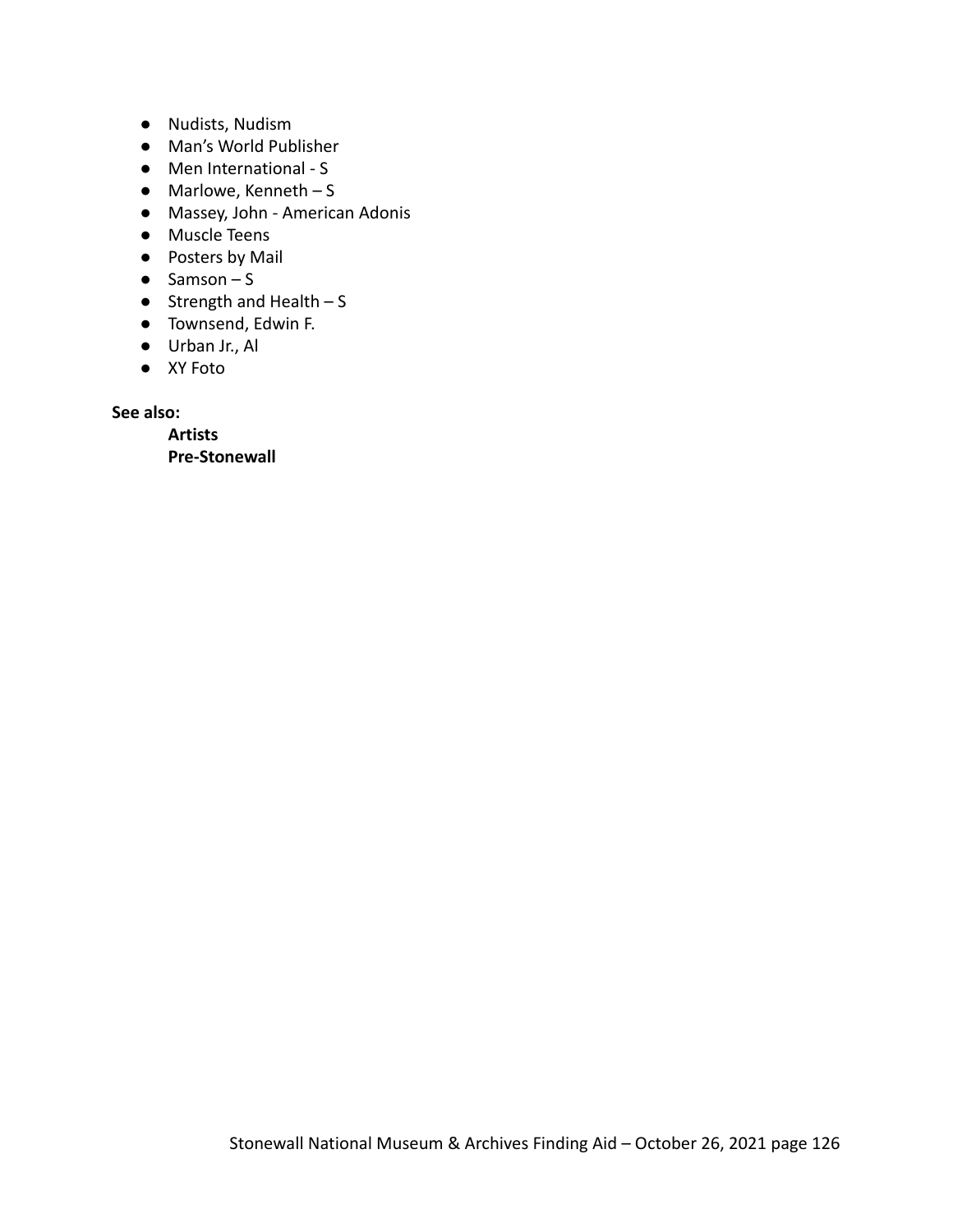- Nudists, Nudism
- Man's World Publisher
- Men International - S
- Marlowe, Kenneth – S
- Massey, John - American Adonis
- Muscle Teens
- Posters by Mail
- Samson – S
- Strength and Health – S
- Townsend, Edwin F.
- Urban Jr., Al
- XY Foto

**See also:**

**Artists**
**Pre-Stonewall**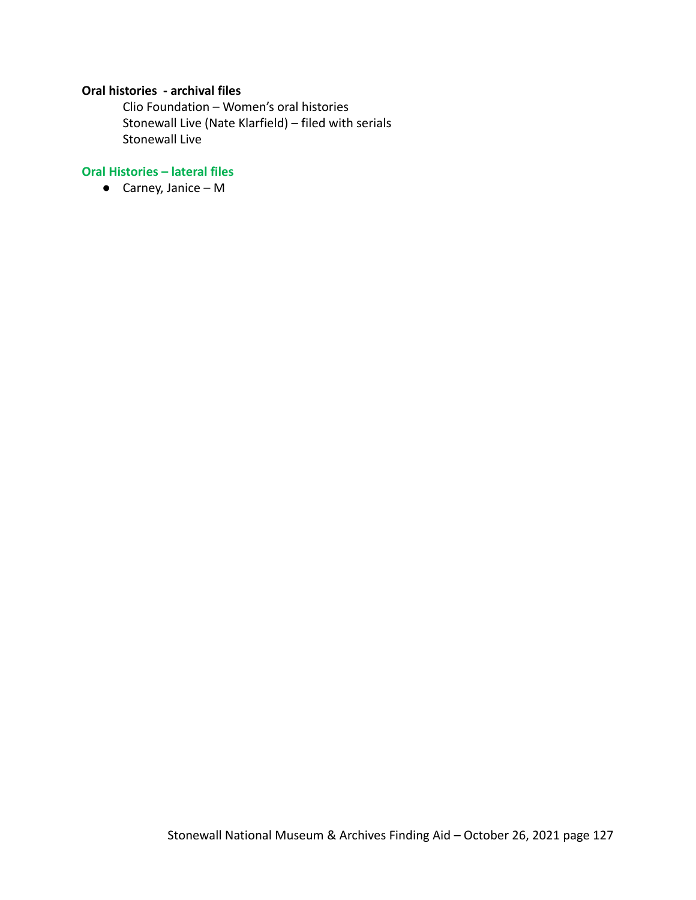**Oral histories - archival files**

Clio Foundation – Women's oral histories
Stonewall Live (Nate Klarfield) – filed with serials
Stonewall Live

**Oral Histories – lateral files**

- Carney, Janice – M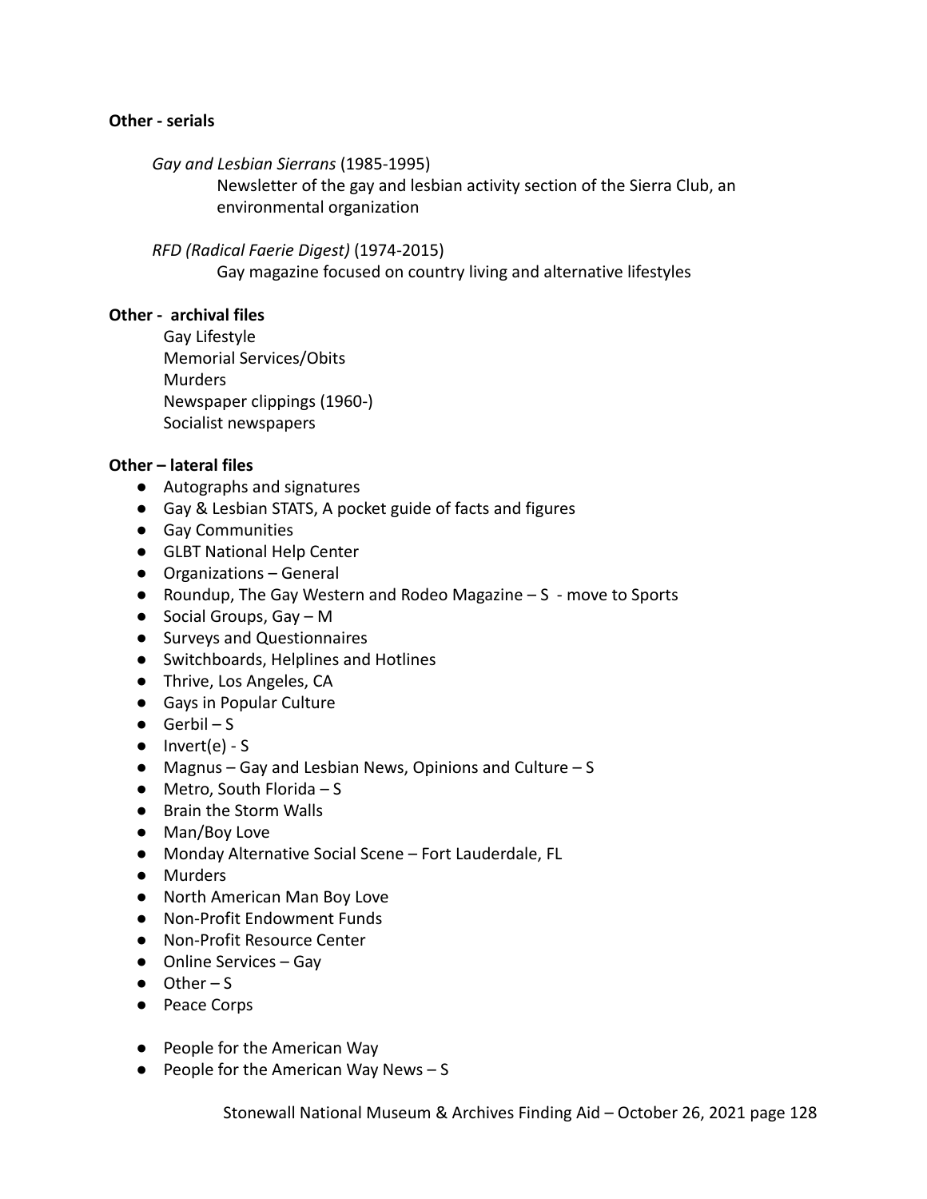**Other - serials**

*Gay and Lesbian Sierrans* (1985-1995)

Newsletter of the gay and lesbian activity section of the Sierra Club, an environmental organization

*RFD (Radical Faerie Digest)* (1974-2015)

Gay magazine focused on country living and alternative lifestyles

**Other - archival files**

Gay Lifestyle
Memorial Services/Obits
Murders
Newspaper clippings (1960-)
Socialist newspapers

**Other – lateral files**

- Autographs and signatures
- Gay & Lesbian STATS, A pocket guide of facts and figures
- Gay Communities
- GLBT National Help Center
- Organizations – General
- Roundup, The Gay Western and Rodeo Magazine – S - move to Sports
- Social Groups, Gay – M
- Surveys and Questionnaires
- Switchboards, Helplines and Hotlines
- Thrive, Los Angeles, CA
- Gays in Popular Culture
- Gerbil – S
- Invert(e) - S
- Magnus – Gay and Lesbian News, Opinions and Culture – S
- Metro, South Florida – S
- Brain the Storm Walls
- Man/Boy Love
- Monday Alternative Social Scene – Fort Lauderdale, FL
- Murders
- North American Man Boy Love
- Non-Profit Endowment Funds
- Non-Profit Resource Center
- Online Services – Gay
- Other – S
- Peace Corps
- People for the American Way
- People for the American Way News – S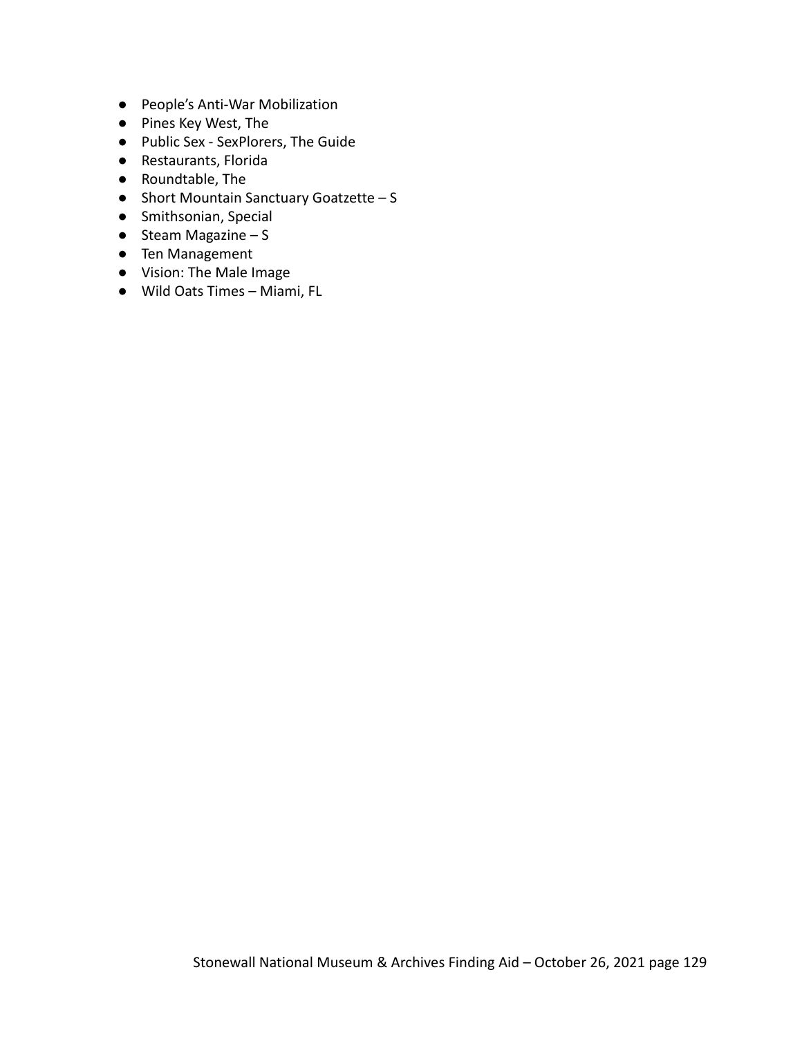- People’s Anti-War Mobilization
- Pines Key West, The
- Public Sex - SexPlorers, The Guide
- Restaurants, Florida
- Roundtable, The
- Short Mountain Sanctuary Goatzette – S
- Smithsonian, Special
- Steam Magazine – S
- Ten Management
- Vision: The Male Image
- Wild Oats Times – Miami, FL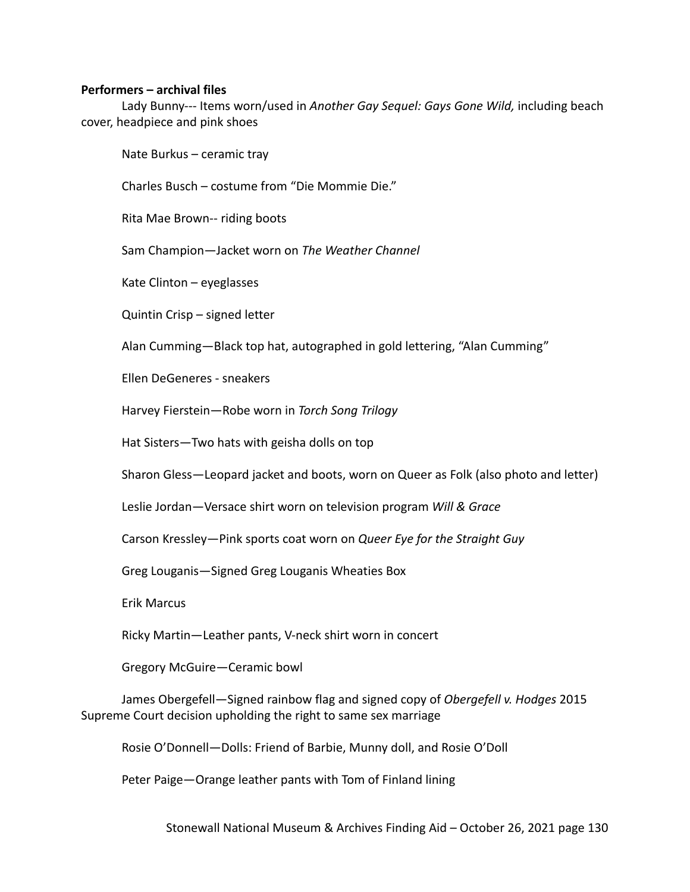**Performers – archival files**

Lady Bunny--- Items worn/used in *Another Gay Sequel: Gays Gone Wild,* including beach cover, headpiece and pink shoes

Nate Burkus – ceramic tray

Charles Busch – costume from "Die Mommie Die."

Rita Mae Brown-- riding boots

Sam Champion—Jacket worn on *The Weather Channel*

Kate Clinton – eyeglasses

Quintin Crisp – signed letter

Alan Cumming—Black top hat, autographed in gold lettering, "Alan Cumming"

Ellen DeGeneres - sneakers

Harvey Fierstein—Robe worn in *Torch Song Trilogy*

Hat Sisters—Two hats with geisha dolls on top

Sharon Gless—Leopard jacket and boots, worn on Queer as Folk (also photo and letter)

Leslie Jordan—Versace shirt worn on television program *Will & Grace*

Carson Kressley—Pink sports coat worn on *Queer Eye for the Straight Guy*

Greg Louganis—Signed Greg Louganis Wheaties Box

Erik Marcus

Ricky Martin—Leather pants, V-neck shirt worn in concert

Gregory McGuire—Ceramic bowl

James Obergefell—Signed rainbow flag and signed copy of *Obergefell v. Hodges* 2015 Supreme Court decision upholding the right to same sex marriage

Rosie O'Donnell—Dolls: Friend of Barbie, Munny doll, and Rosie O'Doll

Peter Paige—Orange leather pants with Tom of Finland lining

Stonewall National Museum & Archives Finding Aid – October 26, 2021 page 130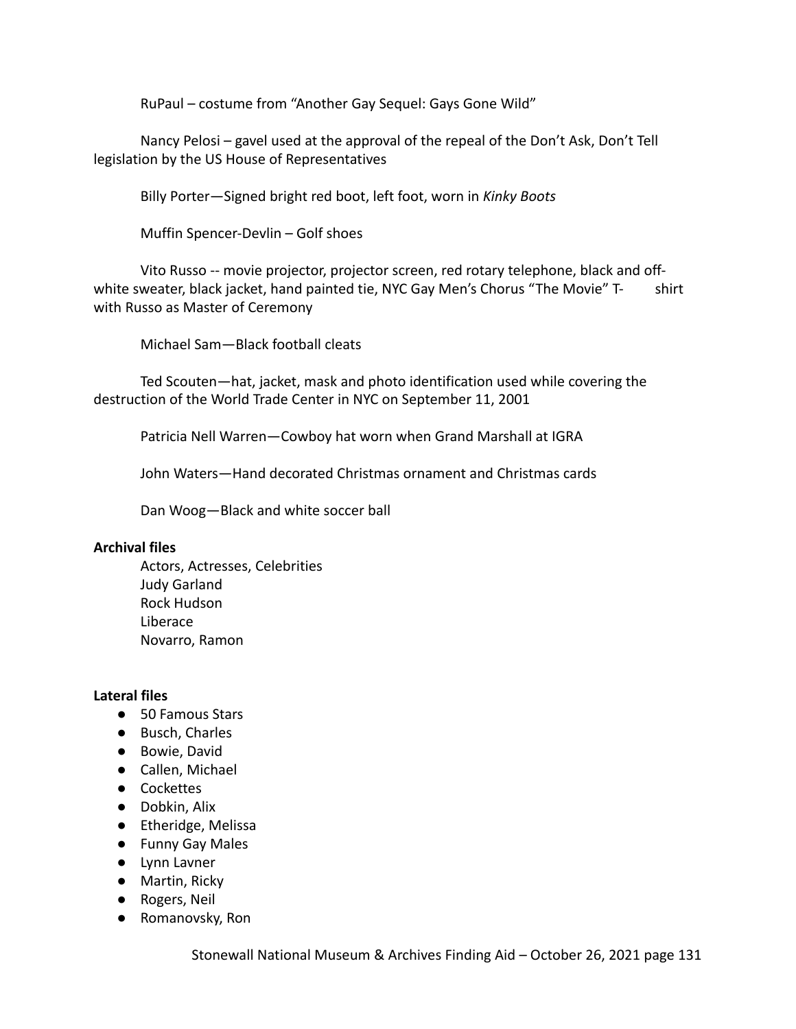RuPaul – costume from "Another Gay Sequel: Gays Gone Wild"

Nancy Pelosi – gavel used at the approval of the repeal of the Don't Ask, Don't Tell legislation by the US House of Representatives

Billy Porter—Signed bright red boot, left foot, worn in *Kinky Boots*

Muffin Spencer-Devlin – Golf shoes

Vito Russo -- movie projector, projector screen, red rotary telephone, black and off-white sweater, black jacket, hand painted tie, NYC Gay Men's Chorus "The Movie" T-shirt with Russo as Master of Ceremony

Michael Sam—Black football cleats

Ted Scouten—hat, jacket, mask and photo identification used while covering the destruction of the World Trade Center in NYC on September 11, 2001

Patricia Nell Warren—Cowboy hat worn when Grand Marshall at IGRA

John Waters—Hand decorated Christmas ornament and Christmas cards

Dan Woog—Black and white soccer ball

**Archival files**

Actors, Actresses, Celebrities
Judy Garland
Rock Hudson
Liberace
Novarro, Ramon

**Lateral files**

- 50 Famous Stars
- Busch, Charles
- Bowie, David
- Callen, Michael
- Cockettes
- Dobkin, Alix
- Etheridge, Melissa
- Funny Gay Males
- Lynn Lavner
- Martin, Ricky
- Rogers, Neil
- Romanovsky, Ron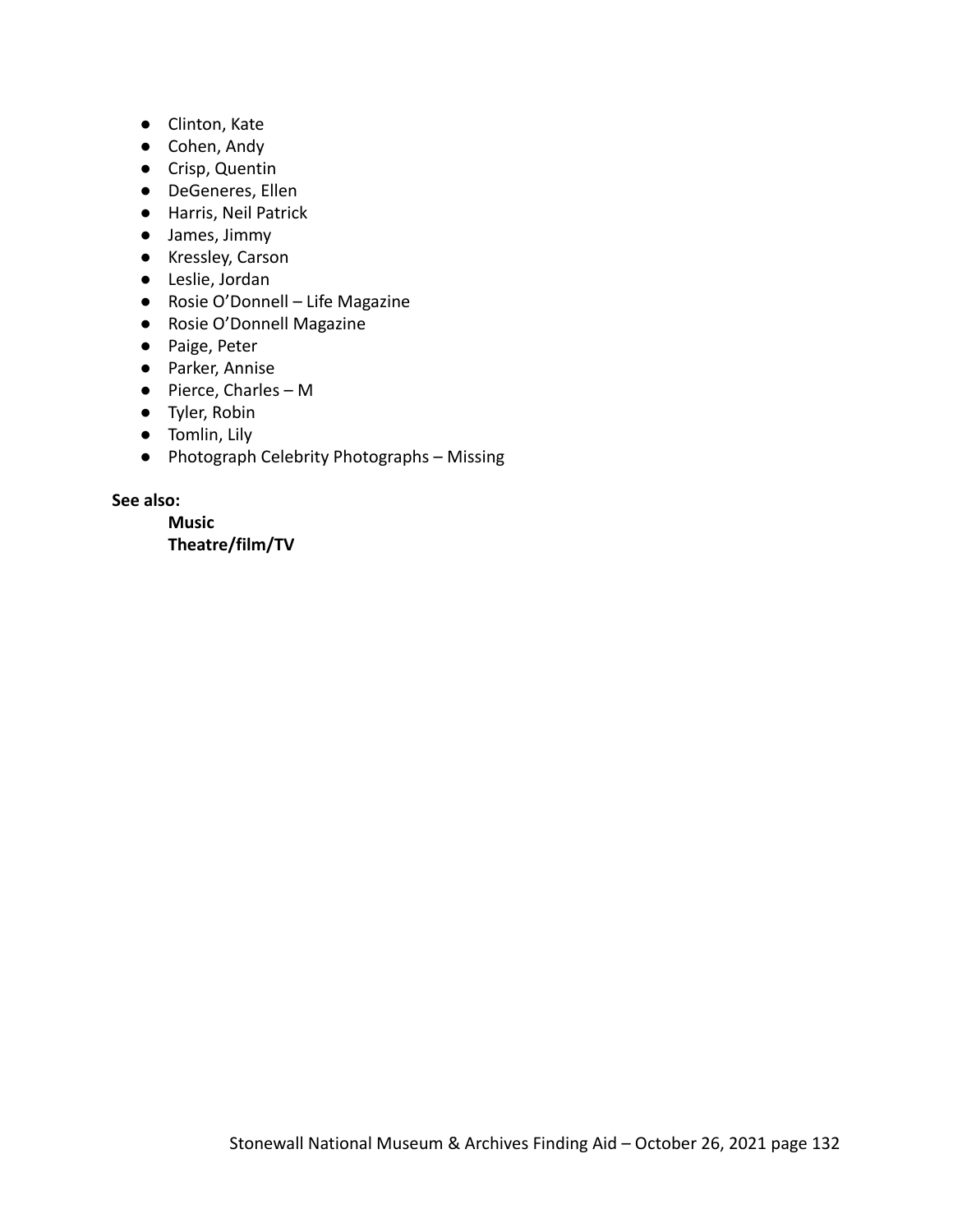- Clinton, Kate
- Cohen, Andy
- Crisp, Quentin
- DeGeneres, Ellen
- Harris, Neil Patrick
- James, Jimmy
- Kressley, Carson
- Leslie, Jordan
- Rosie O'Donnell – Life Magazine
- Rosie O'Donnell Magazine
- Paige, Peter
- Parker, Annise
- Pierce, Charles – M
- Tyler, Robin
- Tomlin, Lily
- Photograph Celebrity Photographs – Missing

**See also:**

**Music**
**Theatre/film/TV**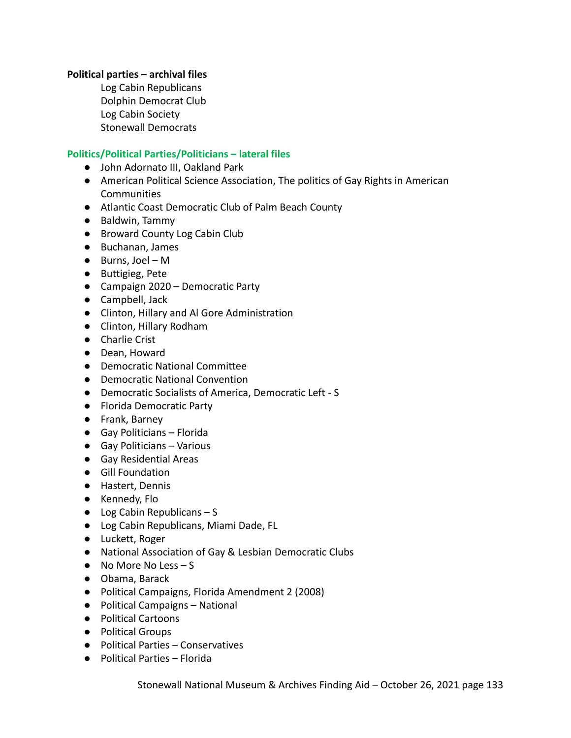**Political parties – archival files**

Log Cabin Republicans
Dolphin Democrat Club
Log Cabin Society
Stonewall Democrats

**Politics/Political Parties/Politicians – lateral files**

- John Adornato III, Oakland Park
- American Political Science Association, The politics of Gay Rights in American Communities
- Atlantic Coast Democratic Club of Palm Beach County
- Baldwin, Tammy
- Broward County Log Cabin Club
- Buchanan, James
- Burns, Joel – M
- Buttigieg, Pete
- Campaign 2020 – Democratic Party
- Campbell, Jack
- Clinton, Hillary and Al Gore Administration
- Clinton, Hillary Rodham
- Charlie Crist
- Dean, Howard
- Democratic National Committee
- Democratic National Convention
- Democratic Socialists of America, Democratic Left - S
- Florida Democratic Party
- Frank, Barney
- Gay Politicians – Florida
- Gay Politicians – Various
- Gay Residential Areas
- Gill Foundation
- Hastert, Dennis
- Kennedy, Flo
- Log Cabin Republicans – S
- Log Cabin Republicans, Miami Dade, FL
- Luckett, Roger
- National Association of Gay & Lesbian Democratic Clubs
- No More No Less – S
- Obama, Barack
- Political Campaigns, Florida Amendment 2 (2008)
- Political Campaigns – National
- Political Cartoons
- Political Groups
- Political Parties – Conservatives
- Political Parties – Florida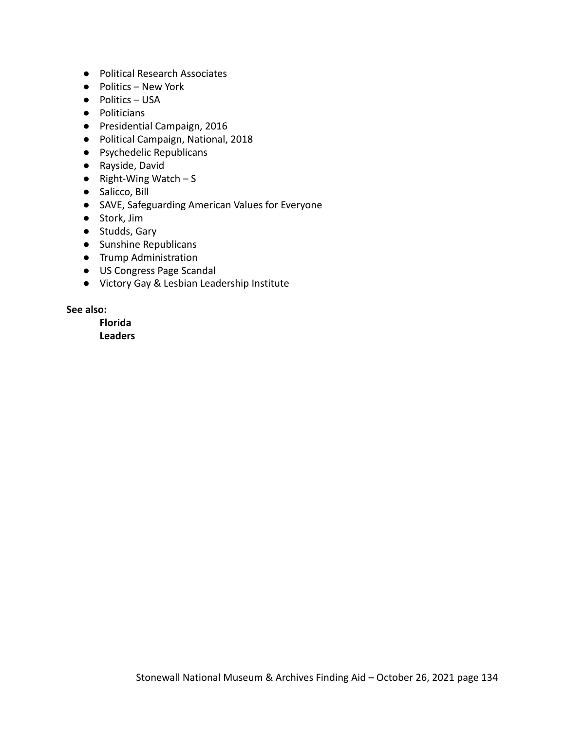- Political Research Associates
- Politics – New York
- Politics – USA
- Politicians
- Presidential Campaign, 2016
- Political Campaign, National, 2018
- Psychedelic Republicans
- Rayside, David
- Right-Wing Watch – S
- Salicco, Bill
- SAVE, Safeguarding American Values for Everyone
- Stork, Jim
- Studds, Gary
- Sunshine Republicans
- Trump Administration
- US Congress Page Scandal
- Victory Gay & Lesbian Leadership Institute

**See also:**

**Florida**
**Leaders**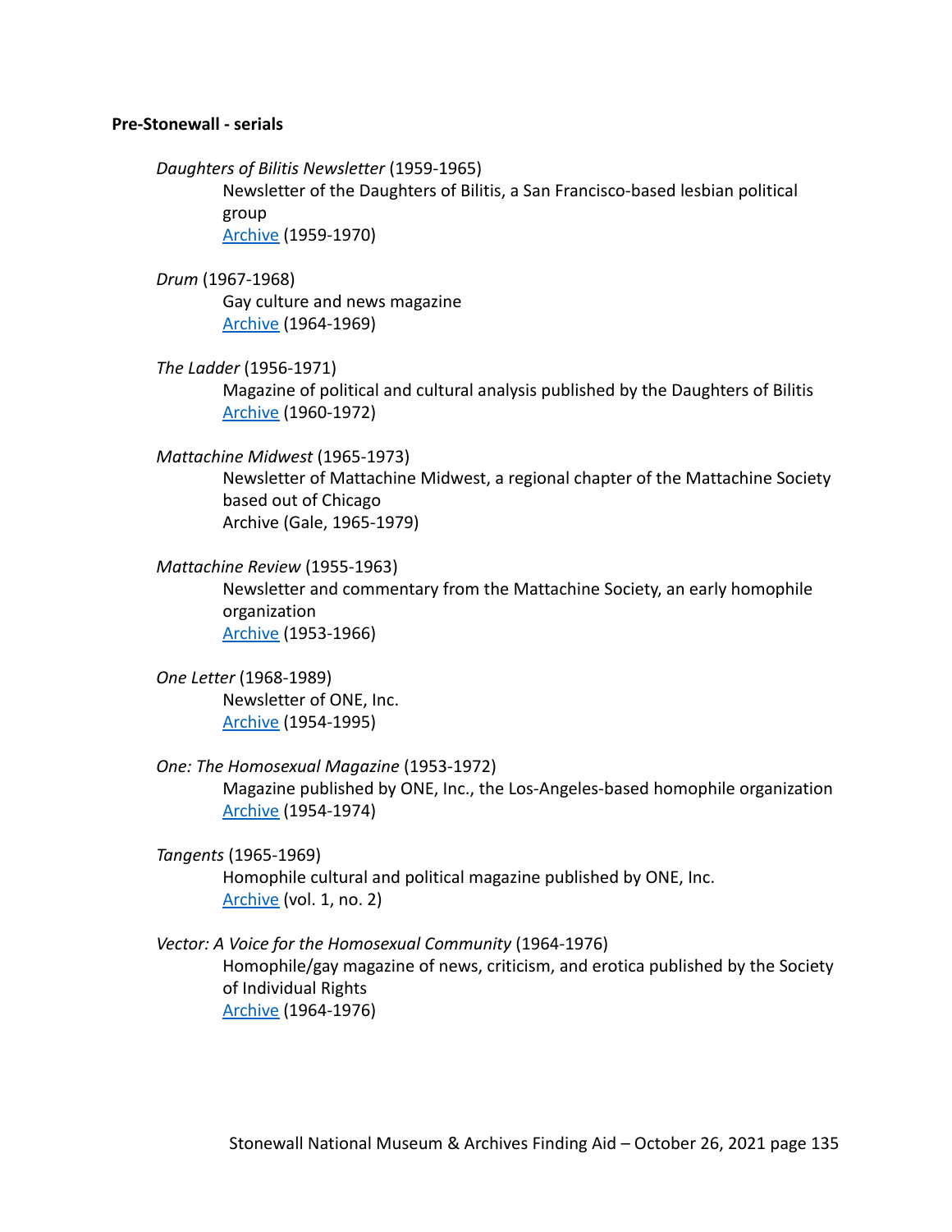**Pre-Stonewall - serials**

*Daughters of Bilitis Newsletter* (1959-1965)
Newsletter of the Daughters of Bilitis, a San Francisco-based lesbian political group
Archive (1959-1970)

*Drum* (1967-1968)
Gay culture and news magazine
Archive (1964-1969)

*The Ladder* (1956-1971)
Magazine of political and cultural analysis published by the Daughters of Bilitis
Archive (1960-1972)

*Mattachine Midwest* (1965-1973)
Newsletter of Mattachine Midwest, a regional chapter of the Mattachine Society based out of Chicago
Archive (Gale, 1965-1979)

*Mattachine Review* (1955-1963)
Newsletter and commentary from the Mattachine Society, an early homophile organization
Archive (1953-1966)

*One Letter* (1968-1989)
Newsletter of ONE, Inc.
Archive (1954-1995)

*One: The Homosexual Magazine* (1953-1972)
Magazine published by ONE, Inc., the Los-Angeles-based homophile organization
Archive (1954-1974)

*Tangents* (1965-1969)
Homophile cultural and political magazine published by ONE, Inc.
Archive (vol. 1, no. 2)

*Vector: A Voice for the Homosexual Community* (1964-1976)
Homophile/gay magazine of news, criticism, and erotica published by the Society of Individual Rights
Archive (1964-1976)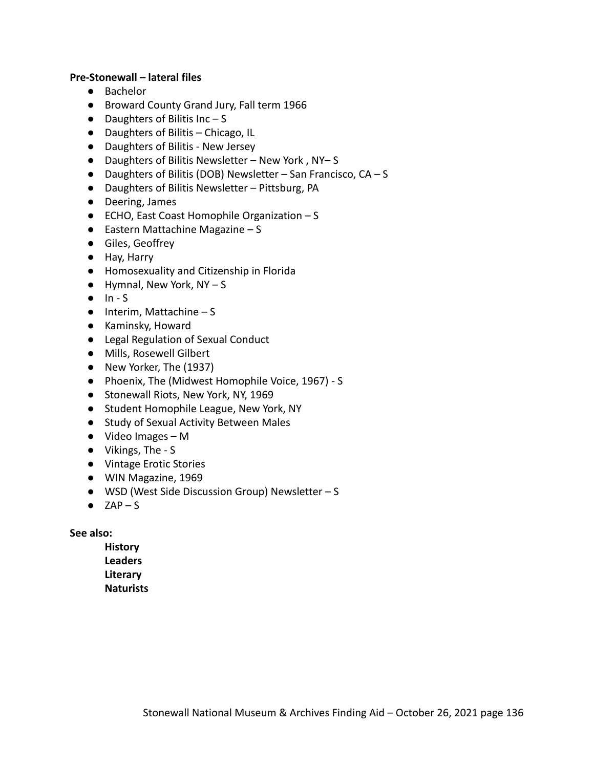**Pre-Stonewall – lateral files**

- Bachelor
- Broward County Grand Jury, Fall term 1966
- Daughters of Bilitis Inc – S
- Daughters of Bilitis – Chicago, IL
- Daughters of Bilitis - New Jersey
- Daughters of Bilitis Newsletter – New York , NY– S
- Daughters of Bilitis (DOB) Newsletter – San Francisco, CA – S
- Daughters of Bilitis Newsletter – Pittsburg, PA
- Deering, James
- ECHO, East Coast Homophile Organization – S
- Eastern Mattachine Magazine – S
- Giles, Geoffrey
- Hay, Harry
- Homosexuality and Citizenship in Florida
- Hymnal, New York, NY – S
- In - S
- Interim, Mattachine – S
- Kaminsky, Howard
- Legal Regulation of Sexual Conduct
- Mills, Rosewell Gilbert
- New Yorker, The (1937)
- Phoenix, The (Midwest Homophile Voice, 1967) - S
- Stonewall Riots, New York, NY, 1969
- Student Homophile League, New York, NY
- Study of Sexual Activity Between Males
- Video Images – M
- Vikings, The - S
- Vintage Erotic Stories
- WIN Magazine, 1969
- WSD (West Side Discussion Group) Newsletter – S
- ZAP – S

**See also:**

**History**
**Leaders**
**Literary**
**Naturists**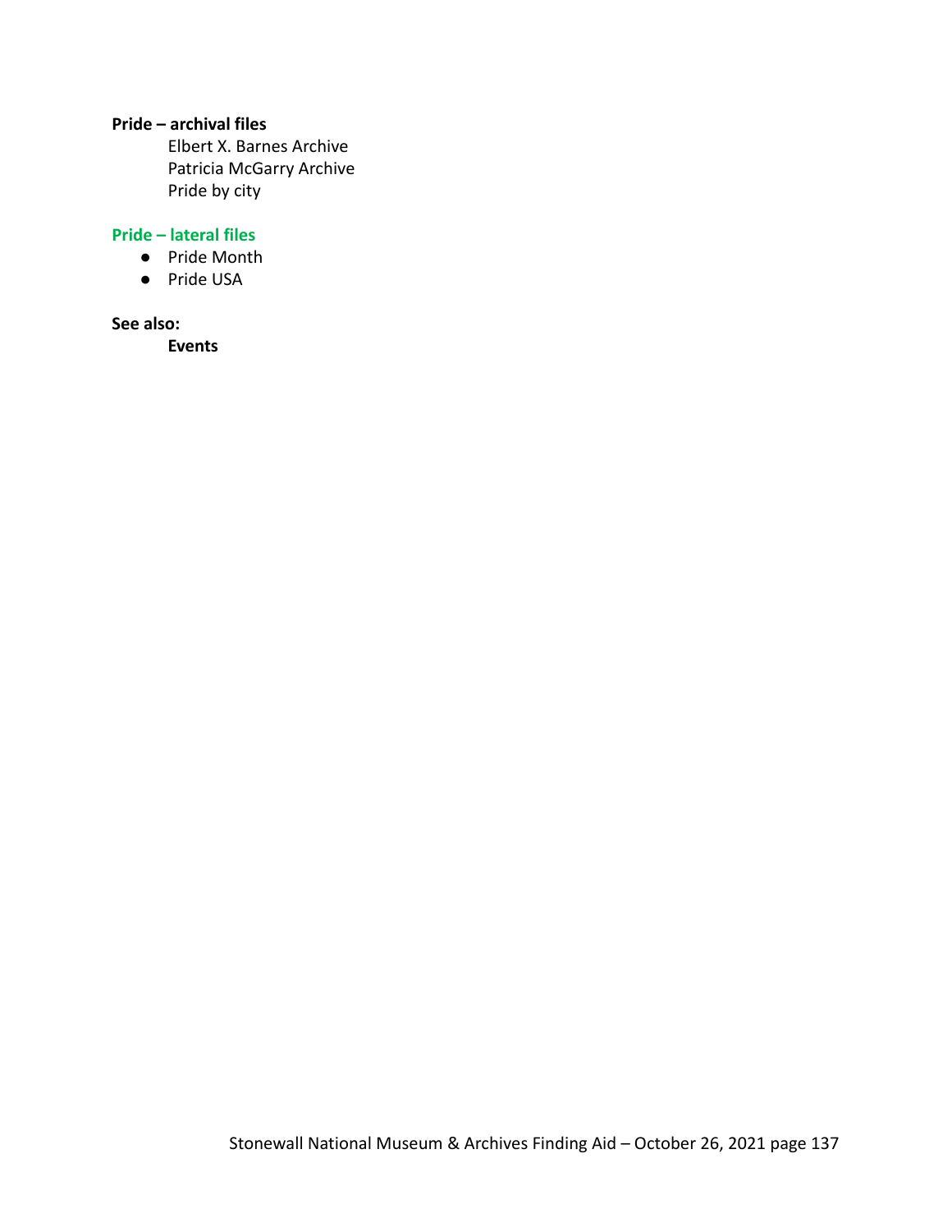**Pride – archival files**

Elbert X. Barnes Archive
Patricia McGarry Archive
Pride by city

**Pride – lateral files**

- Pride Month
- Pride USA

**See also:**

**Events**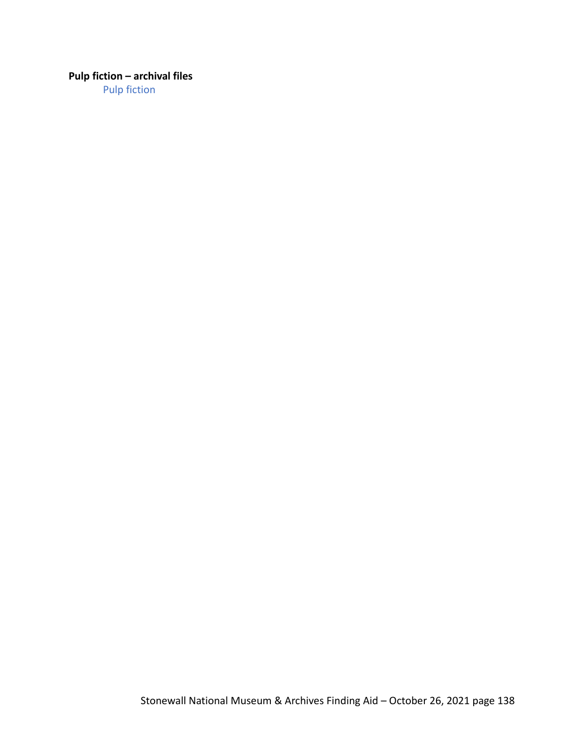**Pulp fiction – archival files**

Pulp fiction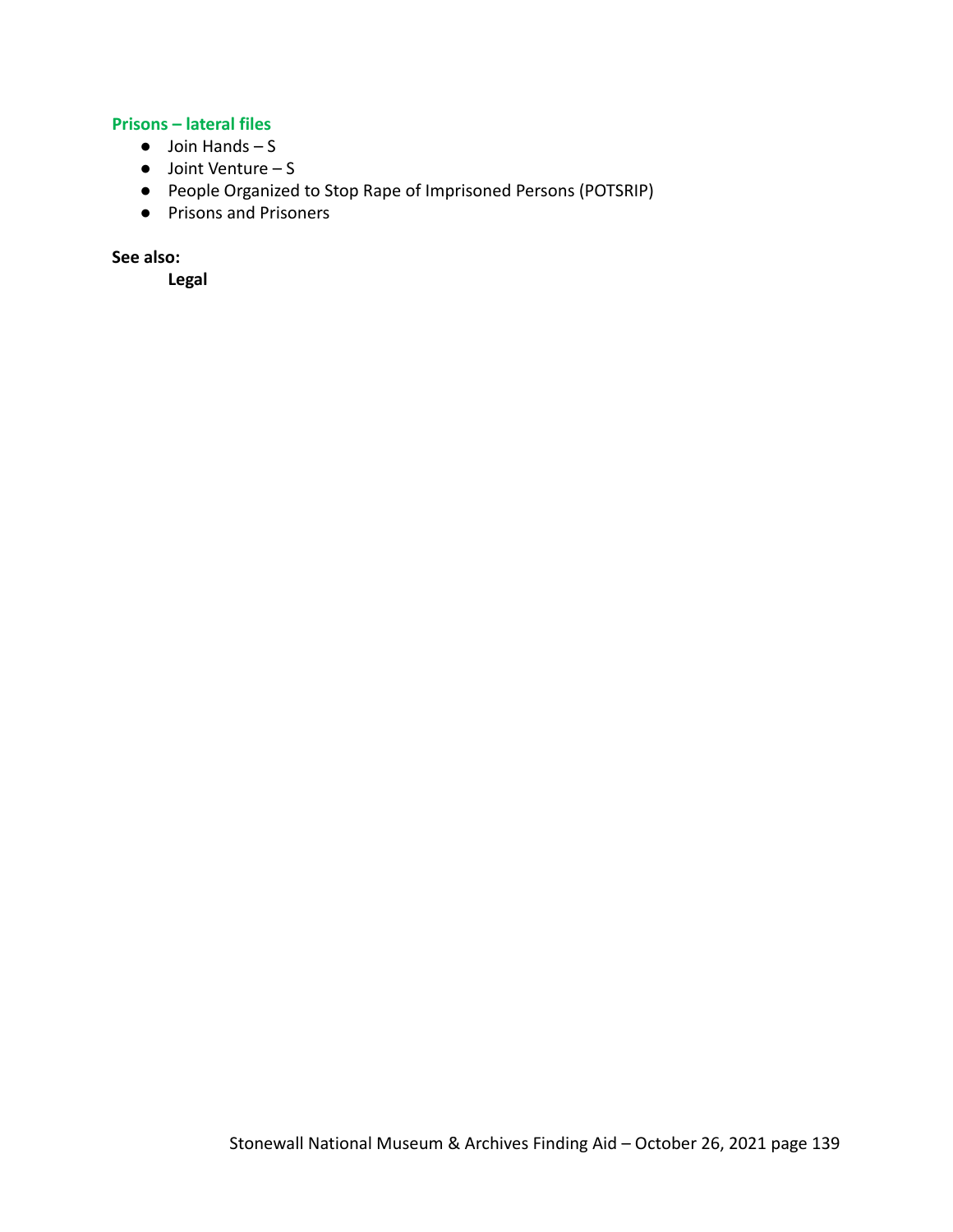**Prisons – lateral files**

- Join Hands – S
- Joint Venture – S
- People Organized to Stop Rape of Imprisoned Persons (POTSRIP)
- Prisons and Prisoners

**See also:**

**Legal**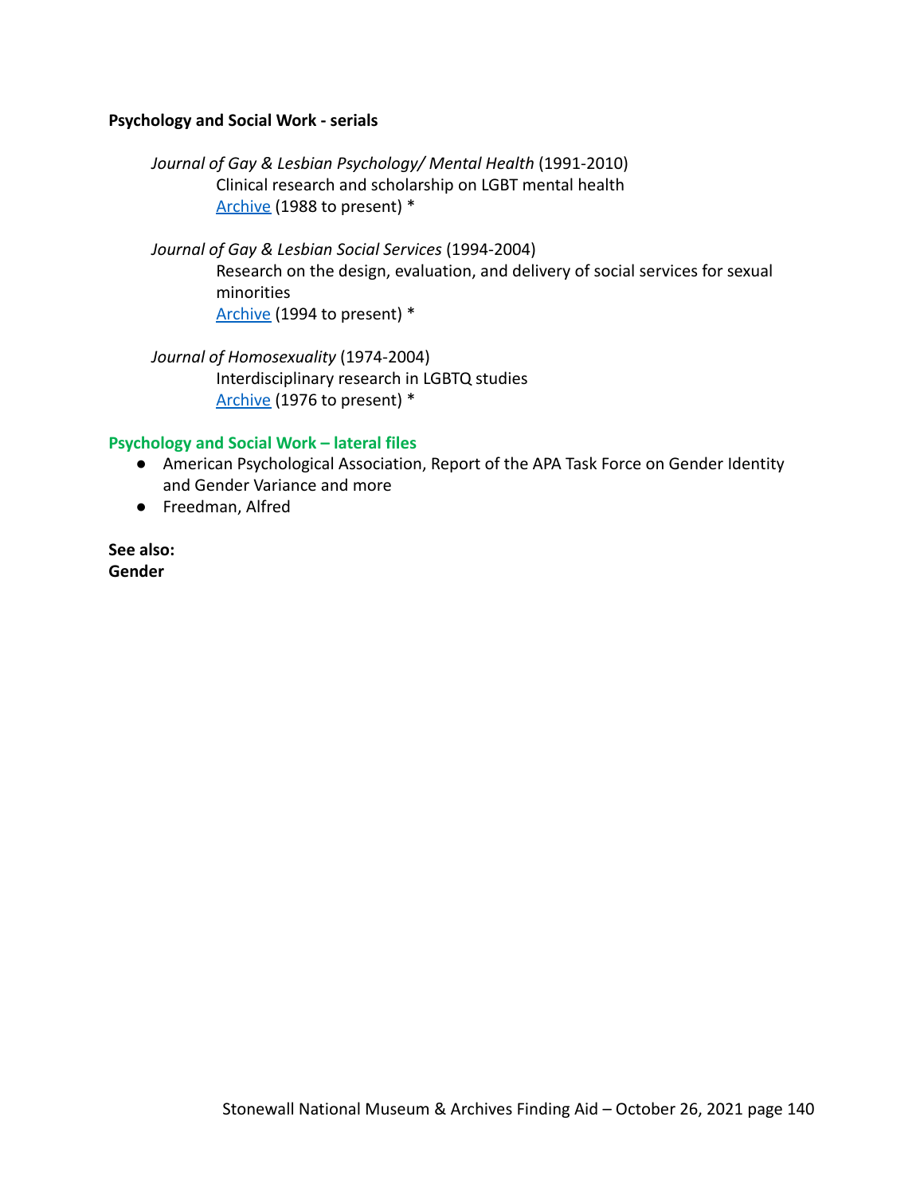**Psychology and Social Work - serials**

*Journal of Gay & Lesbian Psychology/ Mental Health* (1991-2010)
Clinical research and scholarship on LGBT mental health
Archive (1988 to present) *

*Journal of Gay & Lesbian Social Services* (1994-2004)
Research on the design, evaluation, and delivery of social services for sexual minorities
Archive (1994 to present) *

*Journal of Homosexuality* (1974-2004)
Interdisciplinary research in LGBTQ studies
Archive (1976 to present) *

**Psychology and Social Work – lateral files**

- American Psychological Association, Report of the APA Task Force on Gender Identity and Gender Variance and more
- Freedman, Alfred

**See also:**
**Gender**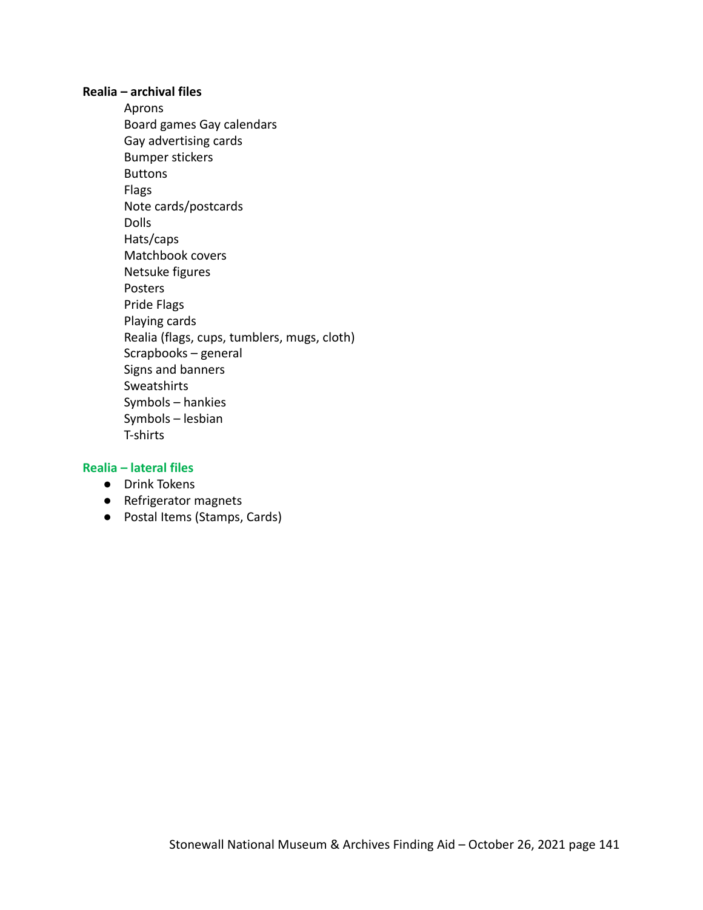**Realia – archival files**

Aprons
Board games Gay calendars
Gay advertising cards
Bumper stickers
Buttons
Flags
Note cards/postcards
Dolls
Hats/caps
Matchbook covers
Netsuke figures
Posters
Pride Flags
Playing cards
Realia (flags, cups, tumblers, mugs, cloth)
Scrapbooks – general
Signs and banners
Sweatshirts
Symbols – hankies
Symbols – lesbian
T-shirts

**Realia – lateral files**

- Drink Tokens
- Refrigerator magnets
- Postal Items (Stamps, Cards)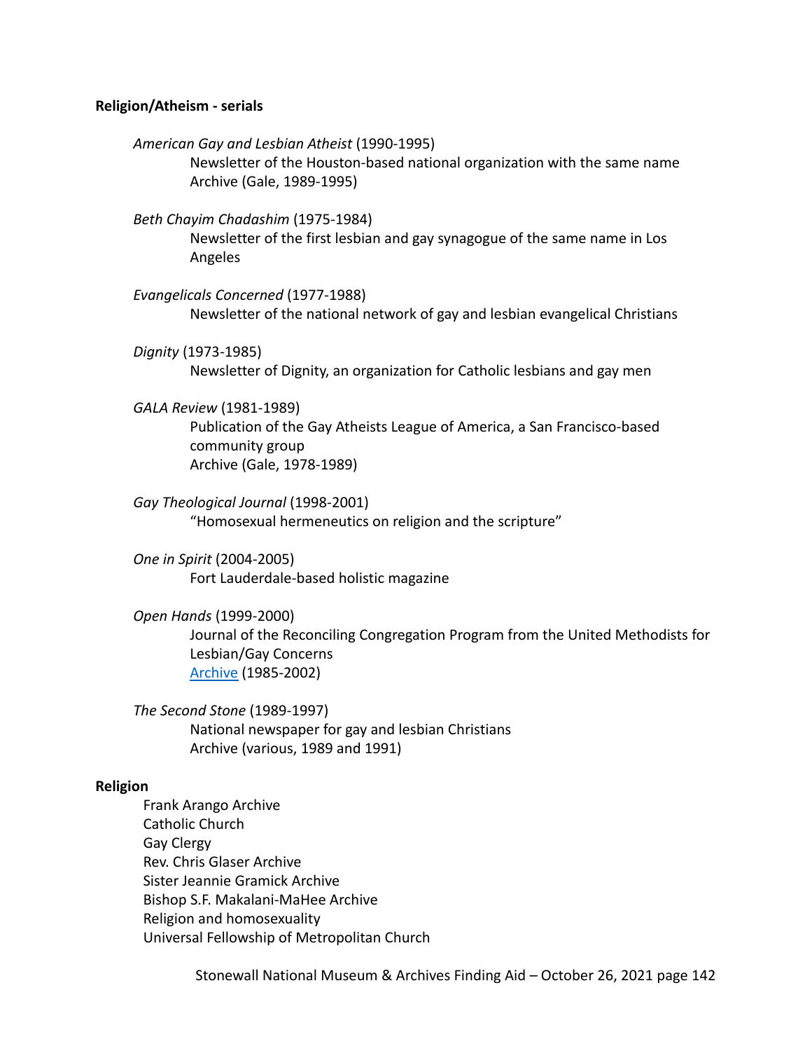**Religion/Atheism - serials**

*American Gay and Lesbian Atheist* (1990-1995)
Newsletter of the Houston-based national organization with the same name
Archive (Gale, 1989-1995)

*Beth Chayim Chadashim* (1975-1984)
Newsletter of the first lesbian and gay synagogue of the same name in Los Angeles

*Evangelicals Concerned* (1977-1988)
Newsletter of the national network of gay and lesbian evangelical Christians

*Dignity* (1973-1985)
Newsletter of Dignity, an organization for Catholic lesbians and gay men

*GALA Review* (1981-1989)
Publication of the Gay Atheists League of America, a San Francisco-based community group
Archive (Gale, 1978-1989)

*Gay Theological Journal* (1998-2001)
"Homosexual hermeneutics on religion and the scripture"

*One in Spirit* (2004-2005)
Fort Lauderdale-based holistic magazine

*Open Hands* (1999-2000)
Journal of the Reconciling Congregation Program from the United Methodists for Lesbian/Gay Concerns
Archive (1985-2002)

*The Second Stone* (1989-1997)
National newspaper for gay and lesbian Christians
Archive (various, 1989 and 1991)

**Religion**

Frank Arango Archive
Catholic Church
Gay Clergy
Rev. Chris Glaser Archive
Sister Jeannie Gramick Archive
Bishop S.F. Makalani-MaHee Archive
Religion and homosexuality
Universal Fellowship of Metropolitan Church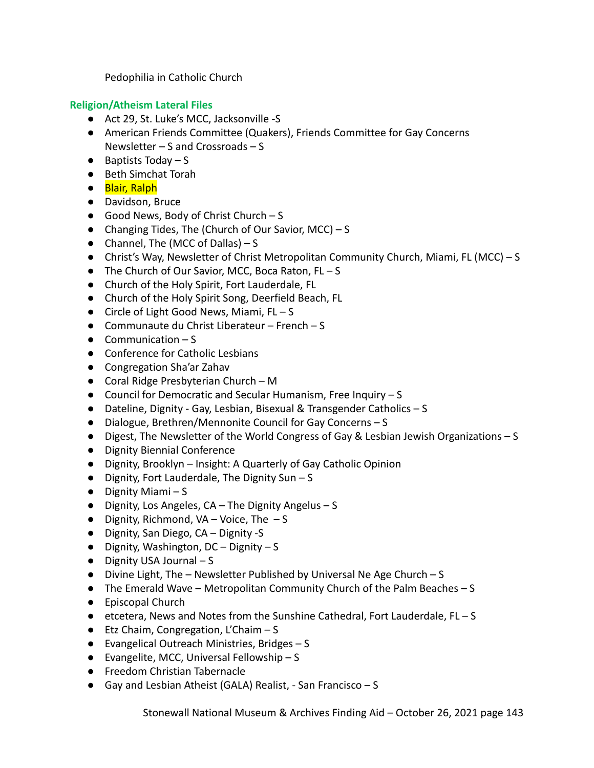Pedophilia in Catholic Church

### Religion/Atheism Lateral Files

- Act 29, St. Luke's MCC, Jacksonville -S
- American Friends Committee (Quakers), Friends Committee for Gay Concerns Newsletter – S and Crossroads – S
- Baptists Today – S
- Beth Simchat Torah
- Blair, Ralph
- Davidson, Bruce
- Good News, Body of Christ Church – S
- Changing Tides, The (Church of Our Savior, MCC) – S
- Channel, The (MCC of Dallas) – S
- Christ's Way, Newsletter of Christ Metropolitan Community Church, Miami, FL (MCC) – S
- The Church of Our Savior, MCC, Boca Raton, FL – S
- Church of the Holy Spirit, Fort Lauderdale, FL
- Church of the Holy Spirit Song, Deerfield Beach, FL
- Circle of Light Good News, Miami, FL – S
- Communaute du Christ Liberateur – French – S
- Communication – S
- Conference for Catholic Lesbians
- Congregation Sha'ar Zahav
- Coral Ridge Presbyterian Church – M
- Council for Democratic and Secular Humanism, Free Inquiry – S
- Dateline, Dignity - Gay, Lesbian, Bisexual & Transgender Catholics – S
- Dialogue, Brethren/Mennonite Council for Gay Concerns – S
- Digest, The Newsletter of the World Congress of Gay & Lesbian Jewish Organizations – S
- Dignity Biennial Conference
- Dignity, Brooklyn – Insight: A Quarterly of Gay Catholic Opinion
- Dignity, Fort Lauderdale, The Dignity Sun – S
- Dignity Miami – S
- Dignity, Los Angeles, CA – The Dignity Angelus – S
- Dignity, Richmond, VA – Voice, The – S
- Dignity, San Diego, CA – Dignity -S
- Dignity, Washington, DC – Dignity – S
- Dignity USA Journal – S
- Divine Light, The – Newsletter Published by Universal Ne Age Church – S
- The Emerald Wave – Metropolitan Community Church of the Palm Beaches – S
- Episcopal Church
- etcetera, News and Notes from the Sunshine Cathedral, Fort Lauderdale, FL – S
- Etz Chaim, Congregation, L'Chaim – S
- Evangelical Outreach Ministries, Bridges – S
- Evangelite, MCC, Universal Fellowship – S
- Freedom Christian Tabernacle
- Gay and Lesbian Atheist (GALA) Realist, - San Francisco – S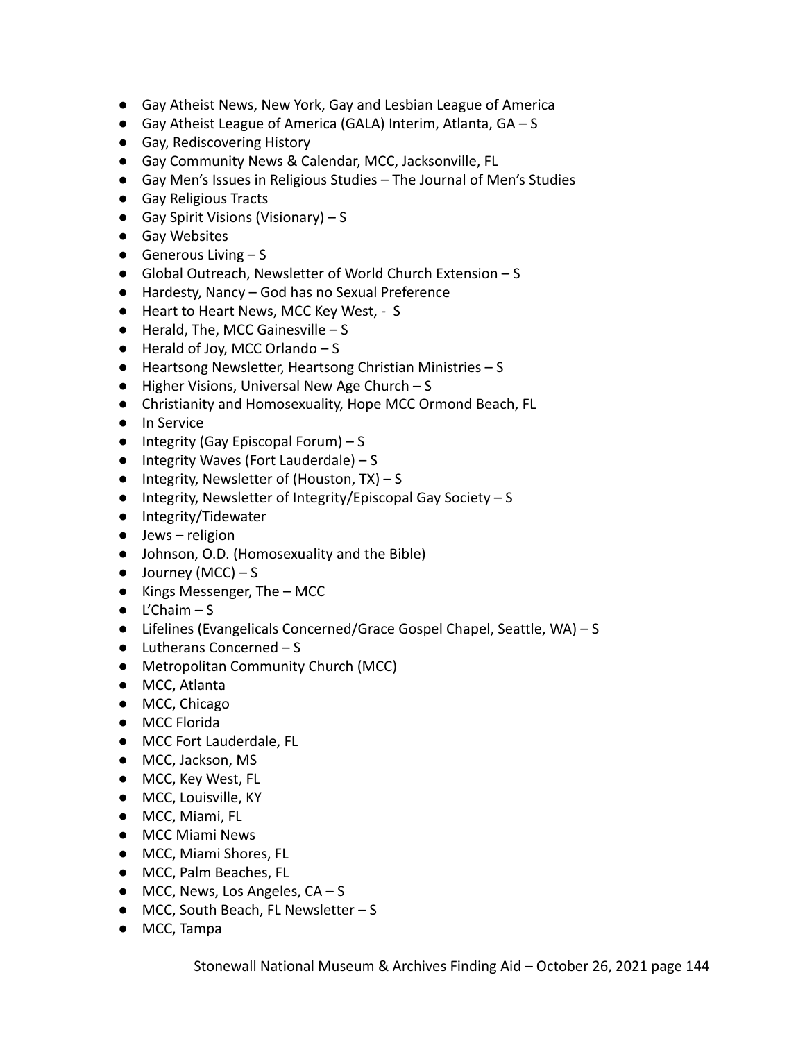- Gay Atheist News, New York, Gay and Lesbian League of America
- Gay Atheist League of America (GALA) Interim, Atlanta, GA – S
- Gay, Rediscovering History
- Gay Community News & Calendar, MCC, Jacksonville, FL
- Gay Men's Issues in Religious Studies – The Journal of Men's Studies
- Gay Religious Tracts
- Gay Spirit Visions (Visionary) – S
- Gay Websites
- Generous Living – S
- Global Outreach, Newsletter of World Church Extension – S
- Hardesty, Nancy – God has no Sexual Preference
- Heart to Heart News, MCC Key West, - S
- Herald, The, MCC Gainesville – S
- Herald of Joy, MCC Orlando – S
- Heartsong Newsletter, Heartsong Christian Ministries – S
- Higher Visions, Universal New Age Church – S
- Christianity and Homosexuality, Hope MCC Ormond Beach, FL
- In Service
- Integrity (Gay Episcopal Forum) – S
- Integrity Waves (Fort Lauderdale) – S
- Integrity, Newsletter of (Houston, TX) – S
- Integrity, Newsletter of Integrity/Episcopal Gay Society – S
- Integrity/Tidewater
- Jews – religion
- Johnson, O.D. (Homosexuality and the Bible)
- Journey (MCC) – S
- Kings Messenger, The – MCC
- L'Chaim – S
- Lifelines (Evangelicals Concerned/Grace Gospel Chapel, Seattle, WA) – S
- Lutherans Concerned – S
- Metropolitan Community Church (MCC)
- MCC, Atlanta
- MCC, Chicago
- MCC Florida
- MCC Fort Lauderdale, FL
- MCC, Jackson, MS
- MCC, Key West, FL
- MCC, Louisville, KY
- MCC, Miami, FL
- MCC Miami News
- MCC, Miami Shores, FL
- MCC, Palm Beaches, FL
- MCC, News, Los Angeles, CA – S
- MCC, South Beach, FL Newsletter – S
- MCC, Tampa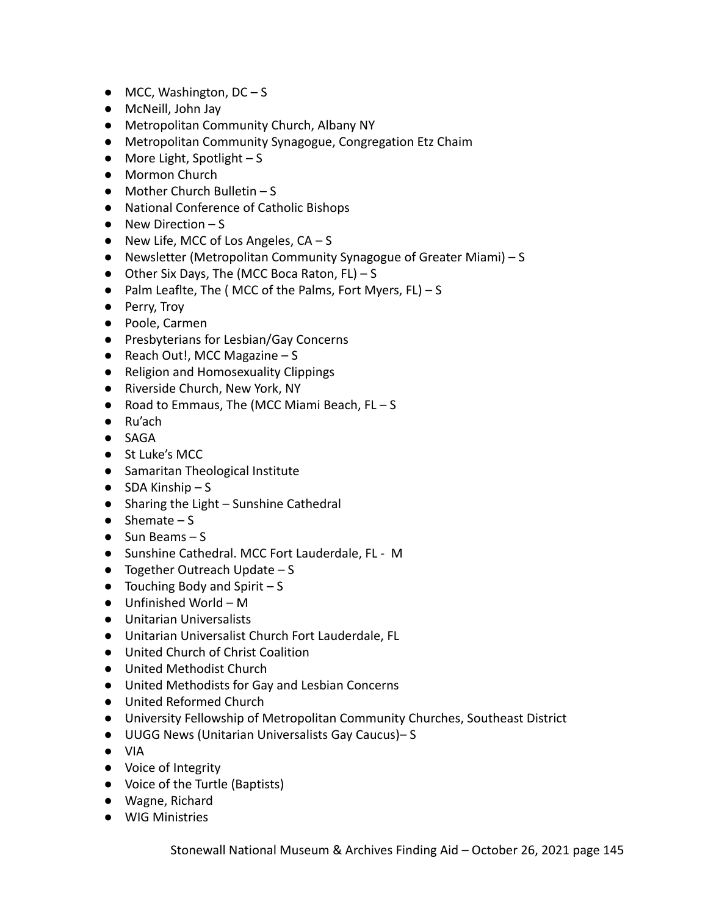- MCC, Washington, DC – S
- McNeill, John Jay
- Metropolitan Community Church, Albany NY
- Metropolitan Community Synagogue, Congregation Etz Chaim
- More Light, Spotlight – S
- Mormon Church
- Mother Church Bulletin – S
- National Conference of Catholic Bishops
- New Direction – S
- New Life, MCC of Los Angeles, CA – S
- Newsletter (Metropolitan Community Synagogue of Greater Miami) – S
- Other Six Days, The (MCC Boca Raton, FL) – S
- Palm Leaflte, The ( MCC of the Palms, Fort Myers, FL) – S
- Perry, Troy
- Poole, Carmen
- Presbyterians for Lesbian/Gay Concerns
- Reach Out!, MCC Magazine – S
- Religion and Homosexuality Clippings
- Riverside Church, New York, NY
- Road to Emmaus, The (MCC Miami Beach, FL – S
- Ru'ach
- SAGA
- St Luke's MCC
- Samaritan Theological Institute
- SDA Kinship – S
- Sharing the Light – Sunshine Cathedral
- Shemate – S
- Sun Beams – S
- Sunshine Cathedral. MCC Fort Lauderdale, FL - M
- Together Outreach Update – S
- Touching Body and Spirit – S
- Unfinished World – M
- Unitarian Universalists
- Unitarian Universalist Church Fort Lauderdale, FL
- United Church of Christ Coalition
- United Methodist Church
- United Methodists for Gay and Lesbian Concerns
- United Reformed Church
- University Fellowship of Metropolitan Community Churches, Southeast District
- UUGG News (Unitarian Universalists Gay Caucus)– S
- VIA
- Voice of Integrity
- Voice of the Turtle (Baptists)
- Wagne, Richard
- WIG Ministries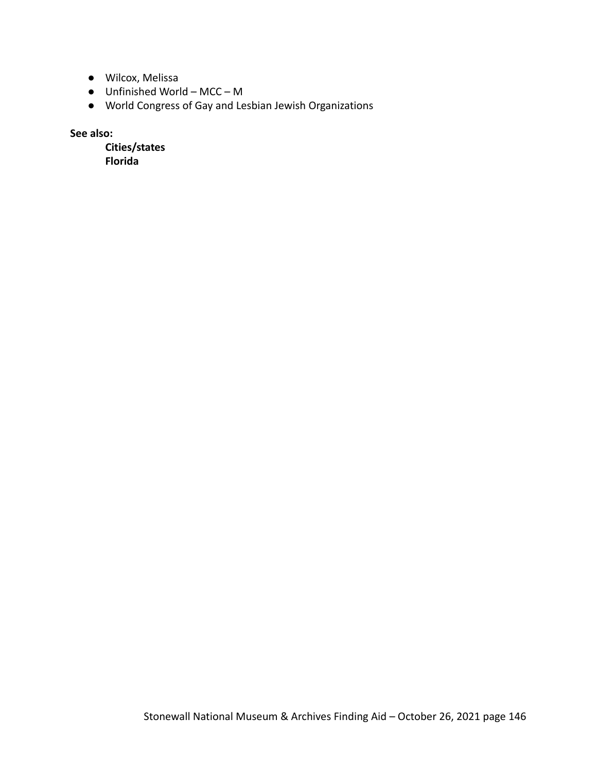- Wilcox, Melissa
- Unfinished World – MCC – M
- World Congress of Gay and Lesbian Jewish Organizations

**See also:**

**Cities/states**
**Florida**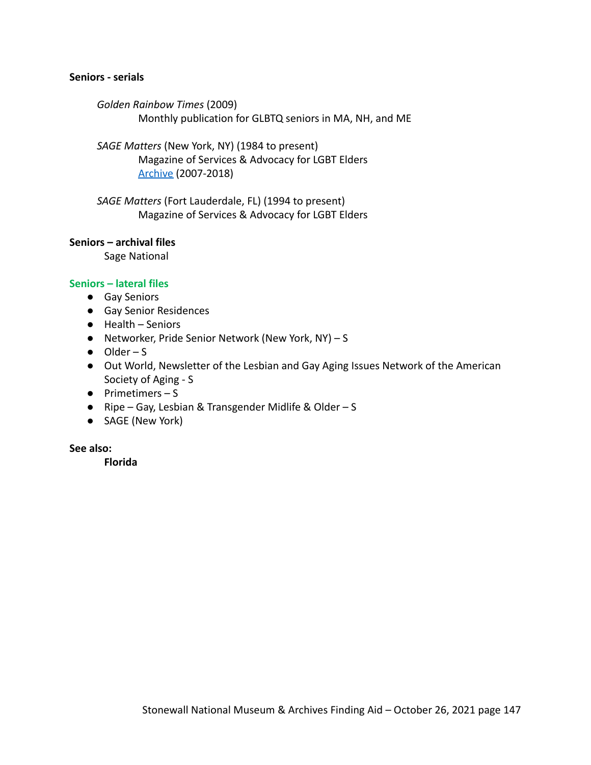**Seniors - serials**

*Golden Rainbow Times* (2009)
Monthly publication for GLBTQ seniors in MA, NH, and ME

*SAGE Matters* (New York, NY) (1984 to present)
Magazine of Services & Advocacy for LGBT Elders
Archive (2007-2018)

*SAGE Matters* (Fort Lauderdale, FL) (1994 to present)
Magazine of Services & Advocacy for LGBT Elders

**Seniors – archival files**

Sage National

**Seniors – lateral files**

- Gay Seniors
- Gay Senior Residences
- Health – Seniors
- Networker, Pride Senior Network (New York, NY) – S
- Older – S
- Out World, Newsletter of the Lesbian and Gay Aging Issues Network of the American Society of Aging - S
- Primetimers – S
- Ripe – Gay, Lesbian & Transgender Midlife & Older – S
- SAGE (New York)

**See also:**

**Florida**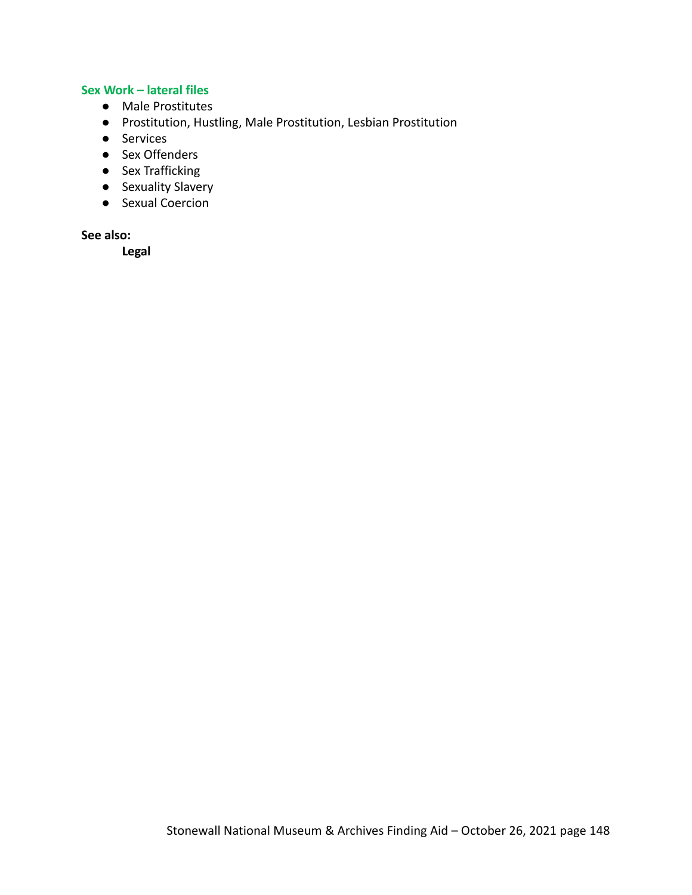### Sex Work – lateral files

- Male Prostitutes
- Prostitution, Hustling, Male Prostitution, Lesbian Prostitution
- Services
- Sex Offenders
- Sex Trafficking
- Sexuality Slavery
- Sexual Coercion

**See also:**

**Legal**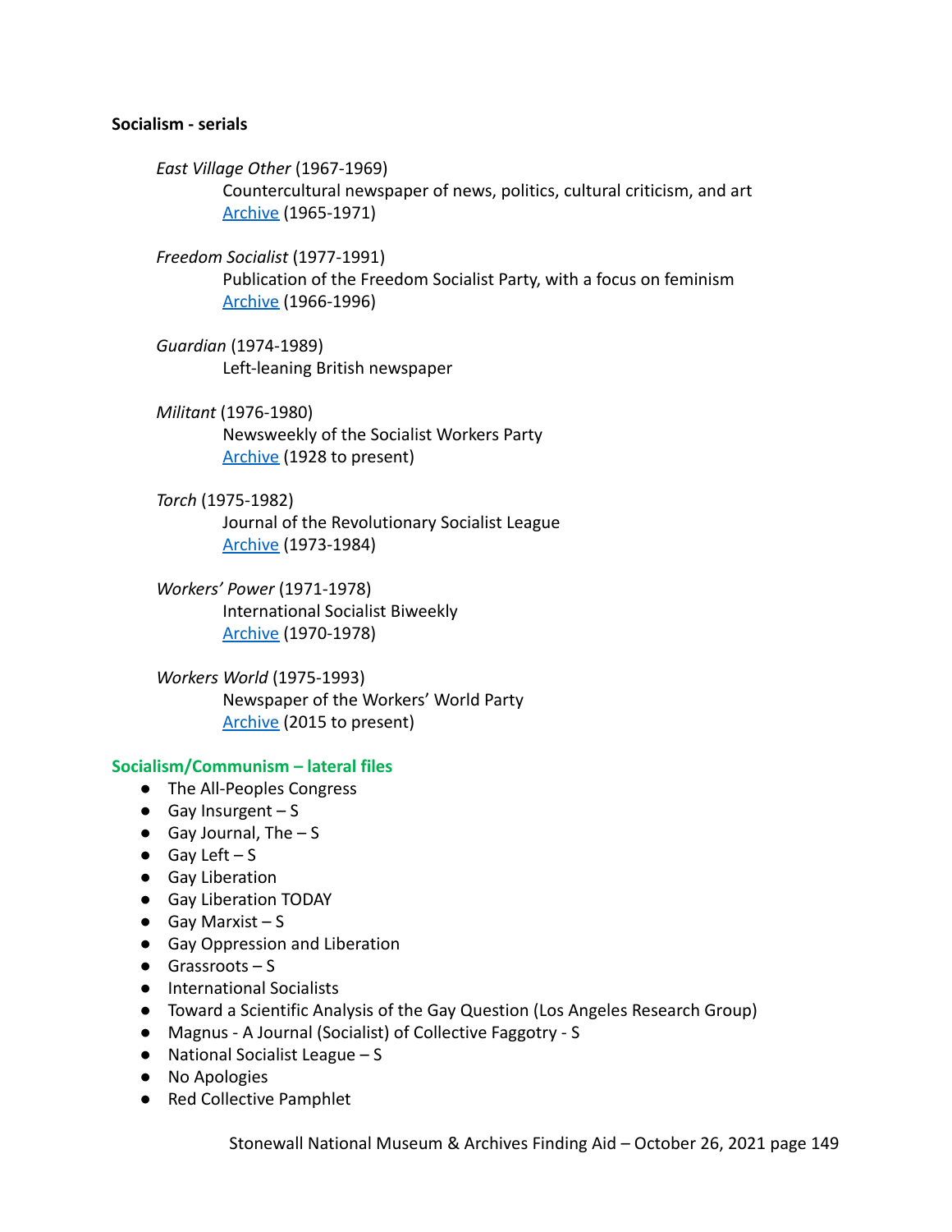**Socialism - serials**

*East Village Other* (1967-1969)
Countercultural newspaper of news, politics, cultural criticism, and art
Archive (1965-1971)

*Freedom Socialist* (1977-1991)
Publication of the Freedom Socialist Party, with a focus on feminism
Archive (1966-1996)

*Guardian* (1974-1989)
Left-leaning British newspaper

*Militant* (1976-1980)
Newsweekly of the Socialist Workers Party
Archive (1928 to present)

*Torch* (1975-1982)
Journal of the Revolutionary Socialist League
Archive (1973-1984)

*Workers' Power* (1971-1978)
International Socialist Biweekly
Archive (1970-1978)

*Workers World* (1975-1993)
Newspaper of the Workers' World Party
Archive (2015 to present)

**Socialism/Communism – lateral files**

- The All-Peoples Congress
- Gay Insurgent – S
- Gay Journal, The – S
- Gay Left – S
- Gay Liberation
- Gay Liberation TODAY
- Gay Marxist – S
- Gay Oppression and Liberation
- Grassroots – S
- International Socialists
- Toward a Scientific Analysis of the Gay Question (Los Angeles Research Group)
- Magnus - A Journal (Socialist) of Collective Faggotry - S
- National Socialist League – S
- No Apologies
- Red Collective Pamphlet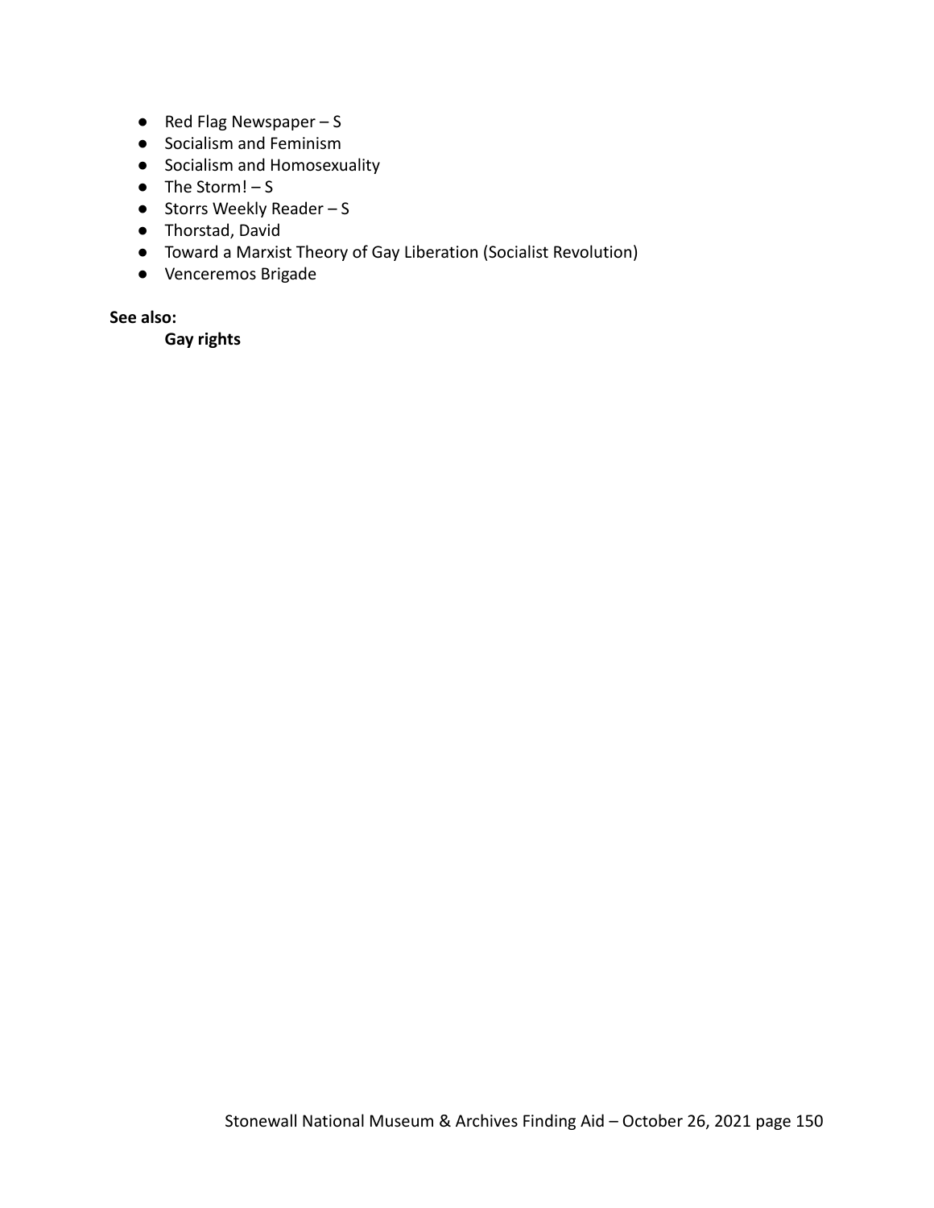- Red Flag Newspaper – S
- Socialism and Feminism
- Socialism and Homosexuality
- The Storm! – S
- Storrs Weekly Reader – S
- Thorstad, David
- Toward a Marxist Theory of Gay Liberation (Socialist Revolution)
- Venceremos Brigade

**See also:**

**Gay rights**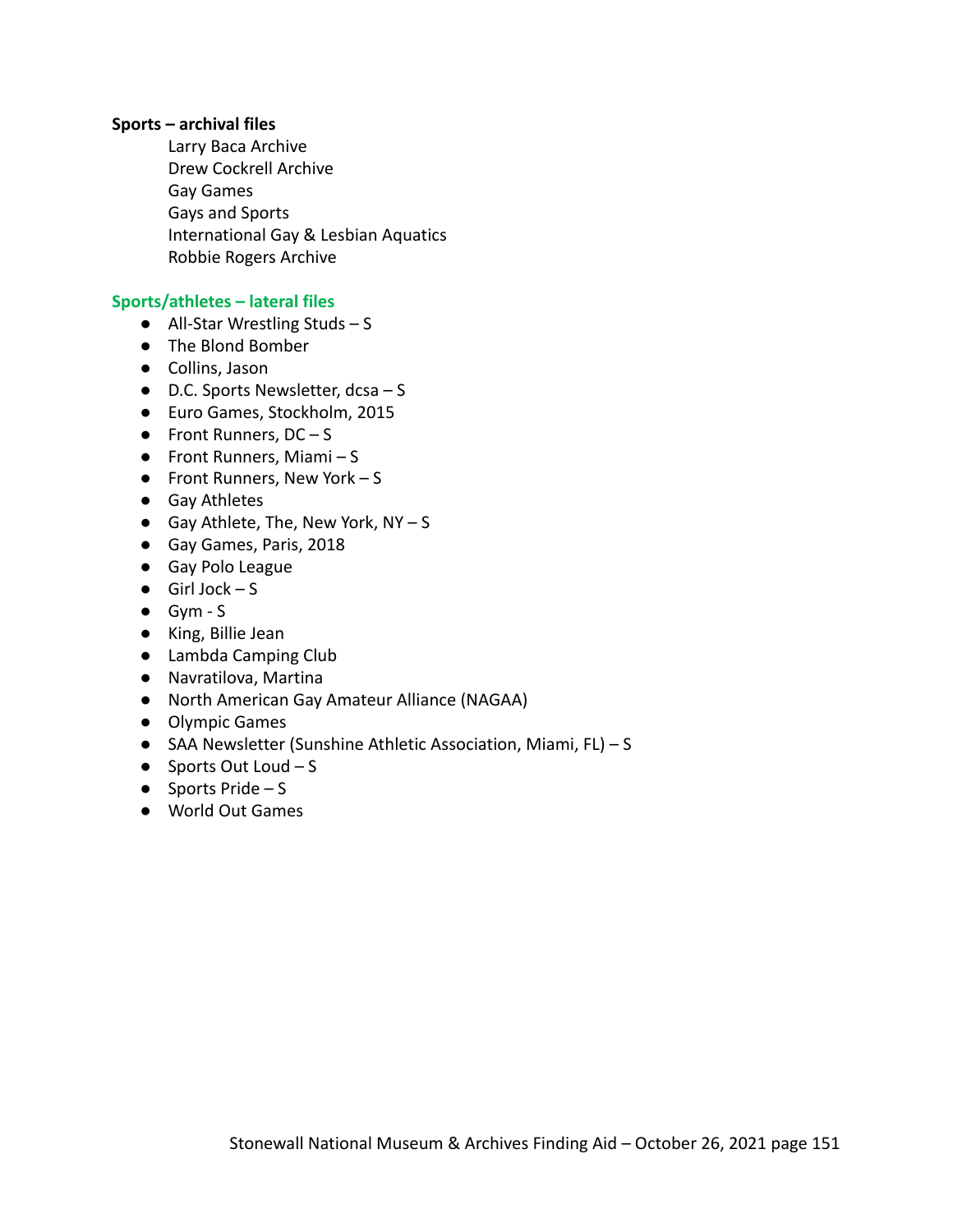**Sports – archival files**

Larry Baca Archive
Drew Cockrell Archive
Gay Games
Gays and Sports
International Gay & Lesbian Aquatics
Robbie Rogers Archive

**Sports/athletes – lateral files**

- All-Star Wrestling Studs – S
- The Blond Bomber
- Collins, Jason
- D.C. Sports Newsletter, dcsa – S
- Euro Games, Stockholm, 2015
- Front Runners, DC – S
- Front Runners, Miami – S
- Front Runners, New York – S
- Gay Athletes
- Gay Athlete, The, New York, NY – S
- Gay Games, Paris, 2018
- Gay Polo League
- Girl Jock – S
- Gym - S
- King, Billie Jean
- Lambda Camping Club
- Navratilova, Martina
- North American Gay Amateur Alliance (NAGAA)
- Olympic Games
- SAA Newsletter (Sunshine Athletic Association, Miami, FL) – S
- Sports Out Loud – S
- Sports Pride – S
- World Out Games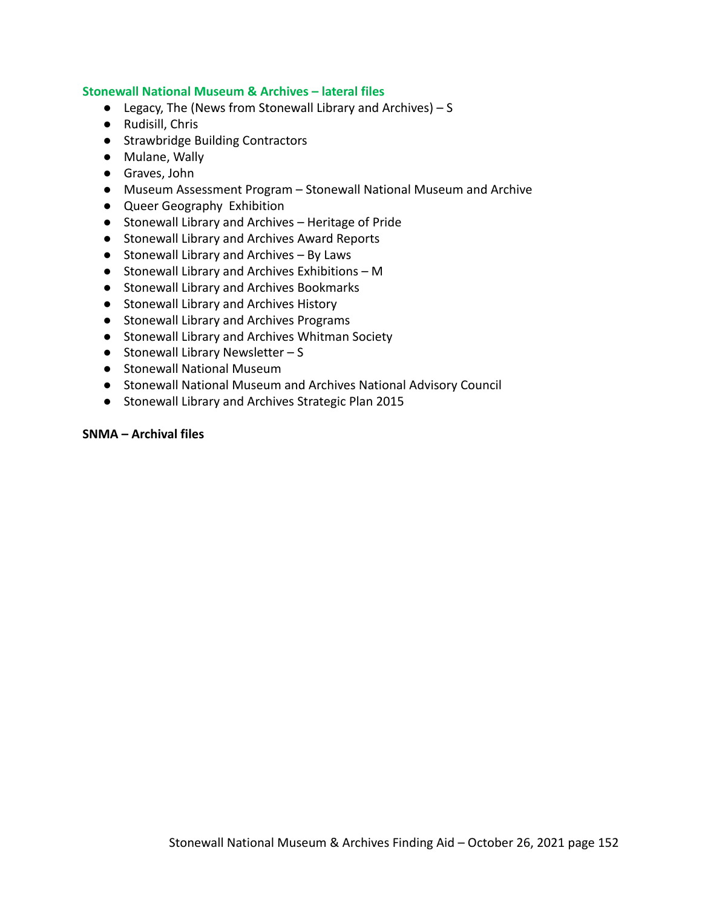**Stonewall National Museum & Archives – lateral files**

- Legacy, The (News from Stonewall Library and Archives) – S
- Rudisill, Chris
- Strawbridge Building Contractors
- Mulane, Wally
- Graves, John
- Museum Assessment Program – Stonewall National Museum and Archive
- Queer Geography  Exhibition
- Stonewall Library and Archives – Heritage of Pride
- Stonewall Library and Archives Award Reports
- Stonewall Library and Archives – By Laws
- Stonewall Library and Archives Exhibitions – M
- Stonewall Library and Archives Bookmarks
- Stonewall Library and Archives History
- Stonewall Library and Archives Programs
- Stonewall Library and Archives Whitman Society
- Stonewall Library Newsletter – S
- Stonewall National Museum
- Stonewall National Museum and Archives National Advisory Council
- Stonewall Library and Archives Strategic Plan 2015

**SNMA – Archival files**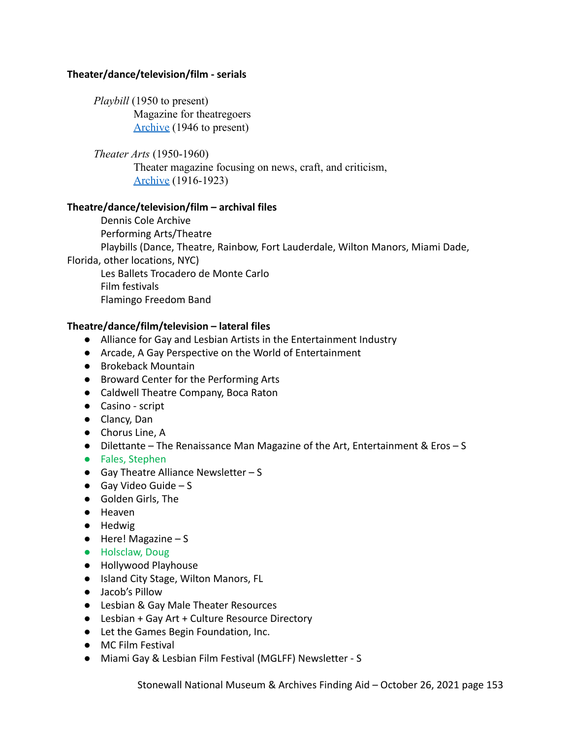**Theater/dance/television/film - serials**

*Playbill* (1950 to present)
Magazine for theatregoers
Archive (1946 to present)

*Theater Arts* (1950-1960)
Theater magazine focusing on news, craft, and criticism,
Archive (1916-1923)

**Theatre/dance/television/film – archival files**

Dennis Cole Archive
Performing Arts/Theatre
Playbills (Dance, Theatre, Rainbow, Fort Lauderdale, Wilton Manors, Miami Dade, Florida, other locations, NYC)
Les Ballets Trocadero de Monte Carlo
Film festivals
Flamingo Freedom Band

**Theatre/dance/film/television – lateral files**

- Alliance for Gay and Lesbian Artists in the Entertainment Industry
- Arcade, A Gay Perspective on the World of Entertainment
- Brokeback Mountain
- Broward Center for the Performing Arts
- Caldwell Theatre Company, Boca Raton
- Casino - script
- Clancy, Dan
- Chorus Line, A
- Dilettante – The Renaissance Man Magazine of the Art, Entertainment & Eros – S
- Fales, Stephen
- Gay Theatre Alliance Newsletter – S
- Gay Video Guide – S
- Golden Girls, The
- Heaven
- Hedwig
- Here! Magazine – S
- Holsclaw, Doug
- Hollywood Playhouse
- Island City Stage, Wilton Manors, FL
- Jacob's Pillow
- Lesbian & Gay Male Theater Resources
- Lesbian + Gay Art + Culture Resource Directory
- Let the Games Begin Foundation, Inc.
- MC Film Festival
- Miami Gay & Lesbian Film Festival (MGLFF) Newsletter - S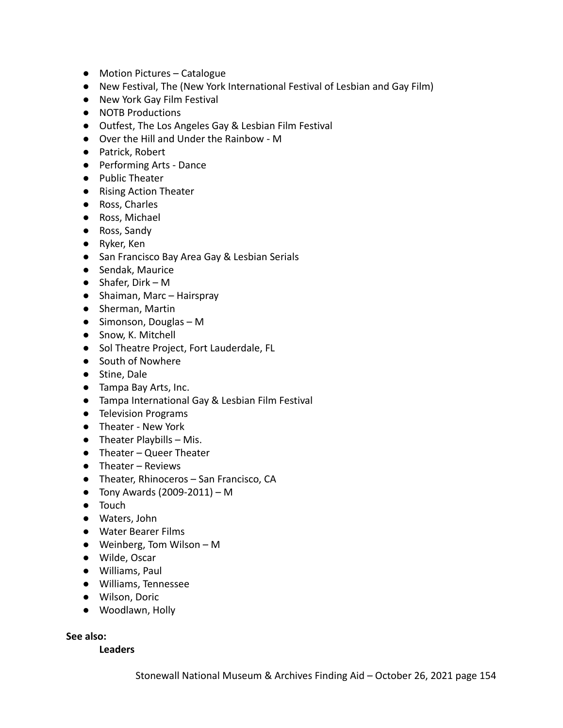- Motion Pictures – Catalogue
- New Festival, The (New York International Festival of Lesbian and Gay Film)
- New York Gay Film Festival
- NOTB Productions
- Outfest, The Los Angeles Gay & Lesbian Film Festival
- Over the Hill and Under the Rainbow - M
- Patrick, Robert
- Performing Arts - Dance
- Public Theater
- Rising Action Theater
- Ross, Charles
- Ross, Michael
- Ross, Sandy
- Ryker, Ken
- San Francisco Bay Area Gay & Lesbian Serials
- Sendak, Maurice
- Shafer, Dirk – M
- Shaiman, Marc – Hairspray
- Sherman, Martin
- Simonson, Douglas – M
- Snow, K. Mitchell
- Sol Theatre Project, Fort Lauderdale, FL
- South of Nowhere
- Stine, Dale
- Tampa Bay Arts, Inc.
- Tampa International Gay & Lesbian Film Festival
- Television Programs
- Theater - New York
- Theater Playbills – Mis.
- Theater – Queer Theater
- Theater – Reviews
- Theater, Rhinoceros – San Francisco, CA
- Tony Awards (2009-2011) – M
- Touch
- Waters, John
- Water Bearer Films
- Weinberg, Tom Wilson – M
- Wilde, Oscar
- Williams, Paul
- Williams, Tennessee
- Wilson, Doric
- Woodlawn, Holly

**See also:**

**Leaders**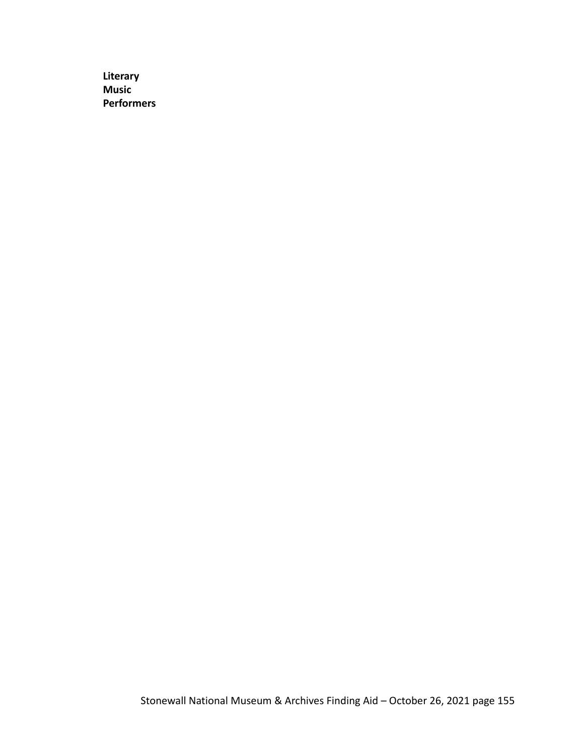**Literary**
**Music**
**Performers**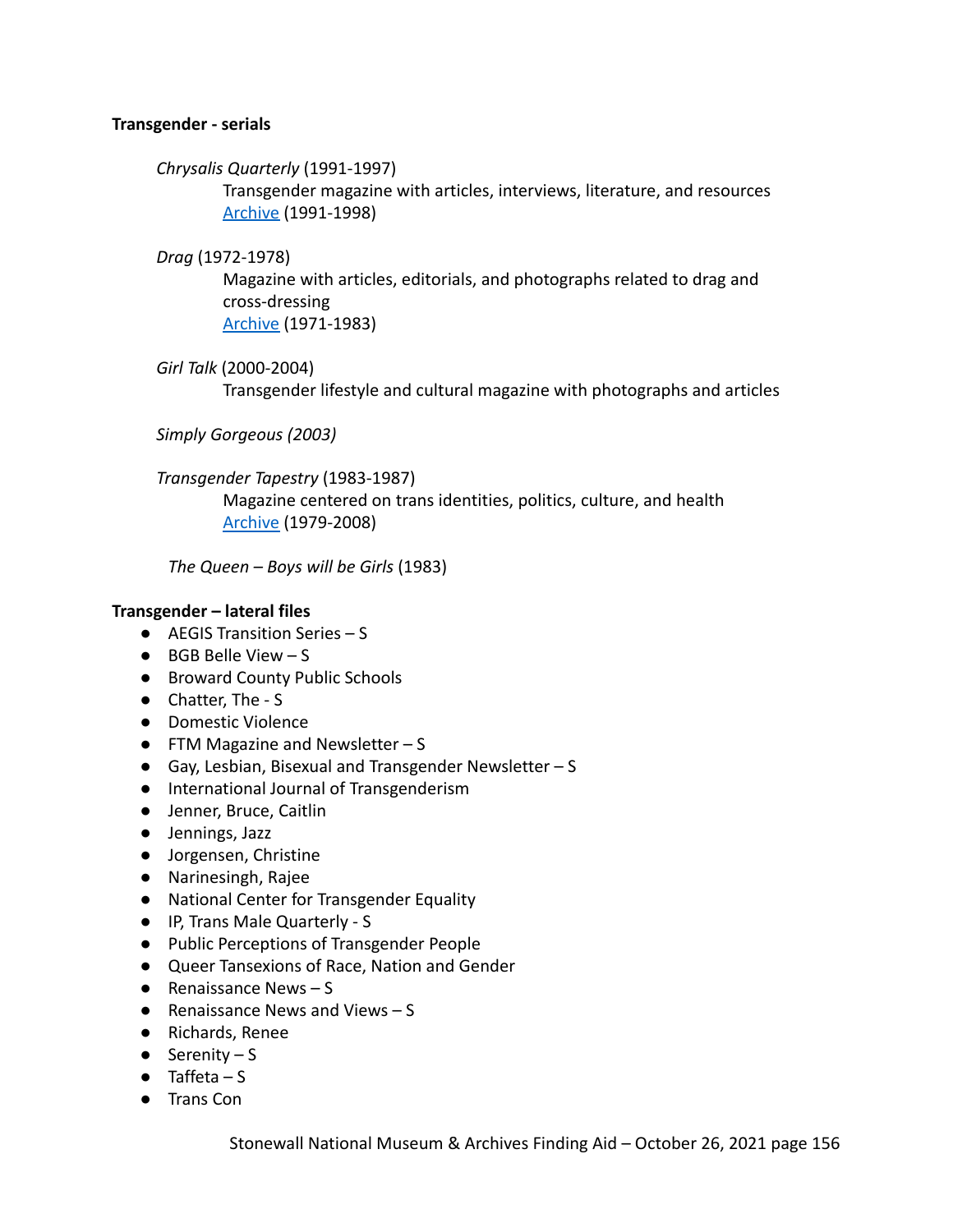**Transgender - serials**

*Chrysalis Quarterly* (1991-1997)
Transgender magazine with articles, interviews, literature, and resources
Archive (1991-1998)

*Drag* (1972-1978)
Magazine with articles, editorials, and photographs related to drag and cross-dressing
Archive (1971-1983)

*Girl Talk* (2000-2004)
Transgender lifestyle and cultural magazine with photographs and articles

*Simply Gorgeous (2003)*

*Transgender Tapestry* (1983-1987)
Magazine centered on trans identities, politics, culture, and health
Archive (1979-2008)

*The Queen – Boys will be Girls* (1983)

**Transgender – lateral files**

- AEGIS Transition Series – S
- BGB Belle View – S
- Broward County Public Schools
- Chatter, The - S
- Domestic Violence
- FTM Magazine and Newsletter – S
- Gay, Lesbian, Bisexual and Transgender Newsletter – S
- International Journal of Transgenderism
- Jenner, Bruce, Caitlin
- Jennings, Jazz
- Jorgensen, Christine
- Narinesingh, Rajee
- National Center for Transgender Equality
- IP, Trans Male Quarterly - S
- Public Perceptions of Transgender People
- Queer Tansexions of Race, Nation and Gender
- Renaissance News – S
- Renaissance News and Views – S
- Richards, Renee
- Serenity – S
- Taffeta – S
- Trans Con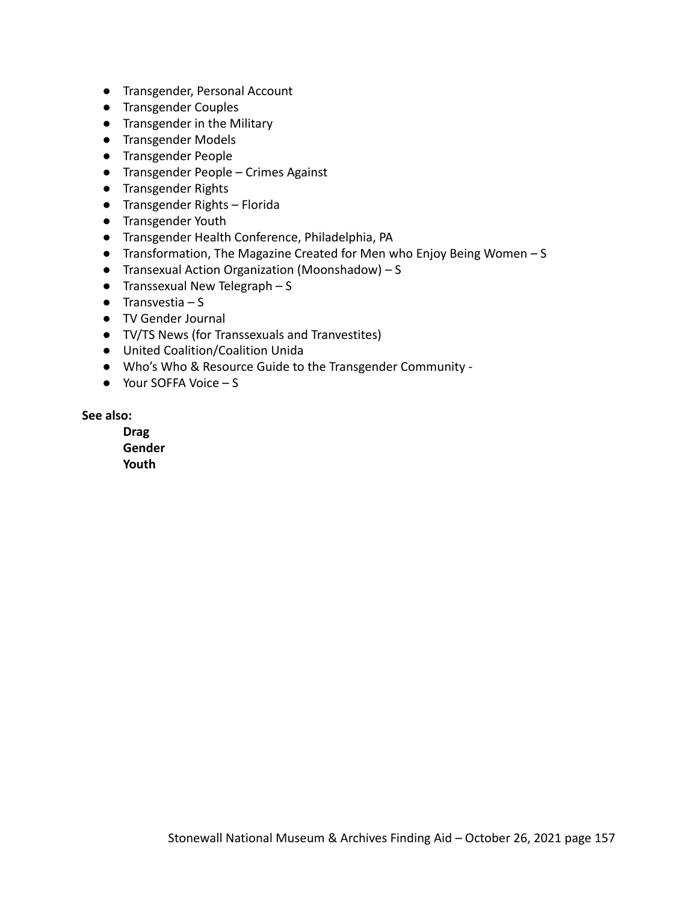- Transgender, Personal Account
- Transgender Couples
- Transgender in the Military
- Transgender Models
- Transgender People
- Transgender People – Crimes Against
- Transgender Rights
- Transgender Rights – Florida
- Transgender Youth
- Transgender Health Conference, Philadelphia, PA
- Transformation, The Magazine Created for Men who Enjoy Being Women – S
- Transexual Action Organization (Moonshadow) – S
- Transsexual New Telegraph – S
- Transvestia – S
- TV Gender Journal
- TV/TS News (for Transsexuals and Tranvestites)
- United Coalition/Coalition Unida
- Who's Who & Resource Guide to the Transgender Community -
- Your SOFFA Voice – S

**See also:**

**Drag**
**Gender**
**Youth**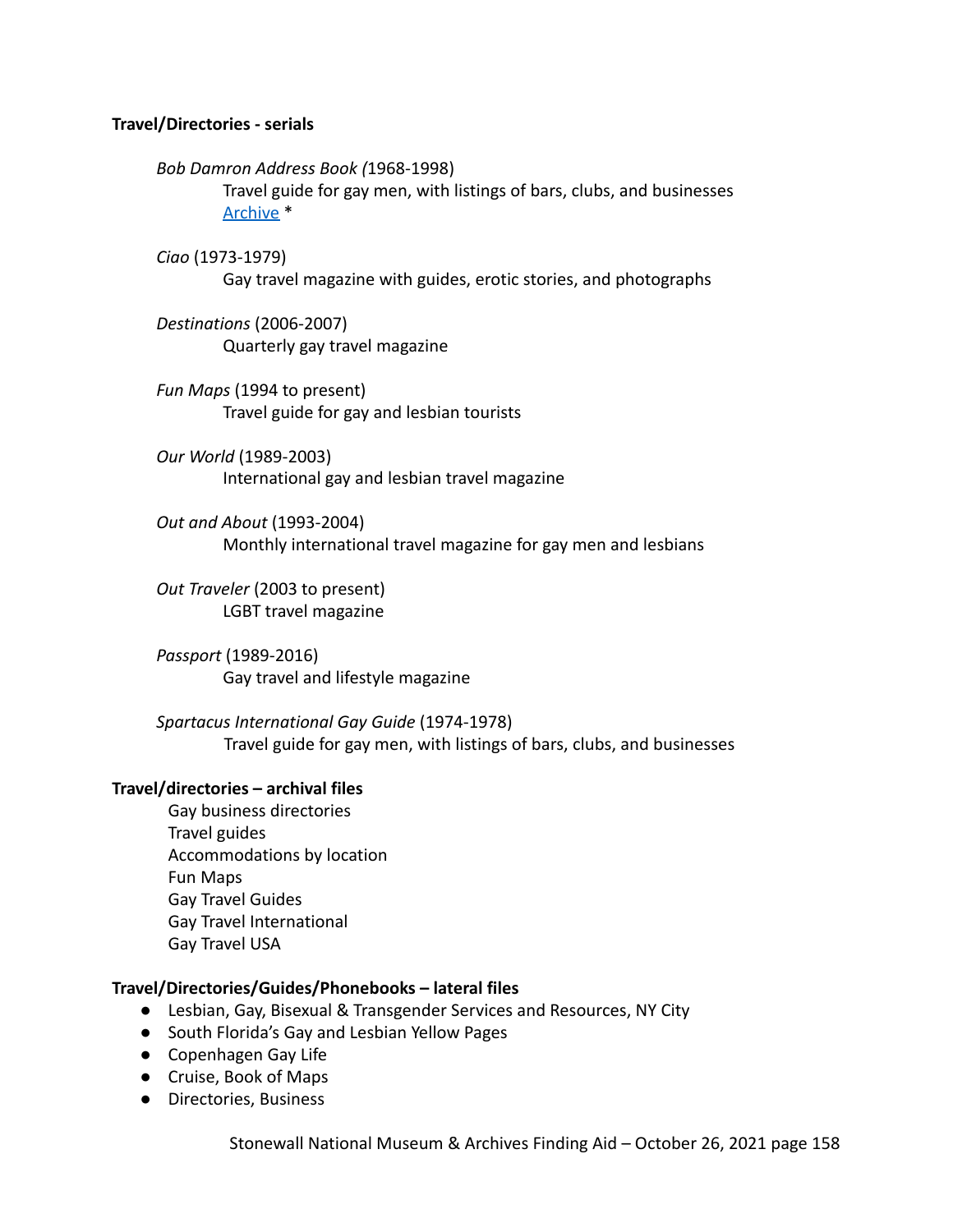**Travel/Directories - serials**

*Bob Damron Address Book (*1968-1998)
Travel guide for gay men, with listings of bars, clubs, and businesses
Archive *

*Ciao* (1973-1979)
Gay travel magazine with guides, erotic stories, and photographs

*Destinations* (2006-2007)
Quarterly gay travel magazine

*Fun Maps* (1994 to present)
Travel guide for gay and lesbian tourists

*Our World* (1989-2003)
International gay and lesbian travel magazine

*Out and About* (1993-2004)
Monthly international travel magazine for gay men and lesbians

*Out Traveler* (2003 to present)
LGBT travel magazine

*Passport* (1989-2016)
Gay travel and lifestyle magazine

*Spartacus International Gay Guide* (1974-1978)
Travel guide for gay men, with listings of bars, clubs, and businesses

**Travel/directories – archival files**

Gay business directories
Travel guides
Accommodations by location
Fun Maps
Gay Travel Guides
Gay Travel International
Gay Travel USA

**Travel/Directories/Guides/Phonebooks – lateral files**

- Lesbian, Gay, Bisexual & Transgender Services and Resources, NY City
- South Florida's Gay and Lesbian Yellow Pages
- Copenhagen Gay Life
- Cruise, Book of Maps
- Directories, Business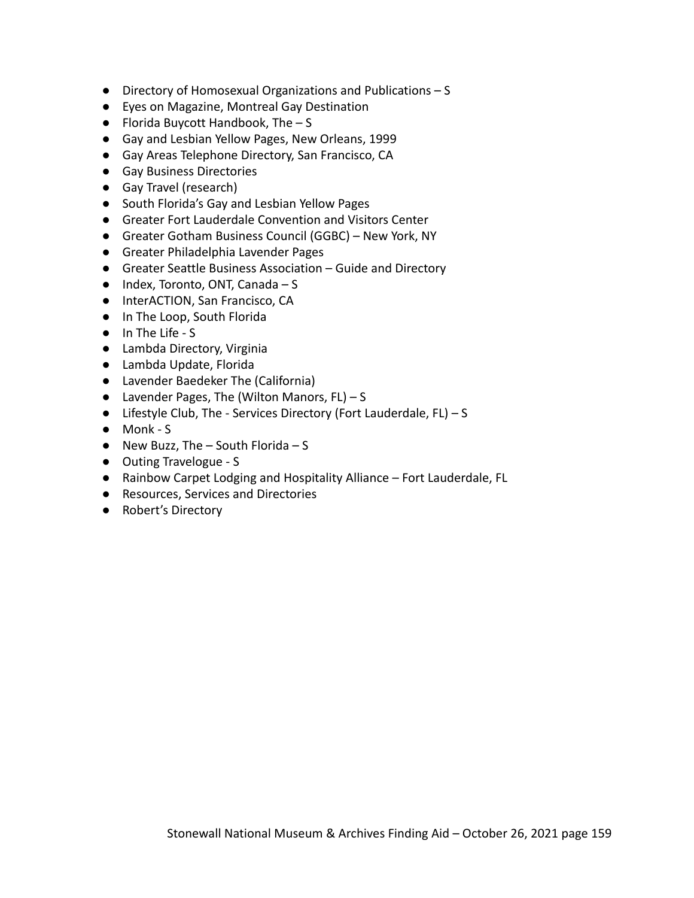- Directory of Homosexual Organizations and Publications – S
- Eyes on Magazine, Montreal Gay Destination
- Florida Buycott Handbook, The – S
- Gay and Lesbian Yellow Pages, New Orleans, 1999
- Gay Areas Telephone Directory, San Francisco, CA
- Gay Business Directories
- Gay Travel (research)
- South Florida's Gay and Lesbian Yellow Pages
- Greater Fort Lauderdale Convention and Visitors Center
- Greater Gotham Business Council (GGBC) – New York, NY
- Greater Philadelphia Lavender Pages
- Greater Seattle Business Association – Guide and Directory
- Index, Toronto, ONT, Canada – S
- InterACTION, San Francisco, CA
- In The Loop, South Florida
- In The Life - S
- Lambda Directory, Virginia
- Lambda Update, Florida
- Lavender Baedeker The (California)
- Lavender Pages, The (Wilton Manors, FL) – S
- Lifestyle Club, The - Services Directory (Fort Lauderdale, FL) – S
- Monk - S
- New Buzz, The – South Florida – S
- Outing Travelogue - S
- Rainbow Carpet Lodging and Hospitality Alliance – Fort Lauderdale, FL
- Resources, Services and Directories
- Robert's Directory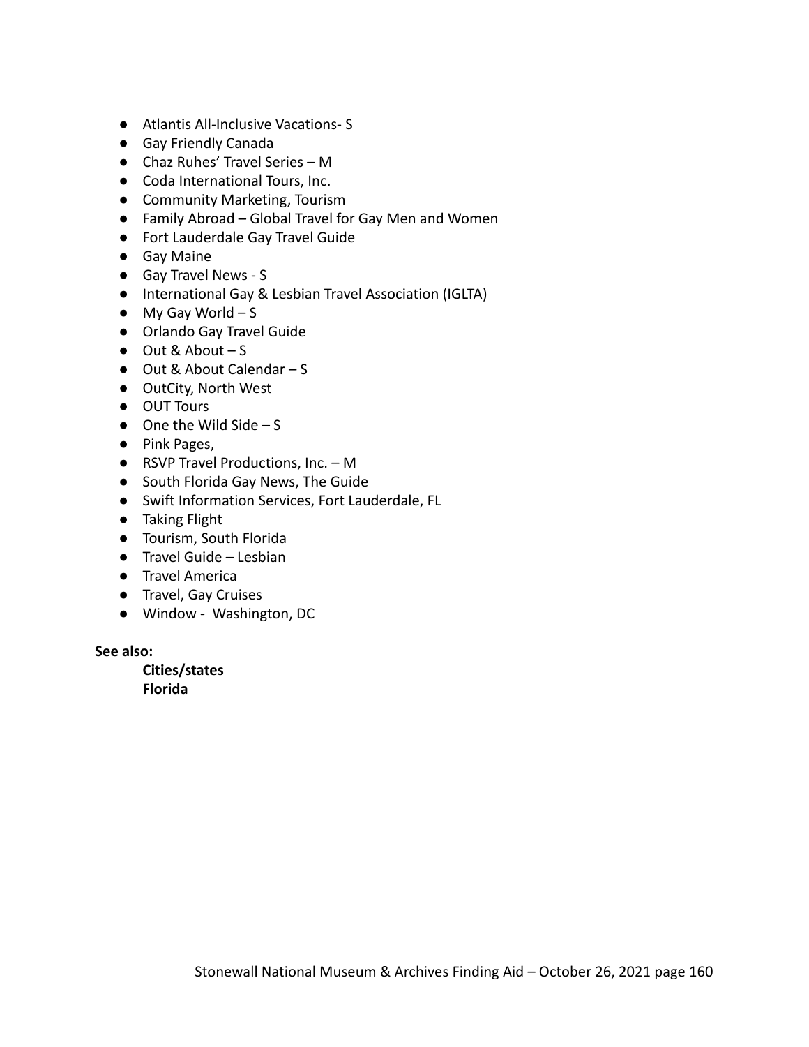- Atlantis All-Inclusive Vacations- S
- Gay Friendly Canada
- Chaz Ruhes' Travel Series – M
- Coda International Tours, Inc.
- Community Marketing, Tourism
- Family Abroad – Global Travel for Gay Men and Women
- Fort Lauderdale Gay Travel Guide
- Gay Maine
- Gay Travel News - S
- International Gay & Lesbian Travel Association (IGLTA)
- My Gay World – S
- Orlando Gay Travel Guide
- Out & About – S
- Out & About Calendar – S
- OutCity, North West
- OUT Tours
- One the Wild Side – S
- Pink Pages,
- RSVP Travel Productions, Inc. – M
- South Florida Gay News, The Guide
- Swift Information Services, Fort Lauderdale, FL
- Taking Flight
- Tourism, South Florida
- Travel Guide – Lesbian
- Travel America
- Travel, Gay Cruises
- Window - Washington, DC

**See also:**

**Cities/states**
**Florida**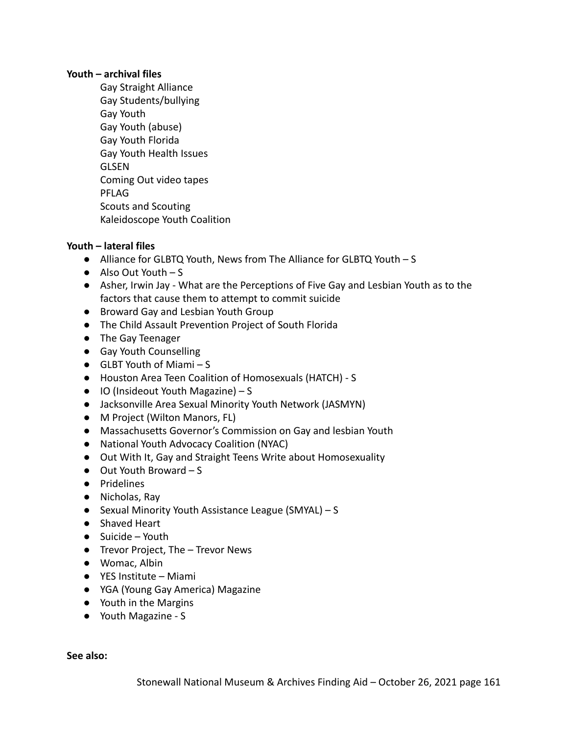**Youth – archival files**

Gay Straight Alliance
Gay Students/bullying
Gay Youth
Gay Youth (abuse)
Gay Youth Florida
Gay Youth Health Issues
GLSEN
Coming Out video tapes
PFLAG
Scouts and Scouting
Kaleidoscope Youth Coalition

**Youth – lateral files**

- Alliance for GLBTQ Youth, News from The Alliance for GLBTQ Youth – S
- Also Out Youth – S
- Asher, Irwin Jay - What are the Perceptions of Five Gay and Lesbian Youth as to the factors that cause them to attempt to commit suicide
- Broward Gay and Lesbian Youth Group
- The Child Assault Prevention Project of South Florida
- The Gay Teenager
- Gay Youth Counselling
- GLBT Youth of Miami – S
- Houston Area Teen Coalition of Homosexuals (HATCH) - S
- IO (Insideout Youth Magazine) – S
- Jacksonville Area Sexual Minority Youth Network (JASMYN)
- M Project (Wilton Manors, FL)
- Massachusetts Governor's Commission on Gay and lesbian Youth
- National Youth Advocacy Coalition (NYAC)
- Out With It, Gay and Straight Teens Write about Homosexuality
- Out Youth Broward – S
- Pridelines
- Nicholas, Ray
- Sexual Minority Youth Assistance League (SMYAL) – S
- Shaved Heart
- Suicide – Youth
- Trevor Project, The – Trevor News
- Womac, Albin
- YES Institute – Miami
- YGA (Young Gay America) Magazine
- Youth in the Margins
- Youth Magazine - S

**See also:**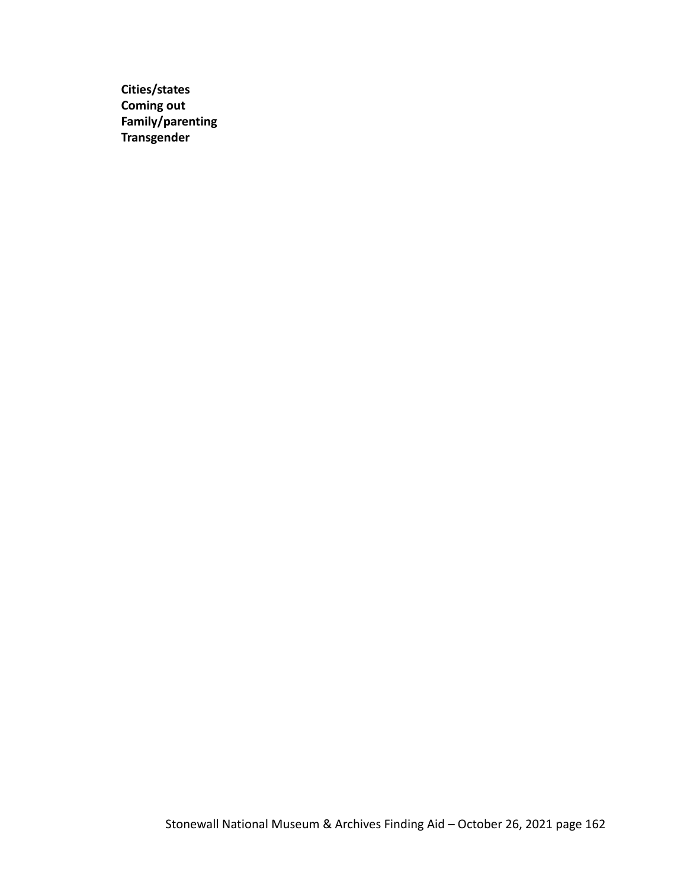**Cities/states**
**Coming out**
**Family/parenting**
**Transgender**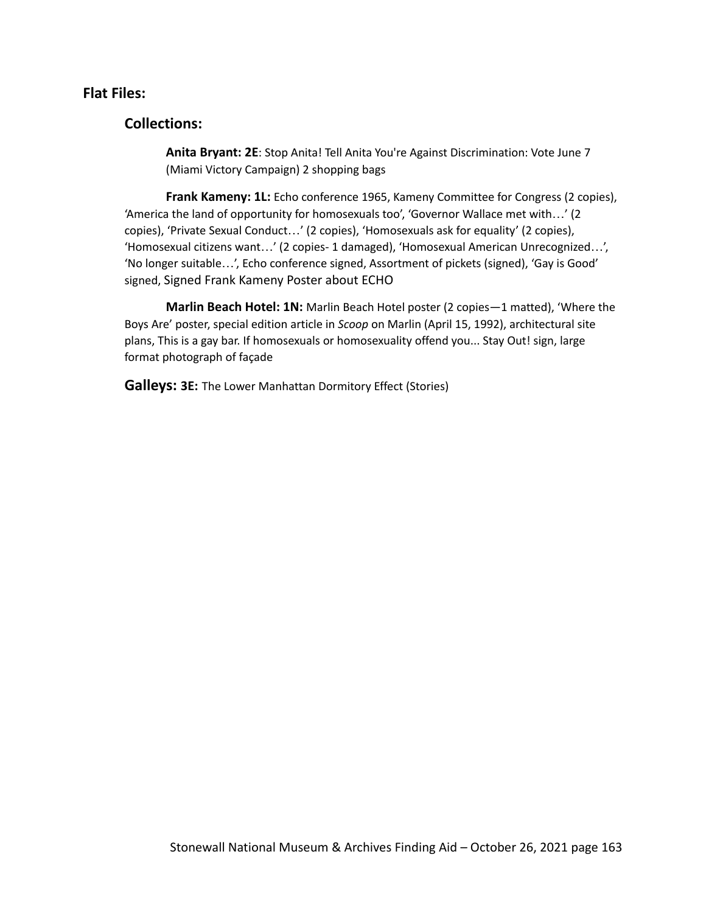## Flat Files:

### Collections:

**Anita Bryant: 2E**: Stop Anita! Tell Anita You're Against Discrimination: Vote June 7 (Miami Victory Campaign) 2 shopping bags

**Frank Kameny: 1L:** Echo conference 1965, Kameny Committee for Congress (2 copies), 'America the land of opportunity for homosexuals too', 'Governor Wallace met with…' (2 copies), 'Private Sexual Conduct…' (2 copies), 'Homosexuals ask for equality' (2 copies), 'Homosexual citizens want…' (2 copies- 1 damaged), 'Homosexual American Unrecognized…', 'No longer suitable…', Echo conference signed, Assortment of pickets (signed), 'Gay is Good' signed, Signed Frank Kameny Poster about ECHO

**Marlin Beach Hotel: 1N:** Marlin Beach Hotel poster (2 copies—1 matted), 'Where the Boys Are' poster, special edition article in *Scoop* on Marlin (April 15, 1992), architectural site plans, This is a gay bar. If homosexuals or homosexuality offend you... Stay Out! sign, large format photograph of façade

**Galleys: 3E:** The Lower Manhattan Dormitory Effect (Stories)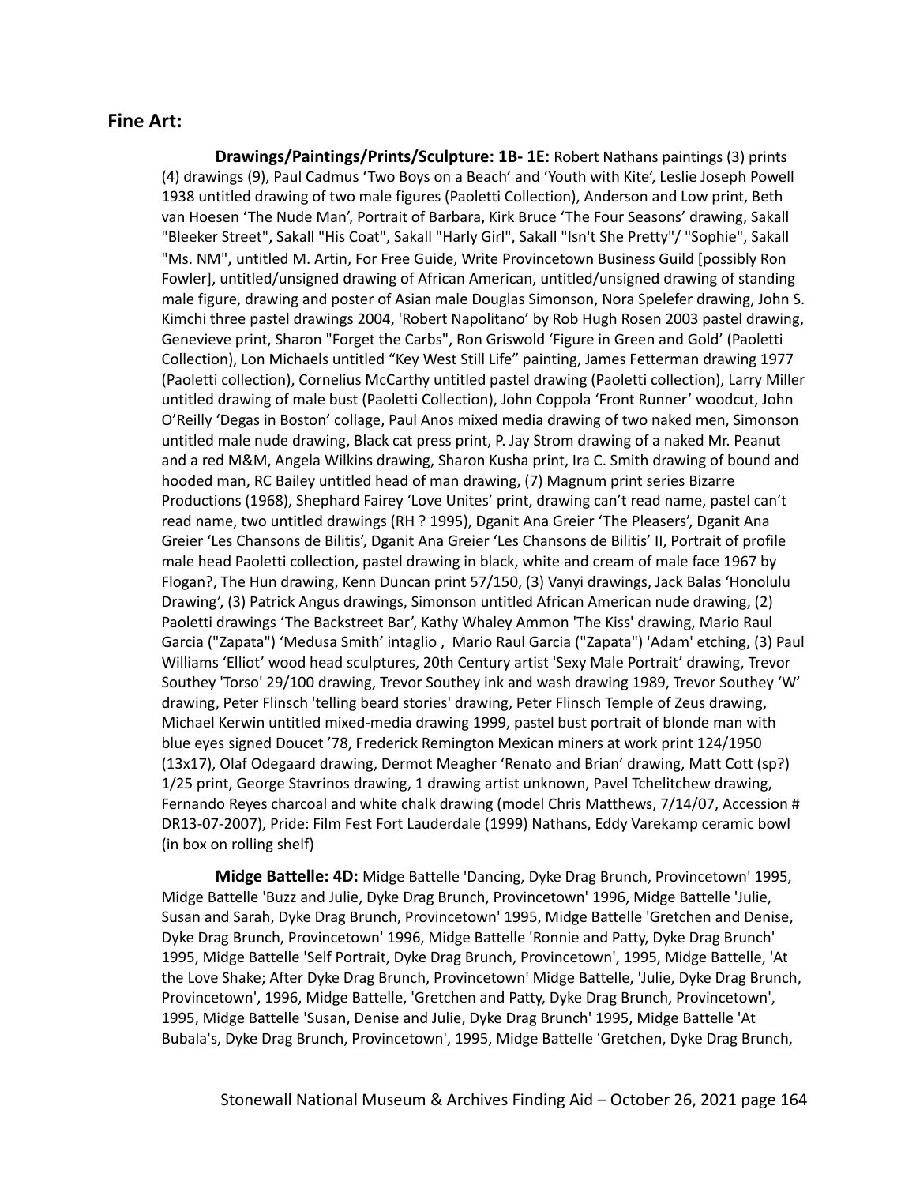## Fine Art:

**Drawings/Paintings/Prints/Sculpture: 1B- 1E:** Robert Nathans paintings (3) prints (4) drawings (9), Paul Cadmus 'Two Boys on a Beach' and 'Youth with Kite', Leslie Joseph Powell 1938 untitled drawing of two male figures (Paoletti Collection), Anderson and Low print, Beth van Hoesen 'The Nude Man', Portrait of Barbara, Kirk Bruce 'The Four Seasons' drawing, Sakall "Bleeker Street", Sakall "His Coat", Sakall "Harly Girl", Sakall "Isn't She Pretty"/ "Sophie", Sakall "Ms. NM", untitled M. Artin, For Free Guide, Write Provincetown Business Guild [possibly Ron Fowler], untitled/unsigned drawing of African American, untitled/unsigned drawing of standing male figure, drawing and poster of Asian male Douglas Simonson, Nora Spelefer drawing, John S. Kimchi three pastel drawings 2004, 'Robert Napolitano' by Rob Hugh Rosen 2003 pastel drawing, Genevieve print, Sharon "Forget the Carbs", Ron Griswold 'Figure in Green and Gold' (Paoletti Collection), Lon Michaels untitled "Key West Still Life" painting, James Fetterman drawing 1977 (Paoletti collection), Cornelius McCarthy untitled pastel drawing (Paoletti collection), Larry Miller untitled drawing of male bust (Paoletti Collection), John Coppola 'Front Runner' woodcut, John O'Reilly 'Degas in Boston' collage, Paul Anos mixed media drawing of two naked men, Simonson untitled male nude drawing, Black cat press print, P. Jay Strom drawing of a naked Mr. Peanut and a red M&M, Angela Wilkins drawing, Sharon Kusha print, Ira C. Smith drawing of bound and hooded man, RC Bailey untitled head of man drawing, (7) Magnum print series Bizarre Productions (1968), Shephard Fairey 'Love Unites' print, drawing can't read name, pastel can't read name, two untitled drawings (RH ? 1995), Dganit Ana Greier 'The Pleasers', Dganit Ana Greier 'Les Chansons de Bilitis', Dganit Ana Greier 'Les Chansons de Bilitis' II, Portrait of profile male head Paoletti collection, pastel drawing in black, white and cream of male face 1967 by Flogan?, The Hun drawing, Kenn Duncan print 57/150, (3) Vanyi drawings, Jack Balas 'Honolulu Drawing', (3) Patrick Angus drawings, Simonson untitled African American nude drawing, (2) Paoletti drawings 'The Backstreet Bar', Kathy Whaley Ammon 'The Kiss' drawing, Mario Raul Garcia ("Zapata") 'Medusa Smith' intaglio , Mario Raul Garcia ("Zapata") 'Adam' etching, (3) Paul Williams 'Elliot' wood head sculptures, 20th Century artist 'Sexy Male Portrait' drawing, Trevor Southey 'Torso' 29/100 drawing, Trevor Southey ink and wash drawing 1989, Trevor Southey 'W' drawing, Peter Flinsch 'telling beard stories' drawing, Peter Flinsch Temple of Zeus drawing, Michael Kerwin untitled mixed-media drawing 1999, pastel bust portrait of blonde man with blue eyes signed Doucet '78, Frederick Remington Mexican miners at work print 124/1950 (13x17), Olaf Odegaard drawing, Dermot Meagher 'Renato and Brian' drawing, Matt Cott (sp?) 1/25 print, George Stavrinos drawing, 1 drawing artist unknown, Pavel Tchelitchew drawing, Fernando Reyes charcoal and white chalk drawing (model Chris Matthews, 7/14/07, Accession # DR13-07-2007), Pride: Film Fest Fort Lauderdale (1999) Nathans, Eddy Varekamp ceramic bowl (in box on rolling shelf)

**Midge Battelle: 4D:** Midge Battelle 'Dancing, Dyke Drag Brunch, Provincetown' 1995, Midge Battelle 'Buzz and Julie, Dyke Drag Brunch, Provincetown' 1996, Midge Battelle 'Julie, Susan and Sarah, Dyke Drag Brunch, Provincetown' 1995, Midge Battelle 'Gretchen and Denise, Dyke Drag Brunch, Provincetown' 1996, Midge Battelle 'Ronnie and Patty, Dyke Drag Brunch' 1995, Midge Battelle 'Self Portrait, Dyke Drag Brunch, Provincetown', 1995, Midge Battelle, 'At the Love Shake; After Dyke Drag Brunch, Provincetown' Midge Battelle, 'Julie, Dyke Drag Brunch, Provincetown', 1996, Midge Battelle, 'Gretchen and Patty, Dyke Drag Brunch, Provincetown', 1995, Midge Battelle 'Susan, Denise and Julie, Dyke Drag Brunch' 1995, Midge Battelle 'At Bubala's, Dyke Drag Brunch, Provincetown', 1995, Midge Battelle 'Gretchen, Dyke Drag Brunch,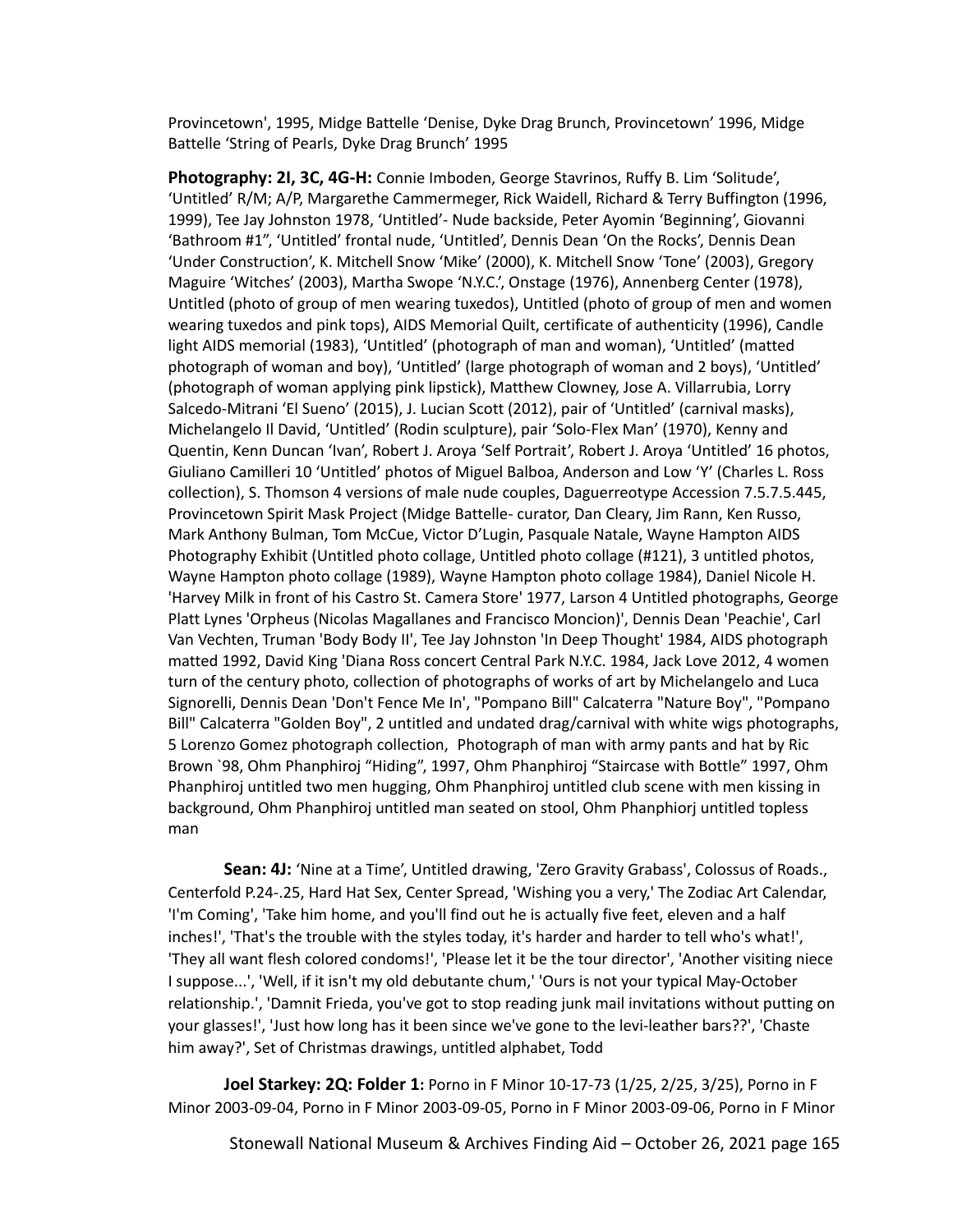Provincetown', 1995, Midge Battelle 'Denise, Dyke Drag Brunch, Provincetown' 1996, Midge Battelle 'String of Pearls, Dyke Drag Brunch' 1995

**Photography: 2I, 3C, 4G-H:** Connie Imboden, George Stavrinos, Ruffy B. Lim 'Solitude', 'Untitled' R/M; A/P, Margarethe Cammermeger, Rick Waidell, Richard & Terry Buffington (1996, 1999), Tee Jay Johnston 1978, 'Untitled'- Nude backside, Peter Ayomin 'Beginning', Giovanni 'Bathroom #1", 'Untitled' frontal nude, 'Untitled', Dennis Dean 'On the Rocks', Dennis Dean 'Under Construction', K. Mitchell Snow 'Mike' (2000), K. Mitchell Snow 'Tone' (2003), Gregory Maguire 'Witches' (2003), Martha Swope 'N.Y.C.', Onstage (1976), Annenberg Center (1978), Untitled (photo of group of men wearing tuxedos), Untitled (photo of group of men and women wearing tuxedos and pink tops), AIDS Memorial Quilt, certificate of authenticity (1996), Candle light AIDS memorial (1983), 'Untitled' (photograph of man and woman), 'Untitled' (matted photograph of woman and boy), 'Untitled' (large photograph of woman and 2 boys), 'Untitled' (photograph of woman applying pink lipstick), Matthew Clowney, Jose A. Villarrubia, Lorry Salcedo-Mitrani 'El Sueno' (2015), J. Lucian Scott (2012), pair of 'Untitled' (carnival masks), Michelangelo Il David, 'Untitled' (Rodin sculpture), pair 'Solo-Flex Man' (1970), Kenny and Quentin, Kenn Duncan 'Ivan', Robert J. Aroya 'Self Portrait', Robert J. Aroya 'Untitled' 16 photos, Giuliano Camilleri 10 'Untitled' photos of Miguel Balboa, Anderson and Low 'Y' (Charles L. Ross collection), S. Thomson 4 versions of male nude couples, Daguerreotype Accession 7.5.7.5.445, Provincetown Spirit Mask Project (Midge Battelle- curator, Dan Cleary, Jim Rann, Ken Russo, Mark Anthony Bulman, Tom McCue, Victor D'Lugin, Pasquale Natale, Wayne Hampton AIDS Photography Exhibit (Untitled photo collage, Untitled photo collage (#121), 3 untitled photos, Wayne Hampton photo collage (1989), Wayne Hampton photo collage 1984), Daniel Nicole H. 'Harvey Milk in front of his Castro St. Camera Store' 1977, Larson 4 Untitled photographs, George Platt Lynes 'Orpheus (Nicolas Magallanes and Francisco Moncion)', Dennis Dean 'Peachie', Carl Van Vechten, Truman 'Body Body II', Tee Jay Johnston 'In Deep Thought' 1984, AIDS photograph matted 1992, David King 'Diana Ross concert Central Park N.Y.C. 1984, Jack Love 2012, 4 women turn of the century photo, collection of photographs of works of art by Michelangelo and Luca Signorelli, Dennis Dean 'Don't Fence Me In', "Pompano Bill" Calcaterra "Nature Boy", "Pompano Bill" Calcaterra "Golden Boy", 2 untitled and undated drag/carnival with white wigs photographs, 5 Lorenzo Gomez photograph collection, Photograph of man with army pants and hat by Ric Brown `98, Ohm Phanphiroj "Hiding", 1997, Ohm Phanphiroj "Staircase with Bottle" 1997, Ohm Phanphiroj untitled two men hugging, Ohm Phanphiroj untitled club scene with men kissing in background, Ohm Phanphiroj untitled man seated on stool, Ohm Phanphiorj untitled topless man

**Sean: 4J:** 'Nine at a Time', Untitled drawing, 'Zero Gravity Grabass', Colossus of Roads., Centerfold P.24-.25, Hard Hat Sex, Center Spread, 'Wishing you a very,' The Zodiac Art Calendar, 'I'm Coming', 'Take him home, and you'll find out he is actually five feet, eleven and a half inches!', 'That's the trouble with the styles today, it's harder and harder to tell who's what!', 'They all want flesh colored condoms!', 'Please let it be the tour director', 'Another visiting niece I suppose...', 'Well, if it isn't my old debutante chum,' 'Ours is not your typical May-October relationship.', 'Damnit Frieda, you've got to stop reading junk mail invitations without putting on your glasses!', 'Just how long has it been since we've gone to the levi-leather bars??', 'Chaste him away?', Set of Christmas drawings, untitled alphabet, Todd

**Joel Starkey: 2Q: Folder 1:** Porno in F Minor 10-17-73 (1/25, 2/25, 3/25), Porno in F Minor 2003-09-04, Porno in F Minor 2003-09-05, Porno in F Minor 2003-09-06, Porno in F Minor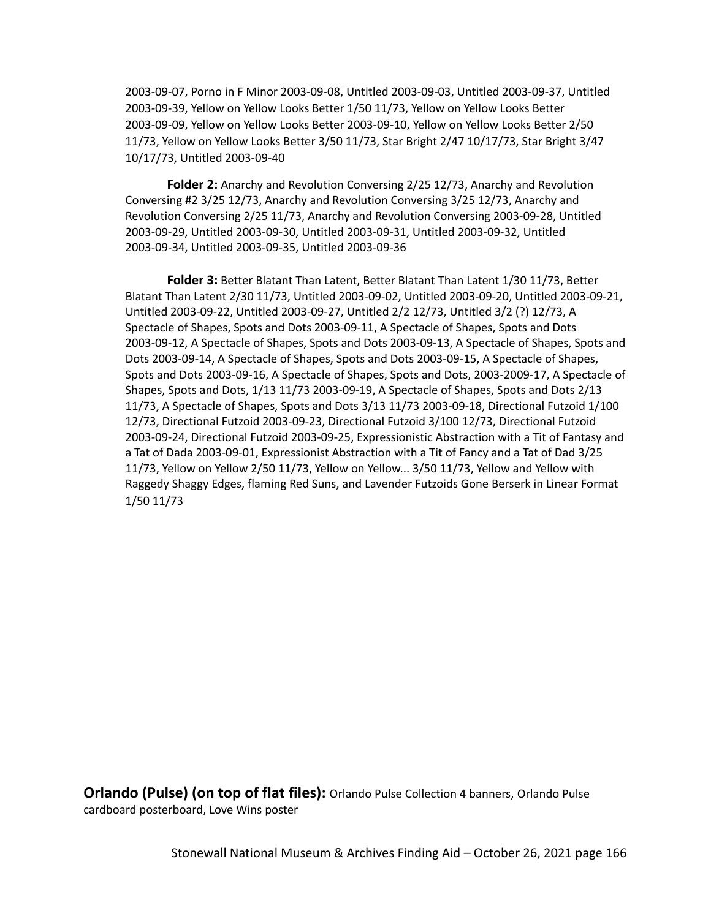2003-09-07, Porno in F Minor 2003-09-08, Untitled 2003-09-03, Untitled 2003-09-37, Untitled 2003-09-39, Yellow on Yellow Looks Better 1/50 11/73, Yellow on Yellow Looks Better 2003-09-09, Yellow on Yellow Looks Better 2003-09-10, Yellow on Yellow Looks Better 2/50 11/73, Yellow on Yellow Looks Better 3/50 11/73, Star Bright 2/47 10/17/73, Star Bright 3/47 10/17/73, Untitled 2003-09-40

**Folder 2:** Anarchy and Revolution Conversing 2/25 12/73, Anarchy and Revolution Conversing #2 3/25 12/73, Anarchy and Revolution Conversing 3/25 12/73, Anarchy and Revolution Conversing 2/25 11/73, Anarchy and Revolution Conversing 2003-09-28, Untitled 2003-09-29, Untitled 2003-09-30, Untitled 2003-09-31, Untitled 2003-09-32, Untitled 2003-09-34, Untitled 2003-09-35, Untitled 2003-09-36

**Folder 3:** Better Blatant Than Latent, Better Blatant Than Latent 1/30 11/73, Better Blatant Than Latent 2/30 11/73, Untitled 2003-09-02, Untitled 2003-09-20, Untitled 2003-09-21, Untitled 2003-09-22, Untitled 2003-09-27, Untitled 2/2 12/73, Untitled 3/2 (?) 12/73, A Spectacle of Shapes, Spots and Dots 2003-09-11, A Spectacle of Shapes, Spots and Dots 2003-09-12, A Spectacle of Shapes, Spots and Dots 2003-09-13, A Spectacle of Shapes, Spots and Dots 2003-09-14, A Spectacle of Shapes, Spots and Dots 2003-09-15, A Spectacle of Shapes, Spots and Dots 2003-09-16, A Spectacle of Shapes, Spots and Dots, 2003-2009-17, A Spectacle of Shapes, Spots and Dots, 1/13 11/73 2003-09-19, A Spectacle of Shapes, Spots and Dots 2/13 11/73, A Spectacle of Shapes, Spots and Dots 3/13 11/73 2003-09-18, Directional Futzoid 1/100 12/73, Directional Futzoid 2003-09-23, Directional Futzoid 3/100 12/73, Directional Futzoid 2003-09-24, Directional Futzoid 2003-09-25, Expressionistic Abstraction with a Tit of Fantasy and a Tat of Dada 2003-09-01, Expressionist Abstraction with a Tit of Fancy and a Tat of Dad 3/25 11/73, Yellow on Yellow 2/50 11/73, Yellow on Yellow... 3/50 11/73, Yellow and Yellow with Raggedy Shaggy Edges, flaming Red Suns, and Lavender Futzoids Gone Berserk in Linear Format 1/50 11/73

**Orlando (Pulse) (on top of flat files):** Orlando Pulse Collection 4 banners, Orlando Pulse cardboard posterboard, Love Wins poster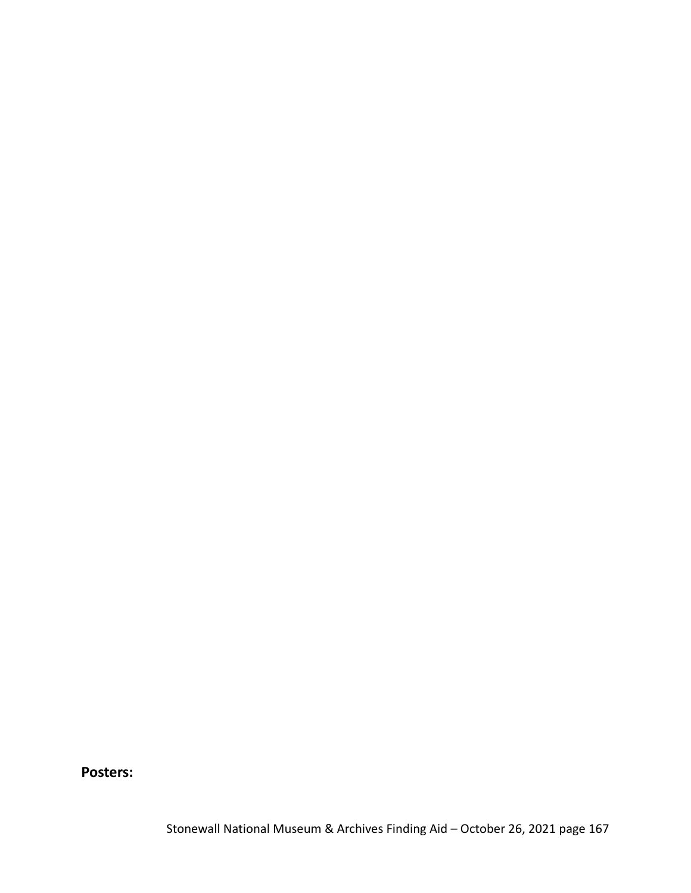**Posters:**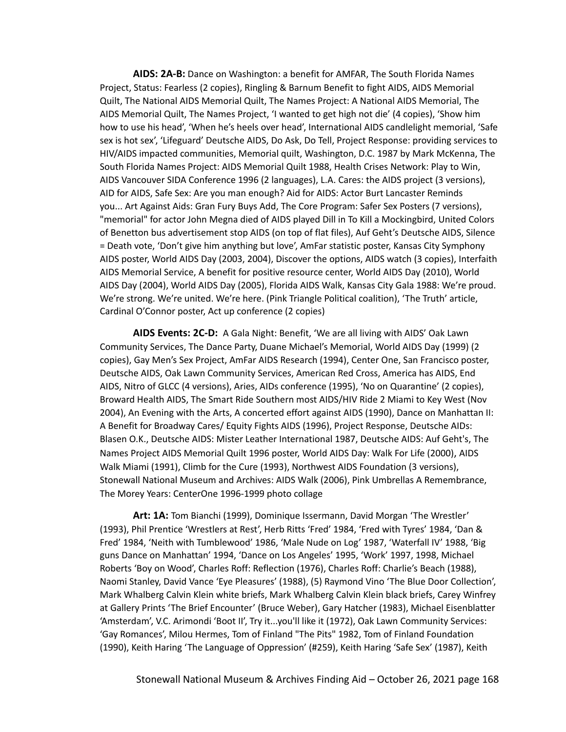**AIDS: 2A-B:** Dance on Washington: a benefit for AMFAR, The South Florida Names Project, Status: Fearless (2 copies), Ringling & Barnum Benefit to fight AIDS, AIDS Memorial Quilt, The National AIDS Memorial Quilt, The Names Project: A National AIDS Memorial, The AIDS Memorial Quilt, The Names Project, 'I wanted to get high not die' (4 copies), 'Show him how to use his head', 'When he's heels over head', International AIDS candlelight memorial, 'Safe sex is hot sex', 'Lifeguard' Deutsche AIDS, Do Ask, Do Tell, Project Response: providing services to HIV/AIDS impacted communities, Memorial quilt, Washington, D.C. 1987 by Mark McKenna, The South Florida Names Project: AIDS Memorial Quilt 1988, Health Crises Network: Play to Win, AIDS Vancouver SIDA Conference 1996 (2 languages), L.A. Cares: the AIDS project (3 versions), AID for AIDS, Safe Sex: Are you man enough? Aid for AIDS: Actor Burt Lancaster Reminds you... Art Against Aids: Gran Fury Buys Add, The Core Program: Safer Sex Posters (7 versions), "memorial" for actor John Megna died of AIDS played Dill in To Kill a Mockingbird, United Colors of Benetton bus advertisement stop AIDS (on top of flat files), Auf Geht's Deutsche AIDS, Silence = Death vote, 'Don't give him anything but love', AmFar statistic poster, Kansas City Symphony AIDS poster, World AIDS Day (2003, 2004), Discover the options, AIDS watch (3 copies), Interfaith AIDS Memorial Service, A benefit for positive resource center, World AIDS Day (2010), World AIDS Day (2004), World AIDS Day (2005), Florida AIDS Walk, Kansas City Gala 1988: We're proud. We're strong. We're united. We're here. (Pink Triangle Political coalition), 'The Truth' article, Cardinal O'Connor poster, Act up conference (2 copies)

**AIDS Events: 2C-D:** A Gala Night: Benefit, 'We are all living with AIDS' Oak Lawn Community Services, The Dance Party, Duane Michael's Memorial, World AIDS Day (1999) (2 copies), Gay Men's Sex Project, AmFar AIDS Research (1994), Center One, San Francisco poster, Deutsche AIDS, Oak Lawn Community Services, American Red Cross, America has AIDS, End AIDS, Nitro of GLCC (4 versions), Aries, AIDs conference (1995), 'No on Quarantine' (2 copies), Broward Health AIDS, The Smart Ride Southern most AIDS/HIV Ride 2 Miami to Key West (Nov 2004), An Evening with the Arts, A concerted effort against AIDS (1990), Dance on Manhattan II: A Benefit for Broadway Cares/ Equity Fights AIDS (1996), Project Response, Deutsche AIDs: Blasen O.K., Deutsche AIDS: Mister Leather International 1987, Deutsche AIDS: Auf Geht's, The Names Project AIDS Memorial Quilt 1996 poster, World AIDS Day: Walk For Life (2000), AIDS Walk Miami (1991), Climb for the Cure (1993), Northwest AIDS Foundation (3 versions), Stonewall National Museum and Archives: AIDS Walk (2006), Pink Umbrellas A Remembrance, The Morey Years: CenterOne 1996-1999 photo collage

**Art: 1A:** Tom Bianchi (1999), Dominique Issermann, David Morgan 'The Wrestler' (1993), Phil Prentice 'Wrestlers at Rest', Herb Ritts 'Fred' 1984, 'Fred with Tyres' 1984, 'Dan & Fred' 1984, 'Neith with Tumblewood' 1986, 'Male Nude on Log' 1987, 'Waterfall IV' 1988, 'Big guns Dance on Manhattan' 1994, 'Dance on Los Angeles' 1995, 'Work' 1997, 1998, Michael Roberts 'Boy on Wood', Charles Roff: Reflection (1976), Charles Roff: Charlie's Beach (1988), Naomi Stanley, David Vance 'Eye Pleasures' (1988), (5) Raymond Vino 'The Blue Door Collection', Mark Whalberg Calvin Klein white briefs, Mark Whalberg Calvin Klein black briefs, Carey Winfrey at Gallery Prints 'The Brief Encounter' (Bruce Weber), Gary Hatcher (1983), Michael Eisenblatter 'Amsterdam', V.C. Arimondi 'Boot II', Try it...you'll like it (1972), Oak Lawn Community Services: 'Gay Romances', Milou Hermes, Tom of Finland "The Pits" 1982, Tom of Finland Foundation (1990), Keith Haring 'The Language of Oppression' (#259), Keith Haring 'Safe Sex' (1987), Keith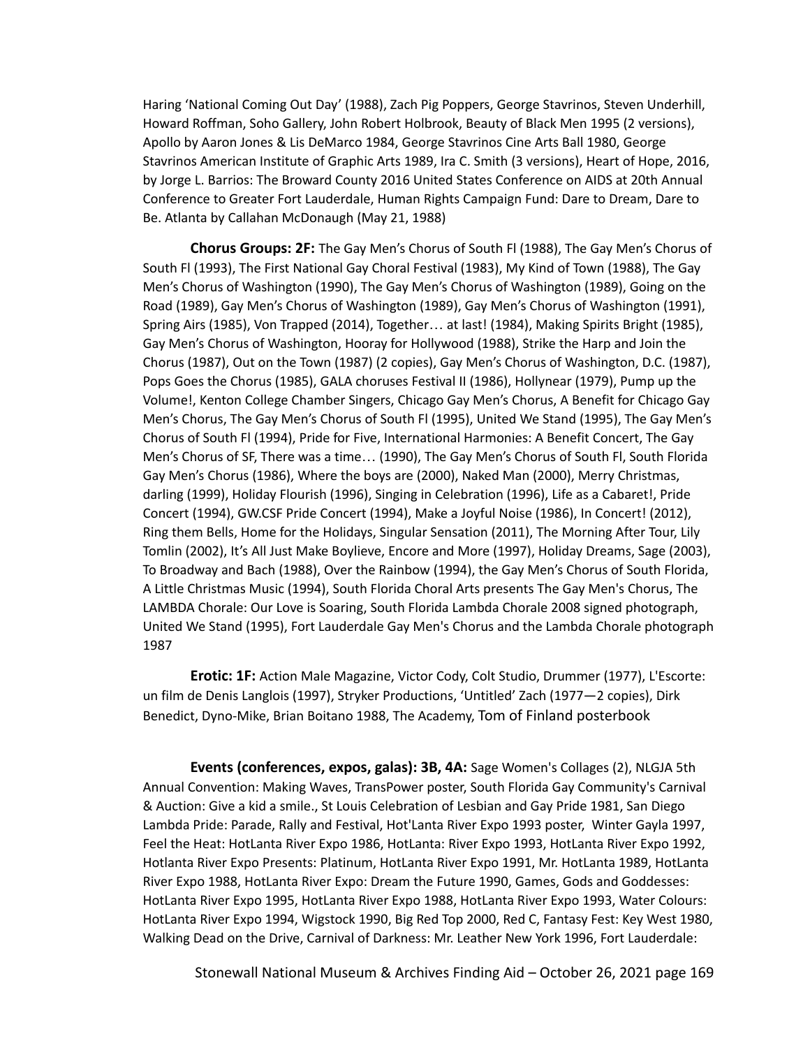Haring 'National Coming Out Day' (1988), Zach Pig Poppers, George Stavrinos, Steven Underhill, Howard Roffman, Soho Gallery, John Robert Holbrook, Beauty of Black Men 1995 (2 versions), Apollo by Aaron Jones & Lis DeMarco 1984, George Stavrinos Cine Arts Ball 1980, George Stavrinos American Institute of Graphic Arts 1989, Ira C. Smith (3 versions), Heart of Hope, 2016, by Jorge L. Barrios: The Broward County 2016 United States Conference on AIDS at 20th Annual Conference to Greater Fort Lauderdale, Human Rights Campaign Fund: Dare to Dream, Dare to Be. Atlanta by Callahan McDonaugh (May 21, 1988)

**Chorus Groups: 2F:** The Gay Men's Chorus of South Fl (1988), The Gay Men's Chorus of South Fl (1993), The First National Gay Choral Festival (1983), My Kind of Town (1988), The Gay Men's Chorus of Washington (1990), The Gay Men's Chorus of Washington (1989), Going on the Road (1989), Gay Men's Chorus of Washington (1989), Gay Men's Chorus of Washington (1991), Spring Airs (1985), Von Trapped (2014), Together… at last! (1984), Making Spirits Bright (1985), Gay Men's Chorus of Washington, Hooray for Hollywood (1988), Strike the Harp and Join the Chorus (1987), Out on the Town (1987) (2 copies), Gay Men's Chorus of Washington, D.C. (1987), Pops Goes the Chorus (1985), GALA choruses Festival II (1986), Hollynear (1979), Pump up the Volume!, Kenton College Chamber Singers, Chicago Gay Men's Chorus, A Benefit for Chicago Gay Men's Chorus, The Gay Men's Chorus of South Fl (1995), United We Stand (1995), The Gay Men's Chorus of South Fl (1994), Pride for Five, International Harmonies: A Benefit Concert, The Gay Men's Chorus of SF, There was a time… (1990), The Gay Men's Chorus of South Fl, South Florida Gay Men's Chorus (1986), Where the boys are (2000), Naked Man (2000), Merry Christmas, darling (1999), Holiday Flourish (1996), Singing in Celebration (1996), Life as a Cabaret!, Pride Concert (1994), GW.CSF Pride Concert (1994), Make a Joyful Noise (1986), In Concert! (2012), Ring them Bells, Home for the Holidays, Singular Sensation (2011), The Morning After Tour, Lily Tomlin (2002), It's All Just Make Boylieve, Encore and More (1997), Holiday Dreams, Sage (2003), To Broadway and Bach (1988), Over the Rainbow (1994), the Gay Men's Chorus of South Florida, A Little Christmas Music (1994), South Florida Choral Arts presents The Gay Men's Chorus, The LAMBDA Chorale: Our Love is Soaring, South Florida Lambda Chorale 2008 signed photograph, United We Stand (1995), Fort Lauderdale Gay Men's Chorus and the Lambda Chorale photograph 1987

**Erotic: 1F:** Action Male Magazine, Victor Cody, Colt Studio, Drummer (1977), L'Escorte: un film de Denis Langlois (1997), Stryker Productions, 'Untitled' Zach (1977—2 copies), Dirk Benedict, Dyno-Mike, Brian Boitano 1988, The Academy, Tom of Finland posterbook

**Events (conferences, expos, galas): 3B, 4A:** Sage Women's Collages (2), NLGJA 5th Annual Convention: Making Waves, TransPower poster, South Florida Gay Community's Carnival & Auction: Give a kid a smile., St Louis Celebration of Lesbian and Gay Pride 1981, San Diego Lambda Pride: Parade, Rally and Festival, Hot'Lanta River Expo 1993 poster, Winter Gayla 1997, Feel the Heat: HotLanta River Expo 1986, HotLanta: River Expo 1993, HotLanta River Expo 1992, Hotlanta River Expo Presents: Platinum, HotLanta River Expo 1991, Mr. HotLanta 1989, HotLanta River Expo 1988, HotLanta River Expo: Dream the Future 1990, Games, Gods and Goddesses: HotLanta River Expo 1995, HotLanta River Expo 1988, HotLanta River Expo 1993, Water Colours: HotLanta River Expo 1994, Wigstock 1990, Big Red Top 2000, Red C, Fantasy Fest: Key West 1980, Walking Dead on the Drive, Carnival of Darkness: Mr. Leather New York 1996, Fort Lauderdale: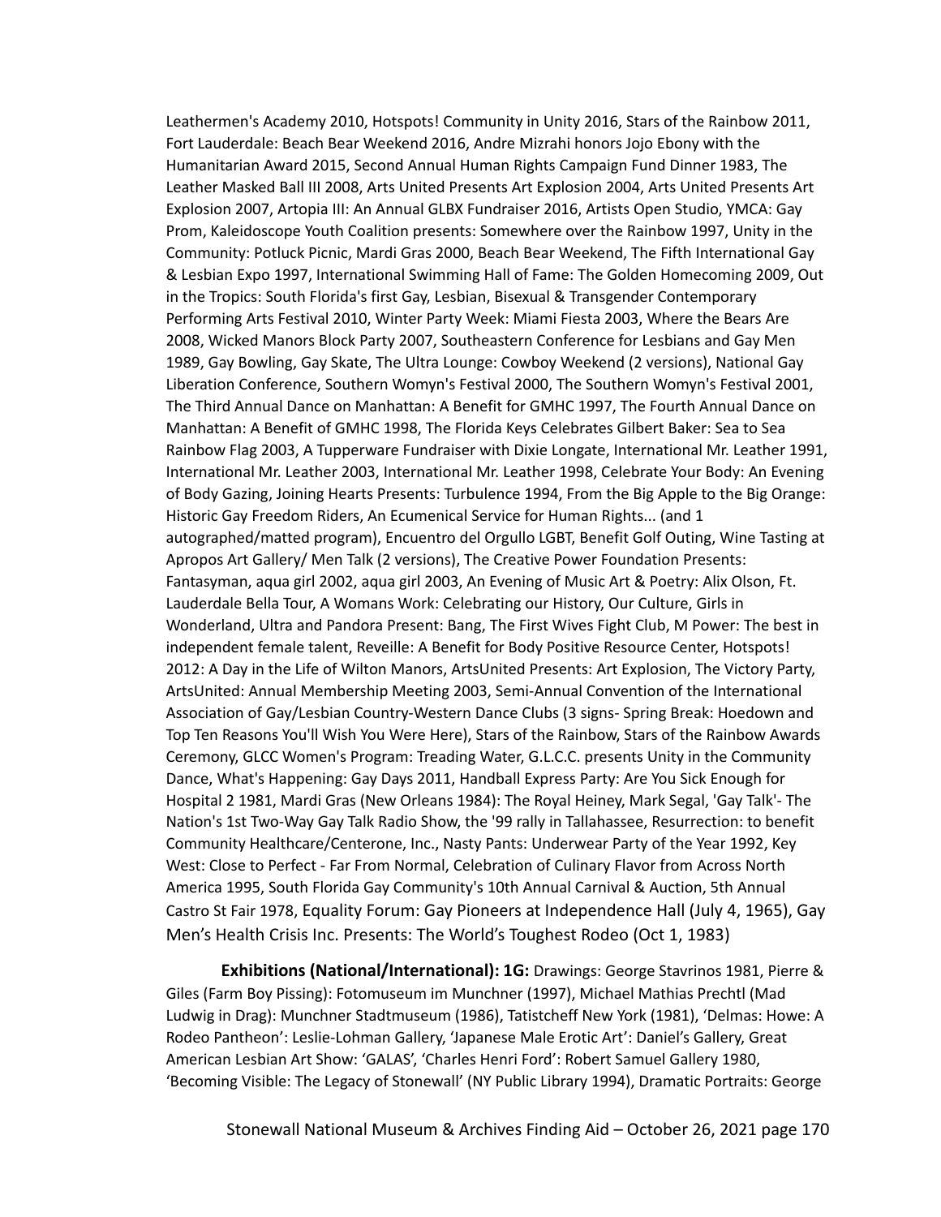Leathermen's Academy 2010, Hotspots! Community in Unity 2016, Stars of the Rainbow 2011, Fort Lauderdale: Beach Bear Weekend 2016, Andre Mizrahi honors Jojo Ebony with the Humanitarian Award 2015, Second Annual Human Rights Campaign Fund Dinner 1983, The Leather Masked Ball III 2008, Arts United Presents Art Explosion 2004, Arts United Presents Art Explosion 2007, Artopia III: An Annual GLBX Fundraiser 2016, Artists Open Studio, YMCA: Gay Prom, Kaleidoscope Youth Coalition presents: Somewhere over the Rainbow 1997, Unity in the Community: Potluck Picnic, Mardi Gras 2000, Beach Bear Weekend, The Fifth International Gay & Lesbian Expo 1997, International Swimming Hall of Fame: The Golden Homecoming 2009, Out in the Tropics: South Florida's first Gay, Lesbian, Bisexual & Transgender Contemporary Performing Arts Festival 2010, Winter Party Week: Miami Fiesta 2003, Where the Bears Are 2008, Wicked Manors Block Party 2007, Southeastern Conference for Lesbians and Gay Men 1989, Gay Bowling, Gay Skate, The Ultra Lounge: Cowboy Weekend (2 versions), National Gay Liberation Conference, Southern Womyn's Festival 2000, The Southern Womyn's Festival 2001, The Third Annual Dance on Manhattan: A Benefit for GMHC 1997, The Fourth Annual Dance on Manhattan: A Benefit of GMHC 1998, The Florida Keys Celebrates Gilbert Baker: Sea to Sea Rainbow Flag 2003, A Tupperware Fundraiser with Dixie Longate, International Mr. Leather 1991, International Mr. Leather 2003, International Mr. Leather 1998, Celebrate Your Body: An Evening of Body Gazing, Joining Hearts Presents: Turbulence 1994, From the Big Apple to the Big Orange: Historic Gay Freedom Riders, An Ecumenical Service for Human Rights... (and 1 autographed/matted program), Encuentro del Orgullo LGBT, Benefit Golf Outing, Wine Tasting at Apropos Art Gallery/ Men Talk (2 versions), The Creative Power Foundation Presents: Fantasyman, aqua girl 2002, aqua girl 2003, An Evening of Music Art & Poetry: Alix Olson, Ft. Lauderdale Bella Tour, A Womans Work: Celebrating our History, Our Culture, Girls in Wonderland, Ultra and Pandora Present: Bang, The First Wives Fight Club, M Power: The best in independent female talent, Reveille: A Benefit for Body Positive Resource Center, Hotspots! 2012: A Day in the Life of Wilton Manors, ArtsUnited Presents: Art Explosion, The Victory Party, ArtsUnited: Annual Membership Meeting 2003, Semi-Annual Convention of the International Association of Gay/Lesbian Country-Western Dance Clubs (3 signs- Spring Break: Hoedown and Top Ten Reasons You'll Wish You Were Here), Stars of the Rainbow, Stars of the Rainbow Awards Ceremony, GLCC Women's Program: Treading Water, G.L.C.C. presents Unity in the Community Dance, What's Happening: Gay Days 2011, Handball Express Party: Are You Sick Enough for Hospital 2 1981, Mardi Gras (New Orleans 1984): The Royal Heiney, Mark Segal, 'Gay Talk'- The Nation's 1st Two-Way Gay Talk Radio Show, the '99 rally in Tallahassee, Resurrection: to benefit Community Healthcare/Centerone, Inc., Nasty Pants: Underwear Party of the Year 1992, Key West: Close to Perfect - Far From Normal, Celebration of Culinary Flavor from Across North America 1995, South Florida Gay Community's 10th Annual Carnival & Auction, 5th Annual Castro St Fair 1978, Equality Forum: Gay Pioneers at Independence Hall (July 4, 1965), Gay Men's Health Crisis Inc. Presents: The World's Toughest Rodeo (Oct 1, 1983)

**Exhibitions (National/International): 1G:** Drawings: George Stavrinos 1981, Pierre & Giles (Farm Boy Pissing): Fotomuseum im Munchner (1997), Michael Mathias Prechtl (Mad Ludwig in Drag): Munchner Stadtmuseum (1986), Tatistcheff New York (1981), 'Delmas: Howe: A Rodeo Pantheon': Leslie-Lohman Gallery, 'Japanese Male Erotic Art': Daniel's Gallery, Great American Lesbian Art Show: 'GALAS', 'Charles Henri Ford': Robert Samuel Gallery 1980, 'Becoming Visible: The Legacy of Stonewall' (NY Public Library 1994), Dramatic Portraits: George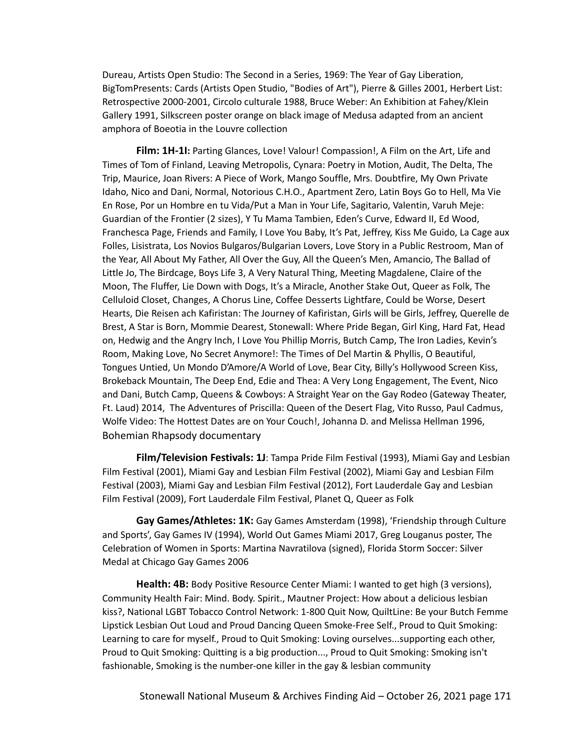Dureau, Artists Open Studio: The Second in a Series, 1969: The Year of Gay Liberation, BigTomPresents: Cards (Artists Open Studio, "Bodies of Art"), Pierre & Gilles 2001, Herbert List: Retrospective 2000-2001, Circolo culturale 1988, Bruce Weber: An Exhibition at Fahey/Klein Gallery 1991, Silkscreen poster orange on black image of Medusa adapted from an ancient amphora of Boeotia in the Louvre collection

**Film: 1H-1I:** Parting Glances, Love! Valour! Compassion!, A Film on the Art, Life and Times of Tom of Finland, Leaving Metropolis, Cynara: Poetry in Motion, Audit, The Delta, The Trip, Maurice, Joan Rivers: A Piece of Work, Mango Souffle, Mrs. Doubtfire, My Own Private Idaho, Nico and Dani, Normal, Notorious C.H.O., Apartment Zero, Latin Boys Go to Hell, Ma Vie En Rose, Por un Hombre en tu Vida/Put a Man in Your Life, Sagitario, Valentin, Varuh Meje: Guardian of the Frontier (2 sizes), Y Tu Mama Tambien, Eden's Curve, Edward II, Ed Wood, Franchesca Page, Friends and Family, I Love You Baby, It's Pat, Jeffrey, Kiss Me Guido, La Cage aux Folles, Lisistrata, Los Novios Bulgaros/Bulgarian Lovers, Love Story in a Public Restroom, Man of the Year, All About My Father, All Over the Guy, All the Queen's Men, Amancio, The Ballad of Little Jo, The Birdcage, Boys Life 3, A Very Natural Thing, Meeting Magdalene, Claire of the Moon, The Fluffer, Lie Down with Dogs, It's a Miracle, Another Stake Out, Queer as Folk, The Celluloid Closet, Changes, A Chorus Line, Coffee Desserts Lightfare, Could be Worse, Desert Hearts, Die Reisen ach Kafiristan: The Journey of Kafiristan, Girls will be Girls, Jeffrey, Querelle de Brest, A Star is Born, Mommie Dearest, Stonewall: Where Pride Began, Girl King, Hard Fat, Head on, Hedwig and the Angry Inch, I Love You Phillip Morris, Butch Camp, The Iron Ladies, Kevin's Room, Making Love, No Secret Anymore!: The Times of Del Martin & Phyllis, O Beautiful, Tongues Untied, Un Mondo D'Amore/A World of Love, Bear City, Billy's Hollywood Screen Kiss, Brokeback Mountain, The Deep End, Edie and Thea: A Very Long Engagement, The Event, Nico and Dani, Butch Camp, Queens & Cowboys: A Straight Year on the Gay Rodeo (Gateway Theater, Ft. Laud) 2014, The Adventures of Priscilla: Queen of the Desert Flag, Vito Russo, Paul Cadmus, Wolfe Video: The Hottest Dates are on Your Couch!, Johanna D. and Melissa Hellman 1996, Bohemian Rhapsody documentary

**Film/Television Festivals: 1J**: Tampa Pride Film Festival (1993), Miami Gay and Lesbian Film Festival (2001), Miami Gay and Lesbian Film Festival (2002), Miami Gay and Lesbian Film Festival (2003), Miami Gay and Lesbian Film Festival (2012), Fort Lauderdale Gay and Lesbian Film Festival (2009), Fort Lauderdale Film Festival, Planet Q, Queer as Folk

**Gay Games/Athletes: 1K:** Gay Games Amsterdam (1998), 'Friendship through Culture and Sports', Gay Games IV (1994), World Out Games Miami 2017, Greg Louganus poster, The Celebration of Women in Sports: Martina Navratilova (signed), Florida Storm Soccer: Silver Medal at Chicago Gay Games 2006

**Health: 4B:** Body Positive Resource Center Miami: I wanted to get high (3 versions), Community Health Fair: Mind. Body. Spirit., Mautner Project: How about a delicious lesbian kiss?, National LGBT Tobacco Control Network: 1-800 Quit Now, QuiltLine: Be your Butch Femme Lipstick Lesbian Out Loud and Proud Dancing Queen Smoke-Free Self., Proud to Quit Smoking: Learning to care for myself., Proud to Quit Smoking: Loving ourselves...supporting each other, Proud to Quit Smoking: Quitting is a big production..., Proud to Quit Smoking: Smoking isn't fashionable, Smoking is the number-one killer in the gay & lesbian community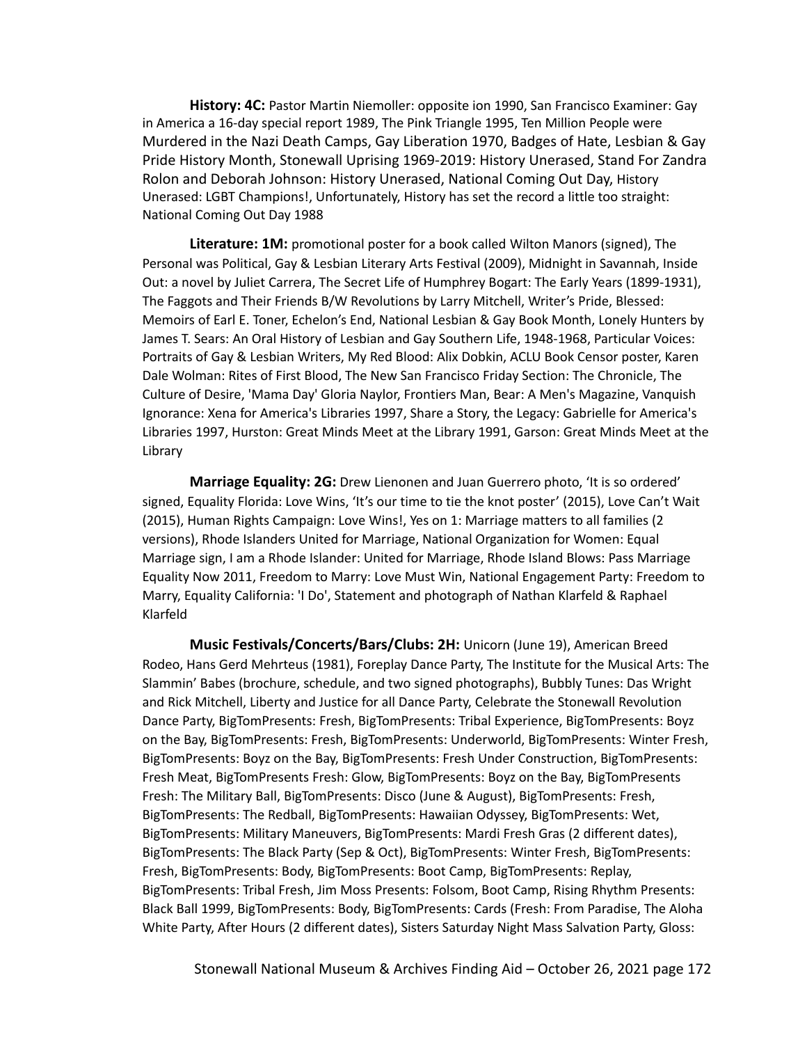**History: 4C:** Pastor Martin Niemoller: opposite ion 1990, San Francisco Examiner: Gay in America a 16-day special report 1989, The Pink Triangle 1995, Ten Million People were Murdered in the Nazi Death Camps, Gay Liberation 1970, Badges of Hate, Lesbian & Gay Pride History Month, Stonewall Uprising 1969-2019: History Unerased, Stand For Zandra Rolon and Deborah Johnson: History Unerased, National Coming Out Day, History Unerased: LGBT Champions!, Unfortunately, History has set the record a little too straight: National Coming Out Day 1988

**Literature: 1M:** promotional poster for a book called Wilton Manors (signed), The Personal was Political, Gay & Lesbian Literary Arts Festival (2009), Midnight in Savannah, Inside Out: a novel by Juliet Carrera, The Secret Life of Humphrey Bogart: The Early Years (1899-1931), The Faggots and Their Friends B/W Revolutions by Larry Mitchell, Writer's Pride, Blessed: Memoirs of Earl E. Toner, Echelon's End, National Lesbian & Gay Book Month, Lonely Hunters by James T. Sears: An Oral History of Lesbian and Gay Southern Life, 1948-1968, Particular Voices: Portraits of Gay & Lesbian Writers, My Red Blood: Alix Dobkin, ACLU Book Censor poster, Karen Dale Wolman: Rites of First Blood, The New San Francisco Friday Section: The Chronicle, The Culture of Desire, 'Mama Day' Gloria Naylor, Frontiers Man, Bear: A Men's Magazine, Vanquish Ignorance: Xena for America's Libraries 1997, Share a Story, the Legacy: Gabrielle for America's Libraries 1997, Hurston: Great Minds Meet at the Library 1991, Garson: Great Minds Meet at the Library

**Marriage Equality: 2G:** Drew Lienonen and Juan Guerrero photo, 'It is so ordered' signed, Equality Florida: Love Wins, 'It's our time to tie the knot poster' (2015), Love Can't Wait (2015), Human Rights Campaign: Love Wins!, Yes on 1: Marriage matters to all families (2 versions), Rhode Islanders United for Marriage, National Organization for Women: Equal Marriage sign, I am a Rhode Islander: United for Marriage, Rhode Island Blows: Pass Marriage Equality Now 2011, Freedom to Marry: Love Must Win, National Engagement Party: Freedom to Marry, Equality California: 'I Do', Statement and photograph of Nathan Klarfeld & Raphael Klarfeld

**Music Festivals/Concerts/Bars/Clubs: 2H:** Unicorn (June 19), American Breed Rodeo, Hans Gerd Mehrteus (1981), Foreplay Dance Party, The Institute for the Musical Arts: The Slammin' Babes (brochure, schedule, and two signed photographs), Bubbly Tunes: Das Wright and Rick Mitchell, Liberty and Justice for all Dance Party, Celebrate the Stonewall Revolution Dance Party, BigTomPresents: Fresh, BigTomPresents: Tribal Experience, BigTomPresents: Boyz on the Bay, BigTomPresents: Fresh, BigTomPresents: Underworld, BigTomPresents: Winter Fresh, BigTomPresents: Boyz on the Bay, BigTomPresents: Fresh Under Construction, BigTomPresents: Fresh Meat, BigTomPresents Fresh: Glow, BigTomPresents: Boyz on the Bay, BigTomPresents Fresh: The Military Ball, BigTomPresents: Disco (June & August), BigTomPresents: Fresh, BigTomPresents: The Redball, BigTomPresents: Hawaiian Odyssey, BigTomPresents: Wet, BigTomPresents: Military Maneuvers, BigTomPresents: Mardi Fresh Gras (2 different dates), BigTomPresents: The Black Party (Sep & Oct), BigTomPresents: Winter Fresh, BigTomPresents: Fresh, BigTomPresents: Body, BigTomPresents: Boot Camp, BigTomPresents: Replay, BigTomPresents: Tribal Fresh, Jim Moss Presents: Folsom, Boot Camp, Rising Rhythm Presents: Black Ball 1999, BigTomPresents: Body, BigTomPresents: Cards (Fresh: From Paradise, The Aloha White Party, After Hours (2 different dates), Sisters Saturday Night Mass Salvation Party, Gloss: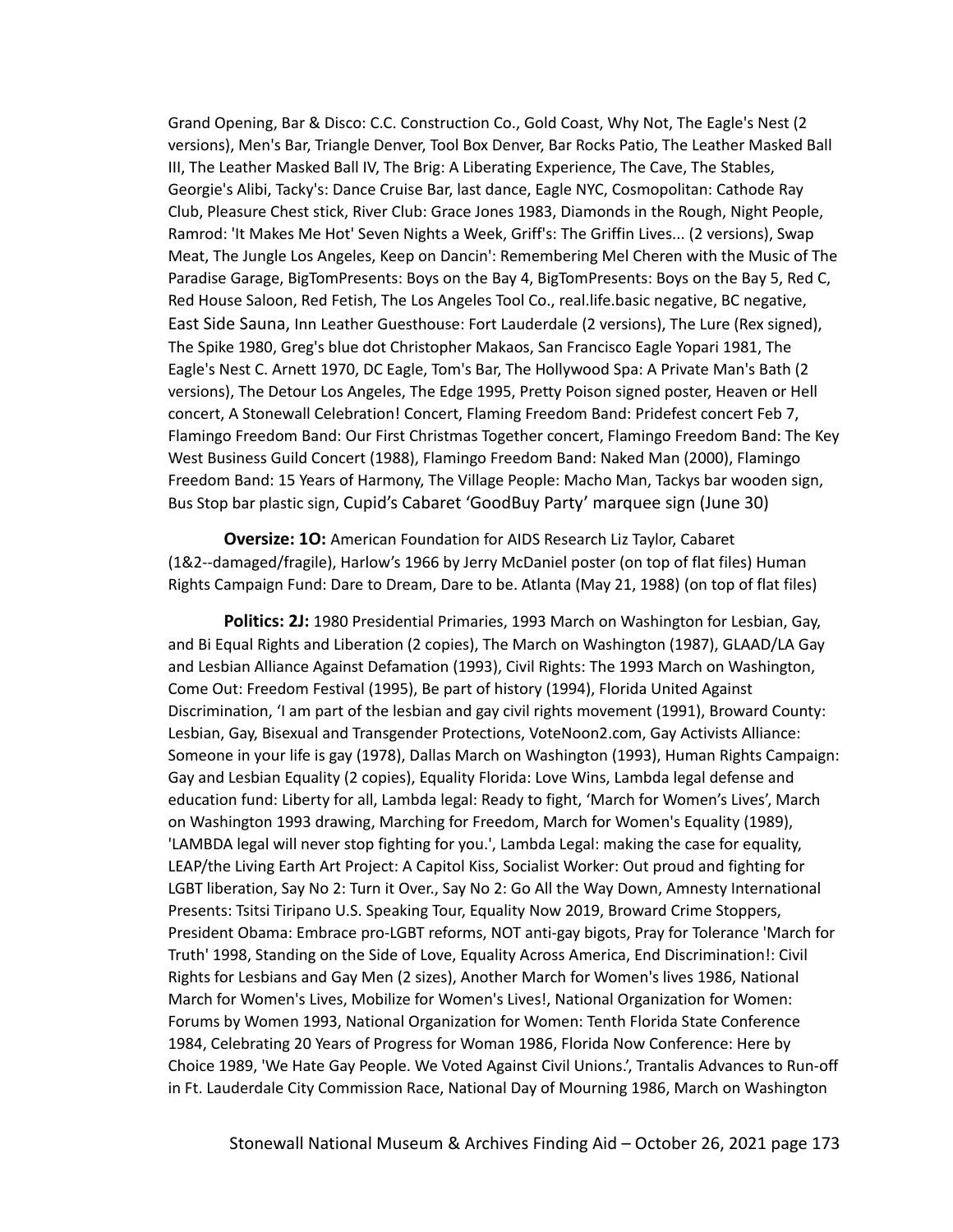Grand Opening, Bar & Disco: C.C. Construction Co., Gold Coast, Why Not, The Eagle's Nest (2 versions), Men's Bar, Triangle Denver, Tool Box Denver, Bar Rocks Patio, The Leather Masked Ball III, The Leather Masked Ball IV, The Brig: A Liberating Experience, The Cave, The Stables, Georgie's Alibi, Tacky's: Dance Cruise Bar, last dance, Eagle NYC, Cosmopolitan: Cathode Ray Club, Pleasure Chest stick, River Club: Grace Jones 1983, Diamonds in the Rough, Night People, Ramrod: 'It Makes Me Hot' Seven Nights a Week, Griff's: The Griffin Lives... (2 versions), Swap Meat, The Jungle Los Angeles, Keep on Dancin': Remembering Mel Cheren with the Music of The Paradise Garage, BigTomPresents: Boys on the Bay 4, BigTomPresents: Boys on the Bay 5, Red C, Red House Saloon, Red Fetish, The Los Angeles Tool Co., real.life.basic negative, BC negative, East Side Sauna, Inn Leather Guesthouse: Fort Lauderdale (2 versions), The Lure (Rex signed), The Spike 1980, Greg's blue dot Christopher Makaos, San Francisco Eagle Yopari 1981, The Eagle's Nest C. Arnett 1970, DC Eagle, Tom's Bar, The Hollywood Spa: A Private Man's Bath (2 versions), The Detour Los Angeles, The Edge 1995, Pretty Poison signed poster, Heaven or Hell concert, A Stonewall Celebration! Concert, Flaming Freedom Band: Pridefest concert Feb 7, Flamingo Freedom Band: Our First Christmas Together concert, Flamingo Freedom Band: The Key West Business Guild Concert (1988), Flamingo Freedom Band: Naked Man (2000), Flamingo Freedom Band: 15 Years of Harmony, The Village People: Macho Man, Tackys bar wooden sign, Bus Stop bar plastic sign, Cupid's Cabaret 'GoodBuy Party' marquee sign (June 30)

**Oversize: 1O:** American Foundation for AIDS Research Liz Taylor, Cabaret (1&2--damaged/fragile), Harlow's 1966 by Jerry McDaniel poster (on top of flat files) Human Rights Campaign Fund: Dare to Dream, Dare to be. Atlanta (May 21, 1988) (on top of flat files)

**Politics: 2J:** 1980 Presidential Primaries, 1993 March on Washington for Lesbian, Gay, and Bi Equal Rights and Liberation (2 copies), The March on Washington (1987), GLAAD/LA Gay and Lesbian Alliance Against Defamation (1993), Civil Rights: The 1993 March on Washington, Come Out: Freedom Festival (1995), Be part of history (1994), Florida United Against Discrimination, 'I am part of the lesbian and gay civil rights movement (1991), Broward County: Lesbian, Gay, Bisexual and Transgender Protections, VoteNoon2.com, Gay Activists Alliance: Someone in your life is gay (1978), Dallas March on Washington (1993), Human Rights Campaign: Gay and Lesbian Equality (2 copies), Equality Florida: Love Wins, Lambda legal defense and education fund: Liberty for all, Lambda legal: Ready to fight, 'March for Women's Lives', March on Washington 1993 drawing, Marching for Freedom, March for Women's Equality (1989), 'LAMBDA legal will never stop fighting for you.', Lambda Legal: making the case for equality, LEAP/the Living Earth Art Project: A Capitol Kiss, Socialist Worker: Out proud and fighting for LGBT liberation, Say No 2: Turn it Over., Say No 2: Go All the Way Down, Amnesty International Presents: Tsitsi Tiripano U.S. Speaking Tour, Equality Now 2019, Broward Crime Stoppers, President Obama: Embrace pro-LGBT reforms, NOT anti-gay bigots, Pray for Tolerance 'March for Truth' 1998, Standing on the Side of Love, Equality Across America, End Discrimination!: Civil Rights for Lesbians and Gay Men (2 sizes), Another March for Women's lives 1986, National March for Women's Lives, Mobilize for Women's Lives!, National Organization for Women: Forums by Women 1993, National Organization for Women: Tenth Florida State Conference 1984, Celebrating 20 Years of Progress for Woman 1986, Florida Now Conference: Here by Choice 1989, 'We Hate Gay People. We Voted Against Civil Unions.', Trantalis Advances to Run-off in Ft. Lauderdale City Commission Race, National Day of Mourning 1986, March on Washington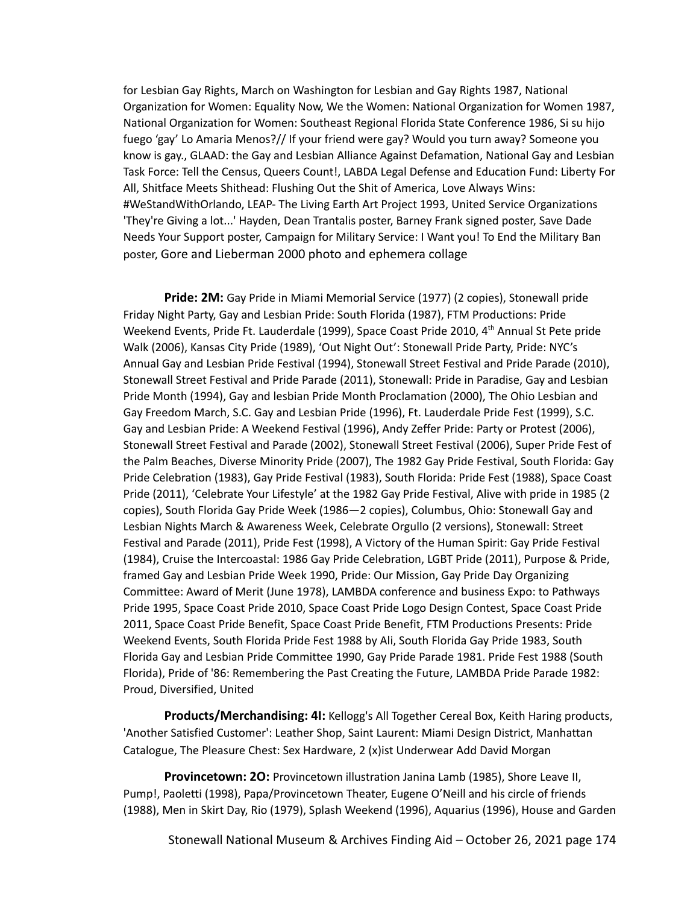for Lesbian Gay Rights, March on Washington for Lesbian and Gay Rights 1987, National Organization for Women: Equality Now, We the Women: National Organization for Women 1987, National Organization for Women: Southeast Regional Florida State Conference 1986, Si su hijo fuego 'gay' Lo Amaria Menos?// If your friend were gay? Would you turn away? Someone you know is gay., GLAAD: the Gay and Lesbian Alliance Against Defamation, National Gay and Lesbian Task Force: Tell the Census, Queers Count!, LABDA Legal Defense and Education Fund: Liberty For All, Shitface Meets Shithead: Flushing Out the Shit of America, Love Always Wins: #WeStandWithOrlando, LEAP- The Living Earth Art Project 1993, United Service Organizations 'They're Giving a lot...' Hayden, Dean Trantalis poster, Barney Frank signed poster, Save Dade Needs Your Support poster, Campaign for Military Service: I Want you! To End the Military Ban poster, Gore and Lieberman 2000 photo and ephemera collage

**Pride: 2M:** Gay Pride in Miami Memorial Service (1977) (2 copies), Stonewall pride Friday Night Party, Gay and Lesbian Pride: South Florida (1987), FTM Productions: Pride Weekend Events, Pride Ft. Lauderdale (1999), Space Coast Pride 2010, 4th Annual St Pete pride Walk (2006), Kansas City Pride (1989), 'Out Night Out': Stonewall Pride Party, Pride: NYC's Annual Gay and Lesbian Pride Festival (1994), Stonewall Street Festival and Pride Parade (2010), Stonewall Street Festival and Pride Parade (2011), Stonewall: Pride in Paradise, Gay and Lesbian Pride Month (1994), Gay and lesbian Pride Month Proclamation (2000), The Ohio Lesbian and Gay Freedom March, S.C. Gay and Lesbian Pride (1996), Ft. Lauderdale Pride Fest (1999), S.C. Gay and Lesbian Pride: A Weekend Festival (1996), Andy Zeffer Pride: Party or Protest (2006), Stonewall Street Festival and Parade (2002), Stonewall Street Festival (2006), Super Pride Fest of the Palm Beaches, Diverse Minority Pride (2007), The 1982 Gay Pride Festival, South Florida: Gay Pride Celebration (1983), Gay Pride Festival (1983), South Florida: Pride Fest (1988), Space Coast Pride (2011), 'Celebrate Your Lifestyle' at the 1982 Gay Pride Festival, Alive with pride in 1985 (2 copies), South Florida Gay Pride Week (1986—2 copies), Columbus, Ohio: Stonewall Gay and Lesbian Nights March & Awareness Week, Celebrate Orgullo (2 versions), Stonewall: Street Festival and Parade (2011), Pride Fest (1998), A Victory of the Human Spirit: Gay Pride Festival (1984), Cruise the Intercoastal: 1986 Gay Pride Celebration, LGBT Pride (2011), Purpose & Pride, framed Gay and Lesbian Pride Week 1990, Pride: Our Mission, Gay Pride Day Organizing Committee: Award of Merit (June 1978), LAMBDA conference and business Expo: to Pathways Pride 1995, Space Coast Pride 2010, Space Coast Pride Logo Design Contest, Space Coast Pride 2011, Space Coast Pride Benefit, Space Coast Pride Benefit, FTM Productions Presents: Pride Weekend Events, South Florida Pride Fest 1988 by Ali, South Florida Gay Pride 1983, South Florida Gay and Lesbian Pride Committee 1990, Gay Pride Parade 1981. Pride Fest 1988 (South Florida), Pride of '86: Remembering the Past Creating the Future, LAMBDA Pride Parade 1982: Proud, Diversified, United

**Products/Merchandising: 4I:** Kellogg's All Together Cereal Box, Keith Haring products, 'Another Satisfied Customer': Leather Shop, Saint Laurent: Miami Design District, Manhattan Catalogue, The Pleasure Chest: Sex Hardware, 2 (x)ist Underwear Add David Morgan

**Provincetown: 2O:** Provincetown illustration Janina Lamb (1985), Shore Leave II, Pump!, Paoletti (1998), Papa/Provincetown Theater, Eugene O'Neill and his circle of friends (1988), Men in Skirt Day, Rio (1979), Splash Weekend (1996), Aquarius (1996), House and Garden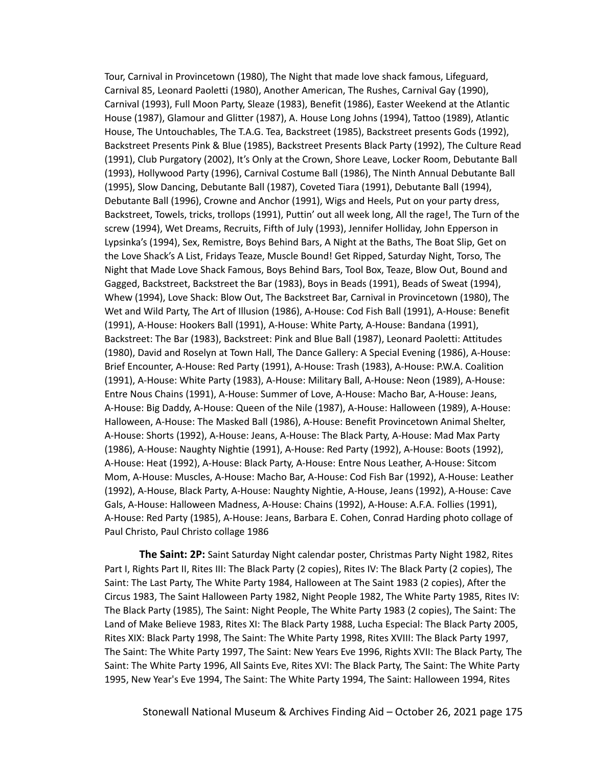Tour, Carnival in Provincetown (1980), The Night that made love shack famous, Lifeguard, Carnival 85, Leonard Paoletti (1980), Another American, The Rushes, Carnival Gay (1990), Carnival (1993), Full Moon Party, Sleaze (1983), Benefit (1986), Easter Weekend at the Atlantic House (1987), Glamour and Glitter (1987), A. House Long Johns (1994), Tattoo (1989), Atlantic House, The Untouchables, The T.A.G. Tea, Backstreet, Backstreet presents Gods (1992), Backstreet Presents Pink & Blue (1985), Backstreet Presents Black Party (1992), The Culture Read (1991), Club Purgatory (2002), It's Only at the Crown, Shore Leave, Locker Room, Debutante Ball (1993), Hollywood Party (1996), Carnival Costume Ball (1986), The Ninth Annual Debutante Ball (1995), Slow Dancing, Debutante Ball (1987), Coveted Tiara (1991), Debutante Ball (1994), Debutante Ball (1996), Crowne and Anchor (1991), Wigs and Heels, Put on your party dress, Backstreet, Towels, tricks, trollops (1991), Puttin' out all week long, All the rage!, The Turn of the screw (1994), Wet Dreams, Recruits, Fifth of July (1993), Jennifer Holliday, John Epperson in Lypsinka's (1994), Sex, Remistre, Boys Behind Bars, A Night at the Baths, The Boat Slip, Get on the Love Shack's A List, Fridays Teaze, Muscle Bound! Get Ripped, Saturday Night, Torso, The Night that Made Love Shack Famous, Boys Behind Bars, Tool Box, Teaze, Blow Out, Bound and Gagged, Backstreet, Backstreet the Bar (1983), Boys in Beads (1991), Beads of Sweat (1994), Whew (1994), Love Shack: Blow Out, The Backstreet Bar, Carnival in Provincetown (1980), The Wet and Wild Party, The Art of Illusion (1986), A-House: Cod Fish Ball (1991), A-House: Benefit (1991), A-House: Hookers Ball (1991), A-House: White Party, A-House: Bandana (1991), Backstreet: The Bar (1983), Backstreet: Pink and Blue Ball (1987), Leonard Paoletti: Attitudes (1980), David and Roselyn at Town Hall, The Dance Gallery: A Special Evening (1986), A-House: Brief Encounter, A-House: Red Party (1991), A-House: Trash (1983), A-House: P.W.A. Coalition (1991), A-House: White Party (1983), A-House: Military Ball, A-House: Neon (1989), A-House: Entre Nous Chains (1991), A-House: Summer of Love, A-House: Macho Bar, A-House: Jeans, A-House: Big Daddy, A-House: Queen of the Nile (1987), A-House: Halloween (1989), A-House: Halloween, A-House: The Masked Ball (1986), A-House: Benefit Provincetown Animal Shelter, A-House: Shorts (1992), A-House: Jeans, A-House: The Black Party, A-House: Mad Max Party (1986), A-House: Naughty Nightie (1991), A-House: Red Party (1992), A-House: Boots (1992), A-House: Heat (1992), A-House: Black Party, A-House: Entre Nous Leather, A-House: Sitcom Mom, A-House: Muscles, A-House: Macho Bar, A-House: Cod Fish Bar (1992), A-House: Leather (1992), A-House, Black Party, A-House: Naughty Nightie, A-House, Jeans (1992), A-House: Cave Gals, A-House: Halloween Madness, A-House: Chains (1992), A-House: A.F.A. Follies (1991), A-House: Red Party (1985), A-House: Jeans, Barbara E. Cohen, Conrad Harding photo collage of Paul Christo, Paul Christo collage 1986

**The Saint: 2P:** Saint Saturday Night calendar poster, Christmas Party Night 1982, Rites Part I, Rights Part II, Rites III: The Black Party (2 copies), Rites IV: The Black Party (2 copies), The Saint: The Last Party, The White Party 1984, Halloween at The Saint 1983 (2 copies), After the Circus 1983, The Saint Halloween Party 1982, Night People 1982, The White Party 1985, Rites IV: The Black Party (1985), The Saint: Night People, The White Party 1983 (2 copies), The Saint: The Land of Make Believe 1983, Rites XI: The Black Party 1988, Lucha Especial: The Black Party 2005, Rites XIX: Black Party 1998, The Saint: The White Party 1998, Rites XVIII: The Black Party 1997, The Saint: The White Party 1997, The Saint: New Years Eve 1996, Rights XVII: The Black Party, The Saint: The White Party 1996, All Saints Eve, Rites XVI: The Black Party, The Saint: The White Party 1995, New Year's Eve 1994, The Saint: The White Party 1994, The Saint: Halloween 1994, Rites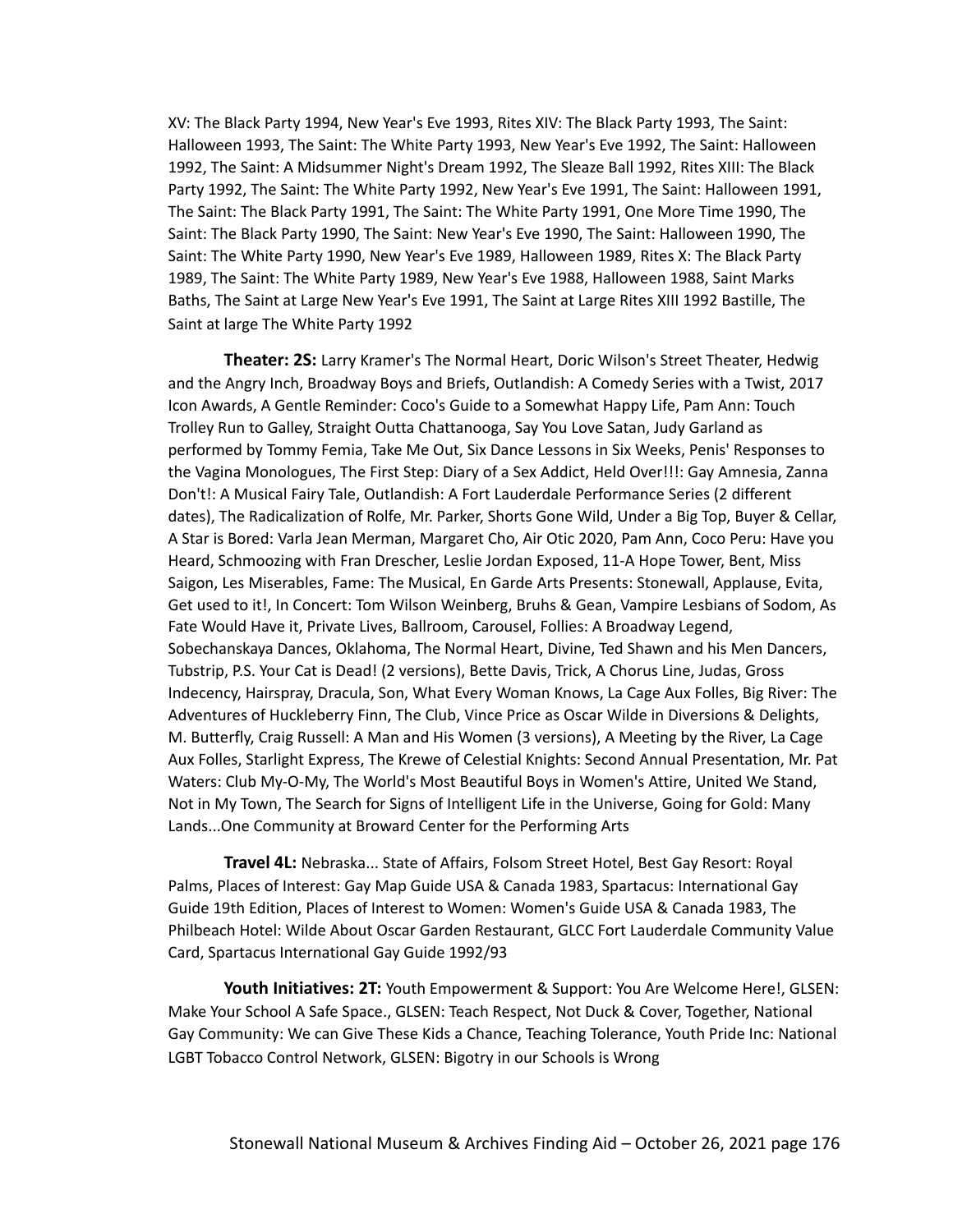XV: The Black Party 1994, New Year's Eve 1993, Rites XIV: The Black Party 1993, The Saint: Halloween 1993, The Saint: The White Party 1993, New Year's Eve 1992, The Saint: Halloween 1992, The Saint: A Midsummer Night's Dream 1992, The Sleaze Ball 1992, Rites XIII: The Black Party 1992, The Saint: The White Party 1992, New Year's Eve 1991, The Saint: Halloween 1991, The Saint: The Black Party 1991, The Saint: The White Party 1991, One More Time 1990, The Saint: The Black Party 1990, The Saint: New Year's Eve 1990, The Saint: Halloween 1990, The Saint: The White Party 1990, New Year's Eve 1989, Halloween 1989, Rites X: The Black Party 1989, The Saint: The White Party 1989, New Year's Eve 1988, Halloween 1988, Saint Marks Baths, The Saint at Large New Year's Eve 1991, The Saint at Large Rites XIII 1992 Bastille, The Saint at large The White Party 1992

**Theater: 2S:** Larry Kramer's The Normal Heart, Doric Wilson's Street Theater, Hedwig and the Angry Inch, Broadway Boys and Briefs, Outlandish: A Comedy Series with a Twist, 2017 Icon Awards, A Gentle Reminder: Coco's Guide to a Somewhat Happy Life, Pam Ann: Touch Trolley Run to Galley, Straight Outta Chattanooga, Say You Love Satan, Judy Garland as performed by Tommy Femia, Take Me Out, Six Dance Lessons in Six Weeks, Penis' Responses to the Vagina Monologues, The First Step: Diary of a Sex Addict, Held Over!!!: Gay Amnesia, Zanna Don't!: A Musical Fairy Tale, Outlandish: A Fort Lauderdale Performance Series (2 different dates), The Radicalization of Rolfe, Mr. Parker, Shorts Gone Wild, Under a Big Top, Buyer & Cellar, A Star is Bored: Varla Jean Merman, Margaret Cho, Air Otic 2020, Pam Ann, Coco Peru: Have you Heard, Schmoozing with Fran Drescher, Leslie Jordan Exposed, 11-A Hope Tower, Bent, Miss Saigon, Les Miserables, Fame: The Musical, En Garde Arts Presents: Stonewall, Applause, Evita, Get used to it!, In Concert: Tom Wilson Weinberg, Bruhs & Gean, Vampire Lesbians of Sodom, As Fate Would Have it, Private Lives, Ballroom, Carousel, Follies: A Broadway Legend, Sobechanskaya Dances, Oklahoma, The Normal Heart, Divine, Ted Shawn and his Men Dancers, Tubstrip, P.S. Your Cat is Dead! (2 versions), Bette Davis, Trick, A Chorus Line, Judas, Gross Indecency, Hairspray, Dracula, Son, What Every Woman Knows, La Cage Aux Folles, Big River: The Adventures of Huckleberry Finn, The Club, Vince Price as Oscar Wilde in Diversions & Delights, M. Butterfly, Craig Russell: A Man and His Women (3 versions), A Meeting by the River, La Cage Aux Folles, Starlight Express, The Krewe of Celestial Knights: Second Annual Presentation, Mr. Pat Waters: Club My-O-My, The World's Most Beautiful Boys in Women's Attire, United We Stand, Not in My Town, The Search for Signs of Intelligent Life in the Universe, Going for Gold: Many Lands...One Community at Broward Center for the Performing Arts

**Travel 4L:** Nebraska... State of Affairs, Folsom Street Hotel, Best Gay Resort: Royal Palms, Places of Interest: Gay Map Guide USA & Canada 1983, Spartacus: International Gay Guide 19th Edition, Places of Interest to Women: Women's Guide USA & Canada 1983, The Philbeach Hotel: Wilde About Oscar Garden Restaurant, GLCC Fort Lauderdale Community Value Card, Spartacus International Gay Guide 1992/93

**Youth Initiatives: 2T:** Youth Empowerment & Support: You Are Welcome Here!, GLSEN: Make Your School A Safe Space., GLSEN: Teach Respect, Not Duck & Cover, Together, National Gay Community: We can Give These Kids a Chance, Teaching Tolerance, Youth Pride Inc: National LGBT Tobacco Control Network, GLSEN: Bigotry in our Schools is Wrong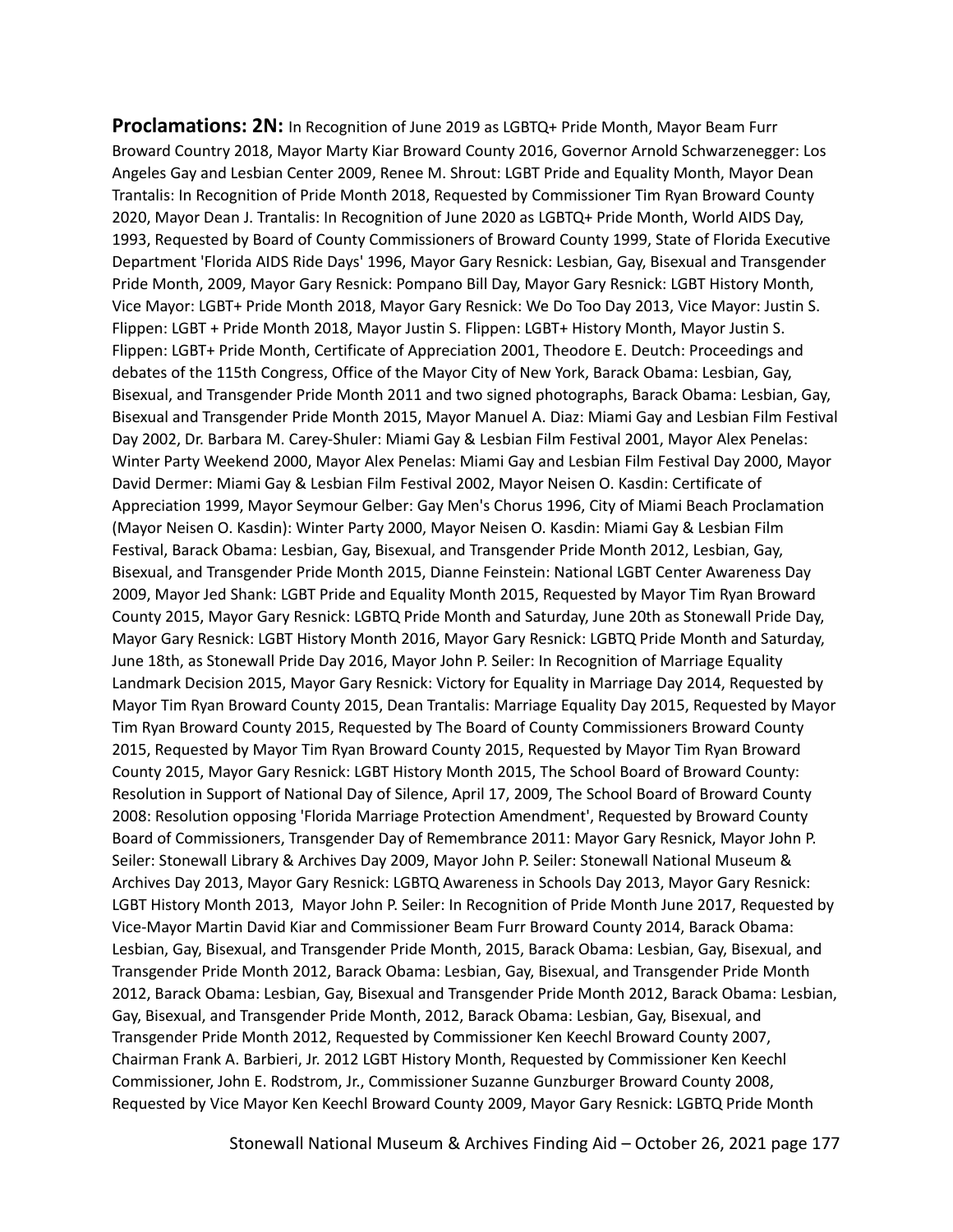**Proclamations: 2N:** In Recognition of June 2019 as LGBTQ+ Pride Month, Mayor Beam Furr Broward Country 2018, Mayor Marty Kiar Broward County 2016, Governor Arnold Schwarzenegger: Los Angeles Gay and Lesbian Center 2009, Renee M. Shrout: LGBT Pride and Equality Month, Mayor Dean Trantalis: In Recognition of Pride Month 2018, Requested by Commissioner Tim Ryan Broward County 2020, Mayor Dean J. Trantalis: In Recognition of June 2020 as LGBTQ+ Pride Month, World AIDS Day, 1993, Requested by Board of County Commissioners of Broward County 1999, State of Florida Executive Department 'Florida AIDS Ride Days' 1996, Mayor Gary Resnick: Lesbian, Gay, Bisexual and Transgender Pride Month, 2009, Mayor Gary Resnick: Pompano Bill Day, Mayor Gary Resnick: LGBT History Month, Vice Mayor: LGBT+ Pride Month 2018, Mayor Gary Resnick: We Do Too Day 2013, Vice Mayor: Justin S. Flippen: LGBT + Pride Month 2018, Mayor Justin S. Flippen: LGBT+ History Month, Mayor Justin S. Flippen: LGBT+ Pride Month, Certificate of Appreciation 2001, Theodore E. Deutch: Proceedings and debates of the 115th Congress, Office of the Mayor City of New York, Barack Obama: Lesbian, Gay, Bisexual, and Transgender Pride Month 2011 and two signed photographs, Barack Obama: Lesbian, Gay, Bisexual and Transgender Pride Month 2015, Mayor Manuel A. Diaz: Miami Gay and Lesbian Film Festival Day 2002, Dr. Barbara M. Carey-Shuler: Miami Gay & Lesbian Film Festival 2001, Mayor Alex Penelas: Winter Party Weekend 2000, Mayor Alex Penelas: Miami Gay and Lesbian Film Festival Day 2000, Mayor David Dermer: Miami Gay & Lesbian Film Festival 2002, Mayor Neisen O. Kasdin: Certificate of Appreciation 1999, Mayor Seymour Gelber: Gay Men's Chorus 1996, City of Miami Beach Proclamation (Mayor Neisen O. Kasdin): Winter Party 2000, Mayor Neisen O. Kasdin: Miami Gay & Lesbian Film Festival, Barack Obama: Lesbian, Gay, Bisexual, and Transgender Pride Month 2012, Lesbian, Gay, Bisexual, and Transgender Pride Month 2015, Dianne Feinstein: National LGBT Center Awareness Day 2009, Mayor Jed Shank: LGBT Pride and Equality Month 2015, Requested by Mayor Tim Ryan Broward County 2015, Mayor Gary Resnick: LGBTQ Pride Month and Saturday, June 20th as Stonewall Pride Day, Mayor Gary Resnick: LGBT History Month 2016, Mayor Gary Resnick: LGBTQ Pride Month and Saturday, June 18th, as Stonewall Pride Day 2016, Mayor John P. Seiler: In Recognition of Marriage Equality Landmark Decision 2015, Mayor Gary Resnick: Victory for Equality in Marriage Day 2014, Requested by Mayor Tim Ryan Broward County 2015, Dean Trantalis: Marriage Equality Day 2015, Requested by Mayor Tim Ryan Broward County 2015, Requested by The Board of County Commissioners Broward County 2015, Requested by Mayor Tim Ryan Broward County 2015, Requested by Mayor Tim Ryan Broward County 2015, Mayor Gary Resnick: LGBT History Month 2015, The School Board of Broward County: Resolution in Support of National Day of Silence, April 17, 2009, The School Board of Broward County 2008: Resolution opposing 'Florida Marriage Protection Amendment', Requested by Broward County Board of Commissioners, Transgender Day of Remembrance 2011: Mayor Gary Resnick, Mayor John P. Seiler: Stonewall Library & Archives Day 2009, Mayor John P. Seiler: Stonewall National Museum & Archives Day 2013, Mayor Gary Resnick: LGBTQ Awareness in Schools Day 2013, Mayor Gary Resnick: LGBT History Month 2013, Mayor John P. Seiler: In Recognition of Pride Month June 2017, Requested by Vice-Mayor Martin David Kiar and Commissioner Beam Furr Broward County 2014, Barack Obama: Lesbian, Gay, Bisexual, and Transgender Pride Month, 2015, Barack Obama: Lesbian, Gay, Bisexual, and Transgender Pride Month 2012, Barack Obama: Lesbian, Gay, Bisexual, and Transgender Pride Month 2012, Barack Obama: Lesbian, Gay, Bisexual and Transgender Pride Month 2012, Barack Obama: Lesbian, Gay, Bisexual, and Transgender Pride Month, 2012, Barack Obama: Lesbian, Gay, Bisexual, and Transgender Pride Month 2012, Requested by Commissioner Ken Keechl Broward County 2007, Chairman Frank A. Barbieri, Jr. 2012 LGBT History Month, Requested by Commissioner Ken Keechl Commissioner, John E. Rodstrom, Jr., Commissioner Suzanne Gunzburger Broward County 2008, Requested by Vice Mayor Ken Keechl Broward County 2009, Mayor Gary Resnick: LGBTQ Pride Month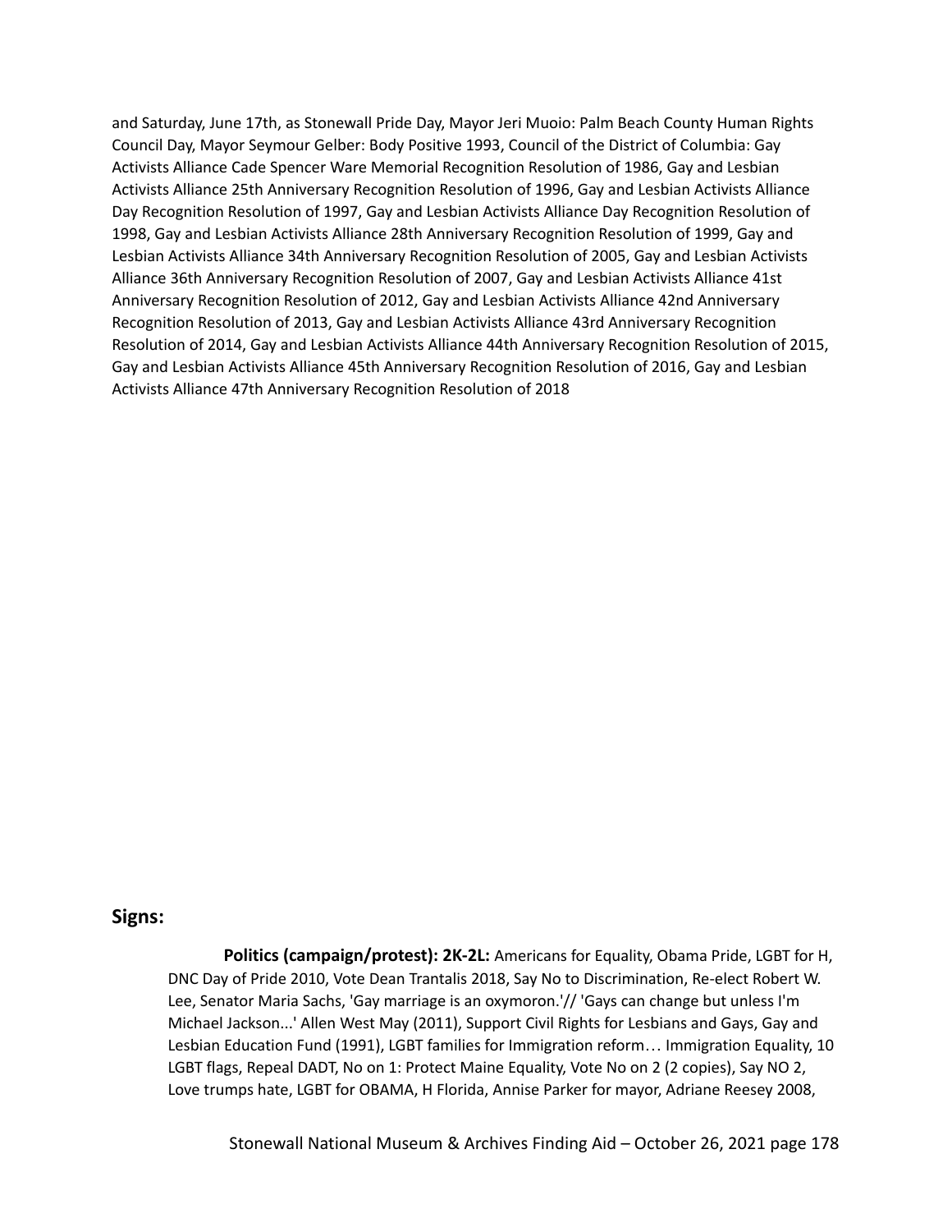and Saturday, June 17th, as Stonewall Pride Day, Mayor Jeri Muoio: Palm Beach County Human Rights Council Day, Mayor Seymour Gelber: Body Positive 1993, Council of the District of Columbia: Gay Activists Alliance Cade Spencer Ware Memorial Recognition Resolution of 1986, Gay and Lesbian Activists Alliance 25th Anniversary Recognition Resolution of 1996, Gay and Lesbian Activists Alliance Day Recognition Resolution of 1997, Gay and Lesbian Activists Alliance Day Recognition Resolution of 1998, Gay and Lesbian Activists Alliance 28th Anniversary Recognition Resolution of 1999, Gay and Lesbian Activists Alliance 34th Anniversary Recognition Resolution of 2005, Gay and Lesbian Activists Alliance 36th Anniversary Recognition Resolution of 2007, Gay and Lesbian Activists Alliance 41st Anniversary Recognition Resolution of 2012, Gay and Lesbian Activists Alliance 42nd Anniversary Recognition Resolution of 2013, Gay and Lesbian Activists Alliance 43rd Anniversary Recognition Resolution of 2014, Gay and Lesbian Activists Alliance 44th Anniversary Recognition Resolution of 2015, Gay and Lesbian Activists Alliance 45th Anniversary Recognition Resolution of 2016, Gay and Lesbian Activists Alliance 47th Anniversary Recognition Resolution of 2018

## Signs:

**Politics (campaign/protest): 2K-2L:** Americans for Equality, Obama Pride, LGBT for H, DNC Day of Pride 2010, Vote Dean Trantalis 2018, Say No to Discrimination, Re-elect Robert W. Lee, Senator Maria Sachs, 'Gay marriage is an oxymoron.'// 'Gays can change but unless I'm Michael Jackson...' Allen West May (2011), Support Civil Rights for Lesbians and Gays, Gay and Lesbian Education Fund (1991), LGBT families for Immigration reform… Immigration Equality, 10 LGBT flags, Repeal DADT, No on 1: Protect Maine Equality, Vote No on 2 (2 copies), Say NO 2, Love trumps hate, LGBT for OBAMA, H Florida, Annise Parker for mayor, Adriane Reesey 2008,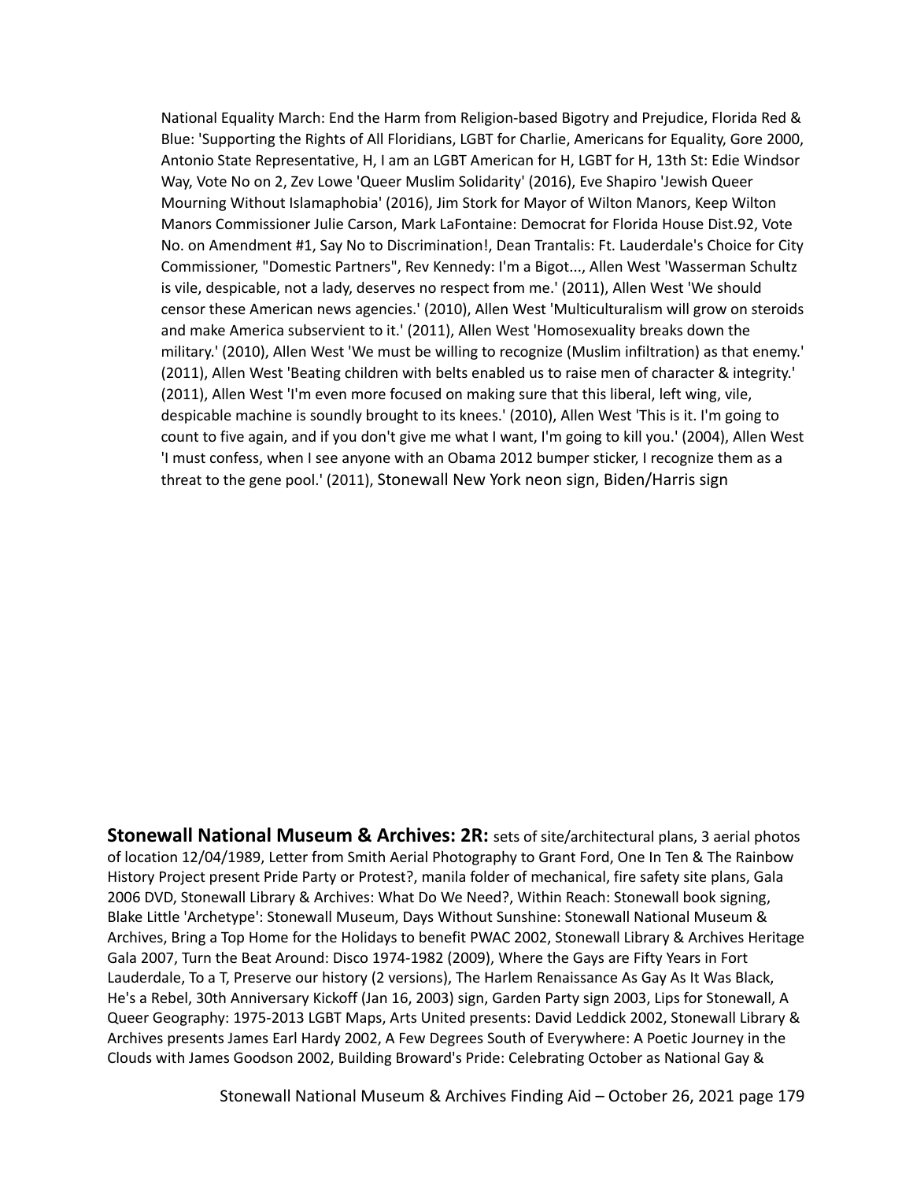National Equality March: End the Harm from Religion-based Bigotry and Prejudice, Florida Red & Blue: 'Supporting the Rights of All Floridians, LGBT for Charlie, Americans for Equality, Gore 2000, Antonio State Representative, H, I am an LGBT American for H, LGBT for H, 13th St: Edie Windsor Way, Vote No on 2, Zev Lowe 'Queer Muslim Solidarity' (2016), Eve Shapiro 'Jewish Queer Mourning Without Islamaphobia' (2016), Jim Stork for Mayor of Wilton Manors, Keep Wilton Manors Commissioner Julie Carson, Mark LaFontaine: Democrat for Florida House Dist.92, Vote No. on Amendment #1, Say No to Discrimination!, Dean Trantalis: Ft. Lauderdale's Choice for City Commissioner, "Domestic Partners", Rev Kennedy: I'm a Bigot..., Allen West 'Wasserman Schultz is vile, despicable, not a lady, deserves no respect from me.' (2011), Allen West 'We should censor these American news agencies.' (2010), Allen West 'Multiculturalism will grow on steroids and make America subservient to it.' (2011), Allen West 'Homosexuality breaks down the military.' (2010), Allen West 'We must be willing to recognize (Muslim infiltration) as that enemy.' (2011), Allen West 'Beating children with belts enabled us to raise men of character & integrity.' (2011), Allen West 'I'm even more focused on making sure that this liberal, left wing, vile, despicable machine is soundly brought to its knees.' (2010), Allen West 'This is it. I'm going to count to five again, and if you don't give me what I want, I'm going to kill you.' (2004), Allen West 'I must confess, when I see anyone with an Obama 2012 bumper sticker, I recognize them as a threat to the gene pool.' (2011), Stonewall New York neon sign, Biden/Harris sign

**Stonewall National Museum & Archives: 2R:** sets of site/architectural plans, 3 aerial photos of location 12/04/1989, Letter from Smith Aerial Photography to Grant Ford, One In Ten & The Rainbow History Project present Pride Party or Protest?, manila folder of mechanical, fire safety site plans, Gala 2006 DVD, Stonewall Library & Archives: What Do We Need?, Within Reach: Stonewall book signing, Blake Little 'Archetype': Stonewall Museum, Days Without Sunshine: Stonewall National Museum & Archives, Bring a Top Home for the Holidays to benefit PWAC 2002, Stonewall Library & Archives Heritage Gala 2007, Turn the Beat Around: Disco 1974-1982 (2009), Where the Gays are Fifty Years in Fort Lauderdale, To a T, Preserve our history (2 versions), The Harlem Renaissance As Gay As It Was Black, He's a Rebel, 30th Anniversary Kickoff (Jan 16, 2003) sign, Garden Party sign 2003, Lips for Stonewall, A Queer Geography: 1975-2013 LGBT Maps, Arts United presents: David Leddick 2002, Stonewall Library & Archives presents James Earl Hardy 2002, A Few Degrees South of Everywhere: A Poetic Journey in the Clouds with James Goodson 2002, Building Broward's Pride: Celebrating October as National Gay &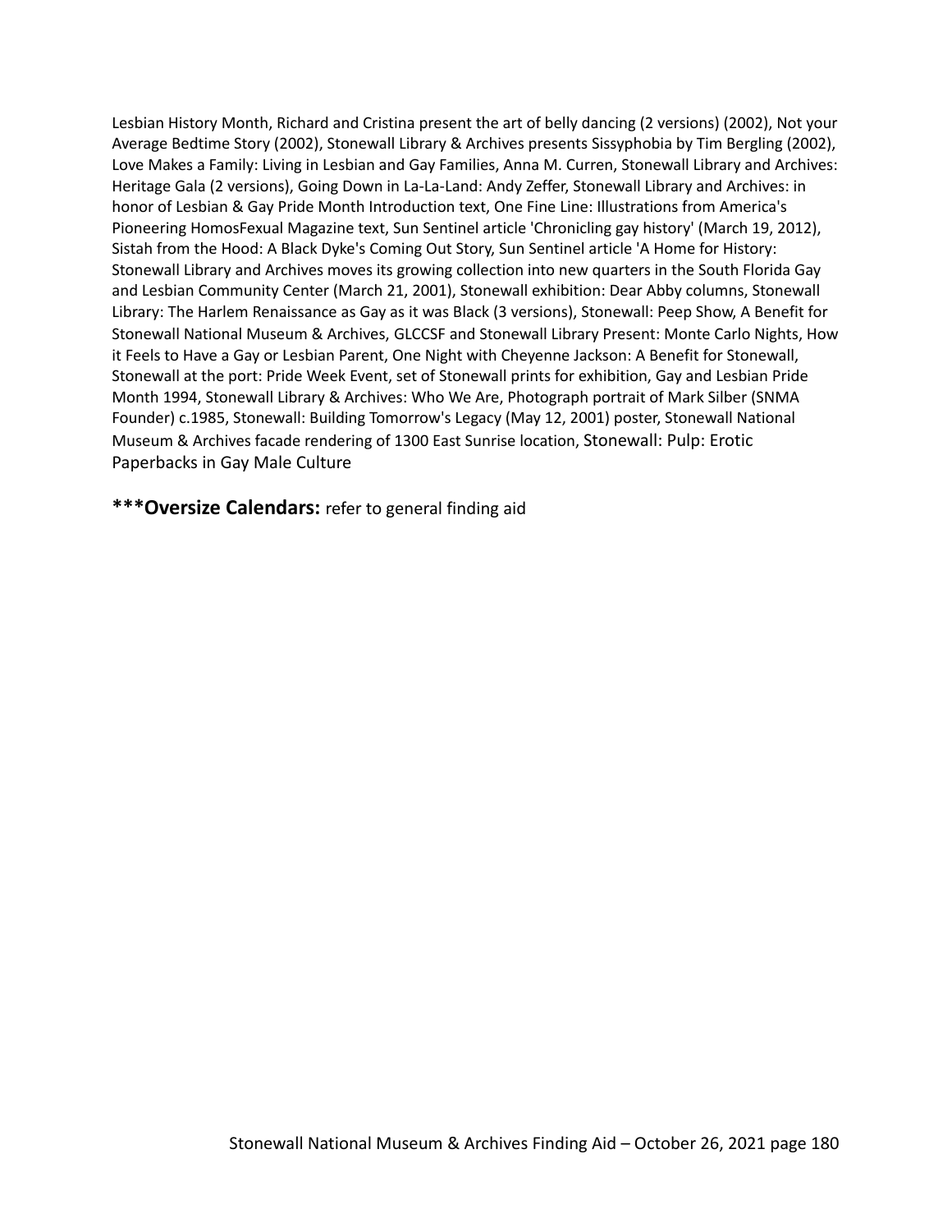Lesbian History Month, Richard and Cristina present the art of belly dancing (2 versions) (2002), Not your Average Bedtime Story (2002), Stonewall Library & Archives presents Sissyphobia by Tim Bergling (2002), Love Makes a Family: Living in Lesbian and Gay Families, Anna M. Curren, Stonewall Library and Archives: Heritage Gala (2 versions), Going Down in La-La-Land: Andy Zeffer, Stonewall Library and Archives: in honor of Lesbian & Gay Pride Month Introduction text, One Fine Line: Illustrations from America's Pioneering HomosFexual Magazine text, Sun Sentinel article 'Chronicling gay history' (March 19, 2012), Sistah from the Hood: A Black Dyke's Coming Out Story, Sun Sentinel article 'A Home for History: Stonewall Library and Archives moves its growing collection into new quarters in the South Florida Gay and Lesbian Community Center (March 21, 2001), Stonewall exhibition: Dear Abby columns, Stonewall Library: The Harlem Renaissance as Gay as it was Black (3 versions), Stonewall: Peep Show, A Benefit for Stonewall National Museum & Archives, GLCCSF and Stonewall Library Present: Monte Carlo Nights, How it Feels to Have a Gay or Lesbian Parent, One Night with Cheyenne Jackson: A Benefit for Stonewall, Stonewall at the port: Pride Week Event, set of Stonewall prints for exhibition, Gay and Lesbian Pride Month 1994, Stonewall Library & Archives: Who We Are, Photograph portrait of Mark Silber (SNMA Founder) c.1985, Stonewall: Building Tomorrow's Legacy (May 12, 2001) poster, Stonewall National Museum & Archives facade rendering of 1300 East Sunrise location, Stonewall: Pulp: Erotic Paperbacks in Gay Male Culture

**\*\*\*Oversize Calendars:** refer to general finding aid